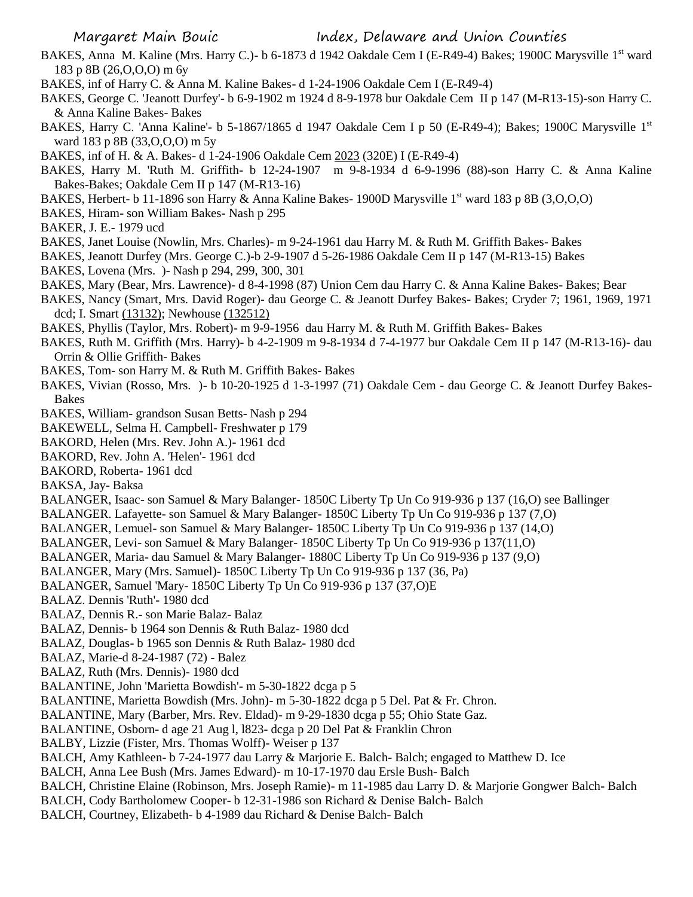BAKES, Anna M. Kaline (Mrs. Harry C.)- b 6-1873 d 1942 Oakdale Cem I (E-R49-4) Bakes; 1900C Marysville 1st ward 183 p 8B (26,O,O,O) m 6y

BAKES, inf of Harry C. & Anna M. Kaline Bakes- d 1-24-1906 Oakdale Cem I (E-R49-4)

BAKES, George C. 'Jeanott Durfey'- b 6-9-1902 m 1924 d 8-9-1978 bur Oakdale Cem II p 147 (M-R13-15)-son Harry C. & Anna Kaline Bakes- Bakes

BAKES, Harry C. 'Anna Kaline'- b 5-1867/1865 d 1947 Oakdale Cem I p 50 (E-R49-4); Bakes; 1900C Marysville 1st ward 183 p 8B (33,O,O,O) m 5y

BAKES, inf of H. & A. Bakes- d 1-24-1906 Oakdale Cem 2023 (320E) I (E-R49-4)

BAKES, Harry M. 'Ruth M. Griffith- b 12-24-1907 m 9-8-1934 d 6-9-1996 (88)-son Harry C. & Anna Kaline Bakes-Bakes; Oakdale Cem II p 147 (M-R13-16)

BAKES, Herbert- b 11-1896 son Harry & Anna Kaline Bakes- 1900D Marysville 1st ward 183 p 8B (3,O,O,O)

BAKES, Hiram- son William Bakes- Nash p 295

BAKER, J. E.- 1979 ucd

BAKES, Janet Louise (Nowlin, Mrs. Charles)- m 9-24-1961 dau Harry M. & Ruth M. Griffith Bakes- Bakes

BAKES, Jeanott Durfey (Mrs. George C.)-b 2-9-1907 d 5-26-1986 Oakdale Cem II p 147 (M-R13-15) Bakes

BAKES, Lovena (Mrs. )- Nash p 294, 299, 300, 301

BAKES, Mary (Bear, Mrs. Lawrence)- d 8-4-1998 (87) Union Cem dau Harry C. & Anna Kaline Bakes- Bakes; Bear

BAKES, Nancy (Smart, Mrs. David Roger)- dau George C. & Jeanott Durfey Bakes- Bakes; Cryder 7; 1961, 1969, 1971 dcd; I. Smart (13132); Newhouse (132512)

BAKES, Phyllis (Taylor, Mrs. Robert)- m 9-9-1956 dau Harry M. & Ruth M. Griffith Bakes- Bakes

BAKES, Ruth M. Griffith (Mrs. Harry)- b 4-2-1909 m 9-8-1934 d 7-4-1977 bur Oakdale Cem II p 147 (M-R13-16)- dau Orrin & Ollie Griffith- Bakes

BAKES, Tom- son Harry M. & Ruth M. Griffith Bakes- Bakes

BAKES, Vivian (Rosso, Mrs. )- b 10-20-1925 d 1-3-1997 (71) Oakdale Cem - dau George C. & Jeanott Durfey Bakes- Bakes

BAKES, William- grandson Susan Betts- Nash p 294

BAKEWELL, Selma H. Campbell- Freshwater p 179

BAKORD, Helen (Mrs. Rev. John A.)- 1961 dcd

BAKORD, Rev. John A. 'Helen'- 1961 dcd

BAKORD, Roberta- 1961 dcd

BAKSA, Jay- Baksa

BALANGER, Isaac- son Samuel & Mary Balanger- 1850C Liberty Tp Un Co 919-936 p 137 (16,O) see Ballinger

BALANGER. Lafayette- son Samuel & Mary Balanger- 1850C Liberty Tp Un Co 919-936 p 137 (7,O)

BALANGER, Lemuel- son Samuel & Mary Balanger- 1850C Liberty Tp Un Co 919-936 p 137 (14,O)

BALANGER, Levi- son Samuel & Mary Balanger- 1850C Liberty Tp Un Co 919-936 p 137(11,O)

BALANGER, Maria- dau Samuel & Mary Balanger- 1880C Liberty Tp Un Co 919-936 p 137 (9,O)

BALANGER, Mary (Mrs. Samuel)- 1850C Liberty Tp Un Co 919-936 p 137 (36, Pa)

BALANGER, Samuel 'Mary- 1850C Liberty Tp Un Co 919-936 p 137 (37,O)E

BALAZ. Dennis 'Ruth'- 1980 dcd

BALAZ, Dennis R.- son Marie Balaz- Balaz

BALAZ, Dennis- b 1964 son Dennis & Ruth Balaz- 1980 dcd

BALAZ, Douglas- b 1965 son Dennis & Ruth Balaz- 1980 dcd

BALAZ, Marie-d 8-24-1987 (72) - Balez

BALAZ, Ruth (Mrs. Dennis)- 1980 dcd

BALANTINE, John 'Marietta Bowdish'- m 5-30-1822 dcga p 5

BALANTINE, Marietta Bowdish (Mrs. John)- m 5-30-1822 dcga p 5 Del. Pat & Fr. Chron.

BALANTINE, Mary (Barber, Mrs. Rev. Eldad)- m 9-29-1830 dcga p 55; Ohio State Gaz.

BALANTINE, Osborn- d age 21 Aug l, l823- dcga p 20 Del Pat & Franklin Chron

BALBY, Lizzie (Fister, Mrs. Thomas Wolff)- Weiser p 137

BALCH, Amy Kathleen- b 7-24-1977 dau Larry & Marjorie E. Balch- Balch; engaged to Matthew D. Ice

BALCH, Anna Lee Bush (Mrs. James Edward)- m 10-17-1970 dau Ersle Bush- Balch

BALCH, Christine Elaine (Robinson, Mrs. Joseph Ramie)- m 11-1985 dau Larry D. & Marjorie Gongwer Balch- Balch

BALCH, Cody Bartholomew Cooper- b 12-31-1986 son Richard & Denise Balch- Balch

BALCH, Courtney, Elizabeth- b 4-1989 dau Richard & Denise Balch- Balch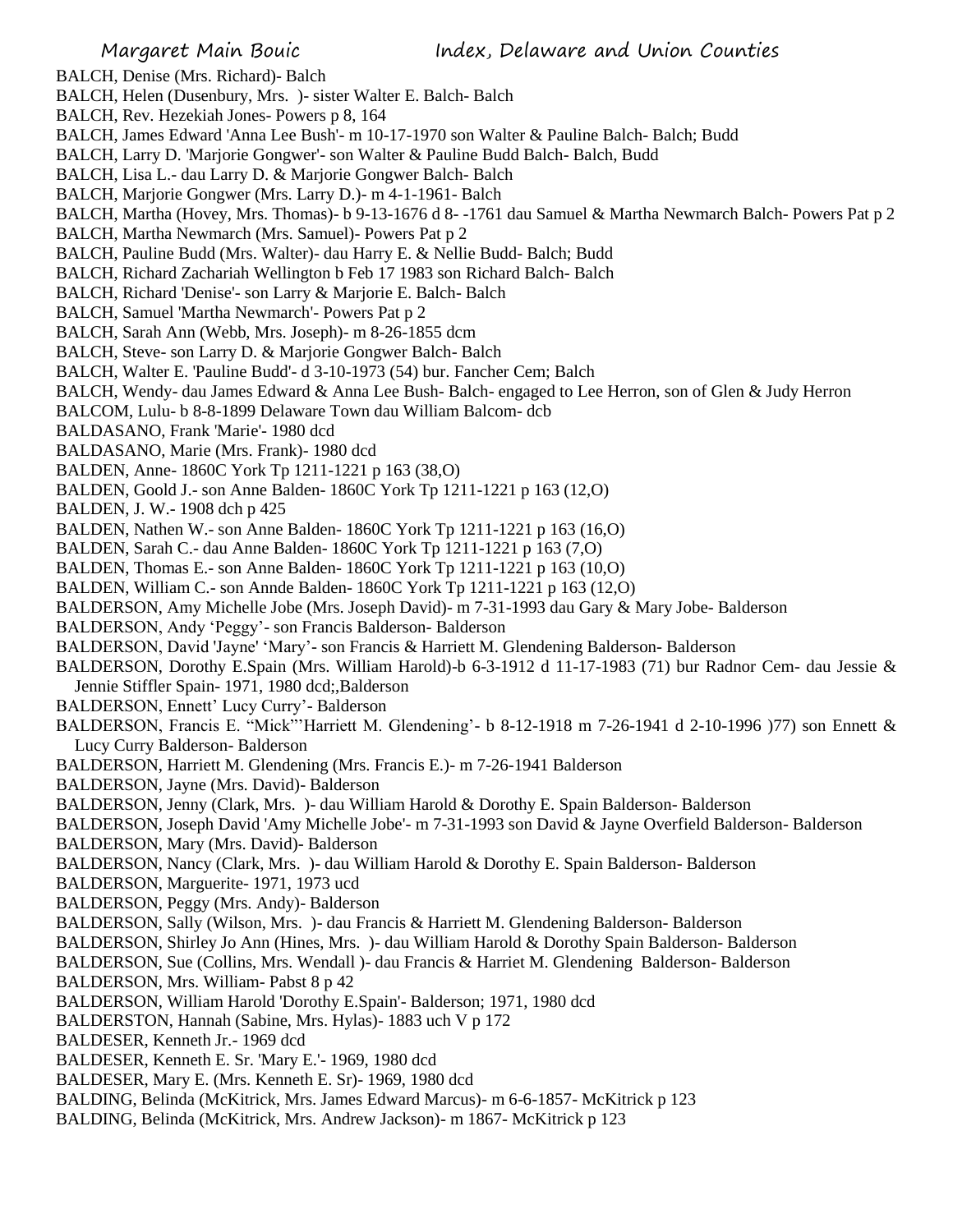BALCH, Denise (Mrs. Richard)- Balch
BALCH, Helen (Dusenbury, Mrs. )- sister Walter E. Balch- Balch
BALCH, Rev. Hezekiah Jones- Powers p 8, 164
BALCH, James Edward 'Anna Lee Bush'- m 10-17-1970 son Walter & Pauline Balch- Balch; Budd
BALCH, Larry D. 'Marjorie Gongwer'- son Walter & Pauline Budd Balch- Balch, Budd
BALCH, Lisa L.- dau Larry D. & Marjorie Gongwer Balch- Balch
BALCH, Marjorie Gongwer (Mrs. Larry D.)- m 4-1-1961- Balch
BALCH, Martha (Hovey, Mrs. Thomas)- b 9-13-1676 d 8- -1761 dau Samuel & Martha Newmarch Balch- Powers Pat p 2
BALCH, Martha Newmarch (Mrs. Samuel)- Powers Pat p 2
BALCH, Pauline Budd (Mrs. Walter)- dau Harry E. & Nellie Budd- Balch; Budd
BALCH, Richard Zachariah Wellington b Feb 17 1983 son Richard Balch- Balch
BALCH, Richard 'Denise'- son Larry & Marjorie E. Balch- Balch
BALCH, Samuel 'Martha Newmarch'- Powers Pat p 2
BALCH, Sarah Ann (Webb, Mrs. Joseph)- m 8-26-1855 dcm
BALCH, Steve- son Larry D. & Marjorie Gongwer Balch- Balch
BALCH, Walter E. 'Pauline Budd'- d 3-10-1973 (54) bur. Fancher Cem; Balch
BALCH, Wendy- dau James Edward & Anna Lee Bush- Balch- engaged to Lee Herron, son of Glen & Judy Herron
BALCOM, Lulu- b 8-8-1899 Delaware Town dau William Balcom- dcb
BALDASANO, Frank 'Marie'- 1980 dcd
BALDASANO, Marie (Mrs. Frank)- 1980 dcd
BALDEN, Anne- 1860C York Tp 1211-1221 p 163 (38,O)
BALDEN, Goold J.- son Anne Balden- 1860C York Tp 1211-1221 p 163 (12,O)
BALDEN, J. W.- 1908 dch p 425
BALDEN, Nathen W.- son Anne Balden- 1860C York Tp 1211-1221 p 163 (16,O)
BALDEN, Sarah C.- dau Anne Balden- 1860C York Tp 1211-1221 p 163 (7,O)
BALDEN, Thomas E.- son Anne Balden- 1860C York Tp 1211-1221 p 163 (10,O)
BALDEN, William C.- son Annde Balden- 1860C York Tp 1211-1221 p 163 (12,O)
BALDERSON, Amy Michelle Jobe (Mrs. Joseph David)- m 7-31-1993 dau Gary & Mary Jobe- Balderson
BALDERSON, Andy 'Peggy'- son Francis Balderson- Balderson
BALDERSON, David 'Jayne' 'Mary'- son Francis & Harriett M. Glendening Balderson- Balderson
BALDERSON, Dorothy E.Spain (Mrs. William Harold)-b 6-3-1912 d 11-17-1983 (71) bur Radnor Cem- dau Jessie & Jennie Stiffler Spain- 1971, 1980 dcd;,Balderson
BALDERSON, Ennett' Lucy Curry'- Balderson
BALDERSON, Francis E. "Mick"'Harriett M. Glendening'- b 8-12-1918 m 7-26-1941 d 2-10-1996 )77) son Ennett & Lucy Curry Balderson- Balderson
BALDERSON, Harriett M. Glendening (Mrs. Francis E.)- m 7-26-1941 Balderson
BALDERSON, Jayne (Mrs. David)- Balderson
BALDERSON, Jenny (Clark, Mrs. )- dau William Harold & Dorothy E. Spain Balderson- Balderson
BALDERSON, Joseph David 'Amy Michelle Jobe'- m 7-31-1993 son David & Jayne Overfield Balderson- Balderson
BALDERSON, Mary (Mrs. David)- Balderson
BALDERSON, Nancy (Clark, Mrs. )- dau William Harold & Dorothy E. Spain Balderson- Balderson
BALDERSON, Marguerite- 1971, 1973 ucd
BALDERSON, Peggy (Mrs. Andy)- Balderson
BALDERSON, Sally (Wilson, Mrs. )- dau Francis & Harriett M. Glendening Balderson- Balderson
BALDERSON, Shirley Jo Ann (Hines, Mrs. )- dau William Harold & Dorothy Spain Balderson- Balderson
BALDERSON, Sue (Collins, Mrs. Wendall )- dau Francis & Harriet M. Glendening Balderson- Balderson
BALDERSON, Mrs. William- Pabst 8 p 42
BALDERSON, William Harold 'Dorothy E.Spain'- Balderson; 1971, 1980 dcd
BALDERSTON, Hannah (Sabine, Mrs. Hylas)- 1883 uch V p 172
BALDESER, Kenneth Jr.- 1969 dcd
BALDESER, Kenneth E. Sr. 'Mary E.'- 1969, 1980 dcd
BALDESER, Mary E. (Mrs. Kenneth E. Sr)- 1969, 1980 dcd
BALDING, Belinda (McKitrick, Mrs. James Edward Marcus)- m 6-6-1857- McKitrick p 123
BALDING, Belinda (McKitrick, Mrs. Andrew Jackson)- m 1867- McKitrick p 123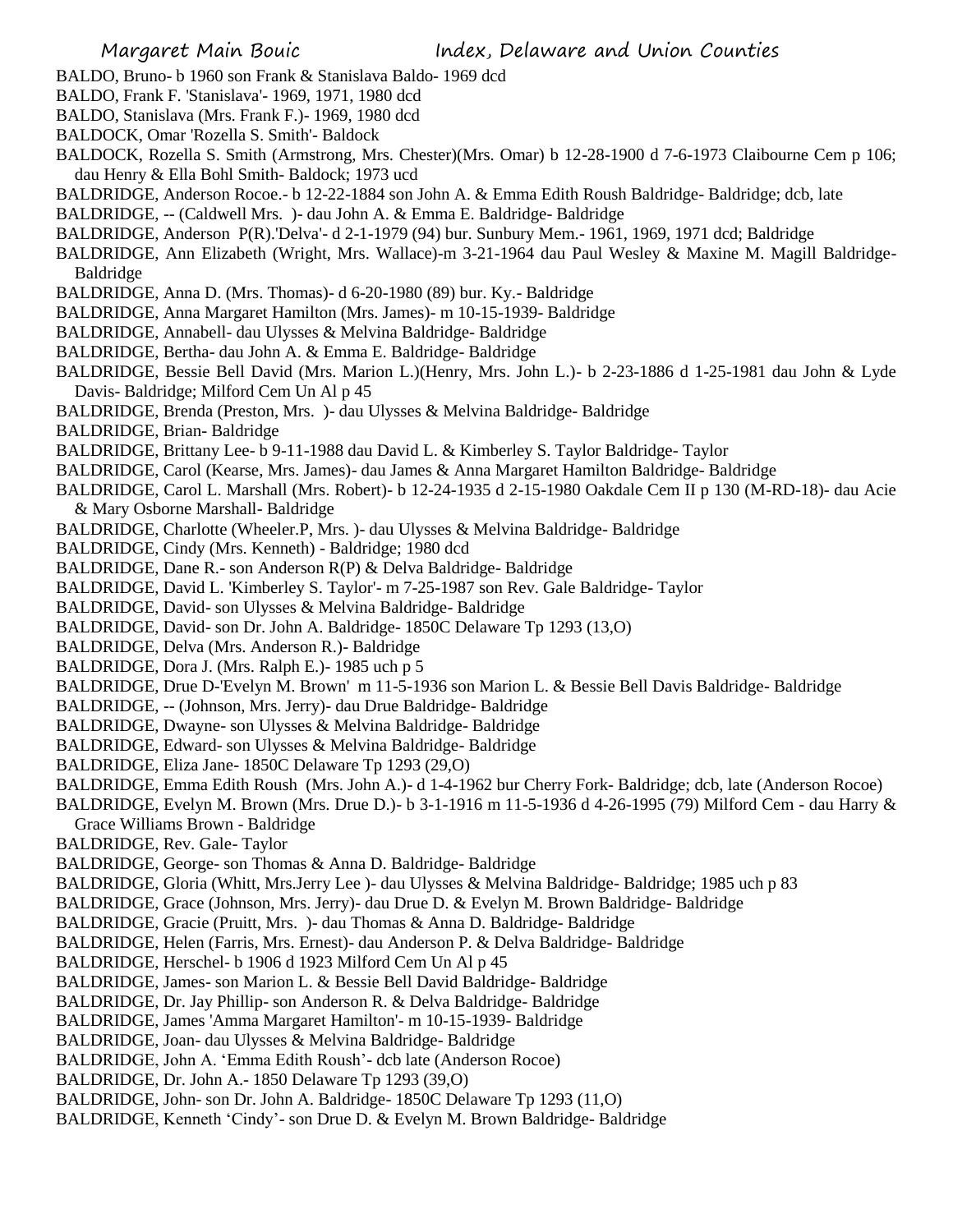BALDO, Bruno- b 1960 son Frank & Stanislava Baldo- 1969 dcd
BALDO, Frank F. 'Stanislava'- 1969, 1971, 1980 dcd
BALDO, Stanislava (Mrs. Frank F.)- 1969, 1980 dcd
BALDOCK, Omar 'Rozella S. Smith'- Baldock
BALDOCK, Rozella S. Smith (Armstrong, Mrs. Chester)(Mrs. Omar) b 12-28-1900 d 7-6-1973 Claibourne Cem p 106; dau Henry & Ella Bohl Smith- Baldock; 1973 ucd
BALDRIDGE, Anderson Rocoe.- b 12-22-1884 son John A. & Emma Edith Roush Baldridge- Baldridge; dcb, late
BALDRIDGE, -- (Caldwell Mrs. )- dau John A. & Emma E. Baldridge- Baldridge
BALDRIDGE, Anderson P(R).'Delva'- d 2-1-1979 (94) bur. Sunbury Mem.- 1961, 1969, 1971 dcd; Baldridge
BALDRIDGE, Ann Elizabeth (Wright, Mrs. Wallace)-m 3-21-1964 dau Paul Wesley & Maxine M. Magill Baldridge- Baldridge
BALDRIDGE, Anna D. (Mrs. Thomas)- d 6-20-1980 (89) bur. Ky.- Baldridge
BALDRIDGE, Anna Margaret Hamilton (Mrs. James)- m 10-15-1939- Baldridge
BALDRIDGE, Annabell- dau Ulysses & Melvina Baldridge- Baldridge
BALDRIDGE, Bertha- dau John A. & Emma E. Baldridge- Baldridge
BALDRIDGE, Bessie Bell David (Mrs. Marion L.)(Henry, Mrs. John L.)- b 2-23-1886 d 1-25-1981 dau John & Lyde Davis- Baldridge; Milford Cem Un Al p 45
BALDRIDGE, Brenda (Preston, Mrs. )- dau Ulysses & Melvina Baldridge- Baldridge
BALDRIDGE, Brian- Baldridge
BALDRIDGE, Brittany Lee- b 9-11-1988 dau David L. & Kimberley S. Taylor Baldridge- Taylor
BALDRIDGE, Carol (Kearse, Mrs. James)- dau James & Anna Margaret Hamilton Baldridge- Baldridge
BALDRIDGE, Carol L. Marshall (Mrs. Robert)- b 12-24-1935 d 2-15-1980 Oakdale Cem II p 130 (M-RD-18)- dau Acie & Mary Osborne Marshall- Baldridge
BALDRIDGE, Charlotte (Wheeler.P, Mrs. )- dau Ulysses & Melvina Baldridge- Baldridge
BALDRIDGE, Cindy (Mrs. Kenneth) - Baldridge; 1980 dcd
BALDRIDGE, Dane R.- son Anderson R(P) & Delva Baldridge- Baldridge
BALDRIDGE, David L. 'Kimberley S. Taylor'- m 7-25-1987 son Rev. Gale Baldridge- Taylor
BALDRIDGE, David- son Ulysses & Melvina Baldridge- Baldridge
BALDRIDGE, David- son Dr. John A. Baldridge- 1850C Delaware Tp 1293 (13,O)
BALDRIDGE, Delva (Mrs. Anderson R.)- Baldridge
BALDRIDGE, Dora J. (Mrs. Ralph E.)- 1985 uch p 5
BALDRIDGE, Drue D-'Evelyn M. Brown' m 11-5-1936 son Marion L. & Bessie Bell Davis Baldridge- Baldridge
BALDRIDGE, -- (Johnson, Mrs. Jerry)- dau Drue Baldridge- Baldridge
BALDRIDGE, Dwayne- son Ulysses & Melvina Baldridge- Baldridge
BALDRIDGE, Edward- son Ulysses & Melvina Baldridge- Baldridge
BALDRIDGE, Eliza Jane- 1850C Delaware Tp 1293 (29,O)
BALDRIDGE, Emma Edith Roush (Mrs. John A.)- d 1-4-1962 bur Cherry Fork- Baldridge; dcb, late (Anderson Rocoe)
BALDRIDGE, Evelyn M. Brown (Mrs. Drue D.)- b 3-1-1916 m 11-5-1936 d 4-26-1995 (79) Milford Cem - dau Harry & Grace Williams Brown - Baldridge
BALDRIDGE, Rev. Gale- Taylor
BALDRIDGE, George- son Thomas & Anna D. Baldridge- Baldridge
BALDRIDGE, Gloria (Whitt, Mrs.Jerry Lee )- dau Ulysses & Melvina Baldridge- Baldridge; 1985 uch p 83
BALDRIDGE, Grace (Johnson, Mrs. Jerry)- dau Drue D. & Evelyn M. Brown Baldridge- Baldridge
BALDRIDGE, Gracie (Pruitt, Mrs. )- dau Thomas & Anna D. Baldridge- Baldridge
BALDRIDGE, Helen (Farris, Mrs. Ernest)- dau Anderson P. & Delva Baldridge- Baldridge
BALDRIDGE, Herschel- b 1906 d 1923 Milford Cem Un Al p 45
BALDRIDGE, James- son Marion L. & Bessie Bell David Baldridge- Baldridge
BALDRIDGE, Dr. Jay Phillip- son Anderson R. & Delva Baldridge- Baldridge
BALDRIDGE, James 'Amma Margaret Hamilton'- m 10-15-1939- Baldridge
BALDRIDGE, Joan- dau Ulysses & Melvina Baldridge- Baldridge
BALDRIDGE, John A. 'Emma Edith Roush'- dcb late (Anderson Rocoe)
BALDRIDGE, Dr. John A.- 1850 Delaware Tp 1293 (39,O)
BALDRIDGE, John- son Dr. John A. Baldridge- 1850C Delaware Tp 1293 (11,O)
BALDRIDGE, Kenneth 'Cindy'- son Drue D. & Evelyn M. Brown Baldridge- Baldridge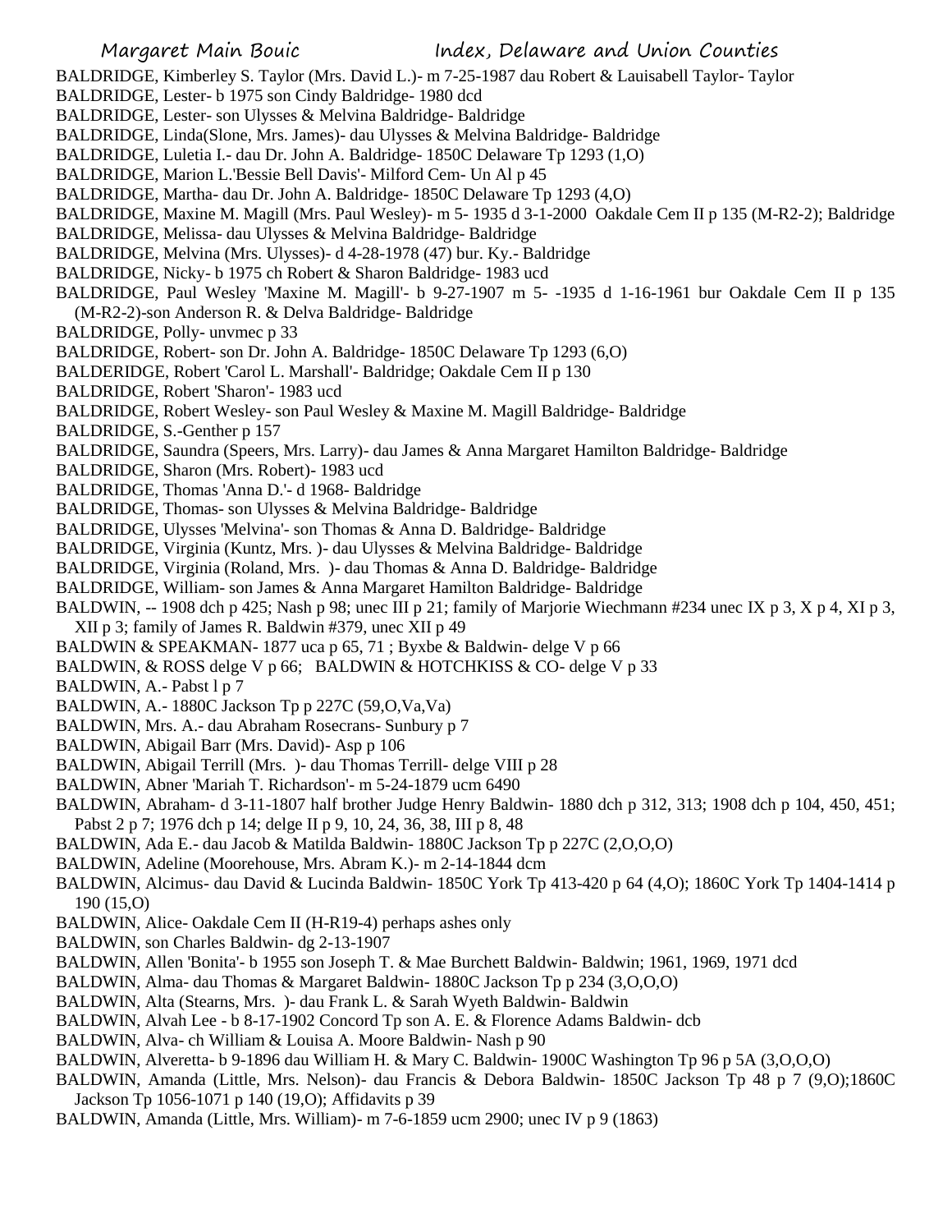BALDRIDGE, Kimberley S. Taylor (Mrs. David L.)- m 7-25-1987 dau Robert & Lauisabell Taylor- Taylor
BALDRIDGE, Lester- b 1975 son Cindy Baldridge- 1980 dcd
BALDRIDGE, Lester- son Ulysses & Melvina Baldridge- Baldridge
BALDRIDGE, Linda(Slone, Mrs. James)- dau Ulysses & Melvina Baldridge- Baldridge
BALDRIDGE, Luletia I.- dau Dr. John A. Baldridge- 1850C Delaware Tp 1293 (1,O)
BALDRIDGE, Marion L.'Bessie Bell Davis'- Milford Cem- Un Al p 45
BALDRIDGE, Martha- dau Dr. John A. Baldridge- 1850C Delaware Tp 1293 (4,O)
BALDRIDGE, Maxine M. Magill (Mrs. Paul Wesley)- m 5- 1935 d 3-1-2000 Oakdale Cem II p 135 (M-R2-2); Baldridge
BALDRIDGE, Melissa- dau Ulysses & Melvina Baldridge- Baldridge
BALDRIDGE, Melvina (Mrs. Ulysses)- d 4-28-1978 (47) bur. Ky.- Baldridge
BALDRIDGE, Nicky- b 1975 ch Robert & Sharon Baldridge- 1983 ucd
BALDRIDGE, Paul Wesley 'Maxine M. Magill'- b 9-27-1907 m 5- -1935 d 1-16-1961 bur Oakdale Cem II p 135 (M-R2-2)-son Anderson R. & Delva Baldridge- Baldridge
BALDRIDGE, Polly- unvmec p 33
BALDRIDGE, Robert- son Dr. John A. Baldridge- 1850C Delaware Tp 1293 (6,O)
BALDERIDGE, Robert 'Carol L. Marshall'- Baldridge; Oakdale Cem II p 130
BALDRIDGE, Robert 'Sharon'- 1983 ucd
BALDRIDGE, Robert Wesley- son Paul Wesley & Maxine M. Magill Baldridge- Baldridge
BALDRIDGE, S.-Genther p 157
BALDRIDGE, Saundra (Speers, Mrs. Larry)- dau James & Anna Margaret Hamilton Baldridge- Baldridge
BALDRIDGE, Sharon (Mrs. Robert)- 1983 ucd
BALDRIDGE, Thomas 'Anna D.'- d 1968- Baldridge
BALDRIDGE, Thomas- son Ulysses & Melvina Baldridge- Baldridge
BALDRIDGE, Ulysses 'Melvina'- son Thomas & Anna D. Baldridge- Baldridge
BALDRIDGE, Virginia (Kuntz, Mrs. )- dau Ulysses & Melvina Baldridge- Baldridge
BALDRIDGE, Virginia (Roland, Mrs. )- dau Thomas & Anna D. Baldridge- Baldridge
BALDRIDGE, William- son James & Anna Margaret Hamilton Baldridge- Baldridge
BALDWIN, -- 1908 dch p 425; Nash p 98; unec III p 21; family of Marjorie Wiechmann #234 unec IX p 3, X p 4, XI p 3, XII p 3; family of James R. Baldwin #379, unec XII p 49
BALDWIN & SPEAKMAN- 1877 uca p 65, 71 ; Byxbe & Baldwin- delge V p 66
BALDWIN, & ROSS delge V p 66; BALDWIN & HOTCHKISS & CO- delge V p 33
BALDWIN, A.- Pabst l p 7
BALDWIN, A.- 1880C Jackson Tp p 227C (59,O,Va,Va)
BALDWIN, Mrs. A.- dau Abraham Rosecrans- Sunbury p 7
BALDWIN, Abigail Barr (Mrs. David)- Asp p 106
BALDWIN, Abigail Terrill (Mrs. )- dau Thomas Terrill- delge VIII p 28
BALDWIN, Abner 'Mariah T. Richardson'- m 5-24-1879 ucm 6490
BALDWIN, Abraham- d 3-11-1807 half brother Judge Henry Baldwin- 1880 dch p 312, 313; 1908 dch p 104, 450, 451; Pabst 2 p 7; 1976 dch p 14; delge II p 9, 10, 24, 36, 38, III p 8, 48
BALDWIN, Ada E.- dau Jacob & Matilda Baldwin- 1880C Jackson Tp p 227C (2,O,O,O)
BALDWIN, Adeline (Moorehouse, Mrs. Abram K.)- m 2-14-1844 dcm
BALDWIN, Alcimus- dau David & Lucinda Baldwin- 1850C York Tp 413-420 p 64 (4,O); 1860C York Tp 1404-1414 p 190 (15,O)
BALDWIN, Alice- Oakdale Cem II (H-R19-4) perhaps ashes only
BALDWIN, son Charles Baldwin- dg 2-13-1907
BALDWIN, Allen 'Bonita'- b 1955 son Joseph T. & Mae Burchett Baldwin- Baldwin; 1961, 1969, 1971 dcd
BALDWIN, Alma- dau Thomas & Margaret Baldwin- 1880C Jackson Tp p 234 (3,O,O,O)
BALDWIN, Alta (Stearns, Mrs. )- dau Frank L. & Sarah Wyeth Baldwin- Baldwin
BALDWIN, Alvah Lee - b 8-17-1902 Concord Tp son A. E. & Florence Adams Baldwin- dcb
BALDWIN, Alva- ch William & Louisa A. Moore Baldwin- Nash p 90
BALDWIN, Alveretta- b 9-1896 dau William H. & Mary C. Baldwin- 1900C Washington Tp 96 p 5A (3,O,O,O)
BALDWIN, Amanda (Little, Mrs. Nelson)- dau Francis & Debora Baldwin- 1850C Jackson Tp 48 p 7 (9,O);1860C Jackson Tp 1056-1071 p 140 (19,O); Affidavits p 39
BALDWIN, Amanda (Little, Mrs. William)- m 7-6-1859 ucm 2900; unec IV p 9 (1863)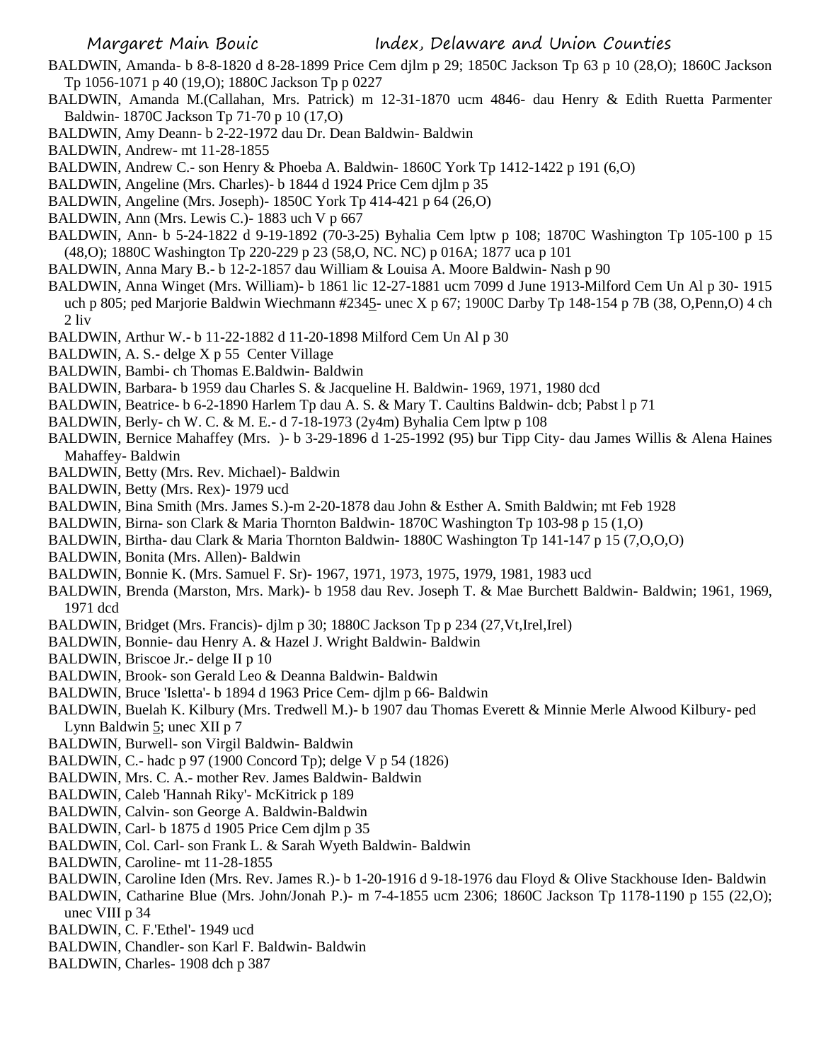BALDWIN, Amanda- b 8-8-1820 d 8-28-1899 Price Cem djlm p 29; 1850C Jackson Tp 63 p 10 (28,O); 1860C Jackson Tp 1056-1071 p 40 (19,O); 1880C Jackson Tp p 0227

BALDWIN, Amanda M.(Callahan, Mrs. Patrick) m 12-31-1870 ucm 4846- dau Henry & Edith Ruetta Parmenter Baldwin- 1870C Jackson Tp 71-70 p 10 (17,O)

BALDWIN, Amy Deann- b 2-22-1972 dau Dr. Dean Baldwin- Baldwin

BALDWIN, Andrew- mt 11-28-1855

BALDWIN, Andrew C.- son Henry & Phoeba A. Baldwin- 1860C York Tp 1412-1422 p 191 (6,O)

BALDWIN, Angeline (Mrs. Charles)- b 1844 d 1924 Price Cem djlm p 35

BALDWIN, Angeline (Mrs. Joseph)- 1850C York Tp 414-421 p 64 (26,O)

BALDWIN, Ann (Mrs. Lewis C.)- 1883 uch V p 667

BALDWIN, Ann- b 5-24-1822 d 9-19-1892 (70-3-25) Byhalia Cem lptw p 108; 1870C Washington Tp 105-100 p 15 (48,O); 1880C Washington Tp 220-229 p 23 (58,O, NC. NC) p 016A; 1877 uca p 101

BALDWIN, Anna Mary B.- b 12-2-1857 dau William & Louisa A. Moore Baldwin- Nash p 90

BALDWIN, Anna Winget (Mrs. William)- b 1861 lic 12-27-1881 ucm 7099 d June 1913-Milford Cem Un Al p 30- 1915 uch p 805; ped Marjorie Baldwin Wiechmann #2345- unec X p 67; 1900C Darby Tp 148-154 p 7B (38, O,Penn,O) 4 ch 2 liv

BALDWIN, Arthur W.- b 11-22-1882 d 11-20-1898 Milford Cem Un Al p 30

BALDWIN, A. S.- delge X p 55 Center Village

BALDWIN, Bambi- ch Thomas E.Baldwin- Baldwin

BALDWIN, Barbara- b 1959 dau Charles S. & Jacqueline H. Baldwin- 1969, 1971, 1980 dcd

BALDWIN, Beatrice- b 6-2-1890 Harlem Tp dau A. S. & Mary T. Caultins Baldwin- dcb; Pabst l p 71

BALDWIN, Berly- ch W. C. & M. E.- d 7-18-1973 (2y4m) Byhalia Cem lptw p 108

BALDWIN, Bernice Mahaffey (Mrs. )- b 3-29-1896 d 1-25-1992 (95) bur Tipp City- dau James Willis & Alena Haines Mahaffey- Baldwin

BALDWIN, Betty (Mrs. Rev. Michael)- Baldwin

BALDWIN, Betty (Mrs. Rex)- 1979 ucd

BALDWIN, Bina Smith (Mrs. James S.)-m 2-20-1878 dau John & Esther A. Smith Baldwin; mt Feb 1928

BALDWIN, Birna- son Clark & Maria Thornton Baldwin- 1870C Washington Tp 103-98 p 15 (1,O)

BALDWIN, Birtha- dau Clark & Maria Thornton Baldwin- 1880C Washington Tp 141-147 p 15 (7,O,O,O)

BALDWIN, Bonita (Mrs. Allen)- Baldwin

BALDWIN, Bonnie K. (Mrs. Samuel F. Sr)- 1967, 1971, 1973, 1975, 1979, 1981, 1983 ucd

BALDWIN, Brenda (Marston, Mrs. Mark)- b 1958 dau Rev. Joseph T. & Mae Burchett Baldwin- Baldwin; 1961, 1969, 1971 dcd

BALDWIN, Bridget (Mrs. Francis)- djlm p 30; 1880C Jackson Tp p 234 (27,Vt,Irel,Irel)

BALDWIN, Bonnie- dau Henry A. & Hazel J. Wright Baldwin- Baldwin

BALDWIN, Briscoe Jr.- delge II p 10

BALDWIN, Brook- son Gerald Leo & Deanna Baldwin- Baldwin

BALDWIN, Bruce 'Isletta'- b 1894 d 1963 Price Cem- djlm p 66- Baldwin

BALDWIN, Buelah K. Kilbury (Mrs. Tredwell M.)- b 1907 dau Thomas Everett & Minnie Merle Alwood Kilbury- ped Lynn Baldwin 5; unec XII p 7

BALDWIN, Burwell- son Virgil Baldwin- Baldwin

BALDWIN, C.- hadc p 97 (1900 Concord Tp); delge V p 54 (1826)

BALDWIN, Mrs. C. A.- mother Rev. James Baldwin- Baldwin

BALDWIN, Caleb 'Hannah Riky'- McKitrick p 189

BALDWIN, Calvin- son George A. Baldwin-Baldwin

BALDWIN, Carl- b 1875 d 1905 Price Cem djlm p 35

BALDWIN, Col. Carl- son Frank L. & Sarah Wyeth Baldwin- Baldwin

BALDWIN, Caroline- mt 11-28-1855

BALDWIN, Caroline Iden (Mrs. Rev. James R.)- b 1-20-1916 d 9-18-1976 dau Floyd & Olive Stackhouse Iden- Baldwin

BALDWIN, Catharine Blue (Mrs. John/Jonah P.)- m 7-4-1855 ucm 2306; 1860C Jackson Tp 1178-1190 p 155 (22,O); unec VIII p 34

BALDWIN, C. F.'Ethel'- 1949 ucd

BALDWIN, Chandler- son Karl F. Baldwin- Baldwin

BALDWIN, Charles- 1908 dch p 387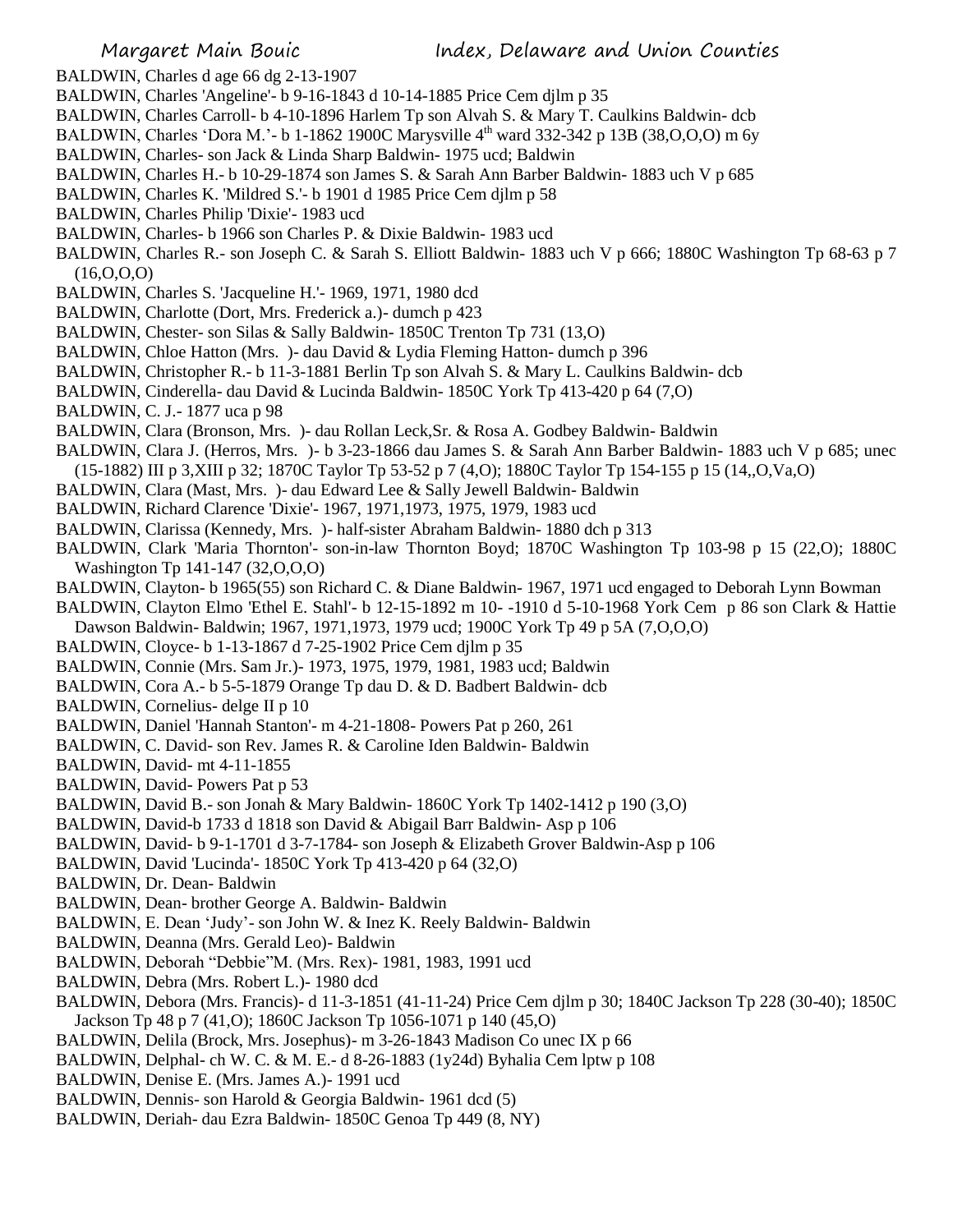BALDWIN, Charles d age 66 dg 2-13-1907

BALDWIN, Charles 'Angeline'- b 9-16-1843 d 10-14-1885 Price Cem djlm p 35

BALDWIN, Charles Carroll- b 4-10-1896 Harlem Tp son Alvah S. & Mary T. Caulkins Baldwin- dcb

BALDWIN, Charles 'Dora M.'- b 1-1862 1900C Marysville 4th ward 332-342 p 13B (38,O,O,O) m 6y

BALDWIN, Charles- son Jack & Linda Sharp Baldwin- 1975 ucd; Baldwin

BALDWIN, Charles H.- b 10-29-1874 son James S. & Sarah Ann Barber Baldwin- 1883 uch V p 685

BALDWIN, Charles K. 'Mildred S.'- b 1901 d 1985 Price Cem djlm p 58

BALDWIN, Charles Philip 'Dixie'- 1983 ucd

BALDWIN, Charles- b 1966 son Charles P. & Dixie Baldwin- 1983 ucd

BALDWIN, Charles R.- son Joseph C. & Sarah S. Elliott Baldwin- 1883 uch V p 666; 1880C Washington Tp 68-63 p 7 (16,O,O,O)

BALDWIN, Charles S. 'Jacqueline H.'- 1969, 1971, 1980 dcd

BALDWIN, Charlotte (Dort, Mrs. Frederick a.)- dumch p 423

BALDWIN, Chester- son Silas & Sally Baldwin- 1850C Trenton Tp 731 (13,O)

BALDWIN, Chloe Hatton (Mrs. )- dau David & Lydia Fleming Hatton- dumch p 396

BALDWIN, Christopher R.- b 11-3-1881 Berlin Tp son Alvah S. & Mary L. Caulkins Baldwin- dcb

BALDWIN, Cinderella- dau David & Lucinda Baldwin- 1850C York Tp 413-420 p 64 (7,O)

BALDWIN, C. J.- 1877 uca p 98

BALDWIN, Clara (Bronson, Mrs. )- dau Rollan Leck,Sr. & Rosa A. Godbey Baldwin- Baldwin

BALDWIN, Clara J. (Herros, Mrs. )- b 3-23-1866 dau James S. & Sarah Ann Barber Baldwin- 1883 uch V p 685; unec (15-1882) III p 3,XIII p 32; 1870C Taylor Tp 53-52 p 7 (4,O); 1880C Taylor Tp 154-155 p 15 (14,,O,Va,O)

BALDWIN, Clara (Mast, Mrs. )- dau Edward Lee & Sally Jewell Baldwin- Baldwin

BALDWIN, Richard Clarence 'Dixie'- 1967, 1971,1973, 1975, 1979, 1983 ucd

BALDWIN, Clarissa (Kennedy, Mrs. )- half-sister Abraham Baldwin- 1880 dch p 313

BALDWIN, Clark 'Maria Thornton'- son-in-law Thornton Boyd; 1870C Washington Tp 103-98 p 15 (22,O); 1880C Washington Tp 141-147 (32,O,O,O)

BALDWIN, Clayton- b 1965(55) son Richard C. & Diane Baldwin- 1967, 1971 ucd engaged to Deborah Lynn Bowman

BALDWIN, Clayton Elmo 'Ethel E. Stahl'- b 12-15-1892 m 10- -1910 d 5-10-1968 York Cem p 86 son Clark & Hattie Dawson Baldwin- Baldwin; 1967, 1971,1973, 1979 ucd; 1900C York Tp 49 p 5A (7,O,O,O)

BALDWIN, Cloyce- b 1-13-1867 d 7-25-1902 Price Cem djlm p 35

BALDWIN, Connie (Mrs. Sam Jr.)- 1973, 1975, 1979, 1981, 1983 ucd; Baldwin

BALDWIN, Cora A.- b 5-5-1879 Orange Tp dau D. & D. Badbert Baldwin- dcb

BALDWIN, Cornelius- delge II p 10

BALDWIN, Daniel 'Hannah Stanton'- m 4-21-1808- Powers Pat p 260, 261

BALDWIN, C. David- son Rev. James R. & Caroline Iden Baldwin- Baldwin

BALDWIN, David- mt 4-11-1855

BALDWIN, David- Powers Pat p 53

BALDWIN, David B.- son Jonah & Mary Baldwin- 1860C York Tp 1402-1412 p 190 (3,O)

BALDWIN, David-b 1733 d 1818 son David & Abigail Barr Baldwin- Asp p 106

BALDWIN, David- b 9-1-1701 d 3-7-1784- son Joseph & Elizabeth Grover Baldwin-Asp p 106

BALDWIN, David 'Lucinda'- 1850C York Tp 413-420 p 64 (32,O)

BALDWIN, Dr. Dean- Baldwin

BALDWIN, Dean- brother George A. Baldwin- Baldwin

BALDWIN, E. Dean 'Judy'- son John W. & Inez K. Reely Baldwin- Baldwin

BALDWIN, Deanna (Mrs. Gerald Leo)- Baldwin

BALDWIN, Deborah "Debbie"M. (Mrs. Rex)- 1981, 1983, 1991 ucd

BALDWIN, Debra (Mrs. Robert L.)- 1980 dcd

BALDWIN, Debora (Mrs. Francis)- d 11-3-1851 (41-11-24) Price Cem djlm p 30; 1840C Jackson Tp 228 (30-40); 1850C Jackson Tp 48 p 7 (41,O); 1860C Jackson Tp 1056-1071 p 140 (45,O)

BALDWIN, Delila (Brock, Mrs. Josephus)- m 3-26-1843 Madison Co unec IX p 66

BALDWIN, Delphal- ch W. C. & M. E.- d 8-26-1883 (1y24d) Byhalia Cem lptw p 108

BALDWIN, Denise E. (Mrs. James A.)- 1991 ucd

BALDWIN, Dennis- son Harold & Georgia Baldwin- 1961 dcd (5)

BALDWIN, Deriah- dau Ezra Baldwin- 1850C Genoa Tp 449 (8, NY)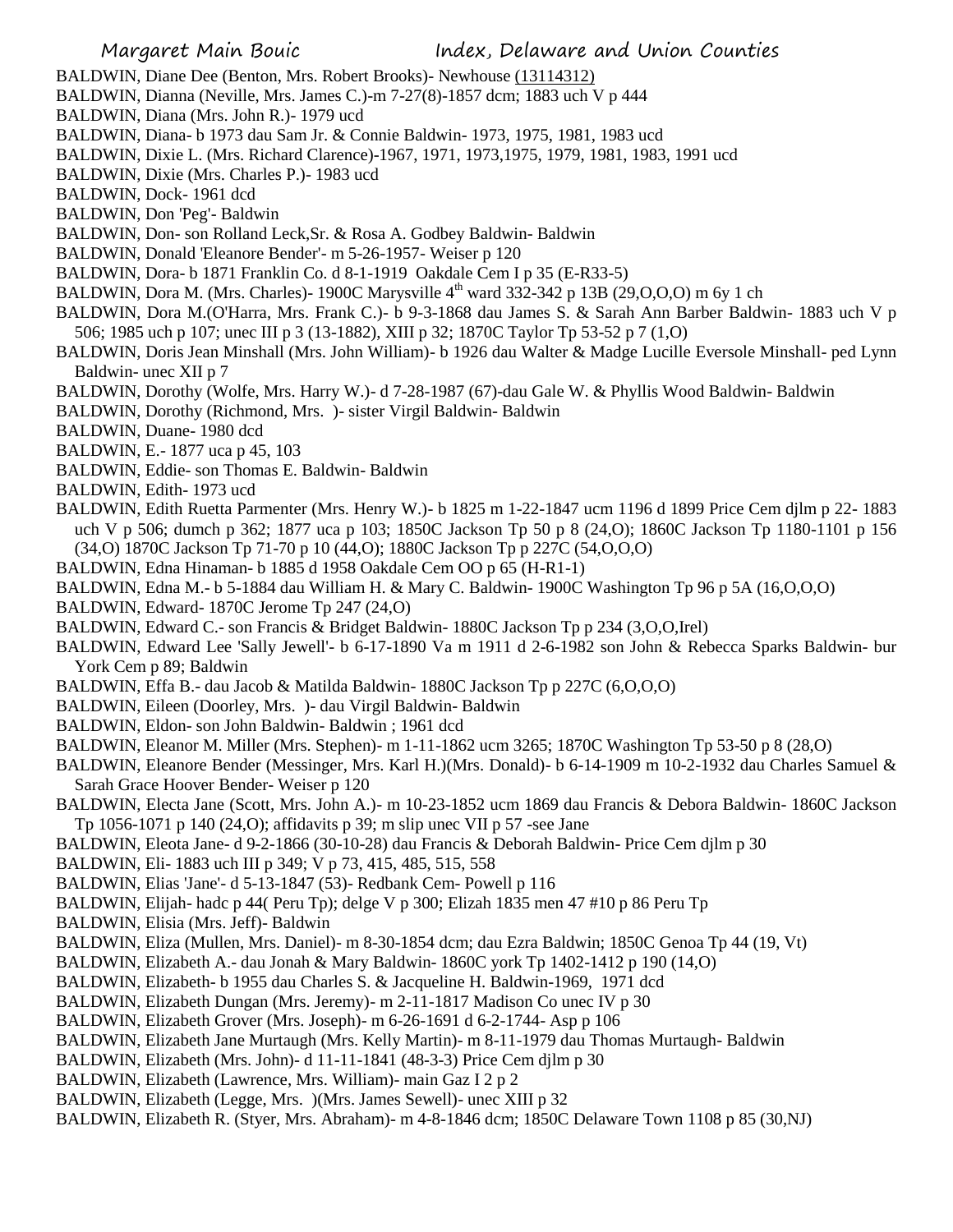BALDWIN, Diane Dee (Benton, Mrs. Robert Brooks)- Newhouse (13114312)

BALDWIN, Dianna (Neville, Mrs. James C.)-m 7-27(8)-1857 dcm; 1883 uch V p 444

BALDWIN, Diana (Mrs. John R.)- 1979 ucd

BALDWIN, Diana- b 1973 dau Sam Jr. & Connie Baldwin- 1973, 1975, 1981, 1983 ucd

BALDWIN, Dixie L. (Mrs. Richard Clarence)-1967, 1971, 1973,1975, 1979, 1981, 1983, 1991 ucd

BALDWIN, Dixie (Mrs. Charles P.)- 1983 ucd

BALDWIN, Dock- 1961 dcd

BALDWIN, Don 'Peg'- Baldwin

BALDWIN, Don- son Rolland Leck,Sr. & Rosa A. Godbey Baldwin- Baldwin

BALDWIN, Donald 'Eleanore Bender'- m 5-26-1957- Weiser p 120

BALDWIN, Dora- b 1871 Franklin Co. d 8-1-1919 Oakdale Cem I p 35 (E-R33-5)

BALDWIN, Dora M. (Mrs. Charles)- 1900C Marysville 4th ward 332-342 p 13B (29,O,O,O) m 6y 1 ch

BALDWIN, Dora M.(O'Harra, Mrs. Frank C.)- b 9-3-1868 dau James S. & Sarah Ann Barber Baldwin- 1883 uch V p 506; 1985 uch p 107; unec III p 3 (13-1882), XIII p 32; 1870C Taylor Tp 53-52 p 7 (1,O)

BALDWIN, Doris Jean Minshall (Mrs. John William)- b 1926 dau Walter & Madge Lucille Eversole Minshall- ped Lynn Baldwin- unec XII p 7

BALDWIN, Dorothy (Wolfe, Mrs. Harry W.)- d 7-28-1987 (67)-dau Gale W. & Phyllis Wood Baldwin- Baldwin

BALDWIN, Dorothy (Richmond, Mrs. )- sister Virgil Baldwin- Baldwin

BALDWIN, Duane- 1980 dcd

BALDWIN, E.- 1877 uca p 45, 103

BALDWIN, Eddie- son Thomas E. Baldwin- Baldwin

BALDWIN, Edith- 1973 ucd

BALDWIN, Edith Ruetta Parmenter (Mrs. Henry W.)- b 1825 m 1-22-1847 ucm 1196 d 1899 Price Cem djlm p 22- 1883 uch V p 506; dumch p 362; 1877 uca p 103; 1850C Jackson Tp 50 p 8 (24,O); 1860C Jackson Tp 1180-1101 p 156 (34,O) 1870C Jackson Tp 71-70 p 10 (44,O); 1880C Jackson Tp p 227C (54,O,O,O)

BALDWIN, Edna Hinaman- b 1885 d 1958 Oakdale Cem OO p 65 (H-R1-1)

BALDWIN, Edna M.- b 5-1884 dau William H. & Mary C. Baldwin- 1900C Washington Tp 96 p 5A (16,O,O,O)

BALDWIN, Edward- 1870C Jerome Tp 247 (24,O)

BALDWIN, Edward C.- son Francis & Bridget Baldwin- 1880C Jackson Tp p 234 (3,O,O,Irel)

BALDWIN, Edward Lee 'Sally Jewell'- b 6-17-1890 Va m 1911 d 2-6-1982 son John & Rebecca Sparks Baldwin- bur York Cem p 89; Baldwin

BALDWIN, Effa B.- dau Jacob & Matilda Baldwin- 1880C Jackson Tp p 227C (6,O,O,O)

BALDWIN, Eileen (Doorley, Mrs. )- dau Virgil Baldwin- Baldwin

BALDWIN, Eldon- son John Baldwin- Baldwin ; 1961 dcd

BALDWIN, Eleanor M. Miller (Mrs. Stephen)- m 1-11-1862 ucm 3265; 1870C Washington Tp 53-50 p 8 (28,O)

BALDWIN, Eleanore Bender (Messinger, Mrs. Karl H.)(Mrs. Donald)- b 6-14-1909 m 10-2-1932 dau Charles Samuel & Sarah Grace Hoover Bender- Weiser p 120

BALDWIN, Electa Jane (Scott, Mrs. John A.)- m 10-23-1852 ucm 1869 dau Francis & Debora Baldwin- 1860C Jackson Tp 1056-1071 p 140 (24,O); affidavits p 39; m slip unec VII p 57 -see Jane

BALDWIN, Eleota Jane- d 9-2-1866 (30-10-28) dau Francis & Deborah Baldwin- Price Cem djlm p 30

BALDWIN, Eli- 1883 uch III p 349; V p 73, 415, 485, 515, 558

BALDWIN, Elias 'Jane'- d 5-13-1847 (53)- Redbank Cem- Powell p 116

BALDWIN, Elijah- hadc p 44( Peru Tp); delge V p 300; Elizah 1835 men 47 #10 p 86 Peru Tp

BALDWIN, Elisia (Mrs. Jeff)- Baldwin

BALDWIN, Eliza (Mullen, Mrs. Daniel)- m 8-30-1854 dcm; dau Ezra Baldwin; 1850C Genoa Tp 44 (19, Vt)

BALDWIN, Elizabeth A.- dau Jonah & Mary Baldwin- 1860C york Tp 1402-1412 p 190 (14,O)

BALDWIN, Elizabeth- b 1955 dau Charles S. & Jacqueline H. Baldwin-1969, 1971 dcd

BALDWIN, Elizabeth Dungan (Mrs. Jeremy)- m 2-11-1817 Madison Co unec IV p 30

BALDWIN, Elizabeth Grover (Mrs. Joseph)- m 6-26-1691 d 6-2-1744- Asp p 106

BALDWIN, Elizabeth Jane Murtaugh (Mrs. Kelly Martin)- m 8-11-1979 dau Thomas Murtaugh- Baldwin

BALDWIN, Elizabeth (Mrs. John)- d 11-11-1841 (48-3-3) Price Cem djlm p 30

BALDWIN, Elizabeth (Lawrence, Mrs. William)- main Gaz I 2 p 2

BALDWIN, Elizabeth (Legge, Mrs. )(Mrs. James Sewell)- unec XIII p 32

BALDWIN, Elizabeth R. (Styer, Mrs. Abraham)- m 4-8-1846 dcm; 1850C Delaware Town 1108 p 85 (30,NJ)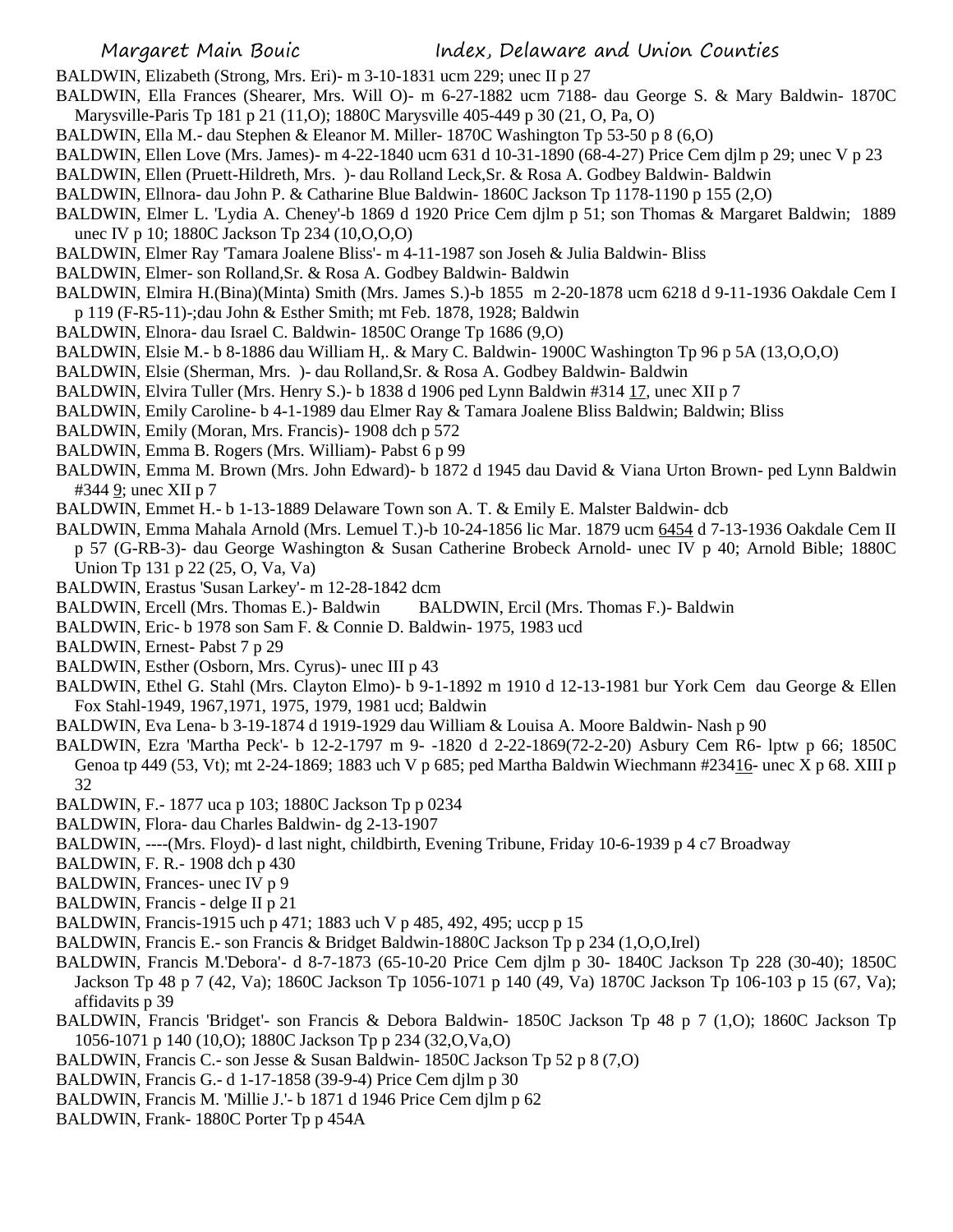BALDWIN, Elizabeth (Strong, Mrs. Eri)- m 3-10-1831 ucm 229; unec II p 27

BALDWIN, Ella Frances (Shearer, Mrs. Will O)- m 6-27-1882 ucm 7188- dau George S. & Mary Baldwin- 1870C Marysville-Paris Tp 181 p 21 (11,O); 1880C Marysville 405-449 p 30 (21, O, Pa, O)

BALDWIN, Ella M.- dau Stephen & Eleanor M. Miller- 1870C Washington Tp 53-50 p 8 (6,O)

BALDWIN, Ellen Love (Mrs. James)- m 4-22-1840 ucm 631 d 10-31-1890 (68-4-27) Price Cem djlm p 29; unec V p 23

BALDWIN, Ellen (Pruett-Hildreth, Mrs. )- dau Rolland Leck,Sr. & Rosa A. Godbey Baldwin- Baldwin

BALDWIN, Ellnora- dau John P. & Catharine Blue Baldwin- 1860C Jackson Tp 1178-1190 p 155 (2,O)

BALDWIN, Elmer L. 'Lydia A. Cheney'-b 1869 d 1920 Price Cem djlm p 51; son Thomas & Margaret Baldwin; 1889 unec IV p 10; 1880C Jackson Tp 234 (10,O,O,O)

BALDWIN, Elmer Ray 'Tamara Joalene Bliss'- m 4-11-1987 son Joseh & Julia Baldwin- Bliss

BALDWIN, Elmer- son Rolland,Sr. & Rosa A. Godbey Baldwin- Baldwin

BALDWIN, Elmira H.(Bina)(Minta) Smith (Mrs. James S.)-b 1855 m 2-20-1878 ucm 6218 d 9-11-1936 Oakdale Cem I p 119 (F-R5-11)-;dau John & Esther Smith; mt Feb. 1878, 1928; Baldwin

BALDWIN, Elnora- dau Israel C. Baldwin- 1850C Orange Tp 1686 (9,O)

BALDWIN, Elsie M.- b 8-1886 dau William H,. & Mary C. Baldwin- 1900C Washington Tp 96 p 5A (13,O,O,O)

BALDWIN, Elsie (Sherman, Mrs. )- dau Rolland,Sr. & Rosa A. Godbey Baldwin- Baldwin

BALDWIN, Elvira Tuller (Mrs. Henry S.)- b 1838 d 1906 ped Lynn Baldwin #314 17, unec XII p 7

BALDWIN, Emily Caroline- b 4-1-1989 dau Elmer Ray & Tamara Joalene Bliss Baldwin; Baldwin; Bliss

BALDWIN, Emily (Moran, Mrs. Francis)- 1908 dch p 572

BALDWIN, Emma B. Rogers (Mrs. William)- Pabst 6 p 99

BALDWIN, Emma M. Brown (Mrs. John Edward)- b 1872 d 1945 dau David & Viana Urton Brown- ped Lynn Baldwin #344 9; unec XII p 7

BALDWIN, Emmet H.- b 1-13-1889 Delaware Town son A. T. & Emily E. Malster Baldwin- dcb

BALDWIN, Emma Mahala Arnold (Mrs. Lemuel T.)-b 10-24-1856 lic Mar. 1879 ucm 6454 d 7-13-1936 Oakdale Cem II p 57 (G-RB-3)- dau George Washington & Susan Catherine Brobeck Arnold- unec IV p 40; Arnold Bible; 1880C Union Tp 131 p 22 (25, O, Va, Va)

BALDWIN, Erastus 'Susan Larkey'- m 12-28-1842 dcm

BALDWIN, Ercell (Mrs. Thomas E.)- Baldwin

BALDWIN, Ercil (Mrs. Thomas F.)- Baldwin

BALDWIN, Eric- b 1978 son Sam F. & Connie D. Baldwin- 1975, 1983 ucd

BALDWIN, Ernest- Pabst 7 p 29

BALDWIN, Esther (Osborn, Mrs. Cyrus)- unec III p 43

BALDWIN, Ethel G. Stahl (Mrs. Clayton Elmo)- b 9-1-1892 m 1910 d 12-13-1981 bur York Cem dau George & Ellen Fox Stahl-1949, 1967,1971, 1975, 1979, 1981 ucd; Baldwin

BALDWIN, Eva Lena- b 3-19-1874 d 1919-1929 dau William & Louisa A. Moore Baldwin- Nash p 90

BALDWIN, Ezra 'Martha Peck'- b 12-2-1797 m 9- -1820 d 2-22-1869(72-2-20) Asbury Cem R6- lptw p 66; 1850C Genoa tp 449 (53, Vt); mt 2-24-1869; 1883 uch V p 685; ped Martha Baldwin Wiechmann #23416- unec X p 68. XIII p 32

BALDWIN, F.- 1877 uca p 103; 1880C Jackson Tp p 0234

BALDWIN, Flora- dau Charles Baldwin- dg 2-13-1907

BALDWIN, ----(Mrs. Floyd)- d last night, childbirth, Evening Tribune, Friday 10-6-1939 p 4 c7 Broadway

BALDWIN, F. R.- 1908 dch p 430

BALDWIN, Frances- unec IV p 9

BALDWIN, Francis - delge II p 21

BALDWIN, Francis-1915 uch p 471; 1883 uch V p 485, 492, 495; uccp p 15

BALDWIN, Francis E.- son Francis & Bridget Baldwin-1880C Jackson Tp p 234 (1,O,O,Irel)

BALDWIN, Francis M.'Debora'- d 8-7-1873 (65-10-20 Price Cem djlm p 30- 1840C Jackson Tp 228 (30-40); 1850C Jackson Tp 48 p 7 (42, Va); 1860C Jackson Tp 1056-1071 p 140 (49, Va) 1870C Jackson Tp 106-103 p 15 (67, Va); affidavits p 39

BALDWIN, Francis 'Bridget'- son Francis & Debora Baldwin- 1850C Jackson Tp 48 p 7 (1,O); 1860C Jackson Tp 1056-1071 p 140 (10,O); 1880C Jackson Tp p 234 (32,O,Va,O)

BALDWIN, Francis C.- son Jesse & Susan Baldwin- 1850C Jackson Tp 52 p 8 (7,O)

BALDWIN, Francis G.- d 1-17-1858 (39-9-4) Price Cem djlm p 30

BALDWIN, Francis M. 'Millie J.'- b 1871 d 1946 Price Cem djlm p 62

BALDWIN, Frank- 1880C Porter Tp p 454A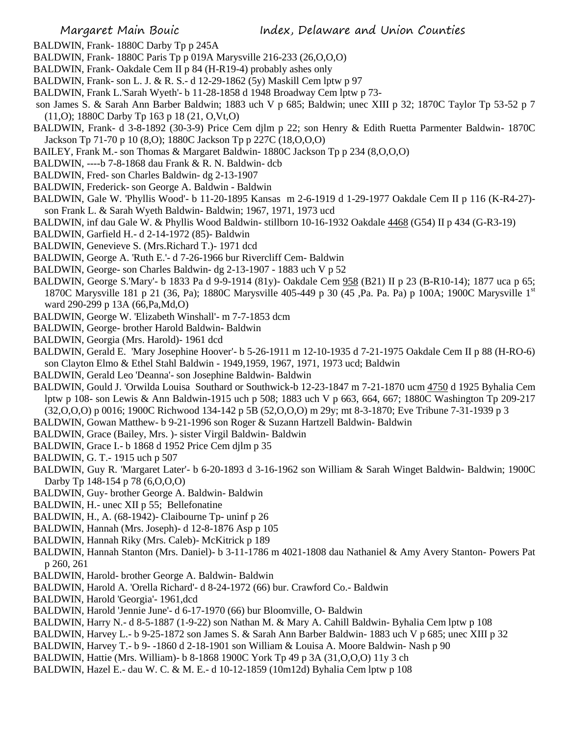BALDWIN, Frank- 1880C Darby Tp p 245A

BALDWIN, Frank- 1880C Paris Tp p 019A Marysville 216-233 (26,O,O,O)

BALDWIN, Frank- Oakdale Cem II p 84 (H-R19-4) probably ashes only

BALDWIN, Frank- son L. J. & R. S.- d 12-29-1862 (5y) Maskill Cem lptw p 97

BALDWIN, Frank L.'Sarah Wyeth'- b 11-28-1858 d 1948 Broadway Cem lptw p 73- son James S. & Sarah Ann Barber Baldwin; 1883 uch V p 685; Baldwin; unec XIII p 32; 1870C Taylor Tp 53-52 p 7 (11,O); 1880C Darby Tp 163 p 18 (21, O,Vt,O)

BALDWIN, Frank- d 3-8-1892 (30-3-9) Price Cem djlm p 22; son Henry & Edith Ruetta Parmenter Baldwin- 1870C Jackson Tp 71-70 p 10 (8,O); 1880C Jackson Tp p 227C (18,O,O,O)

BAILEY, Frank M.- son Thomas & Margaret Baldwin- 1880C Jackson Tp p 234 (8,O,O,O)

BALDWIN, ----b 7-8-1868 dau Frank & R. N. Baldwin- dcb

BALDWIN, Fred- son Charles Baldwin- dg 2-13-1907

BALDWIN, Frederick- son George A. Baldwin - Baldwin

BALDWIN, Gale W. 'Phyllis Wood'- b 11-20-1895 Kansas m 2-6-1919 d 1-29-1977 Oakdale Cem II p 116 (K-R4-27)- son Frank L. & Sarah Wyeth Baldwin- Baldwin; 1967, 1971, 1973 ucd

BALDWIN, inf dau Gale W. & Phyllis Wood Baldwin- stillborn 10-16-1932 Oakdale 4468 (G54) II p 434 (G-R3-19)

BALDWIN, Garfield H.- d 2-14-1972 (85)- Baldwin

BALDWIN, Genevieve S. (Mrs.Richard T.)- 1971 dcd

BALDWIN, George A. 'Ruth E.'- d 7-26-1966 bur Rivercliff Cem- Baldwin

BALDWIN, George- son Charles Baldwin- dg 2-13-1907 - 1883 uch V p 52

BALDWIN, George S.'Mary'- b 1833 Pa d 9-9-1914 (81y)- Oakdale Cem 958 (B21) II p 23 (B-R10-14); 1877 uca p 65; 1870C Marysville 181 p 21 (36, Pa); 1880C Marysville 405-449 p 30 (45 ,Pa. Pa. Pa) p 100A; 1900C Marysville 1st ward 290-299 p 13A (66,Pa,Md,O)

BALDWIN, George W. 'Elizabeth Winshall'- m 7-7-1853 dcm

BALDWIN, George- brother Harold Baldwin- Baldwin

BALDWIN, Georgia (Mrs. Harold)- 1961 dcd

BALDWIN, Gerald E. 'Mary Josephine Hoover'- b 5-26-1911 m 12-10-1935 d 7-21-1975 Oakdale Cem II p 88 (H-RO-6) son Clayton Elmo & Ethel Stahl Baldwin - 1949,1959, 1967, 1971, 1973 ucd; Baldwin

BALDWIN, Gerald Leo 'Deanna'- son Josephine Baldwin- Baldwin

BALDWIN, Gould J. 'Orwilda Louisa Southard or Southwick-b 12-23-1847 m 7-21-1870 ucm 4750 d 1925 Byhalia Cem lptw p 108- son Lewis & Ann Baldwin-1915 uch p 508; 1883 uch V p 663, 664, 667; 1880C Washington Tp 209-217 (32,O,O,O) p 0016; 1900C Richwood 134-142 p 5B (52,O,O,O) m 29y; mt 8-3-1870; Eve Tribune 7-31-1939 p 3

BALDWIN, Gowan Matthew- b 9-21-1996 son Roger & Suzann Hartzell Baldwin- Baldwin

BALDWIN, Grace (Bailey, Mrs. )- sister Virgil Baldwin- Baldwin

BALDWIN, Grace I.- b 1868 d 1952 Price Cem djlm p 35

BALDWIN, G. T.- 1915 uch p 507

BALDWIN, Guy R. 'Margaret Later'- b 6-20-1893 d 3-16-1962 son William & Sarah Winget Baldwin- Baldwin; 1900C Darby Tp 148-154 p 78 (6,O,O,O)

BALDWIN, Guy- brother George A. Baldwin- Baldwin

BALDWIN, H.- unec XII p 55; Bellefonatine

BALDWIN, H., A. (68-1942)- Claibourne Tp- uninf p 26

BALDWIN, Hannah (Mrs. Joseph)- d 12-8-1876 Asp p 105

BALDWIN, Hannah Riky (Mrs. Caleb)- McKitrick p 189

BALDWIN, Hannah Stanton (Mrs. Daniel)- b 3-11-1786 m 4021-1808 dau Nathaniel & Amy Avery Stanton- Powers Pat p 260, 261

BALDWIN, Harold- brother George A. Baldwin- Baldwin

BALDWIN, Harold A. 'Orella Richard'- d 8-24-1972 (66) bur. Crawford Co.- Baldwin

BALDWIN, Harold 'Georgia'- 1961,dcd

BALDWIN, Harold 'Jennie June'- d 6-17-1970 (66) bur Bloomville, O- Baldwin

BALDWIN, Harry N.- d 8-5-1887 (1-9-22) son Nathan M. & Mary A. Cahill Baldwin- Byhalia Cem lptw p 108

BALDWIN, Harvey L.- b 9-25-1872 son James S. & Sarah Ann Barber Baldwin- 1883 uch V p 685; unec XIII p 32

BALDWIN, Harvey T.- b 9- -1860 d 2-18-1901 son William & Louisa A. Moore Baldwin- Nash p 90

BALDWIN, Hattie (Mrs. William)- b 8-1868 1900C York Tp 49 p 3A (31,O,O,O) 11y 3 ch

BALDWIN, Hazel E.- dau W. C. & M. E.- d 10-12-1859 (10m12d) Byhalia Cem lptw p 108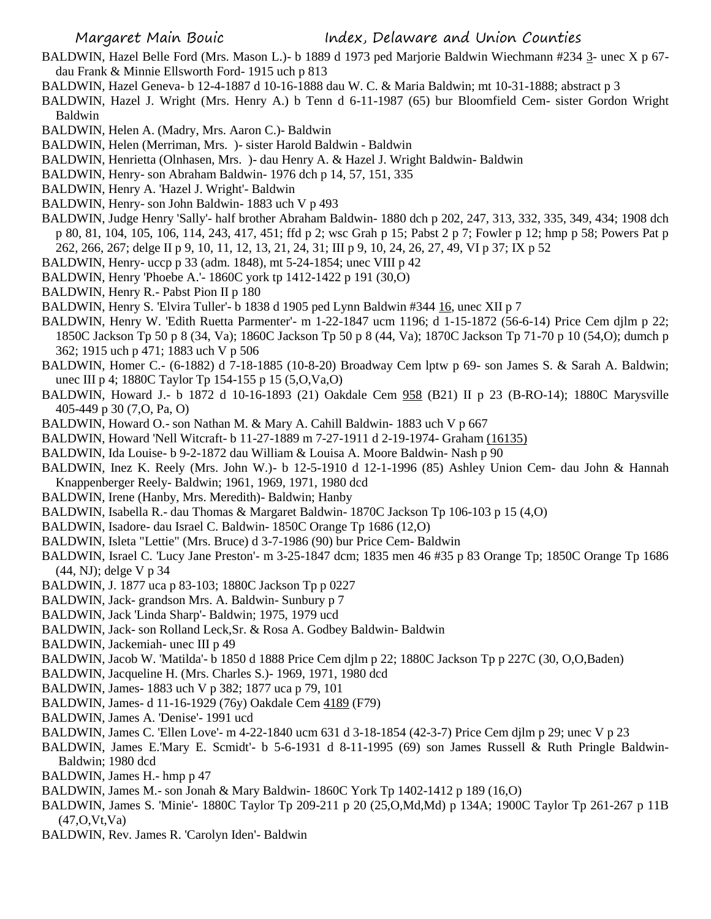BALDWIN, Hazel Belle Ford (Mrs. Mason L.)- b 1889 d 1973 ped Marjorie Baldwin Wiechmann #234 3- unec X p 67- dau Frank & Minnie Ellsworth Ford- 1915 uch p 813

BALDWIN, Hazel Geneva- b 12-4-1887 d 10-16-1888 dau W. C. & Maria Baldwin; mt 10-31-1888; abstract p 3

BALDWIN, Hazel J. Wright (Mrs. Henry A.) b Tenn d 6-11-1987 (65) bur Bloomfield Cem- sister Gordon Wright Baldwin

BALDWIN, Helen A. (Madry, Mrs. Aaron C.)- Baldwin

BALDWIN, Helen (Merriman, Mrs. )- sister Harold Baldwin - Baldwin

BALDWIN, Henrietta (Olnhasen, Mrs. )- dau Henry A. & Hazel J. Wright Baldwin- Baldwin

BALDWIN, Henry- son Abraham Baldwin- 1976 dch p 14, 57, 151, 335

BALDWIN, Henry A. 'Hazel J. Wright'- Baldwin

BALDWIN, Henry- son John Baldwin- 1883 uch V p 493

BALDWIN, Judge Henry 'Sally'- half brother Abraham Baldwin- 1880 dch p 202, 247, 313, 332, 335, 349, 434; 1908 dch p 80, 81, 104, 105, 106, 114, 243, 417, 451; ffd p 2; wsc Grah p 15; Pabst 2 p 7; Fowler p 12; hmp p 58; Powers Pat p 262, 266, 267; delge II p 9, 10, 11, 12, 13, 21, 24, 31; III p 9, 10, 24, 26, 27, 49, VI p 37; IX p 52

BALDWIN, Henry- uccp p 33 (adm. 1848), mt 5-24-1854; unec VIII p 42

BALDWIN, Henry 'Phoebe A.'- 1860C york tp 1412-1422 p 191 (30,O)

BALDWIN, Henry R.- Pabst Pion II p 180

BALDWIN, Henry S. 'Elvira Tuller'- b 1838 d 1905 ped Lynn Baldwin #344 16, unec XII p 7

BALDWIN, Henry W. 'Edith Ruetta Parmenter'- m 1-22-1847 ucm 1196; d 1-15-1872 (56-6-14) Price Cem djlm p 22; 1850C Jackson Tp 50 p 8 (34, Va); 1860C Jackson Tp 50 p 8 (44, Va); 1870C Jackson Tp 71-70 p 10 (54,O); dumch p 362; 1915 uch p 471; 1883 uch V p 506

BALDWIN, Homer C.- (6-1882) d 7-18-1885 (10-8-20) Broadway Cem lptw p 69- son James S. & Sarah A. Baldwin; unec III p 4; 1880C Taylor Tp 154-155 p 15 (5,O,Va,O)

BALDWIN, Howard J.- b 1872 d 10-16-1893 (21) Oakdale Cem 958 (B21) II p 23 (B-RO-14); 1880C Marysville 405-449 p 30 (7,O, Pa, O)

BALDWIN, Howard O.- son Nathan M. & Mary A. Cahill Baldwin- 1883 uch V p 667

BALDWIN, Howard 'Nell Witcraft- b 11-27-1889 m 7-27-1911 d 2-19-1974- Graham (16135)

BALDWIN, Ida Louise- b 9-2-1872 dau William & Louisa A. Moore Baldwin- Nash p 90

BALDWIN, Inez K. Reely (Mrs. John W.)- b 12-5-1910 d 12-1-1996 (85) Ashley Union Cem- dau John & Hannah Knappenberger Reely- Baldwin; 1961, 1969, 1971, 1980 dcd

BALDWIN, Irene (Hanby, Mrs. Meredith)- Baldwin; Hanby

BALDWIN, Isabella R.- dau Thomas & Margaret Baldwin- 1870C Jackson Tp 106-103 p 15 (4,O)

BALDWIN, Isadore- dau Israel C. Baldwin- 1850C Orange Tp 1686 (12,O)

BALDWIN, Isleta "Lettie" (Mrs. Bruce) d 3-7-1986 (90) bur Price Cem- Baldwin

BALDWIN, Israel C. 'Lucy Jane Preston'- m 3-25-1847 dcm; 1835 men 46 #35 p 83 Orange Tp; 1850C Orange Tp 1686 (44, NJ); delge V p 34

BALDWIN, J. 1877 uca p 83-103; 1880C Jackson Tp p 0227

BALDWIN, Jack- grandson Mrs. A. Baldwin- Sunbury p 7

BALDWIN, Jack 'Linda Sharp'- Baldwin; 1975, 1979 ucd

BALDWIN, Jack- son Rolland Leck,Sr. & Rosa A. Godbey Baldwin- Baldwin

BALDWIN, Jackemiah- unec III p 49

BALDWIN, Jacob W. 'Matilda'- b 1850 d 1888 Price Cem djlm p 22; 1880C Jackson Tp p 227C (30, O,O,Baden)

BALDWIN, Jacqueline H. (Mrs. Charles S.)- 1969, 1971, 1980 dcd

BALDWIN, James- 1883 uch V p 382; 1877 uca p 79, 101

BALDWIN, James- d 11-16-1929 (76y) Oakdale Cem 4189 (F79)

BALDWIN, James A. 'Denise'- 1991 ucd

BALDWIN, James C. 'Ellen Love'- m 4-22-1840 ucm 631 d 3-18-1854 (42-3-7) Price Cem djlm p 29; unec V p 23

BALDWIN, James E.'Mary E. Scmidt'- b 5-6-1931 d 8-11-1995 (69) son James Russell & Ruth Pringle Baldwin- Baldwin; 1980 dcd

BALDWIN, James H.- hmp p 47

BALDWIN, James M.- son Jonah & Mary Baldwin- 1860C York Tp 1402-1412 p 189 (16,O)

BALDWIN, James S. 'Minie'- 1880C Taylor Tp 209-211 p 20 (25,O,Md,Md) p 134A; 1900C Taylor Tp 261-267 p 11B (47,O,Vt,Va)

BALDWIN, Rev. James R. 'Carolyn Iden'- Baldwin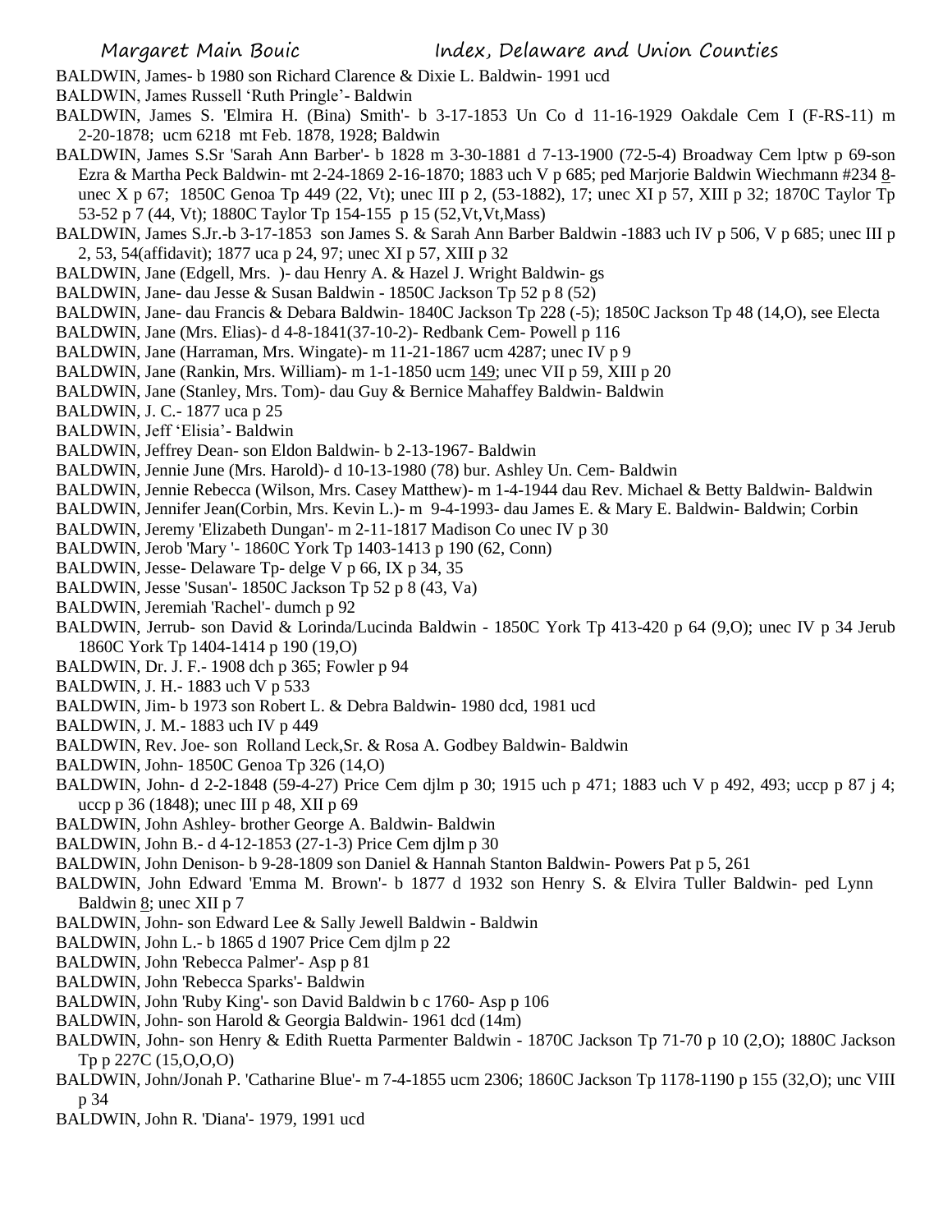BALDWIN, James- b 1980 son Richard Clarence & Dixie L. Baldwin- 1991 ucd

BALDWIN, James Russell 'Ruth Pringle'- Baldwin

BALDWIN, James S. 'Elmira H. (Bina) Smith'- b 3-17-1853 Un Co d 11-16-1929 Oakdale Cem I (F-RS-11) m 2-20-1878; ucm 6218 mt Feb. 1878, 1928; Baldwin

BALDWIN, James S.Sr 'Sarah Ann Barber'- b 1828 m 3-30-1881 d 7-13-1900 (72-5-4) Broadway Cem lptw p 69-son Ezra & Martha Peck Baldwin- mt 2-24-1869 2-16-1870; 1883 uch V p 685; ped Marjorie Baldwin Wiechmann #234 8- unec X p 67; 1850C Genoa Tp 449 (22, Vt); unec III p 2, (53-1882), 17; unec XI p 57, XIII p 32; 1870C Taylor Tp 53-52 p 7 (44, Vt); 1880C Taylor Tp 154-155 p 15 (52,Vt,Vt,Mass)

BALDWIN, James S.Jr.-b 3-17-1853 son James S. & Sarah Ann Barber Baldwin -1883 uch IV p 506, V p 685; unec III p 2, 53, 54(affidavit); 1877 uca p 24, 97; unec XI p 57, XIII p 32

BALDWIN, Jane (Edgell, Mrs. )- dau Henry A. & Hazel J. Wright Baldwin- gs

BALDWIN, Jane- dau Jesse & Susan Baldwin - 1850C Jackson Tp 52 p 8 (52)

BALDWIN, Jane- dau Francis & Debara Baldwin- 1840C Jackson Tp 228 (-5); 1850C Jackson Tp 48 (14,O), see Electa

BALDWIN, Jane (Mrs. Elias)- d 4-8-1841(37-10-2)- Redbank Cem- Powell p 116

BALDWIN, Jane (Harraman, Mrs. Wingate)- m 11-21-1867 ucm 4287; unec IV p 9

BALDWIN, Jane (Rankin, Mrs. William)- m 1-1-1850 ucm 149; unec VII p 59, XIII p 20

BALDWIN, Jane (Stanley, Mrs. Tom)- dau Guy & Bernice Mahaffey Baldwin- Baldwin

BALDWIN, J. C.- 1877 uca p 25

BALDWIN, Jeff 'Elisia'- Baldwin

BALDWIN, Jeffrey Dean- son Eldon Baldwin- b 2-13-1967- Baldwin

BALDWIN, Jennie June (Mrs. Harold)- d 10-13-1980 (78) bur. Ashley Un. Cem- Baldwin

BALDWIN, Jennie Rebecca (Wilson, Mrs. Casey Matthew)- m 1-4-1944 dau Rev. Michael & Betty Baldwin- Baldwin

BALDWIN, Jennifer Jean(Corbin, Mrs. Kevin L.)- m 9-4-1993- dau James E. & Mary E. Baldwin- Baldwin; Corbin

BALDWIN, Jeremy 'Elizabeth Dungan'- m 2-11-1817 Madison Co unec IV p 30

BALDWIN, Jerob 'Mary '- 1860C York Tp 1403-1413 p 190 (62, Conn)

BALDWIN, Jesse- Delaware Tp- delge V p 66, IX p 34, 35

BALDWIN, Jesse 'Susan'- 1850C Jackson Tp 52 p 8 (43, Va)

BALDWIN, Jeremiah 'Rachel'- dumch p 92

BALDWIN, Jerrub- son David & Lorinda/Lucinda Baldwin - 1850C York Tp 413-420 p 64 (9,O); unec IV p 34 Jerub 1860C York Tp 1404-1414 p 190 (19,O)

BALDWIN, Dr. J. F.- 1908 dch p 365; Fowler p 94

BALDWIN, J. H.- 1883 uch V p 533

BALDWIN, Jim- b 1973 son Robert L. & Debra Baldwin- 1980 dcd, 1981 ucd

BALDWIN, J. M.- 1883 uch IV p 449

BALDWIN, Rev. Joe- son Rolland Leck,Sr. & Rosa A. Godbey Baldwin- Baldwin

BALDWIN, John- 1850C Genoa Tp 326 (14,O)

BALDWIN, John- d 2-2-1848 (59-4-27) Price Cem djlm p 30; 1915 uch p 471; 1883 uch V p 492, 493; uccp p 87 j 4; uccp p 36 (1848); unec III p 48, XII p 69

BALDWIN, John Ashley- brother George A. Baldwin- Baldwin

BALDWIN, John B.- d 4-12-1853 (27-1-3) Price Cem djlm p 30

BALDWIN, John Denison- b 9-28-1809 son Daniel & Hannah Stanton Baldwin- Powers Pat p 5, 261

BALDWIN, John Edward 'Emma M. Brown'- b 1877 d 1932 son Henry S. & Elvira Tuller Baldwin- ped Lynn Baldwin 8; unec XII p 7

BALDWIN, John- son Edward Lee & Sally Jewell Baldwin - Baldwin

BALDWIN, John L.- b 1865 d 1907 Price Cem djlm p 22

BALDWIN, John 'Rebecca Palmer'- Asp p 81

BALDWIN, John 'Rebecca Sparks'- Baldwin

BALDWIN, John 'Ruby King'- son David Baldwin b c 1760- Asp p 106

BALDWIN, John- son Harold & Georgia Baldwin- 1961 dcd (14m)

BALDWIN, John- son Henry & Edith Ruetta Parmenter Baldwin - 1870C Jackson Tp 71-70 p 10 (2,O); 1880C Jackson Tp p 227C (15,O,O,O)

BALDWIN, John/Jonah P. 'Catharine Blue'- m 7-4-1855 ucm 2306; 1860C Jackson Tp 1178-1190 p 155 (32,O); unc VIII p 34

BALDWIN, John R. 'Diana'- 1979, 1991 ucd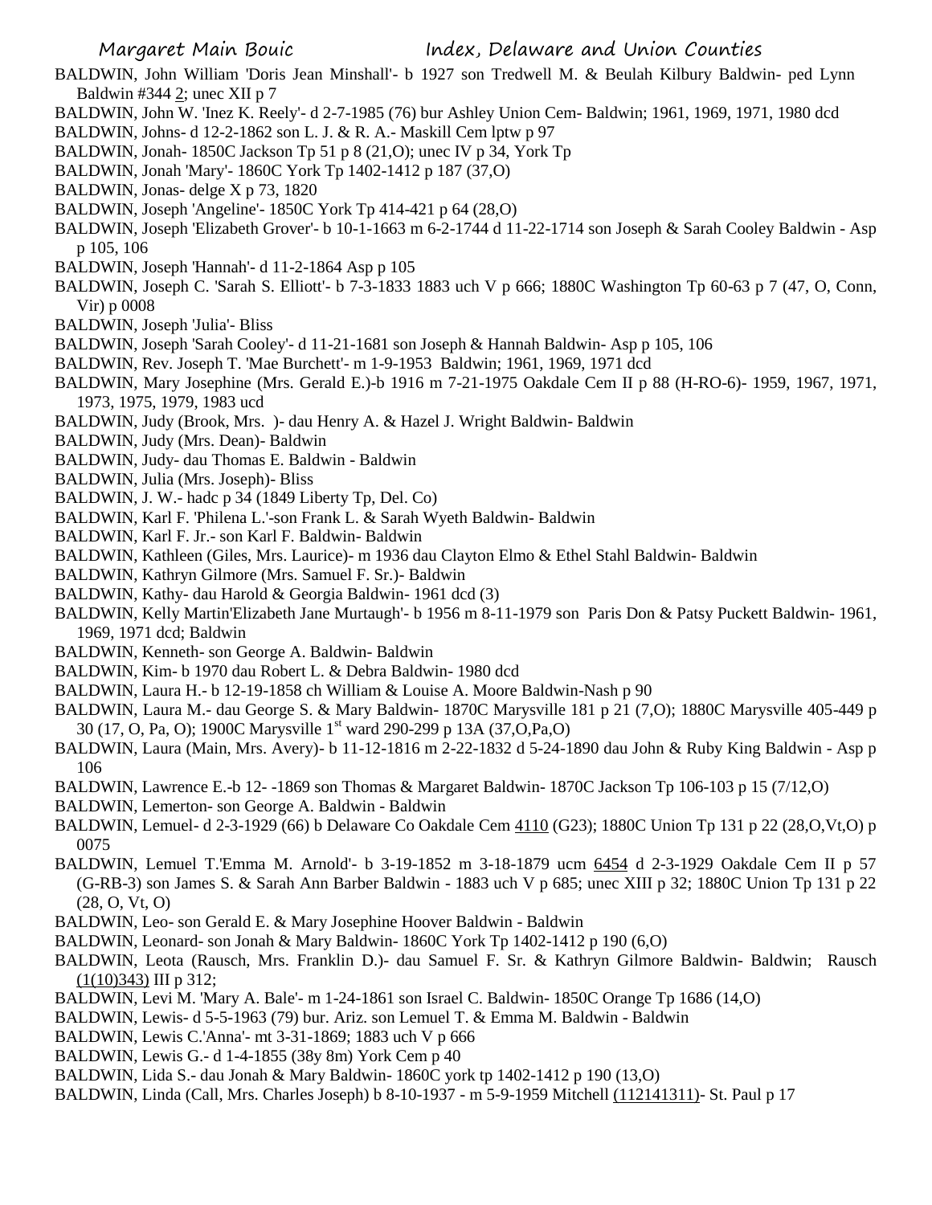BALDWIN, John William 'Doris Jean Minshall'- b 1927 son Tredwell M. & Beulah Kilbury Baldwin- ped Lynn Baldwin #344 2; unec XII p 7

BALDWIN, John W. 'Inez K. Reely'- d 2-7-1985 (76) bur Ashley Union Cem- Baldwin; 1961, 1969, 1971, 1980 dcd

BALDWIN, Johns- d 12-2-1862 son L. J. & R. A.- Maskill Cem lptw p 97

BALDWIN, Jonah- 1850C Jackson Tp 51 p 8 (21,O); unec IV p 34, York Tp

BALDWIN, Jonah 'Mary'- 1860C York Tp 1402-1412 p 187 (37,O)

BALDWIN, Jonas- delge X p 73, 1820

BALDWIN, Joseph 'Angeline'- 1850C York Tp 414-421 p 64 (28,O)

BALDWIN, Joseph 'Elizabeth Grover'- b 10-1-1663 m 6-2-1744 d 11-22-1714 son Joseph & Sarah Cooley Baldwin - Asp p 105, 106

BALDWIN, Joseph 'Hannah'- d 11-2-1864 Asp p 105

BALDWIN, Joseph C. 'Sarah S. Elliott'- b 7-3-1833 1883 uch V p 666; 1880C Washington Tp 60-63 p 7 (47, O, Conn, Vir) p 0008

BALDWIN, Joseph 'Julia'- Bliss

BALDWIN, Joseph 'Sarah Cooley'- d 11-21-1681 son Joseph & Hannah Baldwin- Asp p 105, 106

BALDWIN, Rev. Joseph T. 'Mae Burchett'- m 1-9-1953 Baldwin; 1961, 1969, 1971 dcd

BALDWIN, Mary Josephine (Mrs. Gerald E.)-b 1916 m 7-21-1975 Oakdale Cem II p 88 (H-RO-6)- 1959, 1967, 1971, 1973, 1975, 1979, 1983 ucd

BALDWIN, Judy (Brook, Mrs. )- dau Henry A. & Hazel J. Wright Baldwin- Baldwin

BALDWIN, Judy (Mrs. Dean)- Baldwin

BALDWIN, Judy- dau Thomas E. Baldwin - Baldwin

BALDWIN, Julia (Mrs. Joseph)- Bliss

BALDWIN, J. W.- hadc p 34 (1849 Liberty Tp, Del. Co)

BALDWIN, Karl F. 'Philena L.'-son Frank L. & Sarah Wyeth Baldwin- Baldwin

BALDWIN, Karl F. Jr.- son Karl F. Baldwin- Baldwin

BALDWIN, Kathleen (Giles, Mrs. Laurice)- m 1936 dau Clayton Elmo & Ethel Stahl Baldwin- Baldwin

BALDWIN, Kathryn Gilmore (Mrs. Samuel F. Sr.)- Baldwin

BALDWIN, Kathy- dau Harold & Georgia Baldwin- 1961 dcd (3)

BALDWIN, Kelly Martin'Elizabeth Jane Murtaugh'- b 1956 m 8-11-1979 son Paris Don & Patsy Puckett Baldwin- 1961, 1969, 1971 dcd; Baldwin

BALDWIN, Kenneth- son George A. Baldwin- Baldwin

BALDWIN, Kim- b 1970 dau Robert L. & Debra Baldwin- 1980 dcd

BALDWIN, Laura H.- b 12-19-1858 ch William & Louise A. Moore Baldwin-Nash p 90

BALDWIN, Laura M.- dau George S. & Mary Baldwin- 1870C Marysville 181 p 21 (7,O); 1880C Marysville 405-449 p 30 (17, O, Pa, O); 1900C Marysville 1st ward 290-299 p 13A (37,O,Pa,O)

BALDWIN, Laura (Main, Mrs. Avery)- b 11-12-1816 m 2-22-1832 d 5-24-1890 dau John & Ruby King Baldwin - Asp p 106

BALDWIN, Lawrence E.-b 12- -1869 son Thomas & Margaret Baldwin- 1870C Jackson Tp 106-103 p 15 (7/12,O)

BALDWIN, Lemerton- son George A. Baldwin - Baldwin

BALDWIN, Lemuel- d 2-3-1929 (66) b Delaware Co Oakdale Cem 4110 (G23); 1880C Union Tp 131 p 22 (28,O,Vt,O) p 0075

BALDWIN, Lemuel T.'Emma M. Arnold'- b 3-19-1852 m 3-18-1879 ucm 6454 d 2-3-1929 Oakdale Cem II p 57 (G-RB-3) son James S. & Sarah Ann Barber Baldwin - 1883 uch V p 685; unec XIII p 32; 1880C Union Tp 131 p 22 (28, O, Vt, O)

BALDWIN, Leo- son Gerald E. & Mary Josephine Hoover Baldwin - Baldwin

BALDWIN, Leonard- son Jonah & Mary Baldwin- 1860C York Tp 1402-1412 p 190 (6,O)

BALDWIN, Leota (Rausch, Mrs. Franklin D.)- dau Samuel F. Sr. & Kathryn Gilmore Baldwin- Baldwin; Rausch (1(10)343) III p 312;

BALDWIN, Levi M. 'Mary A. Bale'- m 1-24-1861 son Israel C. Baldwin- 1850C Orange Tp 1686 (14,O)

BALDWIN, Lewis- d 5-5-1963 (79) bur. Ariz. son Lemuel T. & Emma M. Baldwin - Baldwin

BALDWIN, Lewis C.'Anna'- mt 3-31-1869; 1883 uch V p 666

BALDWIN, Lewis G.- d 1-4-1855 (38y 8m) York Cem p 40

BALDWIN, Lida S.- dau Jonah & Mary Baldwin- 1860C york tp 1402-1412 p 190 (13,O)

BALDWIN, Linda (Call, Mrs. Charles Joseph) b 8-10-1937 - m 5-9-1959 Mitchell (112141311)- St. Paul p 17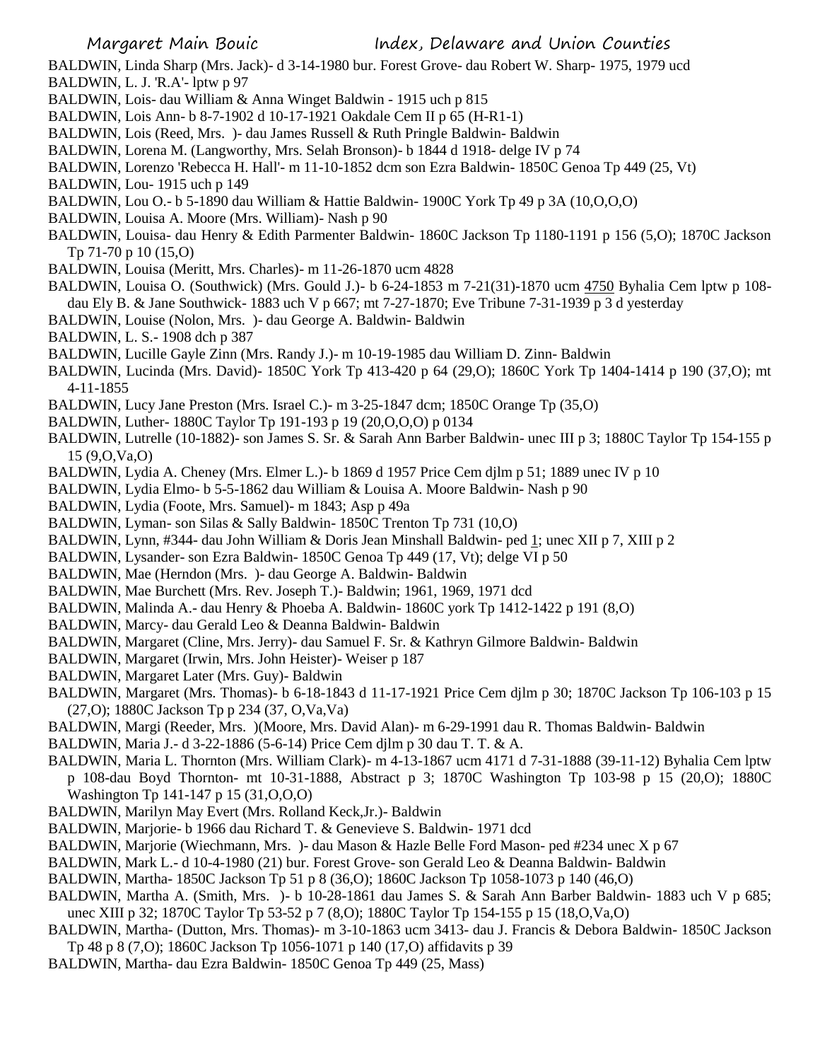BALDWIN, Linda Sharp (Mrs. Jack)- d 3-14-1980 bur. Forest Grove- dau Robert W. Sharp- 1975, 1979 ucd

BALDWIN, L. J. 'R.A'- lptw p 97

BALDWIN, Lois- dau William & Anna Winget Baldwin - 1915 uch p 815

BALDWIN, Lois Ann- b 8-7-1902 d 10-17-1921 Oakdale Cem II p 65 (H-R1-1)

BALDWIN, Lois (Reed, Mrs. )- dau James Russell & Ruth Pringle Baldwin- Baldwin

BALDWIN, Lorena M. (Langworthy, Mrs. Selah Bronson)- b 1844 d 1918- delge IV p 74

BALDWIN, Lorenzo 'Rebecca H. Hall'- m 11-10-1852 dcm son Ezra Baldwin- 1850C Genoa Tp 449 (25, Vt)

BALDWIN, Lou- 1915 uch p 149

BALDWIN, Lou O.- b 5-1890 dau William & Hattie Baldwin- 1900C York Tp 49 p 3A (10,O,O,O)

BALDWIN, Louisa A. Moore (Mrs. William)- Nash p 90

BALDWIN, Louisa- dau Henry & Edith Parmenter Baldwin- 1860C Jackson Tp 1180-1191 p 156 (5,O); 1870C Jackson Tp 71-70 p 10 (15,O)

BALDWIN, Louisa (Meritt, Mrs. Charles)- m 11-26-1870 ucm 4828

BALDWIN, Louisa O. (Southwick) (Mrs. Gould J.)- b 6-24-1853 m 7-21(31)-1870 ucm 4750 Byhalia Cem lptw p 108- dau Ely B. & Jane Southwick- 1883 uch V p 667; mt 7-27-1870; Eve Tribune 7-31-1939 p 3 d yesterday

BALDWIN, Louise (Nolon, Mrs. )- dau George A. Baldwin- Baldwin

BALDWIN, L. S.- 1908 dch p 387

BALDWIN, Lucille Gayle Zinn (Mrs. Randy J.)- m 10-19-1985 dau William D. Zinn- Baldwin

BALDWIN, Lucinda (Mrs. David)- 1850C York Tp 413-420 p 64 (29,O); 1860C York Tp 1404-1414 p 190 (37,O); mt 4-11-1855

BALDWIN, Lucy Jane Preston (Mrs. Israel C.)- m 3-25-1847 dcm; 1850C Orange Tp (35,O)

BALDWIN, Luther- 1880C Taylor Tp 191-193 p 19 (20,O,O,O) p 0134

BALDWIN, Lutrelle (10-1882)- son James S. Sr. & Sarah Ann Barber Baldwin- unec III p 3; 1880C Taylor Tp 154-155 p 15 (9,O,Va,O)

BALDWIN, Lydia A. Cheney (Mrs. Elmer L.)- b 1869 d 1957 Price Cem djlm p 51; 1889 unec IV p 10

BALDWIN, Lydia Elmo- b 5-5-1862 dau William & Louisa A. Moore Baldwin- Nash p 90

BALDWIN, Lydia (Foote, Mrs. Samuel)- m 1843; Asp p 49a

BALDWIN, Lyman- son Silas & Sally Baldwin- 1850C Trenton Tp 731 (10,O)

BALDWIN, Lynn, #344- dau John William & Doris Jean Minshall Baldwin- ped 1; unec XII p 7, XIII p 2

BALDWIN, Lysander- son Ezra Baldwin- 1850C Genoa Tp 449 (17, Vt); delge VI p 50

BALDWIN, Mae (Herndon (Mrs. )- dau George A. Baldwin- Baldwin

BALDWIN, Mae Burchett (Mrs. Rev. Joseph T.)- Baldwin; 1961, 1969, 1971 dcd

BALDWIN, Malinda A.- dau Henry & Phoeba A. Baldwin- 1860C york Tp 1412-1422 p 191 (8,O)

BALDWIN, Marcy- dau Gerald Leo & Deanna Baldwin- Baldwin

BALDWIN, Margaret (Cline, Mrs. Jerry)- dau Samuel F. Sr. & Kathryn Gilmore Baldwin- Baldwin

BALDWIN, Margaret (Irwin, Mrs. John Heister)- Weiser p 187

BALDWIN, Margaret Later (Mrs. Guy)- Baldwin

BALDWIN, Margaret (Mrs. Thomas)- b 6-18-1843 d 11-17-1921 Price Cem djlm p 30; 1870C Jackson Tp 106-103 p 15 (27,O); 1880C Jackson Tp p 234 (37, O,Va,Va)

BALDWIN, Margi (Reeder, Mrs. )(Moore, Mrs. David Alan)- m 6-29-1991 dau R. Thomas Baldwin- Baldwin

BALDWIN, Maria J.- d 3-22-1886 (5-6-14) Price Cem djlm p 30 dau T. T. & A.

BALDWIN, Maria L. Thornton (Mrs. William Clark)- m 4-13-1867 ucm 4171 d 7-31-1888 (39-11-12) Byhalia Cem lptw p 108-dau Boyd Thornton- mt 10-31-1888, Abstract p 3; 1870C Washington Tp 103-98 p 15 (20,O); 1880C Washington Tp 141-147 p 15 (31,O,O,O)

BALDWIN, Marilyn May Evert (Mrs. Rolland Keck,Jr.)- Baldwin

BALDWIN, Marjorie- b 1966 dau Richard T. & Genevieve S. Baldwin- 1971 dcd

BALDWIN, Marjorie (Wiechmann, Mrs. )- dau Mason & Hazle Belle Ford Mason- ped #234 unec X p 67

BALDWIN, Mark L.- d 10-4-1980 (21) bur. Forest Grove- son Gerald Leo & Deanna Baldwin- Baldwin

BALDWIN, Martha- 1850C Jackson Tp 51 p 8 (36,O); 1860C Jackson Tp 1058-1073 p 140 (46,O)

BALDWIN, Martha A. (Smith, Mrs. )- b 10-28-1861 dau James S. & Sarah Ann Barber Baldwin- 1883 uch V p 685; unec XIII p 32; 1870C Taylor Tp 53-52 p 7 (8,O); 1880C Taylor Tp 154-155 p 15 (18,O,Va,O)

BALDWIN, Martha- (Dutton, Mrs. Thomas)- m 3-10-1863 ucm 3413- dau J. Francis & Debora Baldwin- 1850C Jackson Tp 48 p 8 (7,O); 1860C Jackson Tp 1056-1071 p 140 (17,O) affidavits p 39

BALDWIN, Martha- dau Ezra Baldwin- 1850C Genoa Tp 449 (25, Mass)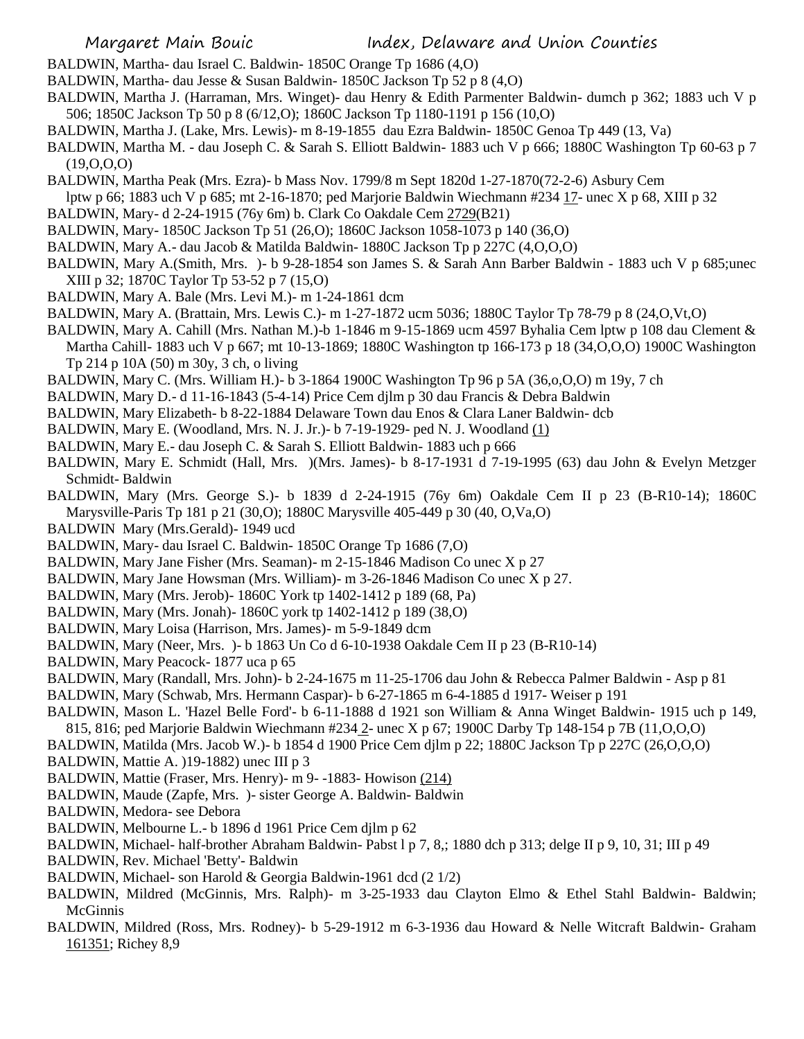BALDWIN, Martha- dau Israel C. Baldwin- 1850C Orange Tp 1686 (4,O)

BALDWIN, Martha- dau Jesse & Susan Baldwin- 1850C Jackson Tp 52 p 8 (4,O)

BALDWIN, Martha J. (Harraman, Mrs. Winget)- dau Henry & Edith Parmenter Baldwin- dumch p 362; 1883 uch V p 506; 1850C Jackson Tp 50 p 8 (6/12,O); 1860C Jackson Tp 1180-1191 p 156 (10,O)

BALDWIN, Martha J. (Lake, Mrs. Lewis)- m 8-19-1855 dau Ezra Baldwin- 1850C Genoa Tp 449 (13, Va)

BALDWIN, Martha M. - dau Joseph C. & Sarah S. Elliott Baldwin- 1883 uch V p 666; 1880C Washington Tp 60-63 p 7 (19,O,O,O)

BALDWIN, Martha Peak (Mrs. Ezra)- b Mass Nov. 1799/8 m Sept 1820d 1-27-1870(72-2-6) Asbury Cem lptw p 66; 1883 uch V p 685; mt 2-16-1870; ped Marjorie Baldwin Wiechmann #234 17- unec X p 68, XIII p 32

BALDWIN, Mary- d 2-24-1915 (76y 6m) b. Clark Co Oakdale Cem 2729(B21)

BALDWIN, Mary- 1850C Jackson Tp 51 (26,O); 1860C Jackson 1058-1073 p 140 (36,O)

BALDWIN, Mary A.- dau Jacob & Matilda Baldwin- 1880C Jackson Tp p 227C (4,O,O,O)

BALDWIN, Mary A.(Smith, Mrs. )- b 9-28-1854 son James S. & Sarah Ann Barber Baldwin - 1883 uch V p 685;unec XIII p 32; 1870C Taylor Tp 53-52 p 7 (15,O)

BALDWIN, Mary A. Bale (Mrs. Levi M.)- m 1-24-1861 dcm

BALDWIN, Mary A. (Brattain, Mrs. Lewis C.)- m 1-27-1872 ucm 5036; 1880C Taylor Tp 78-79 p 8 (24,O,Vt,O)

BALDWIN, Mary A. Cahill (Mrs. Nathan M.)-b 1-1846 m 9-15-1869 ucm 4597 Byhalia Cem lptw p 108 dau Clement & Martha Cahill- 1883 uch V p 667; mt 10-13-1869; 1880C Washington tp 166-173 p 18 (34,O,O,O) 1900C Washington Tp 214 p 10A (50) m 30y, 3 ch, o living

BALDWIN, Mary C. (Mrs. William H.)- b 3-1864 1900C Washington Tp 96 p 5A (36,o,O,O) m 19y, 7 ch

BALDWIN, Mary D.- d 11-16-1843 (5-4-14) Price Cem djlm p 30 dau Francis & Debra Baldwin

BALDWIN, Mary Elizabeth- b 8-22-1884 Delaware Town dau Enos & Clara Laner Baldwin- dcb

BALDWIN, Mary E. (Woodland, Mrs. N. J. Jr.)- b 7-19-1929- ped N. J. Woodland (1)

BALDWIN, Mary E.- dau Joseph C. & Sarah S. Elliott Baldwin- 1883 uch p 666

BALDWIN, Mary E. Schmidt (Hall, Mrs. )(Mrs. James)- b 8-17-1931 d 7-19-1995 (63) dau John & Evelyn Metzger Schmidt- Baldwin

BALDWIN, Mary (Mrs. George S.)- b 1839 d 2-24-1915 (76y 6m) Oakdale Cem II p 23 (B-R10-14); 1860C Marysville-Paris Tp 181 p 21 (30,O); 1880C Marysville 405-449 p 30 (40, O,Va,O)

BALDWIN Mary (Mrs.Gerald)- 1949 ucd

BALDWIN, Mary- dau Israel C. Baldwin- 1850C Orange Tp 1686 (7,O)

BALDWIN, Mary Jane Fisher (Mrs. Seaman)- m 2-15-1846 Madison Co unec X p 27

BALDWIN, Mary Jane Howsman (Mrs. William)- m 3-26-1846 Madison Co unec X p 27.

BALDWIN, Mary (Mrs. Jerob)- 1860C York tp 1402-1412 p 189 (68, Pa)

BALDWIN, Mary (Mrs. Jonah)- 1860C york tp 1402-1412 p 189 (38,O)

BALDWIN, Mary Loisa (Harrison, Mrs. James)- m 5-9-1849 dcm

BALDWIN, Mary (Neer, Mrs. )- b 1863 Un Co d 6-10-1938 Oakdale Cem II p 23 (B-R10-14)

BALDWIN, Mary Peacock- 1877 uca p 65

BALDWIN, Mary (Randall, Mrs. John)- b 2-24-1675 m 11-25-1706 dau John & Rebecca Palmer Baldwin - Asp p 81

BALDWIN, Mary (Schwab, Mrs. Hermann Caspar)- b 6-27-1865 m 6-4-1885 d 1917- Weiser p 191

BALDWIN, Mason L. 'Hazel Belle Ford'- b 6-11-1888 d 1921 son William & Anna Winget Baldwin- 1915 uch p 149, 815, 816; ped Marjorie Baldwin Wiechmann #234 2- unec X p 67; 1900C Darby Tp 148-154 p 7B (11,O,O,O)

BALDWIN, Matilda (Mrs. Jacob W.)- b 1854 d 1900 Price Cem djlm p 22; 1880C Jackson Tp p 227C (26,O,O,O)

BALDWIN, Mattie A. )19-1882) unec III p 3

BALDWIN, Mattie (Fraser, Mrs. Henry)- m 9- -1883- Howison (214)

BALDWIN, Maude (Zapfe, Mrs. )- sister George A. Baldwin- Baldwin

BALDWIN, Medora- see Debora

BALDWIN, Melbourne L.- b 1896 d 1961 Price Cem djlm p 62

BALDWIN, Michael- half-brother Abraham Baldwin- Pabst l p 7, 8,; 1880 dch p 313; delge II p 9, 10, 31; III p 49

BALDWIN, Rev. Michael 'Betty'- Baldwin

BALDWIN, Michael- son Harold & Georgia Baldwin-1961 dcd (2 1/2)

BALDWIN, Mildred (McGinnis, Mrs. Ralph)- m 3-25-1933 dau Clayton Elmo & Ethel Stahl Baldwin- Baldwin; McGinnis

BALDWIN, Mildred (Ross, Mrs. Rodney)- b 5-29-1912 m 6-3-1936 dau Howard & Nelle Witcraft Baldwin- Graham 161351; Richey 8,9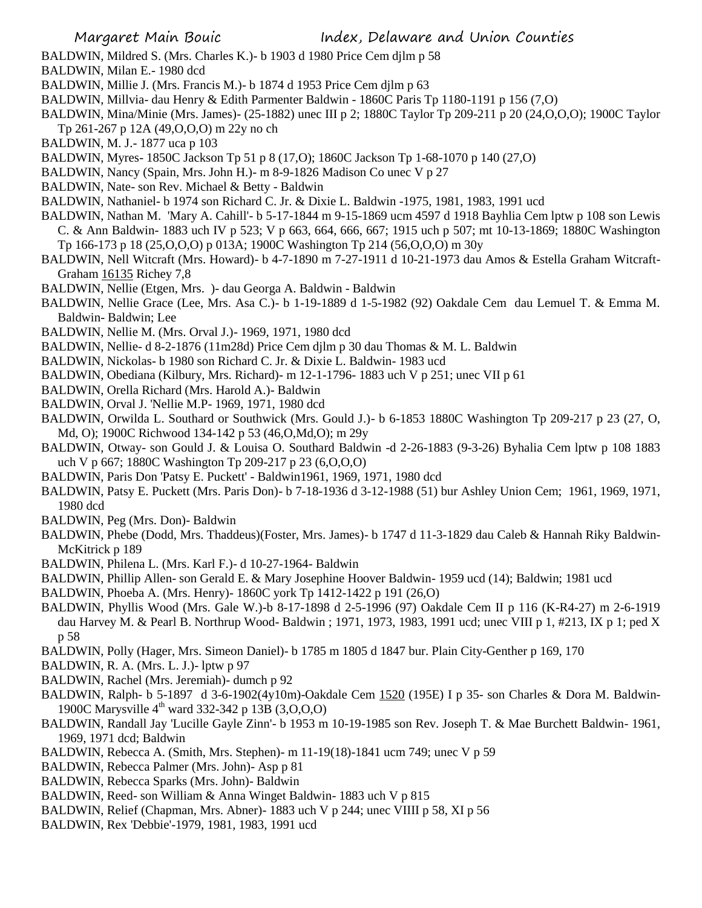BALDWIN, Mildred S. (Mrs. Charles K.)- b 1903 d 1980 Price Cem djlm p 58

BALDWIN, Milan E.- 1980 dcd

BALDWIN, Millie J. (Mrs. Francis M.)- b 1874 d 1953 Price Cem djlm p 63

BALDWIN, Millvia- dau Henry & Edith Parmenter Baldwin - 1860C Paris Tp 1180-1191 p 156 (7,O)

BALDWIN, Mina/Minie (Mrs. James)- (25-1882) unec III p 2; 1880C Taylor Tp 209-211 p 20 (24,O,O,O); 1900C Taylor Tp 261-267 p 12A (49,O,O,O) m 22y no ch

BALDWIN, M. J.- 1877 uca p 103

BALDWIN, Myres- 1850C Jackson Tp 51 p 8 (17,O); 1860C Jackson Tp 1-68-1070 p 140 (27,O)

BALDWIN, Nancy (Spain, Mrs. John H.)- m 8-9-1826 Madison Co unec V p 27

BALDWIN, Nate- son Rev. Michael & Betty - Baldwin

BALDWIN, Nathaniel- b 1974 son Richard C. Jr. & Dixie L. Baldwin -1975, 1981, 1983, 1991 ucd

BALDWIN, Nathan M. 'Mary A. Cahill'- b 5-17-1844 m 9-15-1869 ucm 4597 d 1918 Bayhlia Cem lptw p 108 son Lewis C. & Ann Baldwin- 1883 uch IV p 523; V p 663, 664, 666, 667; 1915 uch p 507; mt 10-13-1869; 1880C Washington Tp 166-173 p 18 (25,O,O,O) p 013A; 1900C Washington Tp 214 (56,O,O,O) m 30y

BALDWIN, Nell Witcraft (Mrs. Howard)- b 4-7-1890 m 7-27-1911 d 10-21-1973 dau Amos & Estella Graham Witcraft- Graham 16135 Richey 7,8

BALDWIN, Nellie (Etgen, Mrs. )- dau Georga A. Baldwin - Baldwin

BALDWIN, Nellie Grace (Lee, Mrs. Asa C.)- b 1-19-1889 d 1-5-1982 (92) Oakdale Cem dau Lemuel T. & Emma M. Baldwin- Baldwin; Lee

BALDWIN, Nellie M. (Mrs. Orval J.)- 1969, 1971, 1980 dcd

BALDWIN, Nellie- d 8-2-1876 (11m28d) Price Cem djlm p 30 dau Thomas & M. L. Baldwin

BALDWIN, Nickolas- b 1980 son Richard C. Jr. & Dixie L. Baldwin- 1983 ucd

BALDWIN, Obediana (Kilbury, Mrs. Richard)- m 12-1-1796- 1883 uch V p 251; unec VII p 61

BALDWIN, Orella Richard (Mrs. Harold A.)- Baldwin

BALDWIN, Orval J. 'Nellie M.P- 1969, 1971, 1980 dcd

BALDWIN, Orwilda L. Southard or Southwick (Mrs. Gould J.)- b 6-1853 1880C Washington Tp 209-217 p 23 (27, O, Md, O); 1900C Richwood 134-142 p 53 (46,O,Md,O); m 29y

BALDWIN, Otway- son Gould J. & Louisa O. Southard Baldwin -d 2-26-1883 (9-3-26) Byhalia Cem lptw p 108 1883 uch V p 667; 1880C Washington Tp 209-217 p 23 (6,O,O,O)

BALDWIN, Paris Don 'Patsy E. Puckett' - Baldwin1961, 1969, 1971, 1980 dcd

BALDWIN, Patsy E. Puckett (Mrs. Paris Don)- b 7-18-1936 d 3-12-1988 (51) bur Ashley Union Cem; 1961, 1969, 1971, 1980 dcd

BALDWIN, Peg (Mrs. Don)- Baldwin

BALDWIN, Phebe (Dodd, Mrs. Thaddeus)(Foster, Mrs. James)- b 1747 d 11-3-1829 dau Caleb & Hannah Riky Baldwin- McKitrick p 189

BALDWIN, Philena L. (Mrs. Karl F.)- d 10-27-1964- Baldwin

BALDWIN, Phillip Allen- son Gerald E. & Mary Josephine Hoover Baldwin- 1959 ucd (14); Baldwin; 1981 ucd

BALDWIN, Phoeba A. (Mrs. Henry)- 1860C york Tp 1412-1422 p 191 (26,O)

BALDWIN, Phyllis Wood (Mrs. Gale W.)-b 8-17-1898 d 2-5-1996 (97) Oakdale Cem II p 116 (K-R4-27) m 2-6-1919 dau Harvey M. & Pearl B. Northrup Wood- Baldwin ; 1971, 1973, 1983, 1991 ucd; unec VIII p 1, #213, IX p 1; ped X p 58

BALDWIN, Polly (Hager, Mrs. Simeon Daniel)- b 1785 m 1805 d 1847 bur. Plain City-Genther p 169, 170

BALDWIN, R. A. (Mrs. L. J.)- lptw p 97

BALDWIN, Rachel (Mrs. Jeremiah)- dumch p 92

BALDWIN, Ralph- b 5-1897 d 3-6-1902(4y10m)-Oakdale Cem 1520 (195E) I p 35- son Charles & Dora M. Baldwin- 1900C Marysville 4th ward 332-342 p 13B (3,O,O,O)

BALDWIN, Randall Jay 'Lucille Gayle Zinn'- b 1953 m 10-19-1985 son Rev. Joseph T. & Mae Burchett Baldwin- 1961, 1969, 1971 dcd; Baldwin

BALDWIN, Rebecca A. (Smith, Mrs. Stephen)- m 11-19(18)-1841 ucm 749; unec V p 59

BALDWIN, Rebecca Palmer (Mrs. John)- Asp p 81

BALDWIN, Rebecca Sparks (Mrs. John)- Baldwin

BALDWIN, Reed- son William & Anna Winget Baldwin- 1883 uch V p 815

BALDWIN, Relief (Chapman, Mrs. Abner)- 1883 uch V p 244; unec VIIII p 58, XI p 56

BALDWIN, Rex 'Debbie'-1979, 1981, 1983, 1991 ucd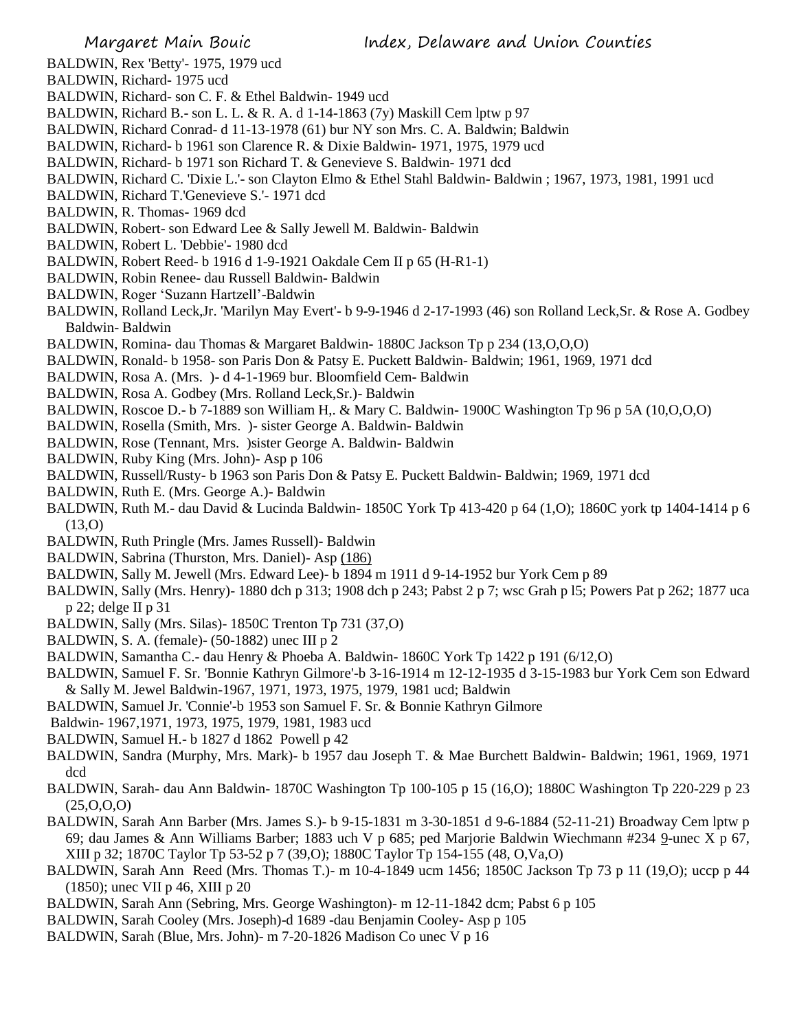BALDWIN, Rex 'Betty'- 1975, 1979 ucd

BALDWIN, Richard- 1975 ucd

BALDWIN, Richard- son C. F. & Ethel Baldwin- 1949 ucd

BALDWIN, Richard B.- son L. L. & R. A. d 1-14-1863 (7y) Maskill Cem lptw p 97

BALDWIN, Richard Conrad- d 11-13-1978 (61) bur NY son Mrs. C. A. Baldwin; Baldwin

BALDWIN, Richard- b 1961 son Clarence R. & Dixie Baldwin- 1971, 1975, 1979 ucd

BALDWIN, Richard- b 1971 son Richard T. & Genevieve S. Baldwin- 1971 dcd

BALDWIN, Richard C. 'Dixie L.'- son Clayton Elmo & Ethel Stahl Baldwin- Baldwin ; 1967, 1973, 1981, 1991 ucd

BALDWIN, Richard T.'Genevieve S.'- 1971 dcd

BALDWIN, R. Thomas- 1969 dcd

BALDWIN, Robert- son Edward Lee & Sally Jewell M. Baldwin- Baldwin

BALDWIN, Robert L. 'Debbie'- 1980 dcd

BALDWIN, Robert Reed- b 1916 d 1-9-1921 Oakdale Cem II p 65 (H-R1-1)

BALDWIN, Robin Renee- dau Russell Baldwin- Baldwin

BALDWIN, Roger 'Suzann Hartzell'-Baldwin

BALDWIN, Rolland Leck,Jr. 'Marilyn May Evert'- b 9-9-1946 d 2-17-1993 (46) son Rolland Leck,Sr. & Rose A. Godbey Baldwin- Baldwin

BALDWIN, Romina- dau Thomas & Margaret Baldwin- 1880C Jackson Tp p 234 (13,O,O,O)

BALDWIN, Ronald- b 1958- son Paris Don & Patsy E. Puckett Baldwin- Baldwin; 1961, 1969, 1971 dcd

BALDWIN, Rosa A. (Mrs. )- d 4-1-1969 bur. Bloomfield Cem- Baldwin

BALDWIN, Rosa A. Godbey (Mrs. Rolland Leck,Sr.)- Baldwin

BALDWIN, Roscoe D.- b 7-1889 son William H,. & Mary C. Baldwin- 1900C Washington Tp 96 p 5A (10,O,O,O)

BALDWIN, Rosella (Smith, Mrs. )- sister George A. Baldwin- Baldwin

BALDWIN, Rose (Tennant, Mrs. )sister George A. Baldwin- Baldwin

BALDWIN, Ruby King (Mrs. John)- Asp p 106

BALDWIN, Russell/Rusty- b 1963 son Paris Don & Patsy E. Puckett Baldwin- Baldwin; 1969, 1971 dcd

BALDWIN, Ruth E. (Mrs. George A.)- Baldwin

BALDWIN, Ruth M.- dau David & Lucinda Baldwin- 1850C York Tp 413-420 p 64 (1,O); 1860C york tp 1404-1414 p 6 (13,O)

BALDWIN, Ruth Pringle (Mrs. James Russell)- Baldwin

BALDWIN, Sabrina (Thurston, Mrs. Daniel)- Asp (186)

BALDWIN, Sally M. Jewell (Mrs. Edward Lee)- b 1894 m 1911 d 9-14-1952 bur York Cem p 89

BALDWIN, Sally (Mrs. Henry)- 1880 dch p 313; 1908 dch p 243; Pabst 2 p 7; wsc Grah p l5; Powers Pat p 262; 1877 uca p 22; delge II p 31

BALDWIN, Sally (Mrs. Silas)- 1850C Trenton Tp 731 (37,O)

BALDWIN, S. A. (female)- (50-1882) unec III p 2

BALDWIN, Samantha C.- dau Henry & Phoeba A. Baldwin- 1860C York Tp 1422 p 191 (6/12,O)

BALDWIN, Samuel F. Sr. 'Bonnie Kathryn Gilmore'-b 3-16-1914 m 12-12-1935 d 3-15-1983 bur York Cem son Edward & Sally M. Jewel Baldwin-1967, 1971, 1973, 1975, 1979, 1981 ucd; Baldwin

BALDWIN, Samuel Jr. 'Connie'-b 1953 son Samuel F. Sr. & Bonnie Kathryn Gilmore Baldwin- 1967,1971, 1973, 1975, 1979, 1981, 1983 ucd

BALDWIN, Samuel H.- b 1827 d 1862 Powell p 42

BALDWIN, Sandra (Murphy, Mrs. Mark)- b 1957 dau Joseph T. & Mae Burchett Baldwin- Baldwin; 1961, 1969, 1971 dcd

BALDWIN, Sarah- dau Ann Baldwin- 1870C Washington Tp 100-105 p 15 (16,O); 1880C Washington Tp 220-229 p 23 (25,O,O,O)

BALDWIN, Sarah Ann Barber (Mrs. James S.)- b 9-15-1831 m 3-30-1851 d 9-6-1884 (52-11-21) Broadway Cem lptw p 69; dau James & Ann Williams Barber; 1883 uch V p 685; ped Marjorie Baldwin Wiechmann #234 9-unec X p 67, XIII p 32; 1870C Taylor Tp 53-52 p 7 (39,O); 1880C Taylor Tp 154-155 (48, O,Va,O)

BALDWIN, Sarah Ann Reed (Mrs. Thomas T.)- m 10-4-1849 ucm 1456; 1850C Jackson Tp 73 p 11 (19,O); uccp p 44 (1850); unec VII p 46, XIII p 20

BALDWIN, Sarah Ann (Sebring, Mrs. George Washington)- m 12-11-1842 dcm; Pabst 6 p 105

BALDWIN, Sarah Cooley (Mrs. Joseph)-d 1689 -dau Benjamin Cooley- Asp p 105

BALDWIN, Sarah (Blue, Mrs. John)- m 7-20-1826 Madison Co unec V p 16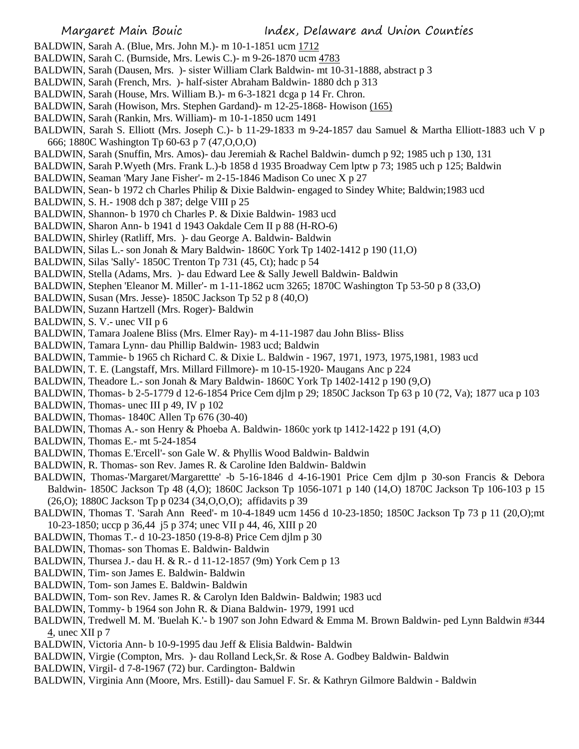BALDWIN, Sarah A. (Blue, Mrs. John M.)- m 10-1-1851 ucm 1712

BALDWIN, Sarah C. (Burnside, Mrs. Lewis C.)- m 9-26-1870 ucm 4783

BALDWIN, Sarah (Dausen, Mrs. )- sister William Clark Baldwin- mt 10-31-1888, abstract p 3

BALDWIN, Sarah (French, Mrs. )- half-sister Abraham Baldwin- 1880 dch p 313

BALDWIN, Sarah (House, Mrs. William B.)- m 6-3-1821 dcga p 14 Fr. Chron.

BALDWIN, Sarah (Howison, Mrs. Stephen Gardand)- m 12-25-1868- Howison (165)

BALDWIN, Sarah (Rankin, Mrs. William)- m 10-1-1850 ucm 1491

BALDWIN, Sarah S. Elliott (Mrs. Joseph C.)- b 11-29-1833 m 9-24-1857 dau Samuel & Martha Elliott-1883 uch V p 666; 1880C Washington Tp 60-63 p 7 (47,O,O,O)

BALDWIN, Sarah (Snuffin, Mrs. Amos)- dau Jeremiah & Rachel Baldwin- dumch p 92; 1985 uch p 130, 131

BALDWIN, Sarah P.Wyeth (Mrs. Frank L.)-b 1858 d 1935 Broadway Cem lptw p 73; 1985 uch p 125; Baldwin

BALDWIN, Seaman 'Mary Jane Fisher'- m 2-15-1846 Madison Co unec X p 27

BALDWIN, Sean- b 1972 ch Charles Philip & Dixie Baldwin- engaged to Sindey White; Baldwin;1983 ucd

BALDWIN, S. H.- 1908 dch p 387; delge VIII p 25

BALDWIN, Shannon- b 1970 ch Charles P. & Dixie Baldwin- 1983 ucd

BALDWIN, Sharon Ann- b 1941 d 1943 Oakdale Cem II p 88 (H-RO-6)

BALDWIN, Shirley (Ratliff, Mrs. )- dau George A. Baldwin- Baldwin

BALDWIN, Silas L.- son Jonah & Mary Baldwin- 1860C York Tp 1402-1412 p 190 (11,O)

BALDWIN, Silas 'Sally'- 1850C Trenton Tp 731 (45, Ct); hadc p 54

BALDWIN, Stella (Adams, Mrs. )- dau Edward Lee & Sally Jewell Baldwin- Baldwin

BALDWIN, Stephen 'Eleanor M. Miller'- m 1-11-1862 ucm 3265; 1870C Washington Tp 53-50 p 8 (33,O)

BALDWIN, Susan (Mrs. Jesse)- 1850C Jackson Tp 52 p 8 (40,O)

BALDWIN, Suzann Hartzell (Mrs. Roger)- Baldwin

BALDWIN, S. V.- unec VII p 6

BALDWIN, Tamara Joalene Bliss (Mrs. Elmer Ray)- m 4-11-1987 dau John Bliss- Bliss

BALDWIN, Tamara Lynn- dau Phillip Baldwin- 1983 ucd; Baldwin

BALDWIN, Tammie- b 1965 ch Richard C. & Dixie L. Baldwin - 1967, 1971, 1973, 1975,1981, 1983 ucd

BALDWIN, T. E. (Langstaff, Mrs. Millard Fillmore)- m 10-15-1920- Maugans Anc p 224

BALDWIN, Theadore L.- son Jonah & Mary Baldwin- 1860C York Tp 1402-1412 p 190 (9,O)

BALDWIN, Thomas- b 2-5-1779 d 12-6-1854 Price Cem djlm p 29; 1850C Jackson Tp 63 p 10 (72, Va); 1877 uca p 103

BALDWIN, Thomas- unec III p 49, IV p 102

BALDWIN, Thomas- 1840C Allen Tp 676 (30-40)

BALDWIN, Thomas A.- son Henry & Phoeba A. Baldwin- 1860c york tp 1412-1422 p 191 (4,O)

BALDWIN, Thomas E.- mt 5-24-1854

BALDWIN, Thomas E.'Ercell'- son Gale W. & Phyllis Wood Baldwin- Baldwin

BALDWIN, R. Thomas- son Rev. James R. & Caroline Iden Baldwin- Baldwin

BALDWIN, Thomas-'Margaret/Margarettte' -b 5-16-1846 d 4-16-1901 Price Cem djlm p 30-son Francis & Debora Baldwin- 1850C Jackson Tp 48 (4,O); 1860C Jackson Tp 1056-1071 p 140 (14,O) 1870C Jackson Tp 106-103 p 15 (26,O); 1880C Jackson Tp p 0234 (34,O,O,O); affidavits p 39

BALDWIN, Thomas T. 'Sarah Ann Reed'- m 10-4-1849 ucm 1456 d 10-23-1850; 1850C Jackson Tp 73 p 11 (20,O);mt 10-23-1850; uccp p 36,44 j5 p 374; unec VII p 44, 46, XIII p 20

BALDWIN, Thomas T.- d 10-23-1850 (19-8-8) Price Cem djlm p 30

BALDWIN, Thomas- son Thomas E. Baldwin- Baldwin

BALDWIN, Thursea J.- dau H. & R.- d 11-12-1857 (9m) York Cem p 13

BALDWIN, Tim- son James E. Baldwin- Baldwin

BALDWIN, Tom- son James E. Baldwin- Baldwin

BALDWIN, Tom- son Rev. James R. & Carolyn Iden Baldwin- Baldwin; 1983 ucd

BALDWIN, Tommy- b 1964 son John R. & Diana Baldwin- 1979, 1991 ucd

BALDWIN, Tredwell M. M. 'Buelah K.'- b 1907 son John Edward & Emma M. Brown Baldwin- ped Lynn Baldwin #3444, unec XII p 7

BALDWIN, Victoria Ann- b 10-9-1995 dau Jeff & Elisia Baldwin- Baldwin

BALDWIN, Virgie (Compton, Mrs. )- dau Rolland Leck,Sr. & Rose A. Godbey Baldwin- Baldwin

BALDWIN, Virgil- d 7-8-1967 (72) bur. Cardington- Baldwin

BALDWIN, Virginia Ann (Moore, Mrs. Estill)- dau Samuel F. Sr. & Kathryn Gilmore Baldwin - Baldwin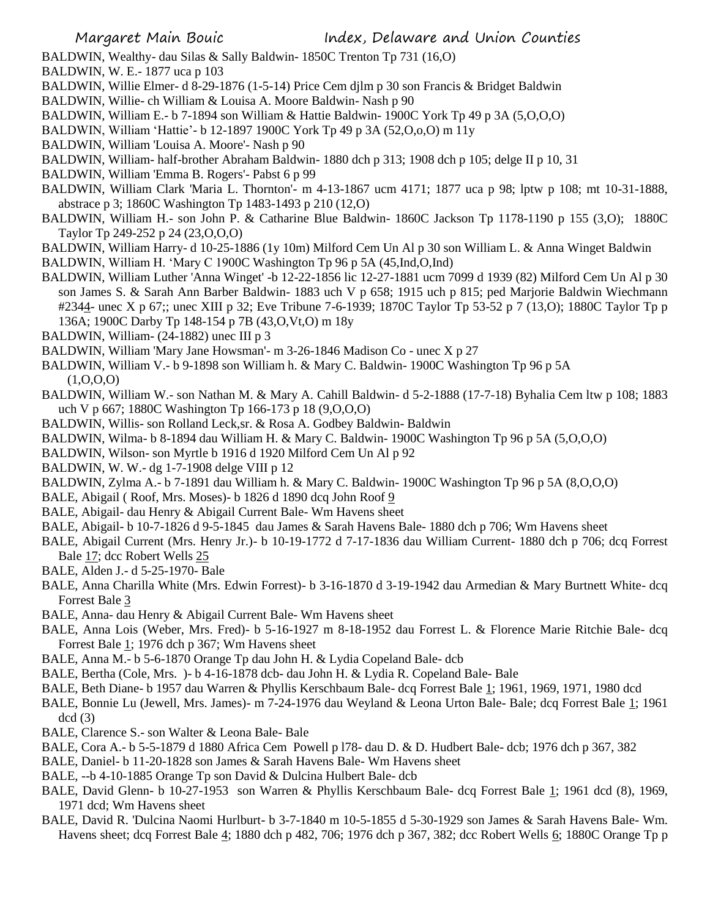BALDWIN, Wealthy- dau Silas & Sally Baldwin- 1850C Trenton Tp 731 (16,O)

BALDWIN, W. E.- 1877 uca p 103

BALDWIN, Willie Elmer- d 8-29-1876 (1-5-14) Price Cem djlm p 30 son Francis & Bridget Baldwin

BALDWIN, Willie- ch William & Louisa A. Moore Baldwin- Nash p 90

BALDWIN, William E.- b 7-1894 son William & Hattie Baldwin- 1900C York Tp 49 p 3A (5,O,O,O)

BALDWIN, William 'Hattie'- b 12-1897 1900C York Tp 49 p 3A (52,O,o,O) m 11y

BALDWIN, William 'Louisa A. Moore'- Nash p 90

BALDWIN, William- half-brother Abraham Baldwin- 1880 dch p 313; 1908 dch p 105; delge II p 10, 31

BALDWIN, William 'Emma B. Rogers'- Pabst 6 p 99

BALDWIN, William Clark 'Maria L. Thornton'- m 4-13-1867 ucm 4171; 1877 uca p 98; lptw p 108; mt 10-31-1888, abstrace p 3; 1860C Washington Tp 1483-1493 p 210 (12,O)

BALDWIN, William H.- son John P. & Catharine Blue Baldwin- 1860C Jackson Tp 1178-1190 p 155 (3,O); 1880C Taylor Tp 249-252 p 24 (23,O,O,O)

BALDWIN, William Harry- d 10-25-1886 (1y 10m) Milford Cem Un Al p 30 son William L. & Anna Winget Baldwin

BALDWIN, William H. 'Mary C 1900C Washington Tp 96 p 5A (45,Ind,O,Ind)

BALDWIN, William Luther 'Anna Winget' -b 12-22-1856 lic 12-27-1881 ucm 7099 d 1939 (82) Milford Cem Un Al p 30 son James S. & Sarah Ann Barber Baldwin- 1883 uch V p 658; 1915 uch p 815; ped Marjorie Baldwin Wiechmann #2344- unec X p 67;; unec XIII p 32; Eve Tribune 7-6-1939; 1870C Taylor Tp 53-52 p 7 (13,O); 1880C Taylor Tp p 136A; 1900C Darby Tp 148-154 p 7B (43,O,Vt,O) m 18y

BALDWIN, William- (24-1882) unec III p 3

BALDWIN, William 'Mary Jane Howsman'- m 3-26-1846 Madison Co - unec X p 27

BALDWIN, William V.- b 9-1898 son William h. & Mary C. Baldwin- 1900C Washington Tp 96 p 5A (1,O,O,O)

BALDWIN, William W.- son Nathan M. & Mary A. Cahill Baldwin- d 5-2-1888 (17-7-18) Byhalia Cem ltw p 108; 1883 uch V p 667; 1880C Washington Tp 166-173 p 18 (9,O,O,O)

BALDWIN, Willis- son Rolland Leck,sr. & Rosa A. Godbey Baldwin- Baldwin

BALDWIN, Wilma- b 8-1894 dau William H. & Mary C. Baldwin- 1900C Washington Tp 96 p 5A (5,O,O,O)

BALDWIN, Wilson- son Myrtle b 1916 d 1920 Milford Cem Un Al p 92

BALDWIN, W. W.- dg 1-7-1908 delge VIII p 12

BALDWIN, Zylma A.- b 7-1891 dau William h. & Mary C. Baldwin- 1900C Washington Tp 96 p 5A (8,O,O,O)

BALE, Abigail ( Roof, Mrs. Moses)- b 1826 d 1890 dcq John Roof 9

BALE, Abigail- dau Henry & Abigail Current Bale- Wm Havens sheet

BALE, Abigail- b 10-7-1826 d 9-5-1845 dau James & Sarah Havens Bale- 1880 dch p 706; Wm Havens sheet

BALE, Abigail Current (Mrs. Henry Jr.)- b 10-19-1772 d 7-17-1836 dau William Current- 1880 dch p 706; dcq Forrest Bale 17; dcc Robert Wells 25

BALE, Alden J.- d 5-25-1970- Bale

BALE, Anna Charilla White (Mrs. Edwin Forrest)- b 3-16-1870 d 3-19-1942 dau Armedian & Mary Burtnett White- dcq Forrest Bale 3

BALE, Anna- dau Henry & Abigail Current Bale- Wm Havens sheet

BALE, Anna Lois (Weber, Mrs. Fred)- b 5-16-1927 m 8-18-1952 dau Forrest L. & Florence Marie Ritchie Bale- dcq Forrest Bale 1; 1976 dch p 367; Wm Havens sheet

BALE, Anna M.- b 5-6-1870 Orange Tp dau John H. & Lydia Copeland Bale- dcb

BALE, Bertha (Cole, Mrs. )- b 4-16-1878 dcb- dau John H. & Lydia R. Copeland Bale- Bale

BALE, Beth Diane- b 1957 dau Warren & Phyllis Kerschbaum Bale- dcq Forrest Bale 1; 1961, 1969, 1971, 1980 dcd

BALE, Bonnie Lu (Jewell, Mrs. James)- m 7-24-1976 dau Weyland & Leona Urton Bale- Bale; dcq Forrest Bale 1; 1961 dcd (3)

BALE, Clarence S.- son Walter & Leona Bale- Bale

BALE, Cora A.- b 5-5-1879 d 1880 Africa Cem Powell p l78- dau D. & D. Hudbert Bale- dcb; 1976 dch p 367, 382

BALE, Daniel- b 11-20-1828 son James & Sarah Havens Bale- Wm Havens sheet

BALE, --b 4-10-1885 Orange Tp son David & Dulcina Hulbert Bale- dcb

BALE, David Glenn- b 10-27-1953 son Warren & Phyllis Kerschbaum Bale- dcq Forrest Bale 1; 1961 dcd (8), 1969, 1971 dcd; Wm Havens sheet

BALE, David R. 'Dulcina Naomi Hurlburt- b 3-7-1840 m 10-5-1855 d 5-30-1929 son James & Sarah Havens Bale- Wm. Havens sheet; dcq Forrest Bale 4; 1880 dch p 482, 706; 1976 dch p 367, 382; dcc Robert Wells 6; 1880C Orange Tp p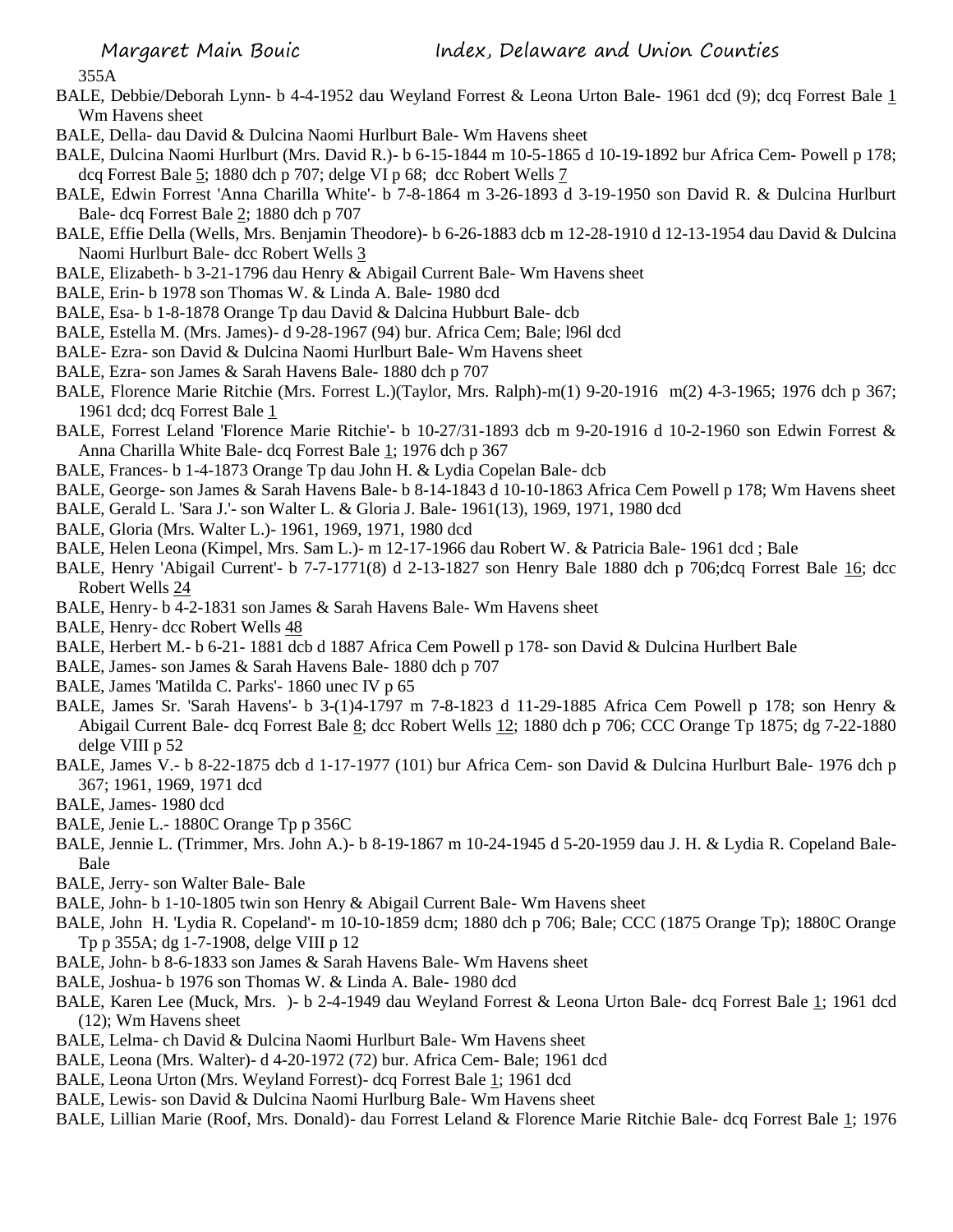355A

BALE, Debbie/Deborah Lynn- b 4-4-1952 dau Weyland Forrest & Leona Urton Bale- 1961 dcd (9); dcq Forrest Bale 1 Wm Havens sheet

BALE, Della- dau David & Dulcina Naomi Hurlburt Bale- Wm Havens sheet

BALE, Dulcina Naomi Hurlburt (Mrs. David R.)- b 6-15-1844 m 10-5-1865 d 10-19-1892 bur Africa Cem- Powell p 178; dcq Forrest Bale 5; 1880 dch p 707; delge VI p 68; dcc Robert Wells 7

BALE, Edwin Forrest 'Anna Charilla White'- b 7-8-1864 m 3-26-1893 d 3-19-1950 son David R. & Dulcina Hurlburt Bale- dcq Forrest Bale 2; 1880 dch p 707

BALE, Effie Della (Wells, Mrs. Benjamin Theodore)- b 6-26-1883 dcb m 12-28-1910 d 12-13-1954 dau David & Dulcina Naomi Hurlburt Bale- dcc Robert Wells 3

BALE, Elizabeth- b 3-21-1796 dau Henry & Abigail Current Bale- Wm Havens sheet

BALE, Erin- b 1978 son Thomas W. & Linda A. Bale- 1980 dcd

BALE, Esa- b 1-8-1878 Orange Tp dau David & Dalcina Hubburt Bale- dcb

BALE, Estella M. (Mrs. James)- d 9-28-1967 (94) bur. Africa Cem; Bale; l96l dcd

BALE- Ezra- son David & Dulcina Naomi Hurlburt Bale- Wm Havens sheet

BALE, Ezra- son James & Sarah Havens Bale- 1880 dch p 707

BALE, Florence Marie Ritchie (Mrs. Forrest L.)(Taylor, Mrs. Ralph)-m(1) 9-20-1916 m(2) 4-3-1965; 1976 dch p 367; 1961 dcd; dcq Forrest Bale 1

BALE, Forrest Leland 'Florence Marie Ritchie'- b 10-27/31-1893 dcb m 9-20-1916 d 10-2-1960 son Edwin Forrest & Anna Charilla White Bale- dcq Forrest Bale 1; 1976 dch p 367

BALE, Frances- b 1-4-1873 Orange Tp dau John H. & Lydia Copelan Bale- dcb

BALE, George- son James & Sarah Havens Bale- b 8-14-1843 d 10-10-1863 Africa Cem Powell p 178; Wm Havens sheet

BALE, Gerald L. 'Sara J.'- son Walter L. & Gloria J. Bale- 1961(13), 1969, 1971, 1980 dcd

BALE, Gloria (Mrs. Walter L.)- 1961, 1969, 1971, 1980 dcd

BALE, Helen Leona (Kimpel, Mrs. Sam L.)- m 12-17-1966 dau Robert W. & Patricia Bale- 1961 dcd ; Bale

BALE, Henry 'Abigail Current'- b 7-7-1771(8) d 2-13-1827 son Henry Bale 1880 dch p 706;dcq Forrest Bale 16; dcc Robert Wells 24

BALE, Henry- b 4-2-1831 son James & Sarah Havens Bale- Wm Havens sheet

BALE, Henry- dcc Robert Wells 48

BALE, Herbert M.- b 6-21- 1881 dcb d 1887 Africa Cem Powell p 178- son David & Dulcina Hurlbert Bale

BALE, James- son James & Sarah Havens Bale- 1880 dch p 707

BALE, James 'Matilda C. Parks'- 1860 unec IV p 65

BALE, James Sr. 'Sarah Havens'- b 3-(1)4-1797 m 7-8-1823 d 11-29-1885 Africa Cem Powell p 178; son Henry & Abigail Current Bale- dcq Forrest Bale 8; dcc Robert Wells 12; 1880 dch p 706; CCC Orange Tp 1875; dg 7-22-1880 delge VIII p 52

BALE, James V.- b 8-22-1875 dcb d 1-17-1977 (101) bur Africa Cem- son David & Dulcina Hurlburt Bale- 1976 dch p 367; 1961, 1969, 1971 dcd

BALE, James- 1980 dcd

BALE, Jenie L.- 1880C Orange Tp p 356C

BALE, Jennie L. (Trimmer, Mrs. John A.)- b 8-19-1867 m 10-24-1945 d 5-20-1959 dau J. H. & Lydia R. Copeland Bale- Bale

BALE, Jerry- son Walter Bale- Bale

BALE, John- b 1-10-1805 twin son Henry & Abigail Current Bale- Wm Havens sheet

BALE, John H. 'Lydia R. Copeland'- m 10-10-1859 dcm; 1880 dch p 706; Bale; CCC (1875 Orange Tp); 1880C Orange Tp p 355A; dg 1-7-1908, delge VIII p 12

BALE, John- b 8-6-1833 son James & Sarah Havens Bale- Wm Havens sheet

BALE, Joshua- b 1976 son Thomas W. & Linda A. Bale- 1980 dcd

BALE, Karen Lee (Muck, Mrs. )- b 2-4-1949 dau Weyland Forrest & Leona Urton Bale- dcq Forrest Bale 1; 1961 dcd (12); Wm Havens sheet

BALE, Lelma- ch David & Dulcina Naomi Hurlburt Bale- Wm Havens sheet

BALE, Leona (Mrs. Walter)- d 4-20-1972 (72) bur. Africa Cem- Bale; 1961 dcd

BALE, Leona Urton (Mrs. Weyland Forrest)- dcq Forrest Bale 1; 1961 dcd

BALE, Lewis- son David & Dulcina Naomi Hurlburg Bale- Wm Havens sheet

BALE, Lillian Marie (Roof, Mrs. Donald)- dau Forrest Leland & Florence Marie Ritchie Bale- dcq Forrest Bale 1; 1976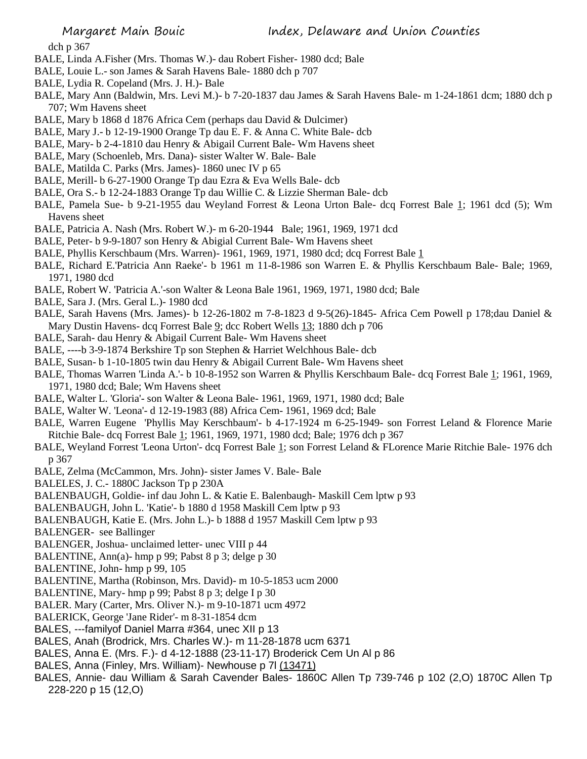dch p 367

BALE, Linda A.Fisher (Mrs. Thomas W.)- dau Robert Fisher- 1980 dcd; Bale

BALE, Louie L.- son James & Sarah Havens Bale- 1880 dch p 707

BALE, Lydia R. Copeland (Mrs. J. H.)- Bale

BALE, Mary Ann (Baldwin, Mrs. Levi M.)- b 7-20-1837 dau James & Sarah Havens Bale- m 1-24-1861 dcm; 1880 dch p 707; Wm Havens sheet

BALE, Mary b 1868 d 1876 Africa Cem (perhaps dau David & Dulcimer)

BALE, Mary J.- b 12-19-1900 Orange Tp dau E. F. & Anna C. White Bale- dcb

BALE, Mary- b 2-4-1810 dau Henry & Abigail Current Bale- Wm Havens sheet

BALE, Mary (Schoenleb, Mrs. Dana)- sister Walter W. Bale- Bale

BALE, Matilda C. Parks (Mrs. James)- 1860 unec IV p 65

BALE, Merill- b 6-27-1900 Orange Tp dau Ezra & Eva Wells Bale- dcb

BALE, Ora S.- b 12-24-1883 Orange Tp dau Willie C. & Lizzie Sherman Bale- dcb

BALE, Pamela Sue- b 9-21-1955 dau Weyland Forrest & Leona Urton Bale- dcq Forrest Bale 1; 1961 dcd (5); Wm Havens sheet

BALE, Patricia A. Nash (Mrs. Robert W.)- m 6-20-1944 Bale; 1961, 1969, 1971 dcd

BALE, Peter- b 9-9-1807 son Henry & Abigial Current Bale- Wm Havens sheet

BALE, Phyllis Kerschbaum (Mrs. Warren)- 1961, 1969, 1971, 1980 dcd; dcq Forrest Bale 1

BALE, Richard E.'Patricia Ann Raeke'- b 1961 m 11-8-1986 son Warren E. & Phyllis Kerschbaum Bale- Bale; 1969, 1971, 1980 dcd

BALE, Robert W. 'Patricia A.'-son Walter & Leona Bale 1961, 1969, 1971, 1980 dcd; Bale

BALE, Sara J. (Mrs. Geral L.)- 1980 dcd

BALE, Sarah Havens (Mrs. James)- b 12-26-1802 m 7-8-1823 d 9-5(26)-1845- Africa Cem Powell p 178;dau Daniel & Mary Dustin Havens- dcq Forrest Bale 9; dcc Robert Wells 13; 1880 dch p 706

BALE, Sarah- dau Henry & Abigail Current Bale- Wm Havens sheet

BALE, ----b 3-9-1874 Berkshire Tp son Stephen & Harriet Welchhous Bale- dcb

BALE, Susan- b 1-10-1805 twin dau Henry & Abigail Current Bale- Wm Havens sheet

BALE, Thomas Warren 'Linda A.'- b 10-8-1952 son Warren & Phyllis Kerschbaum Bale- dcq Forrest Bale 1; 1961, 1969, 1971, 1980 dcd; Bale; Wm Havens sheet

BALE, Walter L. 'Gloria'- son Walter & Leona Bale- 1961, 1969, 1971, 1980 dcd; Bale

BALE, Walter W. 'Leona'- d 12-19-1983 (88) Africa Cem- 1961, 1969 dcd; Bale

BALE, Warren Eugene 'Phyllis May Kerschbaum'- b 4-17-1924 m 6-25-1949- son Forrest Leland & Florence Marie Ritchie Bale- dcq Forrest Bale 1; 1961, 1969, 1971, 1980 dcd; Bale; 1976 dch p 367

BALE, Weyland Forrest 'Leona Urton'- dcq Forrest Bale 1; son Forrest Leland & FLorence Marie Ritchie Bale- 1976 dch p 367

BALE, Zelma (McCammon, Mrs. John)- sister James V. Bale- Bale

BALELES, J. C.- 1880C Jackson Tp p 230A

BALENBAUGH, Goldie- inf dau John L. & Katie E. Balenbaugh- Maskill Cem lptw p 93

BALENBAUGH, John L. 'Katie'- b 1880 d 1958 Maskill Cem lptw p 93

BALENBAUGH, Katie E. (Mrs. John L.)- b 1888 d 1957 Maskill Cem lptw p 93

BALENGER- see Ballinger

BALENGER, Joshua- unclaimed letter- unec VIII p 44

BALENTINE, Ann(a)- hmp p 99; Pabst 8 p 3; delge p 30

BALENTINE, John- hmp p 99, 105

BALENTINE, Martha (Robinson, Mrs. David)- m 10-5-1853 ucm 2000

BALENTINE, Mary- hmp p 99; Pabst 8 p 3; delge I p 30

BALER. Mary (Carter, Mrs. Oliver N.)- m 9-10-1871 ucm 4972

BALERICK, George 'Jane Rider'- m 8-31-1854 dcm

BALES, ---familyof Daniel Marra #364, unec XII p 13

BALES, Anah (Brodrick, Mrs. Charles W.)- m 11-28-1878 ucm 6371

BALES, Anna E. (Mrs. F.)- d 4-12-1888 (23-11-17) Broderick Cem Un Al p 86

BALES, Anna (Finley, Mrs. William)- Newhouse p 7l (13471)

BALES, Annie- dau William & Sarah Cavender Bales- 1860C Allen Tp 739-746 p 102 (2,O) 1870C Allen Tp 228-220 p 15 (12,O)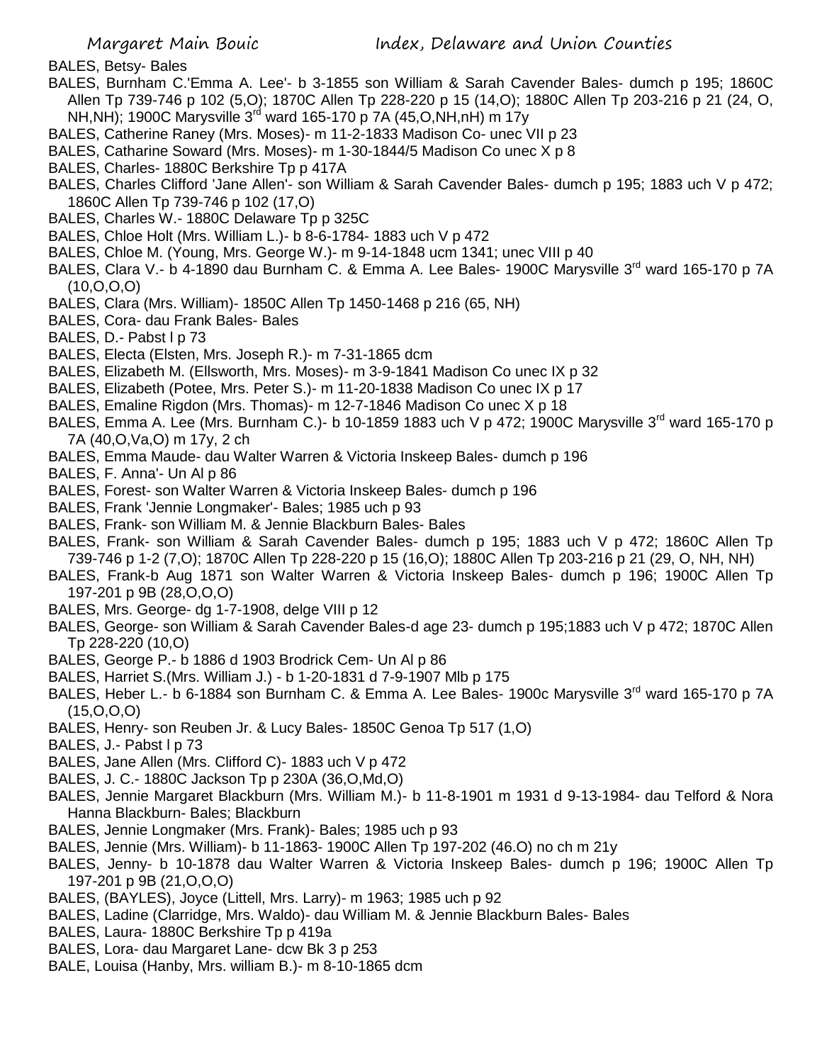BALES, Betsy- Bales

BALES, Burnham C.'Emma A. Lee'- b 3-1855 son William & Sarah Cavender Bales- dumch p 195; 1860C Allen Tp 739-746 p 102 (5,O); 1870C Allen Tp 228-220 p 15 (14,O); 1880C Allen Tp 203-216 p 21 (24, O, NH,NH); 1900C Marysville 3rd ward 165-170 p 7A (45,O,NH,nH) m 17y

BALES, Catherine Raney (Mrs. Moses)- m 11-2-1833 Madison Co- unec VII p 23

BALES, Catharine Soward (Mrs. Moses)- m 1-30-1844/5 Madison Co unec X p 8

BALES, Charles- 1880C Berkshire Tp p 417A

BALES, Charles Clifford 'Jane Allen'- son William & Sarah Cavender Bales- dumch p 195; 1883 uch V p 472; 1860C Allen Tp 739-746 p 102 (17,O)

BALES, Charles W.- 1880C Delaware Tp p 325C

BALES, Chloe Holt (Mrs. William L.)- b 8-6-1784- 1883 uch V p 472

BALES, Chloe M. (Young, Mrs. George W.)- m 9-14-1848 ucm 1341; unec VIII p 40

BALES, Clara V.- b 4-1890 dau Burnham C. & Emma A. Lee Bales- 1900C Marysville 3rd ward 165-170 p 7A (10,O,O,O)

BALES, Clara (Mrs. William)- 1850C Allen Tp 1450-1468 p 216 (65, NH)

BALES, Cora- dau Frank Bales- Bales

BALES, D.- Pabst I p 73

BALES, Electa (Elsten, Mrs. Joseph R.)- m 7-31-1865 dcm

BALES, Elizabeth M. (Ellsworth, Mrs. Moses)- m 3-9-1841 Madison Co unec IX p 32

BALES, Elizabeth (Potee, Mrs. Peter S.)- m 11-20-1838 Madison Co unec IX p 17

BALES, Emaline Rigdon (Mrs. Thomas)- m 12-7-1846 Madison Co unec X p 18

BALES, Emma A. Lee (Mrs. Burnham C.)- b 10-1859 1883 uch V p 472; 1900C Marysville 3rd ward 165-170 p 7A (40,O,Va,O) m 17y, 2 ch

BALES, Emma Maude- dau Walter Warren & Victoria Inskeep Bales- dumch p 196

BALES, F. Anna'- Un Al p 86

BALES, Forest- son Walter Warren & Victoria Inskeep Bales- dumch p 196

BALES, Frank 'Jennie Longmaker'- Bales; 1985 uch p 93

BALES, Frank- son William M. & Jennie Blackburn Bales- Bales

BALES, Frank- son William & Sarah Cavender Bales- dumch p 195; 1883 uch V p 472; 1860C Allen Tp 739-746 p 1-2 (7,O); 1870C Allen Tp 228-220 p 15 (16,O); 1880C Allen Tp 203-216 p 21 (29, O, NH, NH)

BALES, Frank-b Aug 1871 son Walter Warren & Victoria Inskeep Bales- dumch p 196; 1900C Allen Tp 197-201 p 9B (28,O,O,O)

BALES, Mrs. George- dg 1-7-1908, delge VIII p 12

BALES, George- son William & Sarah Cavender Bales-d age 23- dumch p 195;1883 uch V p 472; 1870C Allen Tp 228-220 (10,O)

BALES, George P.- b 1886 d 1903 Brodrick Cem- Un Al p 86

BALES, Harriet S.(Mrs. William J.) - b 1-20-1831 d 7-9-1907 Mlb p 175

BALES, Heber L.- b 6-1884 son Burnham C. & Emma A. Lee Bales- 1900c Marysville 3rd ward 165-170 p 7A (15,O,O,O)

BALES, Henry- son Reuben Jr. & Lucy Bales- 1850C Genoa Tp 517 (1,O)

BALES, J.- Pabst I p 73

BALES, Jane Allen (Mrs. Clifford C)- 1883 uch V p 472

BALES, J. C.- 1880C Jackson Tp p 230A (36,O,Md,O)

BALES, Jennie Margaret Blackburn (Mrs. William M.)- b 11-8-1901 m 1931 d 9-13-1984- dau Telford & Nora Hanna Blackburn- Bales; Blackburn

BALES, Jennie Longmaker (Mrs. Frank)- Bales; 1985 uch p 93

BALES, Jennie (Mrs. William)- b 11-1863- 1900C Allen Tp 197-202 (46.O) no ch m 21y

BALES, Jenny- b 10-1878 dau Walter Warren & Victoria Inskeep Bales- dumch p 196; 1900C Allen Tp 197-201 p 9B (21,O,O,O)

BALES, (BAYLES), Joyce (Littell, Mrs. Larry)- m 1963; 1985 uch p 92

BALES, Ladine (Clarridge, Mrs. Waldo)- dau William M. & Jennie Blackburn Bales- Bales

BALES, Laura- 1880C Berkshire Tp p 419a

BALES, Lora- dau Margaret Lane- dcw Bk 3 p 253

BALE, Louisa (Hanby, Mrs. william B.)- m 8-10-1865 dcm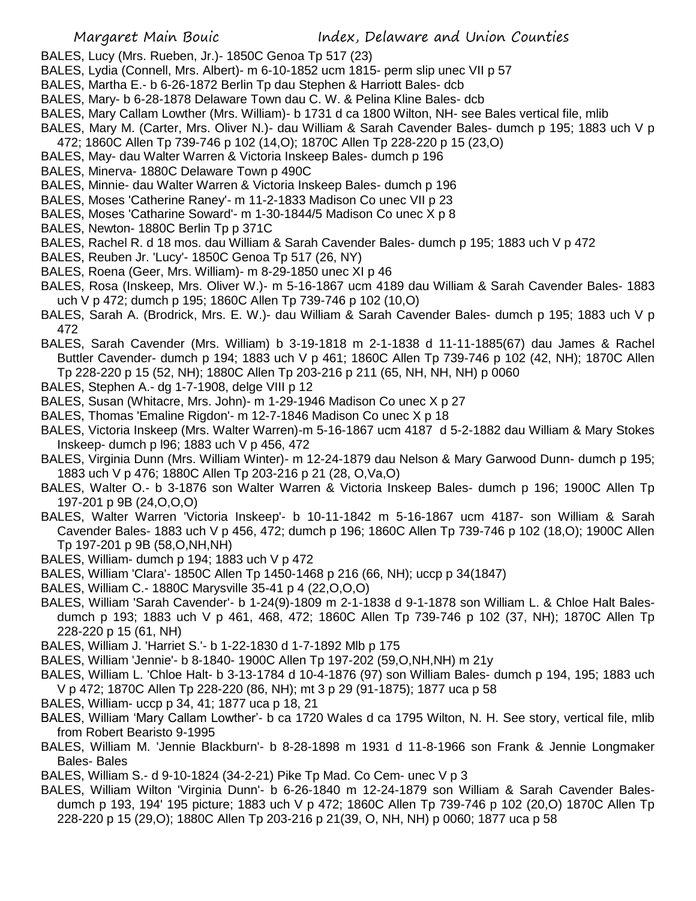BALES, Lucy (Mrs. Rueben, Jr.)- 1850C Genoa Tp 517 (23)

BALES, Lydia (Connell, Mrs. Albert)- m 6-10-1852 ucm 1815- perm slip unec VII p 57

BALES, Martha E.- b 6-26-1872 Berlin Tp dau Stephen & Harriott Bales- dcb

BALES, Mary- b 6-28-1878 Delaware Town dau C. W. & Pelina Kline Bales- dcb

BALES, Mary Callam Lowther (Mrs. William)- b 1731 d ca 1800 Wilton, NH- see Bales vertical file, mlib

BALES, Mary M. (Carter, Mrs. Oliver N.)- dau William & Sarah Cavender Bales- dumch p 195; 1883 uch V p 472; 1860C Allen Tp 739-746 p 102 (14,O); 1870C Allen Tp 228-220 p 15 (23,O)

BALES, May- dau Walter Warren & Victoria Inskeep Bales- dumch p 196

BALES, Minerva- 1880C Delaware Town p 490C

BALES, Minnie- dau Walter Warren & Victoria Inskeep Bales- dumch p 196

BALES, Moses 'Catherine Raney'- m 11-2-1833 Madison Co unec VII p 23

BALES, Moses 'Catharine Soward'- m 1-30-1844/5 Madison Co unec X p 8

BALES, Newton- 1880C Berlin Tp p 371C

BALES, Rachel R. d 18 mos. dau William & Sarah Cavender Bales- dumch p 195; 1883 uch V p 472

BALES, Reuben Jr. 'Lucy'- 1850C Genoa Tp 517 (26, NY)

BALES, Roena (Geer, Mrs. William)- m 8-29-1850 unec XI p 46

BALES, Rosa (Inskeep, Mrs. Oliver W.)- m 5-16-1867 ucm 4189 dau William & Sarah Cavender Bales- 1883 uch V p 472; dumch p 195; 1860C Allen Tp 739-746 p 102 (10,O)

BALES, Sarah A. (Brodrick, Mrs. E. W.)- dau William & Sarah Cavender Bales- dumch p 195; 1883 uch V p 472

BALES, Sarah Cavender (Mrs. William) b 3-19-1818 m 2-1-1838 d 11-11-1885(67) dau James & Rachel Buttler Cavender- dumch p 194; 1883 uch V p 461; 1860C Allen Tp 739-746 p 102 (42, NH); 1870C Allen Tp 228-220 p 15 (52, NH); 1880C Allen Tp 203-216 p 211 (65, NH, NH, NH) p 0060

BALES, Stephen A.- dg 1-7-1908, delge VIII p 12

BALES, Susan (Whitacre, Mrs. John)- m 1-29-1946 Madison Co unec X p 27

BALES, Thomas 'Emaline Rigdon'- m 12-7-1846 Madison Co unec X p 18

BALES, Victoria Inskeep (Mrs. Walter Warren)-m 5-16-1867 ucm 4187 d 5-2-1882 dau William & Mary Stokes Inskeep- dumch p l96; 1883 uch V p 456, 472

BALES, Virginia Dunn (Mrs. William Winter)- m 12-24-1879 dau Nelson & Mary Garwood Dunn- dumch p 195; 1883 uch V p 476; 1880C Allen Tp 203-216 p 21 (28, O,Va,O)

BALES, Walter O.- b 3-1876 son Walter Warren & Victoria Inskeep Bales- dumch p 196; 1900C Allen Tp 197-201 p 9B (24,O,O,O)

BALES, Walter Warren 'Victoria Inskeep'- b 10-11-1842 m 5-16-1867 ucm 4187- son William & Sarah Cavender Bales- 1883 uch V p 456, 472; dumch p 196; 1860C Allen Tp 739-746 p 102 (18,O); 1900C Allen Tp 197-201 p 9B (58,O,NH,NH)

BALES, William- dumch p 194; 1883 uch V p 472

BALES, William 'Clara'- 1850C Allen Tp 1450-1468 p 216 (66, NH); uccp p 34(1847)

BALES, William C.- 1880C Marysville 35-41 p 4 (22,O,O,O)

BALES, William 'Sarah Cavender'- b 1-24(9)-1809 m 2-1-1838 d 9-1-1878 son William L. & Chloe Halt Bales- dumch p 193; 1883 uch V p 461, 468, 472; 1860C Allen Tp 739-746 p 102 (37, NH); 1870C Allen Tp 228-220 p 15 (61, NH)

BALES, William J. 'Harriet S.'- b 1-22-1830 d 1-7-1892 Mlb p 175

BALES, William 'Jennie'- b 8-1840- 1900C Allen Tp 197-202 (59,O,NH,NH) m 21y

BALES, William L. 'Chloe Halt- b 3-13-1784 d 10-4-1876 (97) son William Bales- dumch p 194, 195; 1883 uch V p 472; 1870C Allen Tp 228-220 (86, NH); mt 3 p 29 (91-1875); 1877 uca p 58

BALES, William- uccp p 34, 41; 1877 uca p 18, 21

BALES, William 'Mary Callam Lowther'- b ca 1720 Wales d ca 1795 Wilton, N. H. See story, vertical file, mlib from Robert Bearisto 9-1995

BALES, William M. 'Jennie Blackburn'- b 8-28-1898 m 1931 d 11-8-1966 son Frank & Jennie Longmaker Bales- Bales

BALES, William S.- d 9-10-1824 (34-2-21) Pike Tp Mad. Co Cem- unec V p 3

BALES, William Wilton 'Virginia Dunn'- b 6-26-1840 m 12-24-1879 son William & Sarah Cavender Bales- dumch p 193, 194' 195 picture; 1883 uch V p 472; 1860C Allen Tp 739-746 p 102 (20,O) 1870C Allen Tp 228-220 p 15 (29,O); 1880C Allen Tp 203-216 p 21(39, O, NH, NH) p 0060; 1877 uca p 58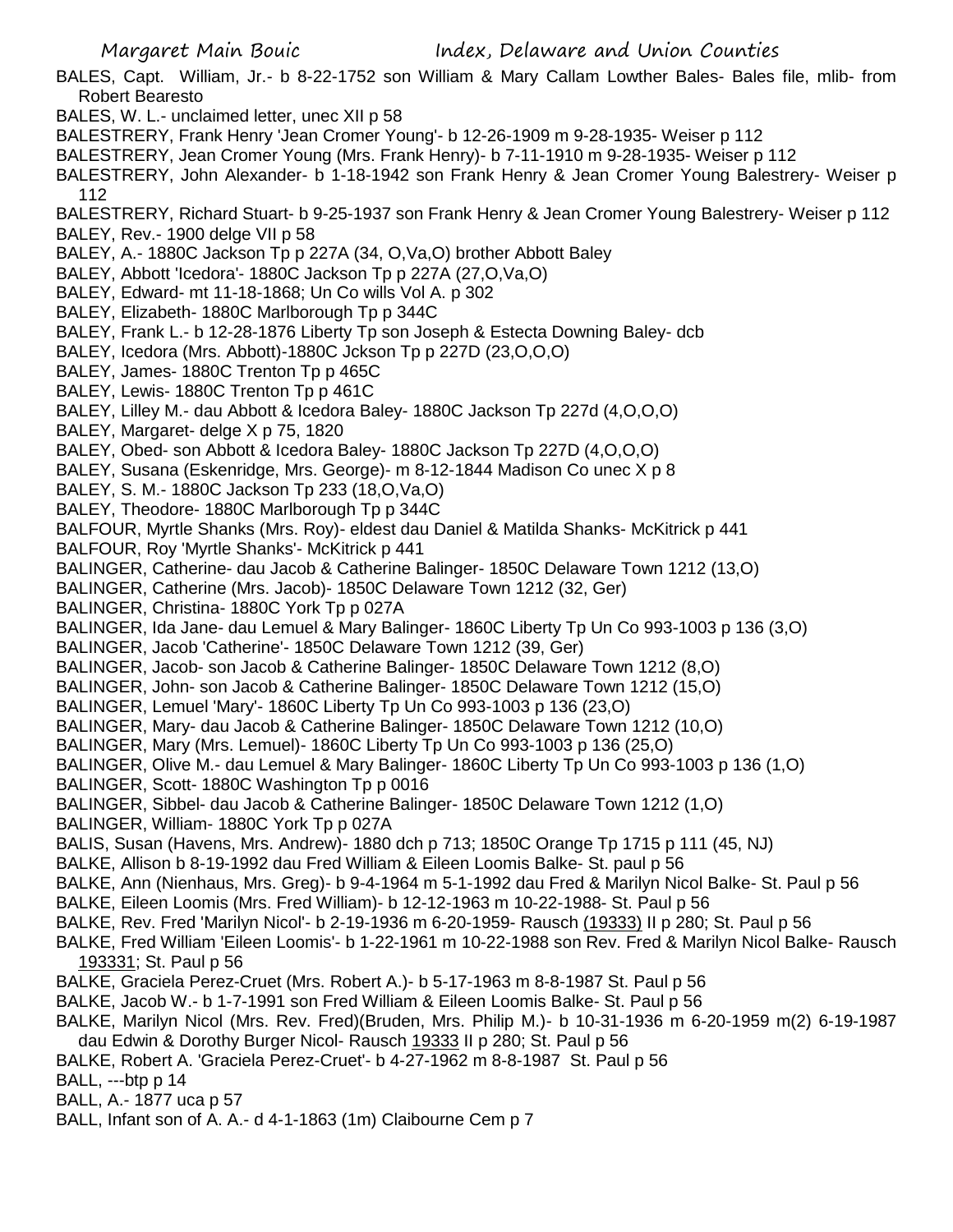BALES, Capt. William, Jr.- b 8-22-1752 son William & Mary Callam Lowther Bales- Bales file, mlib- from Robert Bearesto

BALES, W. L.- unclaimed letter, unec XII p 58

BALESTRERY, Frank Henry 'Jean Cromer Young'- b 12-26-1909 m 9-28-1935- Weiser p 112

BALESTRERY, Jean Cromer Young (Mrs. Frank Henry)- b 7-11-1910 m 9-28-1935- Weiser p 112

BALESTRERY, John Alexander- b 1-18-1942 son Frank Henry & Jean Cromer Young Balestrery- Weiser p 112

BALESTRERY, Richard Stuart- b 9-25-1937 son Frank Henry & Jean Cromer Young Balestrery- Weiser p 112

BALEY, Rev.- 1900 delge VII p 58

BALEY, A.- 1880C Jackson Tp p 227A (34, O,Va,O) brother Abbott Baley

BALEY, Abbott 'Icedora'- 1880C Jackson Tp p 227A (27,O,Va,O)

BALEY, Edward- mt 11-18-1868; Un Co wills Vol A. p 302

BALEY, Elizabeth- 1880C Marlborough Tp p 344C

BALEY, Frank L.- b 12-28-1876 Liberty Tp son Joseph & Estecta Downing Baley- dcb

BALEY, Icedora (Mrs. Abbott)-1880C Jckson Tp p 227D (23,O,O,O)

BALEY, James- 1880C Trenton Tp p 465C

BALEY, Lewis- 1880C Trenton Tp p 461C

BALEY, Lilley M.- dau Abbott & Icedora Baley- 1880C Jackson Tp 227d (4,O,O,O)

BALEY, Margaret- delge X p 75, 1820

BALEY, Obed- son Abbott & Icedora Baley- 1880C Jackson Tp 227D (4,O,O,O)

BALEY, Susana (Eskenridge, Mrs. George)- m 8-12-1844 Madison Co unec X p 8

BALEY, S. M.- 1880C Jackson Tp 233 (18,O,Va,O)

BALEY, Theodore- 1880C Marlborough Tp p 344C

BALFOUR, Myrtle Shanks (Mrs. Roy)- eldest dau Daniel & Matilda Shanks- McKitrick p 441

BALFOUR, Roy 'Myrtle Shanks'- McKitrick p 441

BALINGER, Catherine- dau Jacob & Catherine Balinger- 1850C Delaware Town 1212 (13,O)

BALINGER, Catherine (Mrs. Jacob)- 1850C Delaware Town 1212 (32, Ger)

BALINGER, Christina- 1880C York Tp p 027A

BALINGER, Ida Jane- dau Lemuel & Mary Balinger- 1860C Liberty Tp Un Co 993-1003 p 136 (3,O)

BALINGER, Jacob 'Catherine'- 1850C Delaware Town 1212 (39, Ger)

BALINGER, Jacob- son Jacob & Catherine Balinger- 1850C Delaware Town 1212 (8,O)

BALINGER, John- son Jacob & Catherine Balinger- 1850C Delaware Town 1212 (15,O)

BALINGER, Lemuel 'Mary'- 1860C Liberty Tp Un Co 993-1003 p 136 (23,O)

BALINGER, Mary- dau Jacob & Catherine Balinger- 1850C Delaware Town 1212 (10,O)

BALINGER, Mary (Mrs. Lemuel)- 1860C Liberty Tp Un Co 993-1003 p 136 (25,O)

BALINGER, Olive M.- dau Lemuel & Mary Balinger- 1860C Liberty Tp Un Co 993-1003 p 136 (1,O)

BALINGER, Scott- 1880C Washington Tp p 0016

BALINGER, Sibbel- dau Jacob & Catherine Balinger- 1850C Delaware Town 1212 (1,O)

BALINGER, William- 1880C York Tp p 027A

BALIS, Susan (Havens, Mrs. Andrew)- 1880 dch p 713; 1850C Orange Tp 1715 p 111 (45, NJ)

BALKE, Allison b 8-19-1992 dau Fred William & Eileen Loomis Balke- St. paul p 56

BALKE, Ann (Nienhaus, Mrs. Greg)- b 9-4-1964 m 5-1-1992 dau Fred & Marilyn Nicol Balke- St. Paul p 56

BALKE, Eileen Loomis (Mrs. Fred William)- b 12-12-1963 m 10-22-1988- St. Paul p 56

BALKE, Rev. Fred 'Marilyn Nicol'- b 2-19-1936 m 6-20-1959- Rausch (19333) II p 280; St. Paul p 56

BALKE, Fred William 'Eileen Loomis'- b 1-22-1961 m 10-22-1988 son Rev. Fred & Marilyn Nicol Balke- Rausch 193331; St. Paul p 56

BALKE, Graciela Perez-Cruet (Mrs. Robert A.)- b 5-17-1963 m 8-8-1987 St. Paul p 56

BALKE, Jacob W.- b 1-7-1991 son Fred William & Eileen Loomis Balke- St. Paul p 56

BALKE, Marilyn Nicol (Mrs. Rev. Fred)(Bruden, Mrs. Philip M.)- b 10-31-1936 m 6-20-1959 m(2) 6-19-1987 dau Edwin & Dorothy Burger Nicol- Rausch 19333 II p 280; St. Paul p 56

BALKE, Robert A. 'Graciela Perez-Cruet'- b 4-27-1962 m 8-8-1987 St. Paul p 56

BALL, ---btp p 14

BALL, A.- 1877 uca p 57

BALL, Infant son of A. A.- d 4-1-1863 (1m) Claibourne Cem p 7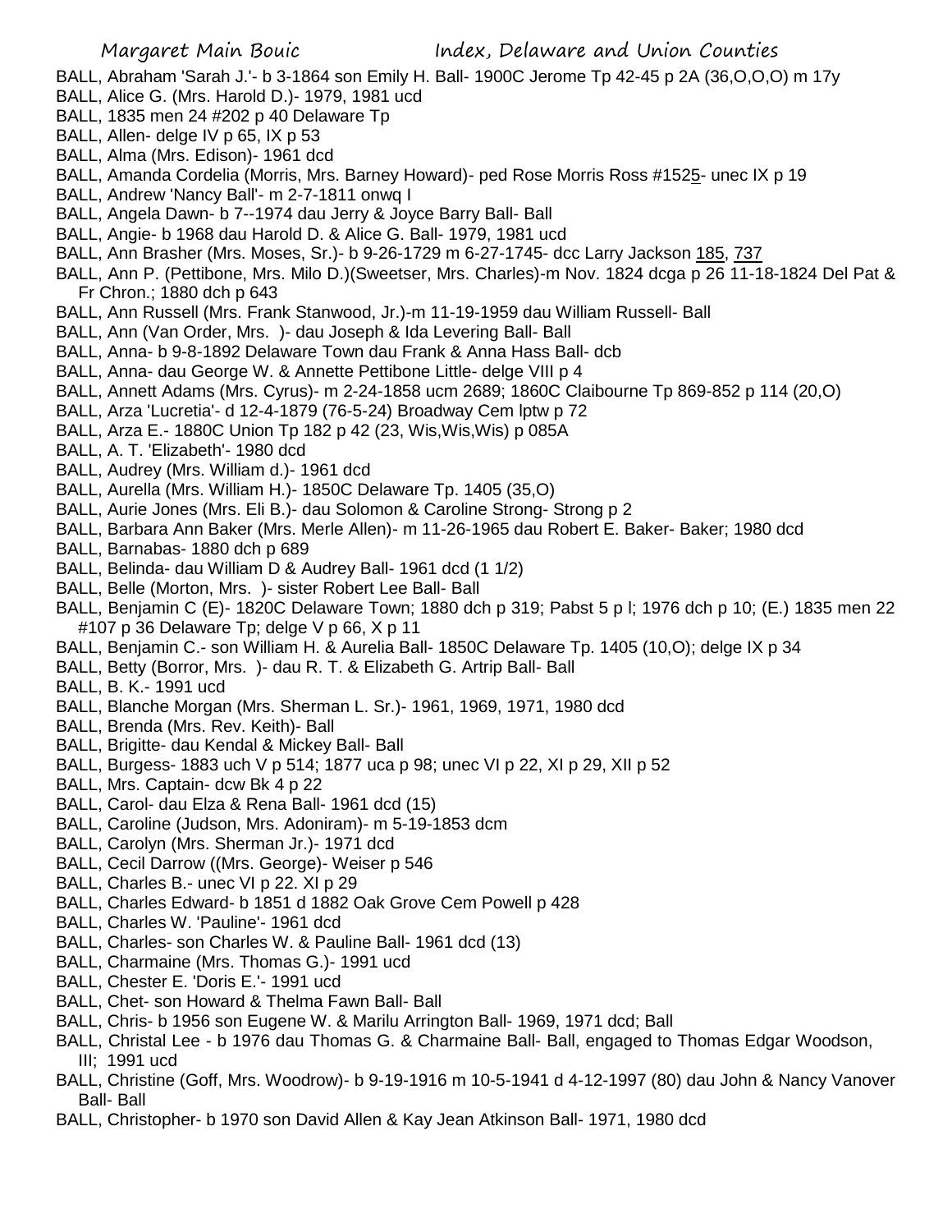BALL, Abraham 'Sarah J.'- b 3-1864 son Emily H. Ball- 1900C Jerome Tp 42-45 p 2A (36,O,O,O) m 17y

BALL, Alice G. (Mrs. Harold D.)- 1979, 1981 ucd

BALL, 1835 men 24 #202 p 40 Delaware Tp

BALL, Allen- delge IV p 65, IX p 53

BALL, Alma (Mrs. Edison)- 1961 dcd

BALL, Amanda Cordelia (Morris, Mrs. Barney Howard)- ped Rose Morris Ross #1525- unec IX p 19

BALL, Andrew 'Nancy Ball'- m 2-7-1811 onwq I

BALL, Angela Dawn- b 7--1974 dau Jerry & Joyce Barry Ball- Ball

BALL, Angie- b 1968 dau Harold D. & Alice G. Ball- 1979, 1981 ucd

BALL, Ann Brasher (Mrs. Moses, Sr.)- b 9-26-1729 m 6-27-1745- dcc Larry Jackson 185, 737

BALL, Ann P. (Pettibone, Mrs. Milo D.)(Sweetser, Mrs. Charles)-m Nov. 1824 dcga p 26 11-18-1824 Del Pat & Fr Chron.; 1880 dch p 643

BALL, Ann Russell (Mrs. Frank Stanwood, Jr.)-m 11-19-1959 dau William Russell- Ball

BALL, Ann (Van Order, Mrs. )- dau Joseph & Ida Levering Ball- Ball

BALL, Anna- b 9-8-1892 Delaware Town dau Frank & Anna Hass Ball- dcb

BALL, Anna- dau George W. & Annette Pettibone Little- delge VIII p 4

BALL, Annett Adams (Mrs. Cyrus)- m 2-24-1858 ucm 2689; 1860C Claibourne Tp 869-852 p 114 (20,O)

BALL, Arza 'Lucretia'- d 12-4-1879 (76-5-24) Broadway Cem lptw p 72

BALL, Arza E.- 1880C Union Tp 182 p 42 (23, Wis,Wis,Wis) p 085A

BALL, A. T. 'Elizabeth'- 1980 dcd

BALL, Audrey (Mrs. William d.)- 1961 dcd

BALL, Aurella (Mrs. William H.)- 1850C Delaware Tp. 1405 (35,O)

BALL, Aurie Jones (Mrs. Eli B.)- dau Solomon & Caroline Strong- Strong p 2

BALL, Barbara Ann Baker (Mrs. Merle Allen)- m 11-26-1965 dau Robert E. Baker- Baker; 1980 dcd

BALL, Barnabas- 1880 dch p 689

BALL, Belinda- dau William D & Audrey Ball- 1961 dcd (1 1/2)

BALL, Belle (Morton, Mrs. )- sister Robert Lee Ball- Ball

BALL, Benjamin C (E)- 1820C Delaware Town; 1880 dch p 319; Pabst 5 p l; 1976 dch p 10; (E.) 1835 men 22 #107 p 36 Delaware Tp; delge V p 66, X p 11

BALL, Benjamin C.- son William H. & Aurelia Ball- 1850C Delaware Tp. 1405 (10,O); delge IX p 34

BALL, Betty (Borror, Mrs. )- dau R. T. & Elizabeth G. Artrip Ball- Ball

BALL, B. K.- 1991 ucd

BALL, Blanche Morgan (Mrs. Sherman L. Sr.)- 1961, 1969, 1971, 1980 dcd

BALL, Brenda (Mrs. Rev. Keith)- Ball

BALL, Brigitte- dau Kendal & Mickey Ball- Ball

BALL, Burgess- 1883 uch V p 514; 1877 uca p 98; unec VI p 22, XI p 29, XII p 52

BALL, Mrs. Captain- dcw Bk 4 p 22

BALL, Carol- dau Elza & Rena Ball- 1961 dcd (15)

BALL, Caroline (Judson, Mrs. Adoniram)- m 5-19-1853 dcm

BALL, Carolyn (Mrs. Sherman Jr.)- 1971 dcd

BALL, Cecil Darrow ((Mrs. George)- Weiser p 546

BALL, Charles B.- unec VI p 22. XI p 29

BALL, Charles Edward- b 1851 d 1882 Oak Grove Cem Powell p 428

BALL, Charles W. 'Pauline'- 1961 dcd

BALL, Charles- son Charles W. & Pauline Ball- 1961 dcd (13)

BALL, Charmaine (Mrs. Thomas G.)- 1991 ucd

BALL, Chester E. 'Doris E.'- 1991 ucd

BALL, Chet- son Howard & Thelma Fawn Ball- Ball

BALL, Chris- b 1956 son Eugene W. & Marilu Arrington Ball- 1969, 1971 dcd; Ball

BALL, Christal Lee - b 1976 dau Thomas G. & Charmaine Ball- Ball, engaged to Thomas Edgar Woodson, III; 1991 ucd

BALL, Christine (Goff, Mrs. Woodrow)- b 9-19-1916 m 10-5-1941 d 4-12-1997 (80) dau John & Nancy Vanover Ball- Ball

BALL, Christopher- b 1970 son David Allen & Kay Jean Atkinson Ball- 1971, 1980 dcd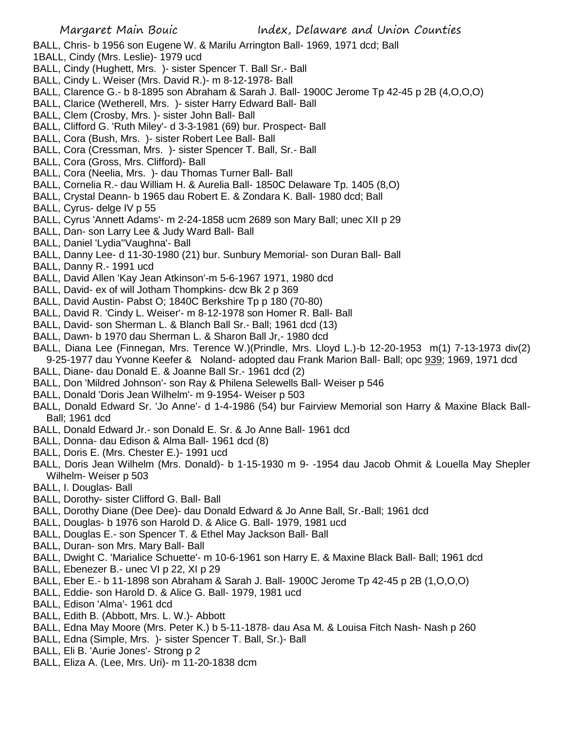BALL, Chris- b 1956 son Eugene W. & Marilu Arrington Ball- 1969, 1971 dcd; Ball
1BALL, Cindy (Mrs. Leslie)- 1979 ucd
BALL, Cindy (Hughett, Mrs. )- sister Spencer T. Ball Sr.- Ball
BALL, Cindy L. Weiser (Mrs. David R.)- m 8-12-1978- Ball
BALL, Clarence G.- b 8-1895 son Abraham & Sarah J. Ball- 1900C Jerome Tp 42-45 p 2B (4,O,O,O)
BALL, Clarice (Wetherell, Mrs. )- sister Harry Edward Ball- Ball
BALL, Clem (Crosby, Mrs. )- sister John Ball- Ball
BALL, Clifford G. 'Ruth Miley'- d 3-3-1981 (69) bur. Prospect- Ball
BALL, Cora (Bush, Mrs. )- sister Robert Lee Ball- Ball
BALL, Cora (Cressman, Mrs. )- sister Spencer T. Ball, Sr.- Ball
BALL, Cora (Gross, Mrs. Clifford)- Ball
BALL, Cora (Neelia, Mrs. )- dau Thomas Turner Ball- Ball
BALL, Cornelia R.- dau William H. & Aurelia Ball- 1850C Delaware Tp. 1405 (8,O)
BALL, Crystal Deann- b 1965 dau Robert E. & Zondara K. Ball- 1980 dcd; Ball
BALL, Cyrus- delge IV p 55
BALL, Cyrus 'Annett Adams'- m 2-24-1858 ucm 2689 son Mary Ball; unec XII p 29
BALL, Dan- son Larry Lee & Judy Ward Ball- Ball
BALL, Daniel 'Lydia''Vaughna'- Ball
BALL, Danny Lee- d 11-30-1980 (21) bur. Sunbury Memorial- son Duran Ball- Ball
BALL, Danny R.- 1991 ucd
BALL, David Allen 'Kay Jean Atkinson'-m 5-6-1967 1971, 1980 dcd
BALL, David- ex of will Jotham Thompkins- dcw Bk 2 p 369
BALL, David Austin- Pabst O; 1840C Berkshire Tp p 180 (70-80)
BALL, David R. 'Cindy L. Weiser'- m 8-12-1978 son Homer R. Ball- Ball
BALL, David- son Sherman L. & Blanch Ball Sr.- Ball; 1961 dcd (13)
BALL, Dawn- b 1970 dau Sherman L. & Sharon Ball Jr,- 1980 dcd
BALL, Diana Lee (Finnegan, Mrs. Terence W.)(Prindle, Mrs. Lloyd L.)-b 12-20-1953 m(1) 7-13-1973 div(2) 9-25-1977 dau Yvonne Keefer & Noland- adopted dau Frank Marion Ball- Ball; opc 939; 1969, 1971 dcd
BALL, Diane- dau Donald E. & Joanne Ball Sr.- 1961 dcd (2)
BALL, Don 'Mildred Johnson'- son Ray & Philena Selewells Ball- Weiser p 546
BALL, Donald 'Doris Jean Wilhelm'- m 9-1954- Weiser p 503
BALL, Donald Edward Sr. 'Jo Anne'- d 1-4-1986 (54) bur Fairview Memorial son Harry & Maxine Black Ball- Ball; 1961 dcd
BALL, Donald Edward Jr.- son Donald E. Sr. & Jo Anne Ball- 1961 dcd
BALL, Donna- dau Edison & Alma Ball- 1961 dcd (8)
BALL, Doris E. (Mrs. Chester E.)- 1991 ucd
BALL, Doris Jean Wilhelm (Mrs. Donald)- b 1-15-1930 m 9- -1954 dau Jacob Ohmit & Louella May Shepler Wilhelm- Weiser p 503
BALL, I. Douglas- Ball
BALL, Dorothy- sister Clifford G. Ball- Ball
BALL, Dorothy Diane (Dee Dee)- dau Donald Edward & Jo Anne Ball, Sr.-Ball; 1961 dcd
BALL, Douglas- b 1976 son Harold D. & Alice G. Ball- 1979, 1981 ucd
BALL, Douglas E.- son Spencer T. & Ethel May Jackson Ball- Ball
BALL, Duran- son Mrs. Mary Ball- Ball
BALL, Dwight C. 'Marialice Schuette'- m 10-6-1961 son Harry E. & Maxine Black Ball- Ball; 1961 dcd
BALL, Ebenezer B.- unec VI p 22, XI p 29
BALL, Eber E.- b 11-1898 son Abraham & Sarah J. Ball- 1900C Jerome Tp 42-45 p 2B (1,O,O,O)
BALL, Eddie- son Harold D. & Alice G. Ball- 1979, 1981 ucd
BALL, Edison 'Alma'- 1961 dcd
BALL, Edith B. (Abbott, Mrs. L. W.)- Abbott
BALL, Edna May Moore (Mrs. Peter K.) b 5-11-1878- dau Asa M. & Louisa Fitch Nash- Nash p 260
BALL, Edna (Simple, Mrs. )- sister Spencer T. Ball, Sr.)- Ball
BALL, Eli B. 'Aurie Jones'- Strong p 2
BALL, Eliza A. (Lee, Mrs. Uri)- m 11-20-1838 dcm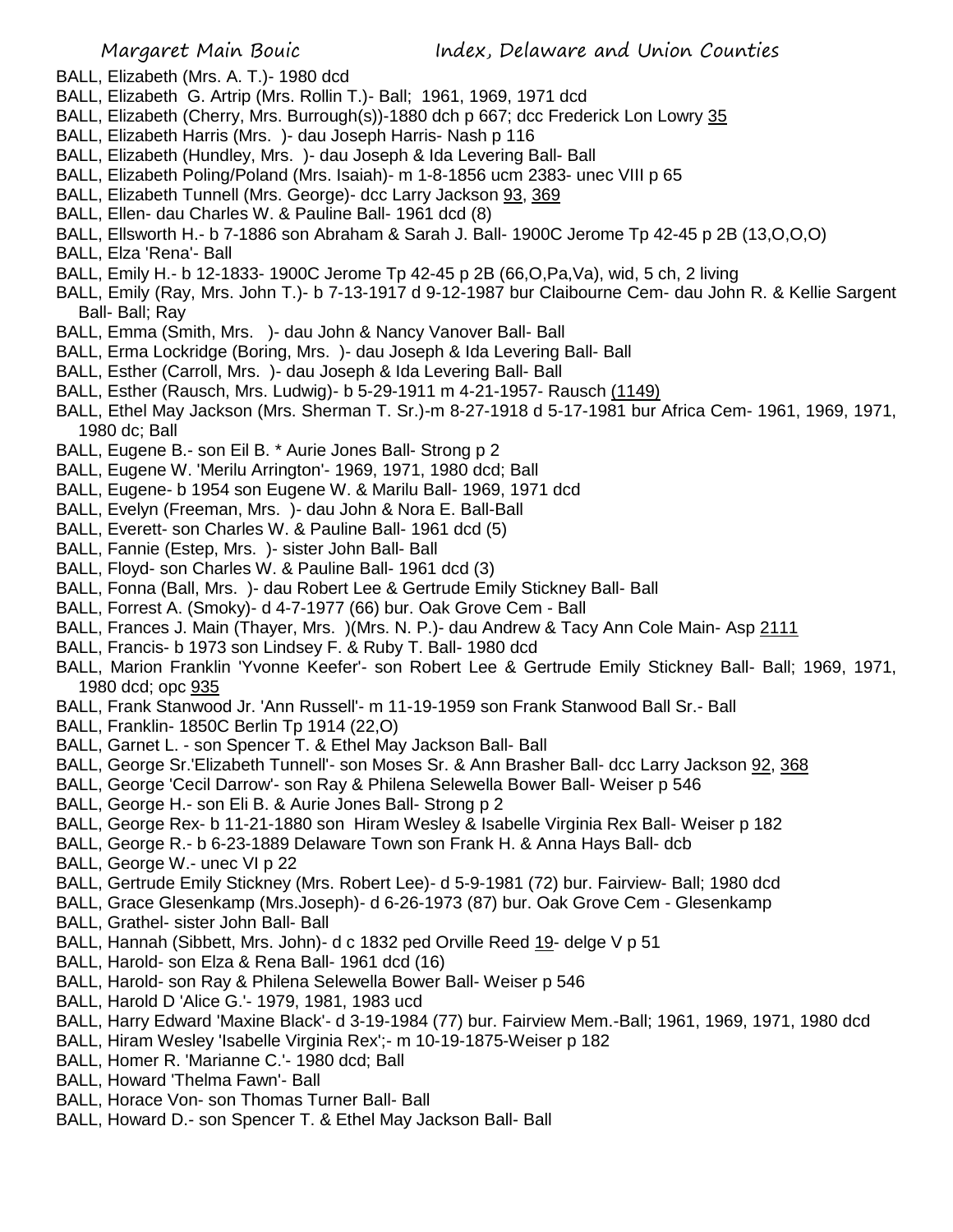BALL, Elizabeth (Mrs. A. T.)- 1980 dcd

BALL, Elizabeth G. Artrip (Mrs. Rollin T.)- Ball; 1961, 1969, 1971 dcd

BALL, Elizabeth (Cherry, Mrs. Burrough(s))-1880 dch p 667; dcc Frederick Lon Lowry 35

BALL, Elizabeth Harris (Mrs. )- dau Joseph Harris- Nash p 116

BALL, Elizabeth (Hundley, Mrs. )- dau Joseph & Ida Levering Ball- Ball

BALL, Elizabeth Poling/Poland (Mrs. Isaiah)- m 1-8-1856 ucm 2383- unec VIII p 65

BALL, Elizabeth Tunnell (Mrs. George)- dcc Larry Jackson 93, 369

BALL, Ellen- dau Charles W. & Pauline Ball- 1961 dcd (8)

BALL, Ellsworth H.- b 7-1886 son Abraham & Sarah J. Ball- 1900C Jerome Tp 42-45 p 2B (13,O,O,O)

BALL, Elza 'Rena'- Ball

BALL, Emily H.- b 12-1833- 1900C Jerome Tp 42-45 p 2B (66,O,Pa,Va), wid, 5 ch, 2 living

BALL, Emily (Ray, Mrs. John T.)- b 7-13-1917 d 9-12-1987 bur Claibourne Cem- dau John R. & Kellie Sargent Ball- Ball; Ray

BALL, Emma (Smith, Mrs. )- dau John & Nancy Vanover Ball- Ball

BALL, Erma Lockridge (Boring, Mrs. )- dau Joseph & Ida Levering Ball- Ball

BALL, Esther (Carroll, Mrs. )- dau Joseph & Ida Levering Ball- Ball

BALL, Esther (Rausch, Mrs. Ludwig)- b 5-29-1911 m 4-21-1957- Rausch (1149)

BALL, Ethel May Jackson (Mrs. Sherman T. Sr.)-m 8-27-1918 d 5-17-1981 bur Africa Cem- 1961, 1969, 1971, 1980 dc; Ball

BALL, Eugene B.- son Eil B. * Aurie Jones Ball- Strong p 2

BALL, Eugene W. 'Merilu Arrington'- 1969, 1971, 1980 dcd; Ball

BALL, Eugene- b 1954 son Eugene W. & Marilu Ball- 1969, 1971 dcd

BALL, Evelyn (Freeman, Mrs. )- dau John & Nora E. Ball-Ball

BALL, Everett- son Charles W. & Pauline Ball- 1961 dcd (5)

BALL, Fannie (Estep, Mrs. )- sister John Ball- Ball

BALL, Floyd- son Charles W. & Pauline Ball- 1961 dcd (3)

BALL, Fonna (Ball, Mrs. )- dau Robert Lee & Gertrude Emily Stickney Ball- Ball

BALL, Forrest A. (Smoky)- d 4-7-1977 (66) bur. Oak Grove Cem - Ball

BALL, Frances J. Main (Thayer, Mrs. )(Mrs. N. P.)- dau Andrew & Tacy Ann Cole Main- Asp 2111

BALL, Francis- b 1973 son Lindsey F. & Ruby T. Ball- 1980 dcd

BALL, Marion Franklin 'Yvonne Keefer'- son Robert Lee & Gertrude Emily Stickney Ball- Ball; 1969, 1971, 1980 dcd; opc 935

BALL, Frank Stanwood Jr. 'Ann Russell'- m 11-19-1959 son Frank Stanwood Ball Sr.- Ball

BALL, Franklin- 1850C Berlin Tp 1914 (22,O)

BALL, Garnet L. - son Spencer T. & Ethel May Jackson Ball- Ball

BALL, George Sr.'Elizabeth Tunnell'- son Moses Sr. & Ann Brasher Ball- dcc Larry Jackson 92, 368

BALL, George 'Cecil Darrow'- son Ray & Philena Selewella Bower Ball- Weiser p 546

BALL, George H.- son Eli B. & Aurie Jones Ball- Strong p 2

BALL, George Rex- b 11-21-1880 son Hiram Wesley & Isabelle Virginia Rex Ball- Weiser p 182

BALL, George R.- b 6-23-1889 Delaware Town son Frank H. & Anna Hays Ball- dcb

BALL, George W.- unec VI p 22

BALL, Gertrude Emily Stickney (Mrs. Robert Lee)- d 5-9-1981 (72) bur. Fairview- Ball; 1980 dcd

BALL, Grace Glesenkamp (Mrs.Joseph)- d 6-26-1973 (87) bur. Oak Grove Cem - Glesenkamp

BALL, Grathel- sister John Ball- Ball

BALL, Hannah (Sibbett, Mrs. John)- d c 1832 ped Orville Reed 19- delge V p 51

BALL, Harold- son Elza & Rena Ball- 1961 dcd (16)

BALL, Harold- son Ray & Philena Selewella Bower Ball- Weiser p 546

BALL, Harold D 'Alice G.'- 1979, 1981, 1983 ucd

BALL, Harry Edward 'Maxine Black'- d 3-19-1984 (77) bur. Fairview Mem.-Ball; 1961, 1969, 1971, 1980 dcd

BALL, Hiram Wesley 'Isabelle Virginia Rex';- m 10-19-1875-Weiser p 182

BALL, Homer R. 'Marianne C.'- 1980 dcd; Ball

BALL, Howard 'Thelma Fawn'- Ball

BALL, Horace Von- son Thomas Turner Ball- Ball

BALL, Howard D.- son Spencer T. & Ethel May Jackson Ball- Ball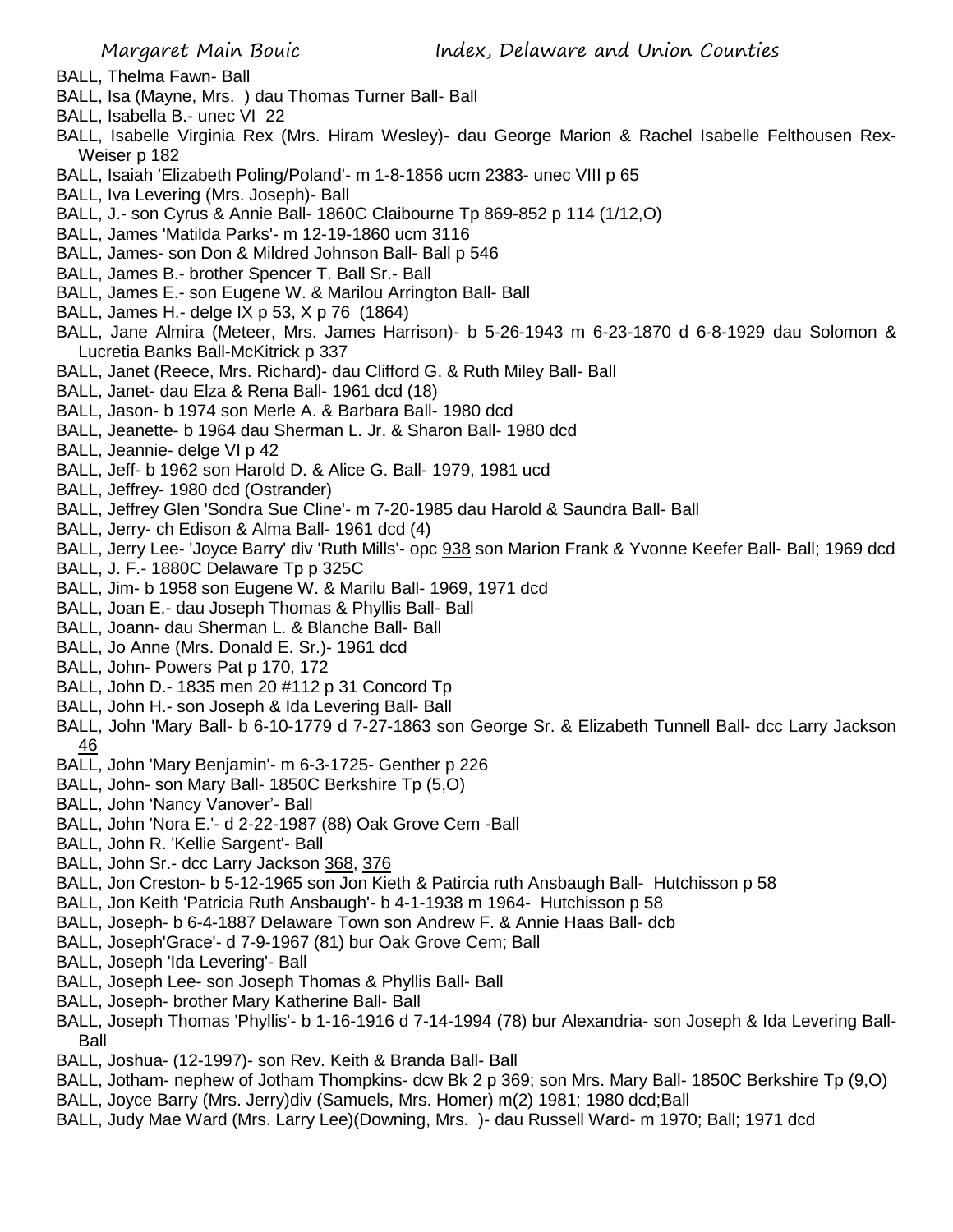BALL, Thelma Fawn- Ball

BALL, Isa (Mayne, Mrs. ) dau Thomas Turner Ball- Ball

BALL, Isabella B.- unec VI 22

BALL, Isabelle Virginia Rex (Mrs. Hiram Wesley)- dau George Marion & Rachel Isabelle Felthousen Rex-Weiser p 182

BALL, Isaiah 'Elizabeth Poling/Poland'- m 1-8-1856 ucm 2383- unec VIII p 65

BALL, Iva Levering (Mrs. Joseph)- Ball

BALL, J.- son Cyrus & Annie Ball- 1860C Claibourne Tp 869-852 p 114 (1/12,O)

BALL, James 'Matilda Parks'- m 12-19-1860 ucm 3116

BALL, James- son Don & Mildred Johnson Ball- Ball p 546

BALL, James B.- brother Spencer T. Ball Sr.- Ball

BALL, James E.- son Eugene W. & Marilou Arrington Ball- Ball

BALL, James H.- delge IX p 53, X p 76 (1864)

BALL, Jane Almira (Meteer, Mrs. James Harrison)- b 5-26-1943 m 6-23-1870 d 6-8-1929 dau Solomon & Lucretia Banks Ball-McKitrick p 337

BALL, Janet (Reece, Mrs. Richard)- dau Clifford G. & Ruth Miley Ball- Ball

BALL, Janet- dau Elza & Rena Ball- 1961 dcd (18)

BALL, Jason- b 1974 son Merle A. & Barbara Ball- 1980 dcd

BALL, Jeanette- b 1964 dau Sherman L. Jr. & Sharon Ball- 1980 dcd

BALL, Jeannie- delge VI p 42

BALL, Jeff- b 1962 son Harold D. & Alice G. Ball- 1979, 1981 ucd

BALL, Jeffrey- 1980 dcd (Ostrander)

BALL, Jeffrey Glen 'Sondra Sue Cline'- m 7-20-1985 dau Harold & Saundra Ball- Ball

BALL, Jerry- ch Edison & Alma Ball- 1961 dcd (4)

BALL, Jerry Lee- 'Joyce Barry' div 'Ruth Mills'- opc 938 son Marion Frank & Yvonne Keefer Ball- Ball; 1969 dcd

BALL, J. F.- 1880C Delaware Tp p 325C

BALL, Jim- b 1958 son Eugene W. & Marilu Ball- 1969, 1971 dcd

BALL, Joan E.- dau Joseph Thomas & Phyllis Ball- Ball

BALL, Joann- dau Sherman L. & Blanche Ball- Ball

BALL, Jo Anne (Mrs. Donald E. Sr.)- 1961 dcd

BALL, John- Powers Pat p 170, 172

BALL, John D.- 1835 men 20 #112 p 31 Concord Tp

BALL, John H.- son Joseph & Ida Levering Ball- Ball

BALL, John 'Mary Ball- b 6-10-1779 d 7-27-1863 son George Sr. & Elizabeth Tunnell Ball- dcc Larry Jackson 46

BALL, John 'Mary Benjamin'- m 6-3-1725- Genther p 226

BALL, John- son Mary Ball- 1850C Berkshire Tp (5,O)

BALL, John 'Nancy Vanover'- Ball

BALL, John 'Nora E.'- d 2-22-1987 (88) Oak Grove Cem -Ball

BALL, John R. 'Kellie Sargent'- Ball

BALL, John Sr.- dcc Larry Jackson 368, 376

BALL, Jon Creston- b 5-12-1965 son Jon Kieth & Patircia ruth Ansbaugh Ball- Hutchisson p 58

BALL, Jon Keith 'Patricia Ruth Ansbaugh'- b 4-1-1938 m 1964- Hutchisson p 58

BALL, Joseph- b 6-4-1887 Delaware Town son Andrew F. & Annie Haas Ball- dcb

BALL, Joseph'Grace'- d 7-9-1967 (81) bur Oak Grove Cem; Ball

BALL, Joseph 'Ida Levering'- Ball

BALL, Joseph Lee- son Joseph Thomas & Phyllis Ball- Ball

BALL, Joseph- brother Mary Katherine Ball- Ball

BALL, Joseph Thomas 'Phyllis'- b 1-16-1916 d 7-14-1994 (78) bur Alexandria- son Joseph & Ida Levering Ball- Ball

BALL, Joshua- (12-1997)- son Rev. Keith & Branda Ball- Ball

BALL, Jotham- nephew of Jotham Thompkins- dcw Bk 2 p 369; son Mrs. Mary Ball- 1850C Berkshire Tp (9,O)

BALL, Joyce Barry (Mrs. Jerry)div (Samuels, Mrs. Homer) m(2) 1981; 1980 dcd;Ball

BALL, Judy Mae Ward (Mrs. Larry Lee)(Downing, Mrs. )- dau Russell Ward- m 1970; Ball; 1971 dcd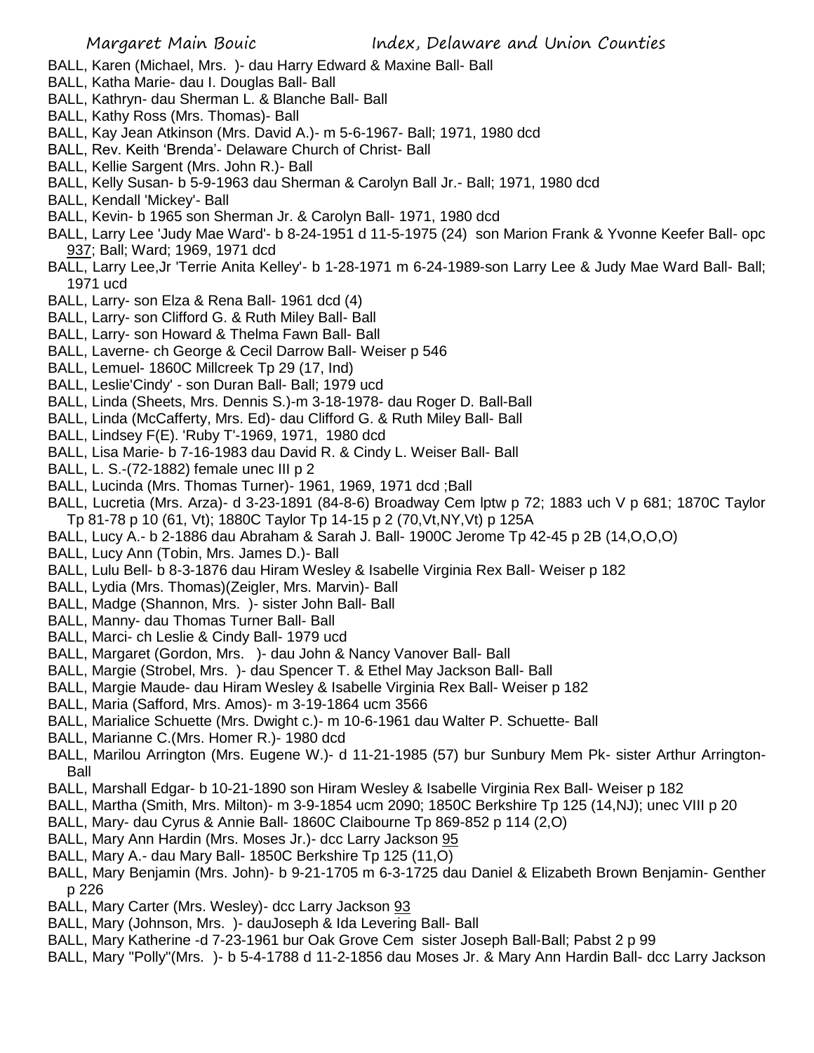BALL, Karen (Michael, Mrs. )- dau Harry Edward & Maxine Ball- Ball

BALL, Katha Marie- dau I. Douglas Ball- Ball

BALL, Kathryn- dau Sherman L. & Blanche Ball- Ball

BALL, Kathy Ross (Mrs. Thomas)- Ball

BALL, Kay Jean Atkinson (Mrs. David A.)- m 5-6-1967- Ball; 1971, 1980 dcd

BALL, Rev. Keith 'Brenda'- Delaware Church of Christ- Ball

BALL, Kellie Sargent (Mrs. John R.)- Ball

BALL, Kelly Susan- b 5-9-1963 dau Sherman & Carolyn Ball Jr.- Ball; 1971, 1980 dcd

BALL, Kendall 'Mickey'- Ball

BALL, Kevin- b 1965 son Sherman Jr. & Carolyn Ball- 1971, 1980 dcd

BALL, Larry Lee 'Judy Mae Ward'- b 8-24-1951 d 11-5-1975 (24) son Marion Frank & Yvonne Keefer Ball- opc 937; Ball; Ward; 1969, 1971 dcd

BALL, Larry Lee,Jr 'Terrie Anita Kelley'- b 1-28-1971 m 6-24-1989-son Larry Lee & Judy Mae Ward Ball- Ball; 1971 ucd

BALL, Larry- son Elza & Rena Ball- 1961 dcd (4)

BALL, Larry- son Clifford G. & Ruth Miley Ball- Ball

BALL, Larry- son Howard & Thelma Fawn Ball- Ball

BALL, Laverne- ch George & Cecil Darrow Ball- Weiser p 546

BALL, Lemuel- 1860C Millcreek Tp 29 (17, Ind)

BALL, Leslie'Cindy' - son Duran Ball- Ball; 1979 ucd

BALL, Linda (Sheets, Mrs. Dennis S.)-m 3-18-1978- dau Roger D. Ball-Ball

BALL, Linda (McCafferty, Mrs. Ed)- dau Clifford G. & Ruth Miley Ball- Ball

BALL, Lindsey F(E). 'Ruby T'-1969, 1971, 1980 dcd

BALL, Lisa Marie- b 7-16-1983 dau David R. & Cindy L. Weiser Ball- Ball

BALL, L. S.-(72-1882) female unec III p 2

BALL, Lucinda (Mrs. Thomas Turner)- 1961, 1969, 1971 dcd ;Ball

BALL, Lucretia (Mrs. Arza)- d 3-23-1891 (84-8-6) Broadway Cem lptw p 72; 1883 uch V p 681; 1870C Taylor Tp 81-78 p 10 (61, Vt); 1880C Taylor Tp 14-15 p 2 (70,Vt,NY,Vt) p 125A

BALL, Lucy A.- b 2-1886 dau Abraham & Sarah J. Ball- 1900C Jerome Tp 42-45 p 2B (14,O,O,O)

BALL, Lucy Ann (Tobin, Mrs. James D.)- Ball

BALL, Lulu Bell- b 8-3-1876 dau Hiram Wesley & Isabelle Virginia Rex Ball- Weiser p 182

BALL, Lydia (Mrs. Thomas)(Zeigler, Mrs. Marvin)- Ball

BALL, Madge (Shannon, Mrs. )- sister John Ball- Ball

BALL, Manny- dau Thomas Turner Ball- Ball

BALL, Marci- ch Leslie & Cindy Ball- 1979 ucd

BALL, Margaret (Gordon, Mrs. )- dau John & Nancy Vanover Ball- Ball

BALL, Margie (Strobel, Mrs. )- dau Spencer T. & Ethel May Jackson Ball- Ball

BALL, Margie Maude- dau Hiram Wesley & Isabelle Virginia Rex Ball- Weiser p 182

BALL, Maria (Safford, Mrs. Amos)- m 3-19-1864 ucm 3566

BALL, Marialice Schuette (Mrs. Dwight c.)- m 10-6-1961 dau Walter P. Schuette- Ball

BALL, Marianne C.(Mrs. Homer R.)- 1980 dcd

BALL, Marilou Arrington (Mrs. Eugene W.)- d 11-21-1985 (57) bur Sunbury Mem Pk- sister Arthur Arrington- Ball

BALL, Marshall Edgar- b 10-21-1890 son Hiram Wesley & Isabelle Virginia Rex Ball- Weiser p 182

BALL, Martha (Smith, Mrs. Milton)- m 3-9-1854 ucm 2090; 1850C Berkshire Tp 125 (14,NJ); unec VIII p 20

BALL, Mary- dau Cyrus & Annie Ball- 1860C Claibourne Tp 869-852 p 114 (2,O)

BALL, Mary Ann Hardin (Mrs. Moses Jr.)- dcc Larry Jackson 95

BALL, Mary A.- dau Mary Ball- 1850C Berkshire Tp 125 (11,O)

BALL, Mary Benjamin (Mrs. John)- b 9-21-1705 m 6-3-1725 dau Daniel & Elizabeth Brown Benjamin- Genther p 226

BALL, Mary Carter (Mrs. Wesley)- dcc Larry Jackson 93

BALL, Mary (Johnson, Mrs. )- dauJoseph & Ida Levering Ball- Ball

BALL, Mary Katherine -d 7-23-1961 bur Oak Grove Cem sister Joseph Ball-Ball; Pabst 2 p 99

BALL, Mary "Polly"(Mrs. )- b 5-4-1788 d 11-2-1856 dau Moses Jr. & Mary Ann Hardin Ball- dcc Larry Jackson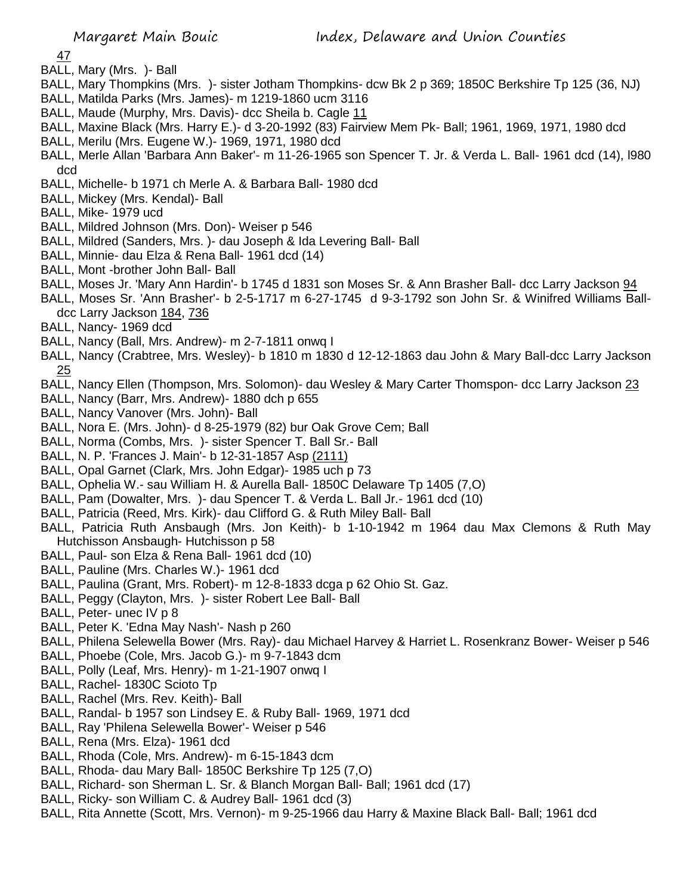47

BALL, Mary (Mrs. )- Ball

BALL, Mary Thompkins (Mrs. )- sister Jotham Thompkins- dcw Bk 2 p 369; 1850C Berkshire Tp 125 (36, NJ)

BALL, Matilda Parks (Mrs. James)- m 1219-1860 ucm 3116

BALL, Maude (Murphy, Mrs. Davis)- dcc Sheila b. Cagle 11

BALL, Maxine Black (Mrs. Harry E.)- d 3-20-1992 (83) Fairview Mem Pk- Ball; 1961, 1969, 1971, 1980 dcd

BALL, Merilu (Mrs. Eugene W.)- 1969, 1971, 1980 dcd

BALL, Merle Allan 'Barbara Ann Baker'- m 11-26-1965 son Spencer T. Jr. & Verda L. Ball- 1961 dcd (14), l980 dcd

BALL, Michelle- b 1971 ch Merle A. & Barbara Ball- 1980 dcd

BALL, Mickey (Mrs. Kendal)- Ball

BALL, Mike- 1979 ucd

BALL, Mildred Johnson (Mrs. Don)- Weiser p 546

BALL, Mildred (Sanders, Mrs. )- dau Joseph & Ida Levering Ball- Ball

BALL, Minnie- dau Elza & Rena Ball- 1961 dcd (14)

BALL, Mont -brother John Ball- Ball

BALL, Moses Jr. 'Mary Ann Hardin'- b 1745 d 1831 son Moses Sr. & Ann Brasher Ball- dcc Larry Jackson 94

BALL, Moses Sr. 'Ann Brasher'- b 2-5-1717 m 6-27-1745 d 9-3-1792 son John Sr. & Winifred Williams Ball- dcc Larry Jackson 184, 736

BALL, Nancy- 1969 dcd

BALL, Nancy (Ball, Mrs. Andrew)- m 2-7-1811 onwq I

BALL, Nancy (Crabtree, Mrs. Wesley)- b 1810 m 1830 d 12-12-1863 dau John & Mary Ball-dcc Larry Jackson 25

BALL, Nancy Ellen (Thompson, Mrs. Solomon)- dau Wesley & Mary Carter Thomspon- dcc Larry Jackson 23

BALL, Nancy (Barr, Mrs. Andrew)- 1880 dch p 655

BALL, Nancy Vanover (Mrs. John)- Ball

BALL, Nora E. (Mrs. John)- d 8-25-1979 (82) bur Oak Grove Cem; Ball

BALL, Norma (Combs, Mrs. )- sister Spencer T. Ball Sr.- Ball

BALL, N. P. 'Frances J. Main'- b 12-31-1857 Asp (2111)

BALL, Opal Garnet (Clark, Mrs. John Edgar)- 1985 uch p 73

BALL, Ophelia W.- sau William H. & Aurella Ball- 1850C Delaware Tp 1405 (7,O)

BALL, Pam (Dowalter, Mrs. )- dau Spencer T. & Verda L. Ball Jr.- 1961 dcd (10)

BALL, Patricia (Reed, Mrs. Kirk)- dau Clifford G. & Ruth Miley Ball- Ball

BALL, Patricia Ruth Ansbaugh (Mrs. Jon Keith)- b 1-10-1942 m 1964 dau Max Clemons & Ruth May Hutchisson Ansbaugh- Hutchisson p 58

BALL, Paul- son Elza & Rena Ball- 1961 dcd (10)

BALL, Pauline (Mrs. Charles W.)- 1961 dcd

BALL, Paulina (Grant, Mrs. Robert)- m 12-8-1833 dcga p 62 Ohio St. Gaz.

BALL, Peggy (Clayton, Mrs. )- sister Robert Lee Ball- Ball

BALL, Peter- unec IV p 8

BALL, Peter K. 'Edna May Nash'- Nash p 260

BALL, Philena Selewella Bower (Mrs. Ray)- dau Michael Harvey & Harriet L. Rosenkranz Bower- Weiser p 546

BALL, Phoebe (Cole, Mrs. Jacob G.)- m 9-7-1843 dcm

BALL, Polly (Leaf, Mrs. Henry)- m 1-21-1907 onwq I

BALL, Rachel- 1830C Scioto Tp

BALL, Rachel (Mrs. Rev. Keith)- Ball

BALL, Randal- b 1957 son Lindsey E. & Ruby Ball- 1969, 1971 dcd

BALL, Ray 'Philena Selewella Bower'- Weiser p 546

BALL, Rena (Mrs. Elza)- 1961 dcd

BALL, Rhoda (Cole, Mrs. Andrew)- m 6-15-1843 dcm

BALL, Rhoda- dau Mary Ball- 1850C Berkshire Tp 125 (7,O)

BALL, Richard- son Sherman L. Sr. & Blanch Morgan Ball- Ball; 1961 dcd (17)

BALL, Ricky- son William C. & Audrey Ball- 1961 dcd (3)

BALL, Rita Annette (Scott, Mrs. Vernon)- m 9-25-1966 dau Harry & Maxine Black Ball- Ball; 1961 dcd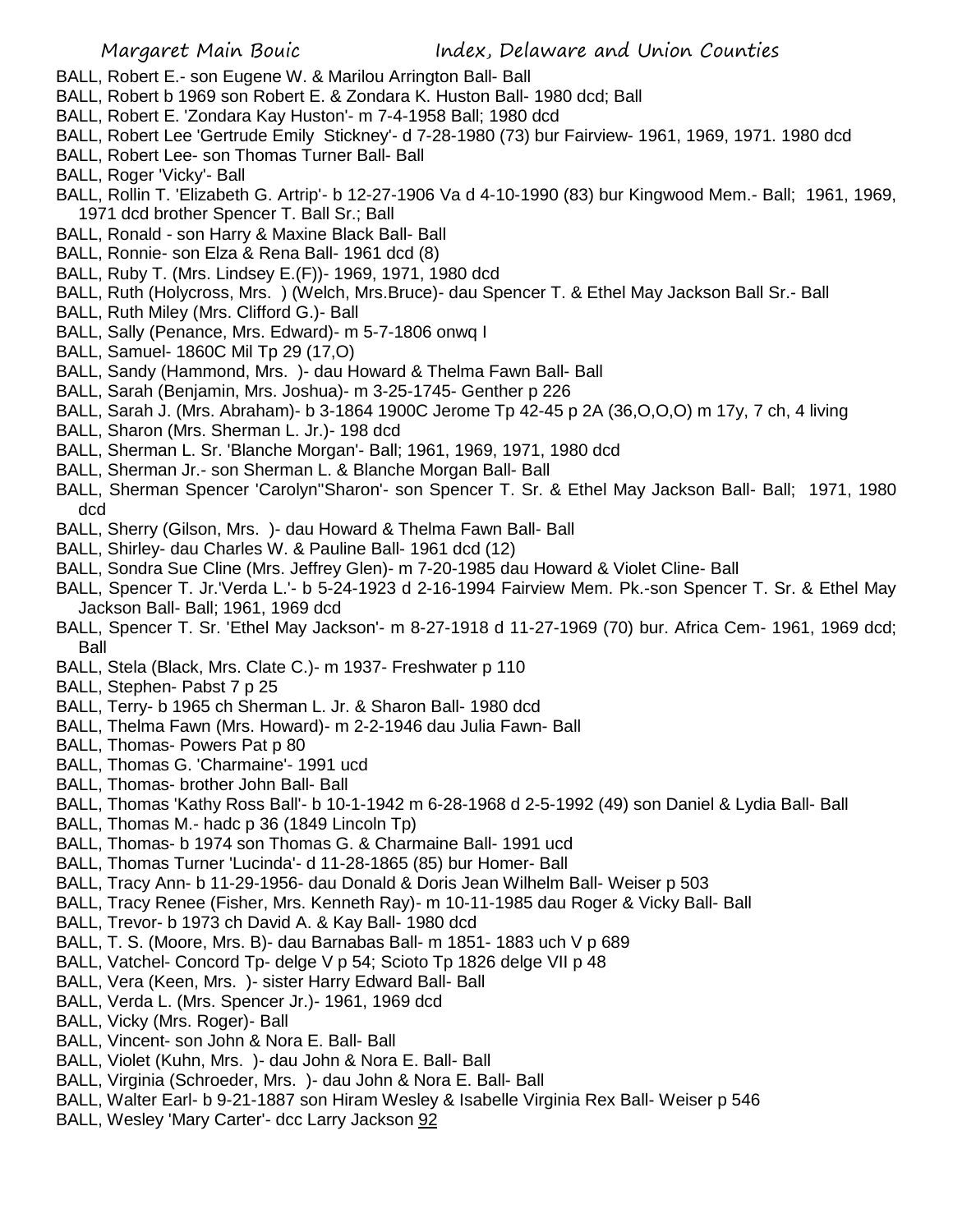BALL, Robert E.- son Eugene W. & Marilou Arrington Ball- Ball
BALL, Robert b 1969 son Robert E. & Zondara K. Huston Ball- 1980 dcd; Ball
BALL, Robert E. 'Zondara Kay Huston'- m 7-4-1958 Ball; 1980 dcd
BALL, Robert Lee 'Gertrude Emily Stickney'- d 7-28-1980 (73) bur Fairview- 1961, 1969, 1971. 1980 dcd
BALL, Robert Lee- son Thomas Turner Ball- Ball
BALL, Roger 'Vicky'- Ball
BALL, Rollin T. 'Elizabeth G. Artrip'- b 12-27-1906 Va d 4-10-1990 (83) bur Kingwood Mem.- Ball; 1961, 1969, 1971 dcd brother Spencer T. Ball Sr.; Ball
BALL, Ronald - son Harry & Maxine Black Ball- Ball
BALL, Ronnie- son Elza & Rena Ball- 1961 dcd (8)
BALL, Ruby T. (Mrs. Lindsey E.(F))- 1969, 1971, 1980 dcd
BALL, Ruth (Holycross, Mrs. ) (Welch, Mrs.Bruce)- dau Spencer T. & Ethel May Jackson Ball Sr.- Ball
BALL, Ruth Miley (Mrs. Clifford G.)- Ball
BALL, Sally (Penance, Mrs. Edward)- m 5-7-1806 onwq I
BALL, Samuel- 1860C Mil Tp 29 (17,O)
BALL, Sandy (Hammond, Mrs. )- dau Howard & Thelma Fawn Ball- Ball
BALL, Sarah (Benjamin, Mrs. Joshua)- m 3-25-1745- Genther p 226
BALL, Sarah J. (Mrs. Abraham)- b 3-1864 1900C Jerome Tp 42-45 p 2A (36,O,O,O) m 17y, 7 ch, 4 living
BALL, Sharon (Mrs. Sherman L. Jr.)- 198 dcd
BALL, Sherman L. Sr. 'Blanche Morgan'- Ball; 1961, 1969, 1971, 1980 dcd
BALL, Sherman Jr.- son Sherman L. & Blanche Morgan Ball- Ball
BALL, Sherman Spencer 'Carolyn''Sharon'- son Spencer T. Sr. & Ethel May Jackson Ball- Ball; 1971, 1980 dcd
BALL, Sherry (Gilson, Mrs. )- dau Howard & Thelma Fawn Ball- Ball
BALL, Shirley- dau Charles W. & Pauline Ball- 1961 dcd (12)
BALL, Sondra Sue Cline (Mrs. Jeffrey Glen)- m 7-20-1985 dau Howard & Violet Cline- Ball
BALL, Spencer T. Jr.'Verda L.'- b 5-24-1923 d 2-16-1994 Fairview Mem. Pk.-son Spencer T. Sr. & Ethel May Jackson Ball- Ball; 1961, 1969 dcd
BALL, Spencer T. Sr. 'Ethel May Jackson'- m 8-27-1918 d 11-27-1969 (70) bur. Africa Cem- 1961, 1969 dcd; Ball
BALL, Stela (Black, Mrs. Clate C.)- m 1937- Freshwater p 110
BALL, Stephen- Pabst 7 p 25
BALL, Terry- b 1965 ch Sherman L. Jr. & Sharon Ball- 1980 dcd
BALL, Thelma Fawn (Mrs. Howard)- m 2-2-1946 dau Julia Fawn- Ball
BALL, Thomas- Powers Pat p 80
BALL, Thomas G. 'Charmaine'- 1991 ucd
BALL, Thomas- brother John Ball- Ball
BALL, Thomas 'Kathy Ross Ball'- b 10-1-1942 m 6-28-1968 d 2-5-1992 (49) son Daniel & Lydia Ball- Ball
BALL, Thomas M.- hadc p 36 (1849 Lincoln Tp)
BALL, Thomas- b 1974 son Thomas G. & Charmaine Ball- 1991 ucd
BALL, Thomas Turner 'Lucinda'- d 11-28-1865 (85) bur Homer- Ball
BALL, Tracy Ann- b 11-29-1956- dau Donald & Doris Jean Wilhelm Ball- Weiser p 503
BALL, Tracy Renee (Fisher, Mrs. Kenneth Ray)- m 10-11-1985 dau Roger & Vicky Ball- Ball
BALL, Trevor- b 1973 ch David A. & Kay Ball- 1980 dcd
BALL, T. S. (Moore, Mrs. B)- dau Barnabas Ball- m 1851- 1883 uch V p 689
BALL, Vatchel- Concord Tp- delge V p 54; Scioto Tp 1826 delge VII p 48
BALL, Vera (Keen, Mrs. )- sister Harry Edward Ball- Ball
BALL, Verda L. (Mrs. Spencer Jr.)- 1961, 1969 dcd
BALL, Vicky (Mrs. Roger)- Ball
BALL, Vincent- son John & Nora E. Ball- Ball
BALL, Violet (Kuhn, Mrs. )- dau John & Nora E. Ball- Ball
BALL, Virginia (Schroeder, Mrs. )- dau John & Nora E. Ball- Ball
BALL, Walter Earl- b 9-21-1887 son Hiram Wesley & Isabelle Virginia Rex Ball- Weiser p 546
BALL, Wesley 'Mary Carter'- dcc Larry Jackson 92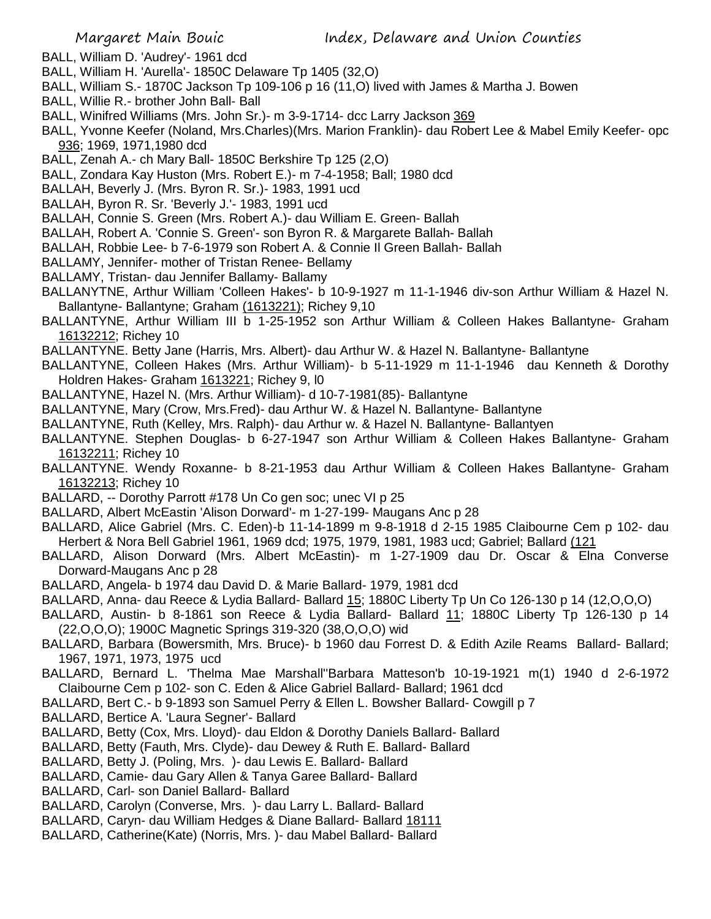BALL, William D. 'Audrey'- 1961 dcd

BALL, William H. 'Aurella'- 1850C Delaware Tp 1405 (32,O)

BALL, William S.- 1870C Jackson Tp 109-106 p 16 (11,O) lived with James & Martha J. Bowen

BALL, Willie R.- brother John Ball- Ball

BALL, Winifred Williams (Mrs. John Sr.)- m 3-9-1714- dcc Larry Jackson 369

BALL, Yvonne Keefer (Noland, Mrs.Charles)(Mrs. Marion Franklin)- dau Robert Lee & Mabel Emily Keefer- opc 936; 1969, 1971,1980 dcd

BALL, Zenah A.- ch Mary Ball- 1850C Berkshire Tp 125 (2,O)

BALL, Zondara Kay Huston (Mrs. Robert E.)- m 7-4-1958; Ball; 1980 dcd

BALLAH, Beverly J. (Mrs. Byron R. Sr.)- 1983, 1991 ucd

BALLAH, Byron R. Sr. 'Beverly J.'- 1983, 1991 ucd

BALLAH, Connie S. Green (Mrs. Robert A.)- dau William E. Green- Ballah

BALLAH, Robert A. 'Connie S. Green'- son Byron R. & Margarete Ballah- Ballah

BALLAH, Robbie Lee- b 7-6-1979 son Robert A. & Connie Il Green Ballah- Ballah

BALLAMY, Jennifer- mother of Tristan Renee- Bellamy

BALLAMY, Tristan- dau Jennifer Ballamy- Ballamy

BALLANYTNE, Arthur William 'Colleen Hakes'- b 10-9-1927 m 11-1-1946 div-son Arthur William & Hazel N. Ballantyne- Ballantyne; Graham (1613221); Richey 9,10

BALLANTYNE, Arthur William III b 1-25-1952 son Arthur William & Colleen Hakes Ballantyne- Graham 16132212; Richey 10

BALLANTYNE. Betty Jane (Harris, Mrs. Albert)- dau Arthur W. & Hazel N. Ballantyne- Ballantyne

BALLANTYNE, Colleen Hakes (Mrs. Arthur William)- b 5-11-1929 m 11-1-1946 dau Kenneth & Dorothy Holdren Hakes- Graham 1613221; Richey 9, l0

BALLANTYNE, Hazel N. (Mrs. Arthur William)- d 10-7-1981(85)- Ballantyne

BALLANTYNE, Mary (Crow, Mrs.Fred)- dau Arthur W. & Hazel N. Ballantyne- Ballantyne

BALLANTYNE, Ruth (Kelley, Mrs. Ralph)- dau Arthur w. & Hazel N. Ballantyne- Ballantyen

BALLANTYNE. Stephen Douglas- b 6-27-1947 son Arthur William & Colleen Hakes Ballantyne- Graham 16132211; Richey 10

BALLANTYNE. Wendy Roxanne- b 8-21-1953 dau Arthur William & Colleen Hakes Ballantyne- Graham 16132213; Richey 10

BALLARD, -- Dorothy Parrott #178 Un Co gen soc; unec VI p 25

BALLARD, Albert McEastin 'Alison Dorward'- m 1-27-199- Maugans Anc p 28

BALLARD, Alice Gabriel (Mrs. C. Eden)-b 11-14-1899 m 9-8-1918 d 2-15 1985 Claibourne Cem p 102- dau Herbert & Nora Bell Gabriel 1961, 1969 dcd; 1975, 1979, 1981, 1983 ucd; Gabriel; Ballard (121

BALLARD, Alison Dorward (Mrs. Albert McEastin)- m 1-27-1909 dau Dr. Oscar & Elna Converse Dorward-Maugans Anc p 28

BALLARD, Angela- b 1974 dau David D. & Marie Ballard- 1979, 1981 dcd

BALLARD, Anna- dau Reece & Lydia Ballard- Ballard 15; 1880C Liberty Tp Un Co 126-130 p 14 (12,O,O,O)

BALLARD, Austin- b 8-1861 son Reece & Lydia Ballard- Ballard 11; 1880C Liberty Tp 126-130 p 14 (22,O,O,O); 1900C Magnetic Springs 319-320 (38,O,O,O) wid

BALLARD, Barbara (Bowersmith, Mrs. Bruce)- b 1960 dau Forrest D. & Edith Azile Reams Ballard- Ballard; 1967, 1971, 1973, 1975 ucd

BALLARD, Bernard L. 'Thelma Mae Marshall''Barbara Matteson'b 10-19-1921 m(1) 1940 d 2-6-1972 Claibourne Cem p 102- son C. Eden & Alice Gabriel Ballard- Ballard; 1961 dcd

BALLARD, Bert C.- b 9-1893 son Samuel Perry & Ellen L. Bowsher Ballard- Cowgill p 7

BALLARD, Bertice A. 'Laura Segner'- Ballard

BALLARD, Betty (Cox, Mrs. Lloyd)- dau Eldon & Dorothy Daniels Ballard- Ballard

BALLARD, Betty (Fauth, Mrs. Clyde)- dau Dewey & Ruth E. Ballard- Ballard

BALLARD, Betty J. (Poling, Mrs. )- dau Lewis E. Ballard- Ballard

BALLARD, Camie- dau Gary Allen & Tanya Garee Ballard- Ballard

BALLARD, Carl- son Daniel Ballard- Ballard

BALLARD, Carolyn (Converse, Mrs. )- dau Larry L. Ballard- Ballard

BALLARD, Caryn- dau William Hedges & Diane Ballard- Ballard 18111

BALLARD, Catherine(Kate) (Norris, Mrs. )- dau Mabel Ballard- Ballard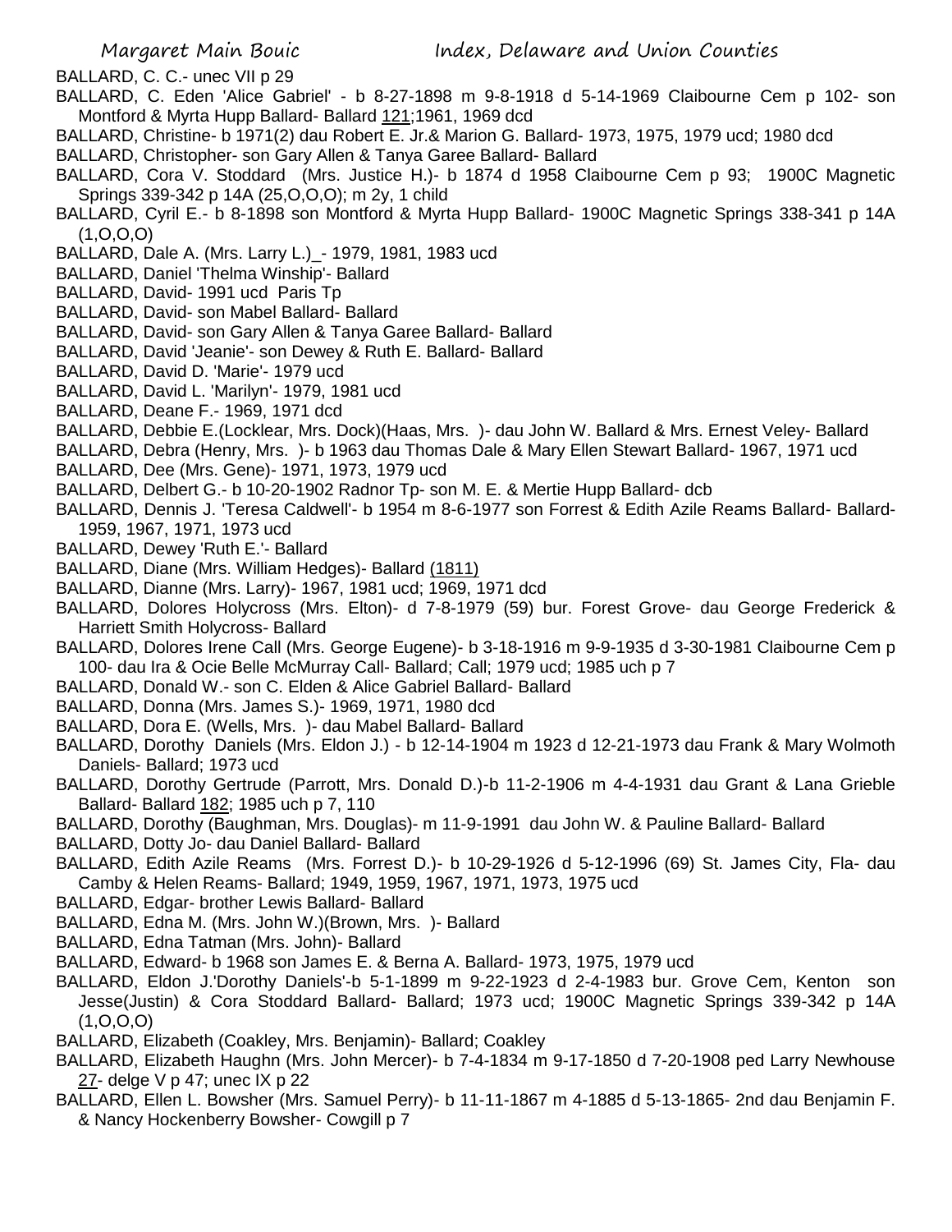BALLARD, C. C.- unec VII p 29

BALLARD, C. Eden 'Alice Gabriel' - b 8-27-1898 m 9-8-1918 d 5-14-1969 Claibourne Cem p 102- son Montford & Myrta Hupp Ballard- Ballard 121;1961, 1969 dcd

BALLARD, Christine- b 1971(2) dau Robert E. Jr.& Marion G. Ballard- 1973, 1975, 1979 ucd; 1980 dcd

BALLARD, Christopher- son Gary Allen & Tanya Garee Ballard- Ballard

BALLARD, Cora V. Stoddard (Mrs. Justice H.)- b 1874 d 1958 Claibourne Cem p 93; 1900C Magnetic Springs 339-342 p 14A (25,O,O,O); m 2y, 1 child

BALLARD, Cyril E.- b 8-1898 son Montford & Myrta Hupp Ballard- 1900C Magnetic Springs 338-341 p 14A (1,O,O,O)

BALLARD, Dale A. (Mrs. Larry L.)_- 1979, 1981, 1983 ucd

BALLARD, Daniel 'Thelma Winship'- Ballard

BALLARD, David- 1991 ucd Paris Tp

BALLARD, David- son Mabel Ballard- Ballard

BALLARD, David- son Gary Allen & Tanya Garee Ballard- Ballard

BALLARD, David 'Jeanie'- son Dewey & Ruth E. Ballard- Ballard

BALLARD, David D. 'Marie'- 1979 ucd

BALLARD, David L. 'Marilyn'- 1979, 1981 ucd

BALLARD, Deane F.- 1969, 1971 dcd

BALLARD, Debbie E.(Locklear, Mrs. Dock)(Haas, Mrs. )- dau John W. Ballard & Mrs. Ernest Veley- Ballard

BALLARD, Debra (Henry, Mrs. )- b 1963 dau Thomas Dale & Mary Ellen Stewart Ballard- 1967, 1971 ucd

BALLARD, Dee (Mrs. Gene)- 1971, 1973, 1979 ucd

BALLARD, Delbert G.- b 10-20-1902 Radnor Tp- son M. E. & Mertie Hupp Ballard- dcb

BALLARD, Dennis J. 'Teresa Caldwell'- b 1954 m 8-6-1977 son Forrest & Edith Azile Reams Ballard- Ballard- 1959, 1967, 1971, 1973 ucd

BALLARD, Dewey 'Ruth E.'- Ballard

BALLARD, Diane (Mrs. William Hedges)- Ballard (1811)

BALLARD, Dianne (Mrs. Larry)- 1967, 1981 ucd; 1969, 1971 dcd

BALLARD, Dolores Holycross (Mrs. Elton)- d 7-8-1979 (59) bur. Forest Grove- dau George Frederick & Harriett Smith Holycross- Ballard

BALLARD, Dolores Irene Call (Mrs. George Eugene)- b 3-18-1916 m 9-9-1935 d 3-30-1981 Claibourne Cem p 100- dau Ira & Ocie Belle McMurray Call- Ballard; Call; 1979 ucd; 1985 uch p 7

BALLARD, Donald W.- son C. Elden & Alice Gabriel Ballard- Ballard

BALLARD, Donna (Mrs. James S.)- 1969, 1971, 1980 dcd

BALLARD, Dora E. (Wells, Mrs. )- dau Mabel Ballard- Ballard

BALLARD, Dorothy Daniels (Mrs. Eldon J.) - b 12-14-1904 m 1923 d 12-21-1973 dau Frank & Mary Wolmoth Daniels- Ballard; 1973 ucd

BALLARD, Dorothy Gertrude (Parrott, Mrs. Donald D.)-b 11-2-1906 m 4-4-1931 dau Grant & Lana Grieble Ballard- Ballard 182; 1985 uch p 7, 110

BALLARD, Dorothy (Baughman, Mrs. Douglas)- m 11-9-1991 dau John W. & Pauline Ballard- Ballard

BALLARD, Dotty Jo- dau Daniel Ballard- Ballard

BALLARD, Edith Azile Reams (Mrs. Forrest D.)- b 10-29-1926 d 5-12-1996 (69) St. James City, Fla- dau Camby & Helen Reams- Ballard; 1949, 1959, 1967, 1971, 1973, 1975 ucd

BALLARD, Edgar- brother Lewis Ballard- Ballard

BALLARD, Edna M. (Mrs. John W.)(Brown, Mrs. )- Ballard

BALLARD, Edna Tatman (Mrs. John)- Ballard

BALLARD, Edward- b 1968 son James E. & Berna A. Ballard- 1973, 1975, 1979 ucd

BALLARD, Eldon J.'Dorothy Daniels'-b 5-1-1899 m 9-22-1923 d 2-4-1983 bur. Grove Cem, Kenton son Jesse(Justin) & Cora Stoddard Ballard- Ballard; 1973 ucd; 1900C Magnetic Springs 339-342 p 14A (1,O,O,O)

BALLARD, Elizabeth (Coakley, Mrs. Benjamin)- Ballard; Coakley

BALLARD, Elizabeth Haughn (Mrs. John Mercer)- b 7-4-1834 m 9-17-1850 d 7-20-1908 ped Larry Newhouse 27- delge V p 47; unec IX p 22

BALLARD, Ellen L. Bowsher (Mrs. Samuel Perry)- b 11-11-1867 m 4-1885 d 5-13-1865- 2nd dau Benjamin F. & Nancy Hockenberry Bowsher- Cowgill p 7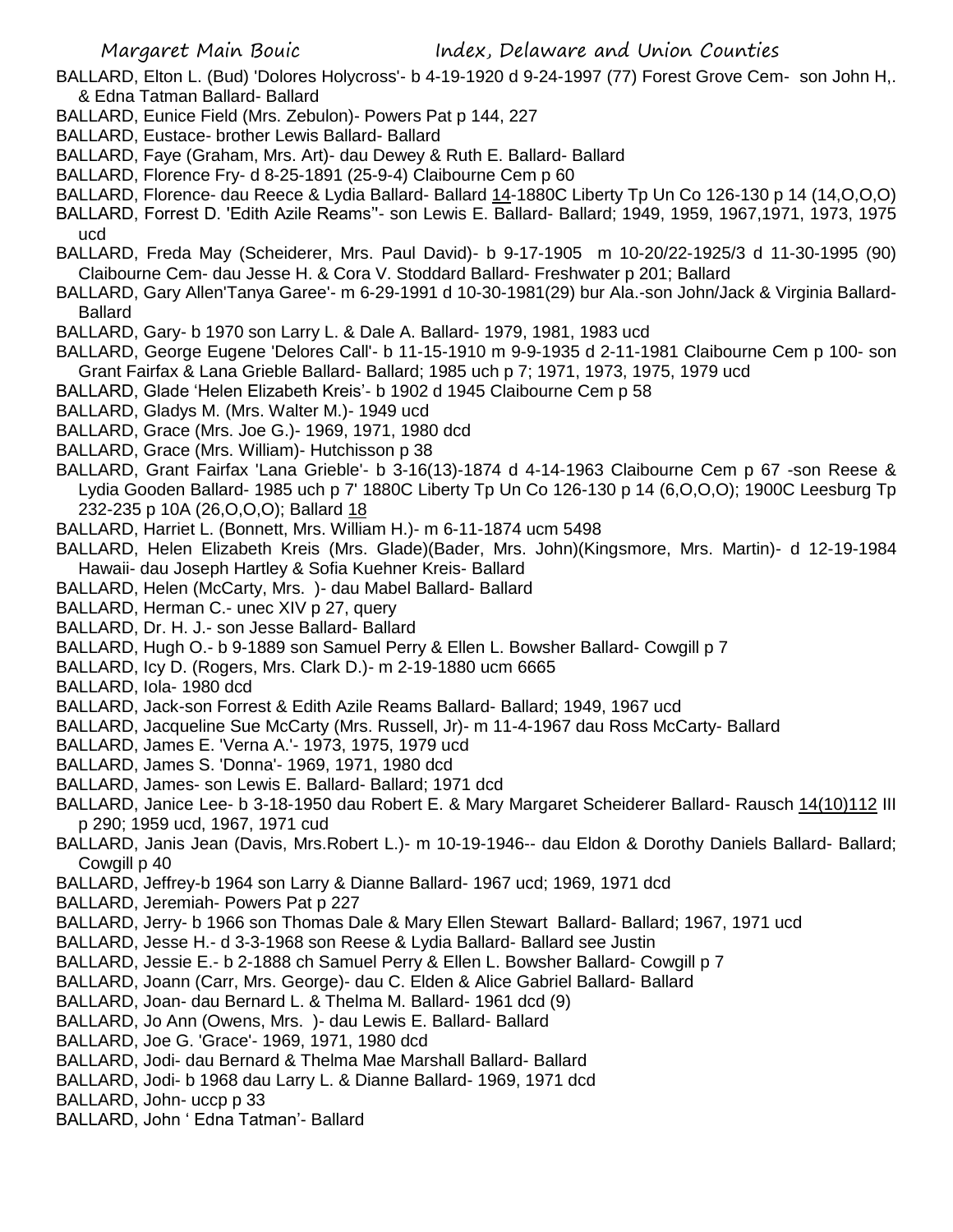BALLARD, Elton L. (Bud) 'Dolores Holycross'- b 4-19-1920 d 9-24-1997 (77) Forest Grove Cem- son John H,. & Edna Tatman Ballard- Ballard

BALLARD, Eunice Field (Mrs. Zebulon)- Powers Pat p 144, 227

BALLARD, Eustace- brother Lewis Ballard- Ballard

BALLARD, Faye (Graham, Mrs. Art)- dau Dewey & Ruth E. Ballard- Ballard

BALLARD, Florence Fry- d 8-25-1891 (25-9-4) Claibourne Cem p 60

BALLARD, Florence- dau Reece & Lydia Ballard- Ballard 14-1880C Liberty Tp Un Co 126-130 p 14 (14,O,O,O)

BALLARD, Forrest D. 'Edith Azile Reams''- son Lewis E. Ballard- Ballard; 1949, 1959, 1967,1971, 1973, 1975 ucd

BALLARD, Freda May (Scheiderer, Mrs. Paul David)- b 9-17-1905 m 10-20/22-1925/3 d 11-30-1995 (90) Claibourne Cem- dau Jesse H. & Cora V. Stoddard Ballard- Freshwater p 201; Ballard

BALLARD, Gary Allen'Tanya Garee'- m 6-29-1991 d 10-30-1981(29) bur Ala.-son John/Jack & Virginia Ballard- Ballard

BALLARD, Gary- b 1970 son Larry L. & Dale A. Ballard- 1979, 1981, 1983 ucd

BALLARD, George Eugene 'Delores Call'- b 11-15-1910 m 9-9-1935 d 2-11-1981 Claibourne Cem p 100- son Grant Fairfax & Lana Grieble Ballard- Ballard; 1985 uch p 7; 1971, 1973, 1975, 1979 ucd

BALLARD, Glade 'Helen Elizabeth Kreis'- b 1902 d 1945 Claibourne Cem p 58

BALLARD, Gladys M. (Mrs. Walter M.)- 1949 ucd

BALLARD, Grace (Mrs. Joe G.)- 1969, 1971, 1980 dcd

BALLARD, Grace (Mrs. William)- Hutchisson p 38

BALLARD, Grant Fairfax 'Lana Grieble'- b 3-16(13)-1874 d 4-14-1963 Claibourne Cem p 67 -son Reese & Lydia Gooden Ballard- 1985 uch p 7' 1880C Liberty Tp Un Co 126-130 p 14 (6,O,O,O); 1900C Leesburg Tp 232-235 p 10A (26,O,O,O); Ballard 18

BALLARD, Harriet L. (Bonnett, Mrs. William H.)- m 6-11-1874 ucm 5498

BALLARD, Helen Elizabeth Kreis (Mrs. Glade)(Bader, Mrs. John)(Kingsmore, Mrs. Martin)- d 12-19-1984 Hawaii- dau Joseph Hartley & Sofia Kuehner Kreis- Ballard

BALLARD, Helen (McCarty, Mrs. )- dau Mabel Ballard- Ballard

BALLARD, Herman C.- unec XIV p 27, query

BALLARD, Dr. H. J.- son Jesse Ballard- Ballard

BALLARD, Hugh O.- b 9-1889 son Samuel Perry & Ellen L. Bowsher Ballard- Cowgill p 7

BALLARD, Icy D. (Rogers, Mrs. Clark D.)- m 2-19-1880 ucm 6665

BALLARD, Iola- 1980 dcd

BALLARD, Jack-son Forrest & Edith Azile Reams Ballard- Ballard; 1949, 1967 ucd

BALLARD, Jacqueline Sue McCarty (Mrs. Russell, Jr)- m 11-4-1967 dau Ross McCarty- Ballard

BALLARD, James E. 'Verna A.'- 1973, 1975, 1979 ucd

BALLARD, James S. 'Donna'- 1969, 1971, 1980 dcd

BALLARD, James- son Lewis E. Ballard- Ballard; 1971 dcd

BALLARD, Janice Lee- b 3-18-1950 dau Robert E. & Mary Margaret Scheiderer Ballard- Rausch 14(10)112 III p 290; 1959 ucd, 1967, 1971 cud

BALLARD, Janis Jean (Davis, Mrs.Robert L.)- m 10-19-1946-- dau Eldon & Dorothy Daniels Ballard- Ballard; Cowgill p 40

BALLARD, Jeffrey-b 1964 son Larry & Dianne Ballard- 1967 ucd; 1969, 1971 dcd

BALLARD, Jeremiah- Powers Pat p 227

BALLARD, Jerry- b 1966 son Thomas Dale & Mary Ellen Stewart Ballard- Ballard; 1967, 1971 ucd

BALLARD, Jesse H.- d 3-3-1968 son Reese & Lydia Ballard- Ballard see Justin

BALLARD, Jessie E.- b 2-1888 ch Samuel Perry & Ellen L. Bowsher Ballard- Cowgill p 7

BALLARD, Joann (Carr, Mrs. George)- dau C. Elden & Alice Gabriel Ballard- Ballard

BALLARD, Joan- dau Bernard L. & Thelma M. Ballard- 1961 dcd (9)

BALLARD, Jo Ann (Owens, Mrs. )- dau Lewis E. Ballard- Ballard

BALLARD, Joe G. 'Grace'- 1969, 1971, 1980 dcd

BALLARD, Jodi- dau Bernard & Thelma Mae Marshall Ballard- Ballard

BALLARD, Jodi- b 1968 dau Larry L. & Dianne Ballard- 1969, 1971 dcd

BALLARD, John- uccp p 33

BALLARD, John ' Edna Tatman'- Ballard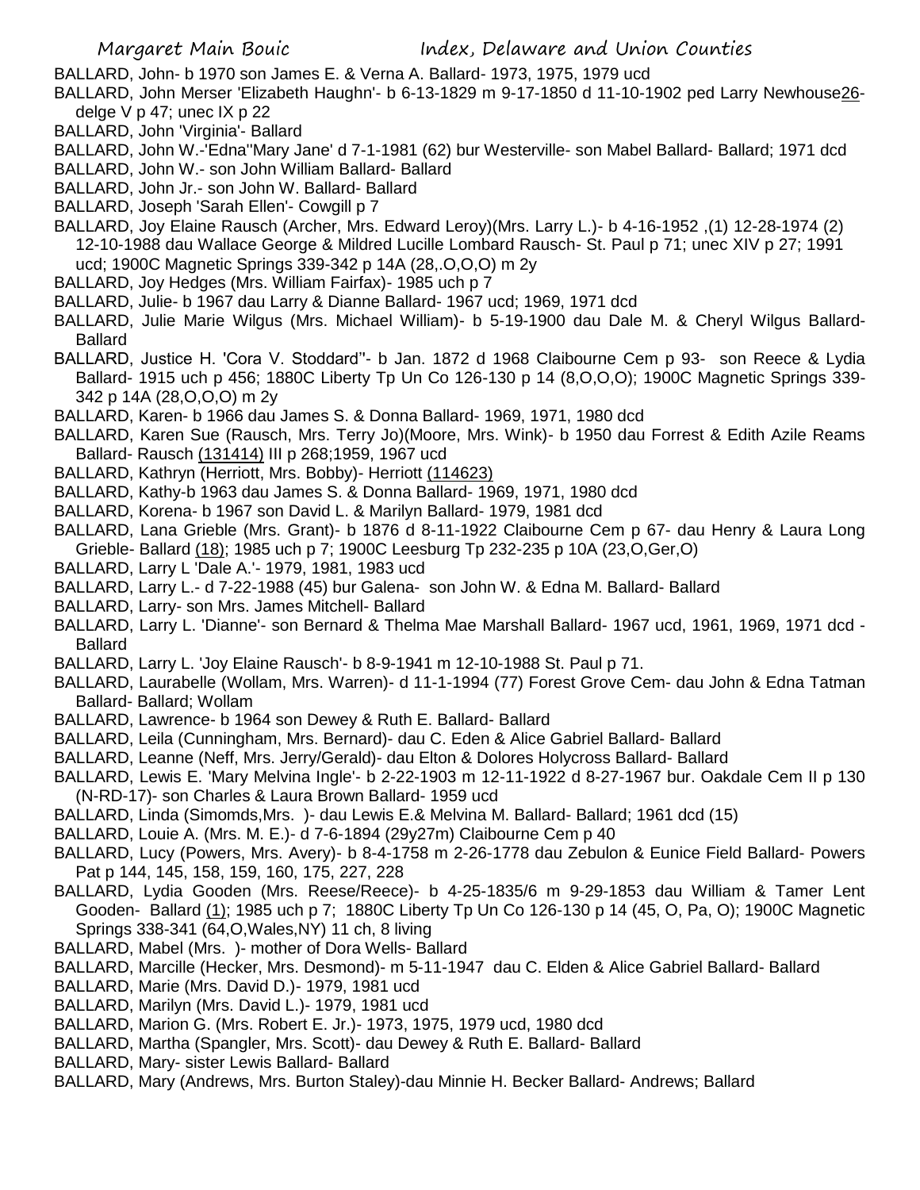BALLARD, John- b 1970 son James E. & Verna A. Ballard- 1973, 1975, 1979 ucd

BALLARD, John Merser 'Elizabeth Haughn'- b 6-13-1829 m 9-17-1850 d 11-10-1902 ped Larry Newhouse26- delge V p 47; unec IX p 22

BALLARD, John 'Virginia'- Ballard

BALLARD, John W.-'Edna''Mary Jane' d 7-1-1981 (62) bur Westerville- son Mabel Ballard- Ballard; 1971 dcd

BALLARD, John W.- son John William Ballard- Ballard

BALLARD, John Jr.- son John W. Ballard- Ballard

BALLARD, Joseph 'Sarah Ellen'- Cowgill p 7

BALLARD, Joy Elaine Rausch (Archer, Mrs. Edward Leroy)(Mrs. Larry L.)- b 4-16-1952 ,(1) 12-28-1974 (2) 12-10-1988 dau Wallace George & Mildred Lucille Lombard Rausch- St. Paul p 71; unec XIV p 27; 1991 ucd; 1900C Magnetic Springs 339-342 p 14A (28,.O,O,O) m 2y

BALLARD, Joy Hedges (Mrs. William Fairfax)- 1985 uch p 7

BALLARD, Julie- b 1967 dau Larry & Dianne Ballard- 1967 ucd; 1969, 1971 dcd

BALLARD, Julie Marie Wilgus (Mrs. Michael William)- b 5-19-1900 dau Dale M. & Cheryl Wilgus Ballard- Ballard

BALLARD, Justice H. 'Cora V. Stoddard''- b Jan. 1872 d 1968 Claibourne Cem p 93- son Reece & Lydia Ballard- 1915 uch p 456; 1880C Liberty Tp Un Co 126-130 p 14 (8,O,O,O); 1900C Magnetic Springs 339-342 p 14A (28,O,O,O) m 2y

BALLARD, Karen- b 1966 dau James S. & Donna Ballard- 1969, 1971, 1980 dcd

BALLARD, Karen Sue (Rausch, Mrs. Terry Jo)(Moore, Mrs. Wink)- b 1950 dau Forrest & Edith Azile Reams Ballard- Rausch (131414) III p 268;1959, 1967 ucd

BALLARD, Kathryn (Herriott, Mrs. Bobby)- Herriott (114623)

BALLARD, Kathy-b 1963 dau James S. & Donna Ballard- 1969, 1971, 1980 dcd

BALLARD, Korena- b 1967 son David L. & Marilyn Ballard- 1979, 1981 dcd

BALLARD, Lana Grieble (Mrs. Grant)- b 1876 d 8-11-1922 Claibourne Cem p 67- dau Henry & Laura Long Grieble- Ballard (18); 1985 uch p 7; 1900C Leesburg Tp 232-235 p 10A (23,O,Ger,O)

BALLARD, Larry L 'Dale A.'- 1979, 1981, 1983 ucd

BALLARD, Larry L.- d 7-22-1988 (45) bur Galena- son John W. & Edna M. Ballard- Ballard

BALLARD, Larry- son Mrs. James Mitchell- Ballard

BALLARD, Larry L. 'Dianne'- son Bernard & Thelma Mae Marshall Ballard- 1967 ucd, 1961, 1969, 1971 dcd - Ballard

BALLARD, Larry L. 'Joy Elaine Rausch'- b 8-9-1941 m 12-10-1988 St. Paul p 71.

BALLARD, Laurabelle (Wollam, Mrs. Warren)- d 11-1-1994 (77) Forest Grove Cem- dau John & Edna Tatman Ballard- Ballard; Wollam

BALLARD, Lawrence- b 1964 son Dewey & Ruth E. Ballard- Ballard

BALLARD, Leila (Cunningham, Mrs. Bernard)- dau C. Eden & Alice Gabriel Ballard- Ballard

BALLARD, Leanne (Neff, Mrs. Jerry/Gerald)- dau Elton & Dolores Holycross Ballard- Ballard

BALLARD, Lewis E. 'Mary Melvina Ingle'- b 2-22-1903 m 12-11-1922 d 8-27-1967 bur. Oakdale Cem II p 130 (N-RD-17)- son Charles & Laura Brown Ballard- 1959 ucd

BALLARD, Linda (Simomds,Mrs. )- dau Lewis E.& Melvina M. Ballard- Ballard; 1961 dcd (15)

BALLARD, Louie A. (Mrs. M. E.)- d 7-6-1894 (29y27m) Claibourne Cem p 40

BALLARD, Lucy (Powers, Mrs. Avery)- b 8-4-1758 m 2-26-1778 dau Zebulon & Eunice Field Ballard- Powers Pat p 144, 145, 158, 159, 160, 175, 227, 228

BALLARD, Lydia Gooden (Mrs. Reese/Reece)- b 4-25-1835/6 m 9-29-1853 dau William & Tamer Lent Gooden- Ballard (1); 1985 uch p 7; 1880C Liberty Tp Un Co 126-130 p 14 (45, O, Pa, O); 1900C Magnetic Springs 338-341 (64,O,Wales,NY) 11 ch, 8 living

BALLARD, Mabel (Mrs. )- mother of Dora Wells- Ballard

BALLARD, Marcille (Hecker, Mrs. Desmond)- m 5-11-1947 dau C. Elden & Alice Gabriel Ballard- Ballard

BALLARD, Marie (Mrs. David D.)- 1979, 1981 ucd

BALLARD, Marilyn (Mrs. David L.)- 1979, 1981 ucd

BALLARD, Marion G. (Mrs. Robert E. Jr.)- 1973, 1975, 1979 ucd, 1980 dcd

BALLARD, Martha (Spangler, Mrs. Scott)- dau Dewey & Ruth E. Ballard- Ballard

BALLARD, Mary- sister Lewis Ballard- Ballard

BALLARD, Mary (Andrews, Mrs. Burton Staley)-dau Minnie H. Becker Ballard- Andrews; Ballard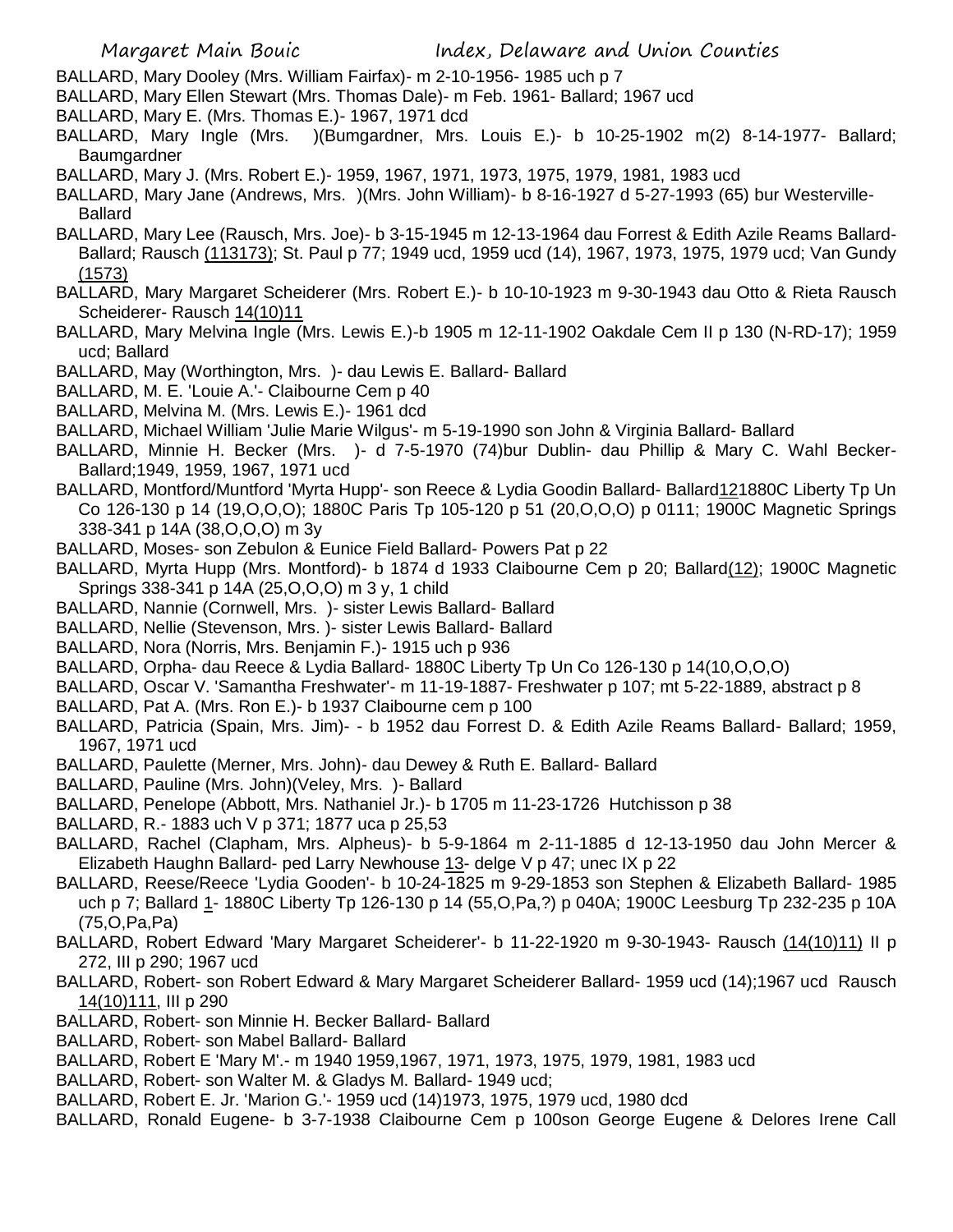BALLARD, Mary Dooley (Mrs. William Fairfax)- m 2-10-1956- 1985 uch p 7

BALLARD, Mary Ellen Stewart (Mrs. Thomas Dale)- m Feb. 1961- Ballard; 1967 ucd

BALLARD, Mary E. (Mrs. Thomas E.)- 1967, 1971 dcd

BALLARD, Mary Ingle (Mrs. )(Bumgardner, Mrs. Louis E.)- b 10-25-1902 m(2) 8-14-1977- Ballard; Baumgardner

BALLARD, Mary J. (Mrs. Robert E.)- 1959, 1967, 1971, 1973, 1975, 1979, 1981, 1983 ucd

BALLARD, Mary Jane (Andrews, Mrs. )(Mrs. John William)- b 8-16-1927 d 5-27-1993 (65) bur Westerville- Ballard

BALLARD, Mary Lee (Rausch, Mrs. Joe)- b 3-15-1945 m 12-13-1964 dau Forrest & Edith Azile Reams Ballard- Ballard; Rausch (113173); St. Paul p 77; 1949 ucd, 1959 ucd (14), 1967, 1973, 1975, 1979 ucd; Van Gundy (1573)

BALLARD, Mary Margaret Scheiderer (Mrs. Robert E.)- b 10-10-1923 m 9-30-1943 dau Otto & Rieta Rausch Scheiderer- Rausch 14(10)11

BALLARD, Mary Melvina Ingle (Mrs. Lewis E.)-b 1905 m 12-11-1902 Oakdale Cem II p 130 (N-RD-17); 1959 ucd; Ballard

BALLARD, May (Worthington, Mrs. )- dau Lewis E. Ballard- Ballard

BALLARD, M. E. 'Louie A.'- Claibourne Cem p 40

BALLARD, Melvina M. (Mrs. Lewis E.)- 1961 dcd

BALLARD, Michael William 'Julie Marie Wilgus'- m 5-19-1990 son John & Virginia Ballard- Ballard

BALLARD, Minnie H. Becker (Mrs. )- d 7-5-1970 (74)bur Dublin- dau Phillip & Mary C. Wahl Becker- Ballard;1949, 1959, 1967, 1971 ucd

BALLARD, Montford/Muntford 'Myrta Hupp'- son Reece & Lydia Goodin Ballard- Ballard121880C Liberty Tp Un Co 126-130 p 14 (19,O,O,O); 1880C Paris Tp 105-120 p 51 (20,O,O,O) p 0111; 1900C Magnetic Springs 338-341 p 14A (38,O,O,O) m 3y

BALLARD, Moses- son Zebulon & Eunice Field Ballard- Powers Pat p 22

BALLARD, Myrta Hupp (Mrs. Montford)- b 1874 d 1933 Claibourne Cem p 20; Ballard(12); 1900C Magnetic Springs 338-341 p 14A (25,O,O,O) m 3 y, 1 child

BALLARD, Nannie (Cornwell, Mrs. )- sister Lewis Ballard- Ballard

BALLARD, Nellie (Stevenson, Mrs. )- sister Lewis Ballard- Ballard

BALLARD, Nora (Norris, Mrs. Benjamin F.)- 1915 uch p 936

BALLARD, Orpha- dau Reece & Lydia Ballard- 1880C Liberty Tp Un Co 126-130 p 14(10,O,O,O)

BALLARD, Oscar V. 'Samantha Freshwater'- m 11-19-1887- Freshwater p 107; mt 5-22-1889, abstract p 8

BALLARD, Pat A. (Mrs. Ron E.)- b 1937 Claibourne cem p 100

BALLARD, Patricia (Spain, Mrs. Jim)- - b 1952 dau Forrest D. & Edith Azile Reams Ballard- Ballard; 1959, 1967, 1971 ucd

BALLARD, Paulette (Merner, Mrs. John)- dau Dewey & Ruth E. Ballard- Ballard

BALLARD, Pauline (Mrs. John)(Veley, Mrs. )- Ballard

BALLARD, Penelope (Abbott, Mrs. Nathaniel Jr.)- b 1705 m 11-23-1726 Hutchisson p 38

BALLARD, R.- 1883 uch V p 371; 1877 uca p 25,53

BALLARD, Rachel (Clapham, Mrs. Alpheus)- b 5-9-1864 m 2-11-1885 d 12-13-1950 dau John Mercer & Elizabeth Haughn Ballard- ped Larry Newhouse 13- delge V p 47; unec IX p 22

BALLARD, Reese/Reece 'Lydia Gooden'- b 10-24-1825 m 9-29-1853 son Stephen & Elizabeth Ballard- 1985 uch p 7; Ballard 1- 1880C Liberty Tp 126-130 p 14 (55,O,Pa,?) p 040A; 1900C Leesburg Tp 232-235 p 10A (75,O,Pa,Pa)

BALLARD, Robert Edward 'Mary Margaret Scheiderer'- b 11-22-1920 m 9-30-1943- Rausch (14(10)11) II p 272, III p 290; 1967 ucd

BALLARD, Robert- son Robert Edward & Mary Margaret Scheiderer Ballard- 1959 ucd (14);1967 ucd Rausch 14(10)111, III p 290

BALLARD, Robert- son Minnie H. Becker Ballard- Ballard

BALLARD, Robert- son Mabel Ballard- Ballard

BALLARD, Robert E 'Mary M'.- m 1940 1959,1967, 1971, 1973, 1975, 1979, 1981, 1983 ucd

BALLARD, Robert- son Walter M. & Gladys M. Ballard- 1949 ucd;

BALLARD, Robert E. Jr. 'Marion G.'- 1959 ucd (14)1973, 1975, 1979 ucd, 1980 dcd

BALLARD, Ronald Eugene- b 3-7-1938 Claibourne Cem p 100son George Eugene & Delores Irene Call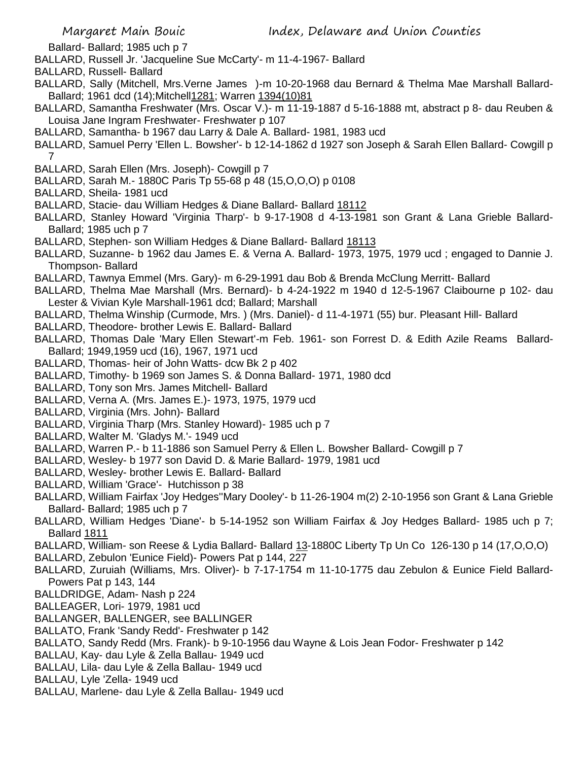Ballard- Ballard; 1985 uch p 7

BALLARD, Russell Jr. 'Jacqueline Sue McCarty'- m 11-4-1967- Ballard

BALLARD, Russell- Ballard

BALLARD, Sally (Mitchell, Mrs.Verne James )-m 10-20-1968 dau Bernard & Thelma Mae Marshall Ballard- Ballard; 1961 dcd (14);Mitchell1281; Warren 1394(10)81

BALLARD, Samantha Freshwater (Mrs. Oscar V.)- m 11-19-1887 d 5-16-1888 mt, abstract p 8- dau Reuben & Louisa Jane Ingram Freshwater- Freshwater p 107

BALLARD, Samantha- b 1967 dau Larry & Dale A. Ballard- 1981, 1983 ucd

BALLARD, Samuel Perry 'Ellen L. Bowsher'- b 12-14-1862 d 1927 son Joseph & Sarah Ellen Ballard- Cowgill p 7

BALLARD, Sarah Ellen (Mrs. Joseph)- Cowgill p 7

BALLARD, Sarah M.- 1880C Paris Tp 55-68 p 48 (15,O,O,O) p 0108

BALLARD, Sheila- 1981 ucd

BALLARD, Stacie- dau William Hedges & Diane Ballard- Ballard 18112

BALLARD, Stanley Howard 'Virginia Tharp'- b 9-17-1908 d 4-13-1981 son Grant & Lana Grieble Ballard- Ballard; 1985 uch p 7

BALLARD, Stephen- son William Hedges & Diane Ballard- Ballard 18113

BALLARD, Suzanne- b 1962 dau James E. & Verna A. Ballard- 1973, 1975, 1979 ucd ; engaged to Dannie J. Thompson- Ballard

BALLARD, Tawnya Emmel (Mrs. Gary)- m 6-29-1991 dau Bob & Brenda McClung Merritt- Ballard

BALLARD, Thelma Mae Marshall (Mrs. Bernard)- b 4-24-1922 m 1940 d 12-5-1967 Claibourne p 102- dau Lester & Vivian Kyle Marshall-1961 dcd; Ballard; Marshall

BALLARD, Thelma Winship (Curmode, Mrs. ) (Mrs. Daniel)- d 11-4-1971 (55) bur. Pleasant Hill- Ballard

BALLARD, Theodore- brother Lewis E. Ballard- Ballard

BALLARD, Thomas Dale 'Mary Ellen Stewart'-m Feb. 1961- son Forrest D. & Edith Azile Reams Ballard- Ballard; 1949,1959 ucd (16), 1967, 1971 ucd

BALLARD, Thomas- heir of John Watts- dcw Bk 2 p 402

BALLARD, Timothy- b 1969 son James S. & Donna Ballard- 1971, 1980 dcd

BALLARD, Tony son Mrs. James Mitchell- Ballard

BALLARD, Verna A. (Mrs. James E.)- 1973, 1975, 1979 ucd

BALLARD, Virginia (Mrs. John)- Ballard

BALLARD, Virginia Tharp (Mrs. Stanley Howard)- 1985 uch p 7

BALLARD, Walter M. 'Gladys M.'- 1949 ucd

BALLARD, Warren P.- b 11-1886 son Samuel Perry & Ellen L. Bowsher Ballard- Cowgill p 7

BALLARD, Wesley- b 1977 son David D. & Marie Ballard- 1979, 1981 ucd

BALLARD, Wesley- brother Lewis E. Ballard- Ballard

BALLARD, William 'Grace'- Hutchisson p 38

BALLARD, William Fairfax 'Joy Hedges''Mary Dooley'- b 11-26-1904 m(2) 2-10-1956 son Grant & Lana Grieble Ballard- Ballard; 1985 uch p 7

BALLARD, William Hedges 'Diane'- b 5-14-1952 son William Fairfax & Joy Hedges Ballard- 1985 uch p 7; Ballard 1811

BALLARD, William- son Reese & Lydia Ballard- Ballard 13-1880C Liberty Tp Un Co 126-130 p 14 (17,O,O,O)

BALLARD, Zebulon 'Eunice Field)- Powers Pat p 144, 227

BALLARD, Zuruiah (Williams, Mrs. Oliver)- b 7-17-1754 m 11-10-1775 dau Zebulon & Eunice Field Ballard- Powers Pat p 143, 144

BALLDRIDGE, Adam- Nash p 224

BALLEAGER, Lori- 1979, 1981 ucd

BALLANGER, BALLENGER, see BALLINGER

BALLATO, Frank 'Sandy Redd'- Freshwater p 142

BALLATO, Sandy Redd (Mrs. Frank)- b 9-10-1956 dau Wayne & Lois Jean Fodor- Freshwater p 142

BALLAU, Kay- dau Lyle & Zella Ballau- 1949 ucd

BALLAU, Lila- dau Lyle & Zella Ballau- 1949 ucd

BALLAU, Lyle 'Zella- 1949 ucd

BALLAU, Marlene- dau Lyle & Zella Ballau- 1949 ucd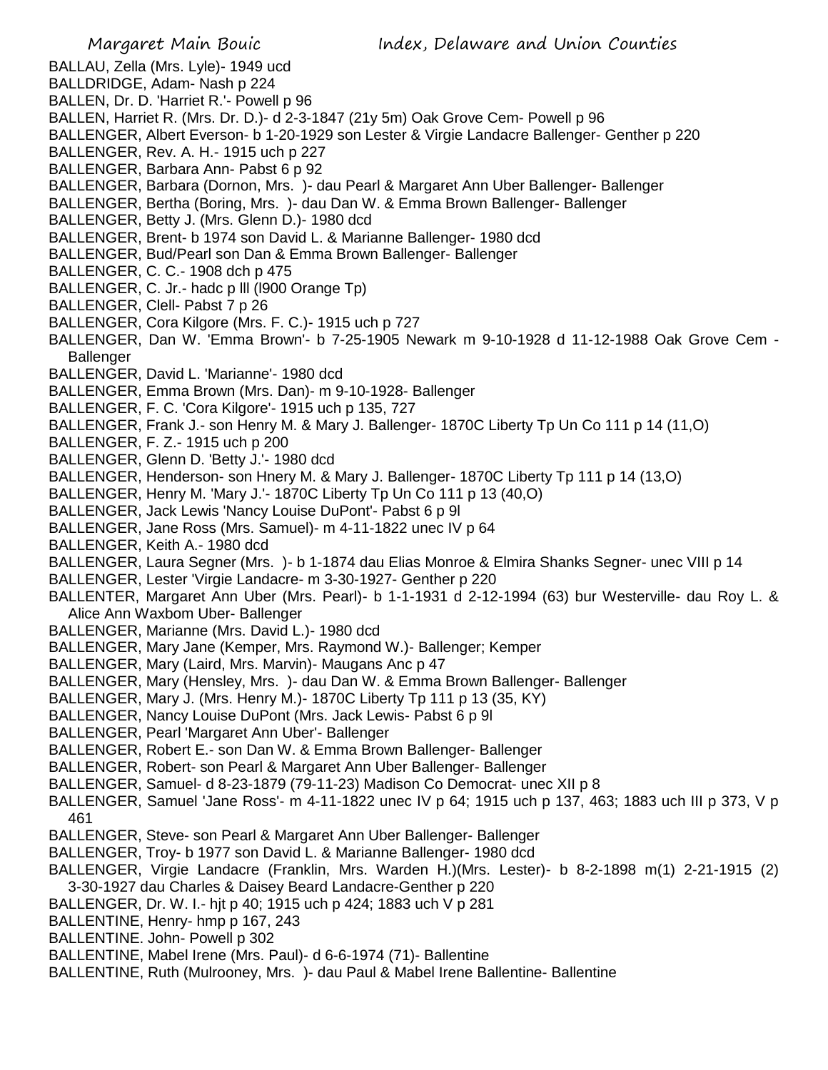BALLAU, Zella (Mrs. Lyle)- 1949 ucd
BALLDRIDGE, Adam- Nash p 224
BALLEN, Dr. D. 'Harriet R.'- Powell p 96
BALLEN, Harriet R. (Mrs. Dr. D.)- d 2-3-1847 (21y 5m) Oak Grove Cem- Powell p 96
BALLENGER, Albert Everson- b 1-20-1929 son Lester & Virgie Landacre Ballenger- Genther p 220
BALLENGER, Rev. A. H.- 1915 uch p 227
BALLENGER, Barbara Ann- Pabst 6 p 92
BALLENGER, Barbara (Dornon, Mrs. )- dau Pearl & Margaret Ann Uber Ballenger- Ballenger
BALLENGER, Bertha (Boring, Mrs. )- dau Dan W. & Emma Brown Ballenger- Ballenger
BALLENGER, Betty J. (Mrs. Glenn D.)- 1980 dcd
BALLENGER, Brent- b 1974 son David L. & Marianne Ballenger- 1980 dcd
BALLENGER, Bud/Pearl son Dan & Emma Brown Ballenger- Ballenger
BALLENGER, C. C.- 1908 dch p 475
BALLENGER, C. Jr.- hadc p lll (l900 Orange Tp)
BALLENGER, Clell- Pabst 7 p 26
BALLENGER, Cora Kilgore (Mrs. F. C.)- 1915 uch p 727
BALLENGER, Dan W. 'Emma Brown'- b 7-25-1905 Newark m 9-10-1928 d 11-12-1988 Oak Grove Cem - Ballenger
BALLENGER, David L. 'Marianne'- 1980 dcd
BALLENGER, Emma Brown (Mrs. Dan)- m 9-10-1928- Ballenger
BALLENGER, F. C. 'Cora Kilgore'- 1915 uch p 135, 727
BALLENGER, Frank J.- son Henry M. & Mary J. Ballenger- 1870C Liberty Tp Un Co 111 p 14 (11,O)
BALLENGER, F. Z.- 1915 uch p 200
BALLENGER, Glenn D. 'Betty J.'- 1980 dcd
BALLENGER, Henderson- son Hnery M. & Mary J. Ballenger- 1870C Liberty Tp 111 p 14 (13,O)
BALLENGER, Henry M. 'Mary J.'- 1870C Liberty Tp Un Co 111 p 13 (40,O)
BALLENGER, Jack Lewis 'Nancy Louise DuPont'- Pabst 6 p 9l
BALLENGER, Jane Ross (Mrs. Samuel)- m 4-11-1822 unec IV p 64
BALLENGER, Keith A.- 1980 dcd
BALLENGER, Laura Segner (Mrs. )- b 1-1874 dau Elias Monroe & Elmira Shanks Segner- unec VIII p 14
BALLENGER, Lester 'Virgie Landacre- m 3-30-1927- Genther p 220
BALLENTER, Margaret Ann Uber (Mrs. Pearl)- b 1-1-1931 d 2-12-1994 (63) bur Westerville- dau Roy L. & Alice Ann Waxbom Uber- Ballenger
BALLENGER, Marianne (Mrs. David L.)- 1980 dcd
BALLENGER, Mary Jane (Kemper, Mrs. Raymond W.)- Ballenger; Kemper
BALLENGER, Mary (Laird, Mrs. Marvin)- Maugans Anc p 47
BALLENGER, Mary (Hensley, Mrs. )- dau Dan W. & Emma Brown Ballenger- Ballenger
BALLENGER, Mary J. (Mrs. Henry M.)- 1870C Liberty Tp 111 p 13 (35, KY)
BALLENGER, Nancy Louise DuPont (Mrs. Jack Lewis- Pabst 6 p 9l
BALLENGER, Pearl 'Margaret Ann Uber'- Ballenger
BALLENGER, Robert E.- son Dan W. & Emma Brown Ballenger- Ballenger
BALLENGER, Robert- son Pearl & Margaret Ann Uber Ballenger- Ballenger
BALLENGER, Samuel- d 8-23-1879 (79-11-23) Madison Co Democrat- unec XII p 8
BALLENGER, Samuel 'Jane Ross'- m 4-11-1822 unec IV p 64; 1915 uch p 137, 463; 1883 uch III p 373, V p 461
BALLENGER, Steve- son Pearl & Margaret Ann Uber Ballenger- Ballenger
BALLENGER, Troy- b 1977 son David L. & Marianne Ballenger- 1980 dcd
BALLENGER, Virgie Landacre (Franklin, Mrs. Warden H.)(Mrs. Lester)- b 8-2-1898 m(1) 2-21-1915 (2) 3-30-1927 dau Charles & Daisey Beard Landacre-Genther p 220
BALLENGER, Dr. W. I.- hjt p 40; 1915 uch p 424; 1883 uch V p 281
BALLENTINE, Henry- hmp p 167, 243
BALLENTINE. John- Powell p 302
BALLENTINE, Mabel Irene (Mrs. Paul)- d 6-6-1974 (71)- Ballentine
BALLENTINE, Ruth (Mulrooney, Mrs. )- dau Paul & Mabel Irene Ballentine- Ballentine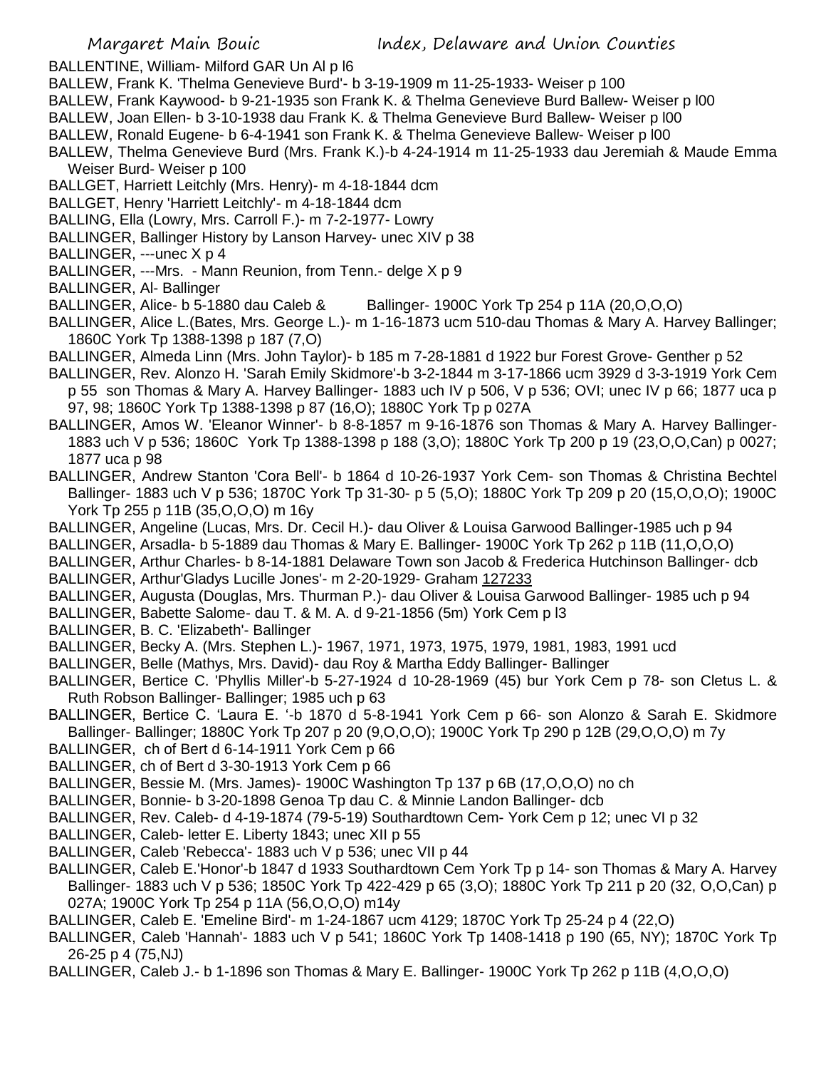BALLENTINE, William- Milford GAR Un Al p l6

BALLEW, Frank K. 'Thelma Genevieve Burd'- b 3-19-1909 m 11-25-1933- Weiser p 100

BALLEW, Frank Kaywood- b 9-21-1935 son Frank K. & Thelma Genevieve Burd Ballew- Weiser p l00

BALLEW, Joan Ellen- b 3-10-1938 dau Frank K. & Thelma Genevieve Burd Ballew- Weiser p l00

BALLEW, Ronald Eugene- b 6-4-1941 son Frank K. & Thelma Genevieve Ballew- Weiser p l00

BALLEW, Thelma Genevieve Burd (Mrs. Frank K.)-b 4-24-1914 m 11-25-1933 dau Jeremiah & Maude Emma Weiser Burd- Weiser p 100

BALLGET, Harriett Leitchly (Mrs. Henry)- m 4-18-1844 dcm

BALLGET, Henry 'Harriett Leitchly'- m 4-18-1844 dcm

BALLING, Ella (Lowry, Mrs. Carroll F.)- m 7-2-1977- Lowry

BALLINGER, Ballinger History by Lanson Harvey- unec XIV p 38

BALLINGER, ---unec X p 4

BALLINGER, ---Mrs. - Mann Reunion, from Tenn.- delge X p 9

BALLINGER, Al- Ballinger

BALLINGER, Alice- b 5-1880 dau Caleb & Ballinger- 1900C York Tp 254 p 11A (20,O,O,O)

BALLINGER, Alice L.(Bates, Mrs. George L.)- m 1-16-1873 ucm 510-dau Thomas & Mary A. Harvey Ballinger; 1860C York Tp 1388-1398 p 187 (7,O)

BALLINGER, Almeda Linn (Mrs. John Taylor)- b 185 m 7-28-1881 d 1922 bur Forest Grove- Genther p 52

BALLINGER, Rev. Alonzo H. 'Sarah Emily Skidmore'-b 3-2-1844 m 3-17-1866 ucm 3929 d 3-3-1919 York Cem p 55 son Thomas & Mary A. Harvey Ballinger- 1883 uch IV p 506, V p 536; OVI; unec IV p 66; 1877 uca p 97, 98; 1860C York Tp 1388-1398 p 87 (16,O); 1880C York Tp p 027A

BALLINGER, Amos W. 'Eleanor Winner'- b 8-8-1857 m 9-16-1876 son Thomas & Mary A. Harvey Ballinger- 1883 uch V p 536; 1860C York Tp 1388-1398 p 188 (3,O); 1880C York Tp 200 p 19 (23,O,O,Can) p 0027; 1877 uca p 98

BALLINGER, Andrew Stanton 'Cora Bell'- b 1864 d 10-26-1937 York Cem- son Thomas & Christina Bechtel Ballinger- 1883 uch V p 536; 1870C York Tp 31-30- p 5 (5,O); 1880C York Tp 209 p 20 (15,O,O,O); 1900C York Tp 255 p 11B (35,O,O,O) m 16y

BALLINGER, Angeline (Lucas, Mrs. Dr. Cecil H.)- dau Oliver & Louisa Garwood Ballinger-1985 uch p 94

BALLINGER, Arsadla- b 5-1889 dau Thomas & Mary E. Ballinger- 1900C York Tp 262 p 11B (11,O,O,O)

BALLINGER, Arthur Charles- b 8-14-1881 Delaware Town son Jacob & Frederica Hutchinson Ballinger- dcb

BALLINGER, Arthur'Gladys Lucille Jones'- m 2-20-1929- Graham 127233

BALLINGER, Augusta (Douglas, Mrs. Thurman P.)- dau Oliver & Louisa Garwood Ballinger- 1985 uch p 94

BALLINGER, Babette Salome- dau T. & M. A. d 9-21-1856 (5m) York Cem p l3

BALLINGER, B. C. 'Elizabeth'- Ballinger

BALLINGER, Becky A. (Mrs. Stephen L.)- 1967, 1971, 1973, 1975, 1979, 1981, 1983, 1991 ucd

BALLINGER, Belle (Mathys, Mrs. David)- dau Roy & Martha Eddy Ballinger- Ballinger

BALLINGER, Bertice C. 'Phyllis Miller'-b 5-27-1924 d 10-28-1969 (45) bur York Cem p 78- son Cletus L. & Ruth Robson Ballinger- Ballinger; 1985 uch p 63

BALLINGER, Bertice C. 'Laura E. '-b 1870 d 5-8-1941 York Cem p 66- son Alonzo & Sarah E. Skidmore Ballinger- Ballinger; 1880C York Tp 207 p 20 (9,O,O,O); 1900C York Tp 290 p 12B (29,O,O,O) m 7y

BALLINGER, ch of Bert d 6-14-1911 York Cem p 66

BALLINGER, ch of Bert d 3-30-1913 York Cem p 66

BALLINGER, Bessie M. (Mrs. James)- 1900C Washington Tp 137 p 6B (17,O,O,O) no ch

BALLINGER, Bonnie- b 3-20-1898 Genoa Tp dau C. & Minnie Landon Ballinger- dcb

BALLINGER, Rev. Caleb- d 4-19-1874 (79-5-19) Southardtown Cem- York Cem p 12; unec VI p 32

BALLINGER, Caleb- letter E. Liberty 1843; unec XII p 55

BALLINGER, Caleb 'Rebecca'- 1883 uch V p 536; unec VII p 44

BALLINGER, Caleb E.'Honor'-b 1847 d 1933 Southardtown Cem York Tp p 14- son Thomas & Mary A. Harvey Ballinger- 1883 uch V p 536; 1850C York Tp 422-429 p 65 (3,O); 1880C York Tp 211 p 20 (32, O,O,Can) p 027A; 1900C York Tp 254 p 11A (56,O,O,O) m14y

BALLINGER, Caleb E. 'Emeline Bird'- m 1-24-1867 ucm 4129; 1870C York Tp 25-24 p 4 (22,O)

BALLINGER, Caleb 'Hannah'- 1883 uch V p 541; 1860C York Tp 1408-1418 p 190 (65, NY); 1870C York Tp 26-25 p 4 (75,NJ)

BALLINGER, Caleb J.- b 1-1896 son Thomas & Mary E. Ballinger- 1900C York Tp 262 p 11B (4,O,O,O)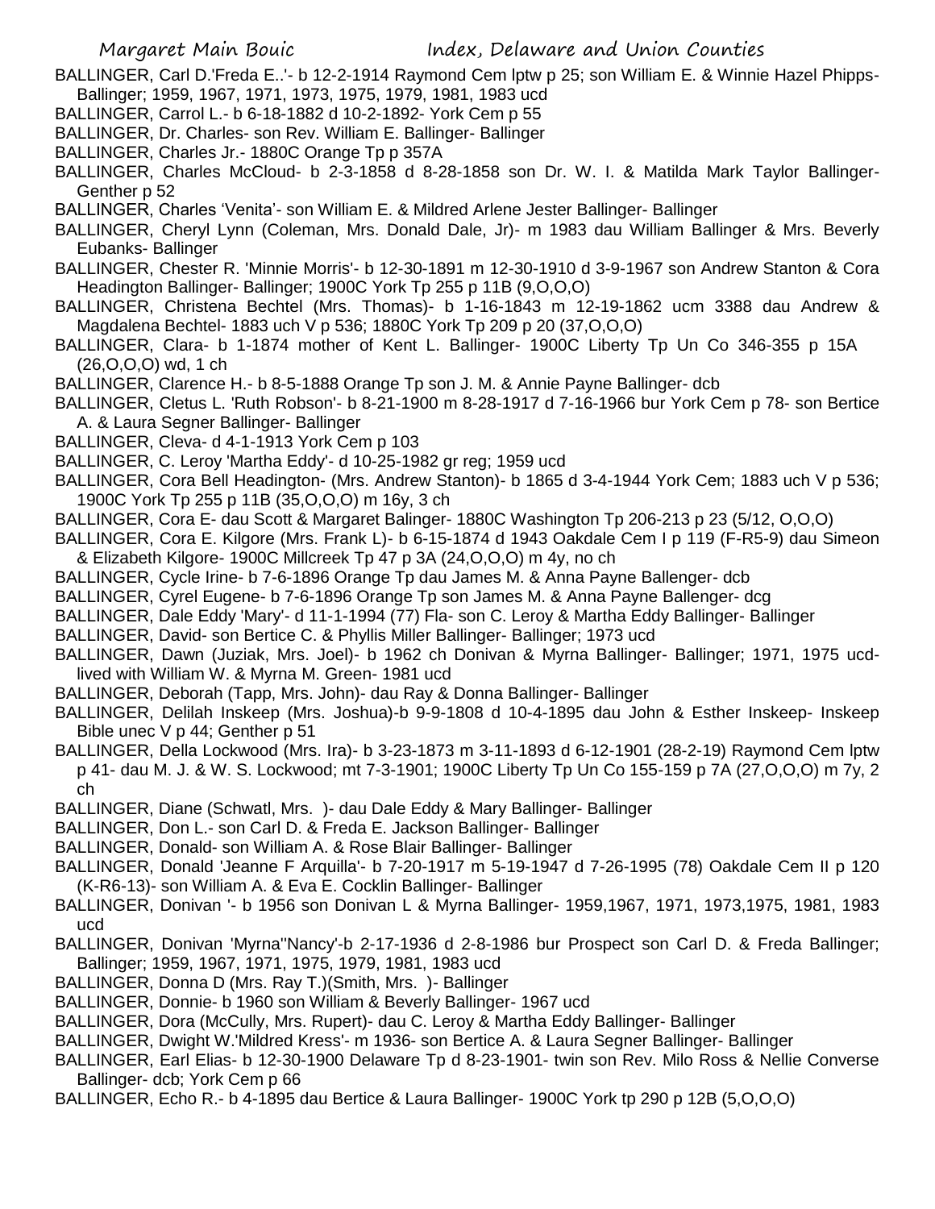BALLINGER, Carl D.'Freda E..'- b 12-2-1914 Raymond Cem lptw p 25; son William E. & Winnie Hazel Phipps-Ballinger; 1959, 1967, 1971, 1973, 1975, 1979, 1981, 1983 ucd

BALLINGER, Carrol L.- b 6-18-1882 d 10-2-1892- York Cem p 55

BALLINGER, Dr. Charles- son Rev. William E. Ballinger- Ballinger

BALLINGER, Charles Jr.- 1880C Orange Tp p 357A

BALLINGER, Charles McCloud- b 2-3-1858 d 8-28-1858 son Dr. W. I. & Matilda Mark Taylor Ballinger-Genther p 52

BALLINGER, Charles 'Venita'- son William E. & Mildred Arlene Jester Ballinger- Ballinger

BALLINGER, Cheryl Lynn (Coleman, Mrs. Donald Dale, Jr)- m 1983 dau William Ballinger & Mrs. Beverly Eubanks- Ballinger

BALLINGER, Chester R. 'Minnie Morris'- b 12-30-1891 m 12-30-1910 d 3-9-1967 son Andrew Stanton & Cora Headington Ballinger- Ballinger; 1900C York Tp 255 p 11B (9,O,O,O)

BALLINGER, Christena Bechtel (Mrs. Thomas)- b 1-16-1843 m 12-19-1862 ucm 3388 dau Andrew & Magdalena Bechtel- 1883 uch V p 536; 1880C York Tp 209 p 20 (37,O,O,O)

BALLINGER, Clara- b 1-1874 mother of Kent L. Ballinger- 1900C Liberty Tp Un Co 346-355 p 15A (26,O,O,O) wd, 1 ch

BALLINGER, Clarence H.- b 8-5-1888 Orange Tp son J. M. & Annie Payne Ballinger- dcb

BALLINGER, Cletus L. 'Ruth Robson'- b 8-21-1900 m 8-28-1917 d 7-16-1966 bur York Cem p 78- son Bertice A. & Laura Segner Ballinger- Ballinger

BALLINGER, Cleva- d 4-1-1913 York Cem p 103

BALLINGER, C. Leroy 'Martha Eddy'- d 10-25-1982 gr reg; 1959 ucd

BALLINGER, Cora Bell Headington- (Mrs. Andrew Stanton)- b 1865 d 3-4-1944 York Cem; 1883 uch V p 536; 1900C York Tp 255 p 11B (35,O,O,O) m 16y, 3 ch

BALLINGER, Cora E- dau Scott & Margaret Balinger- 1880C Washington Tp 206-213 p 23 (5/12, O,O,O)

BALLINGER, Cora E. Kilgore (Mrs. Frank L)- b 6-15-1874 d 1943 Oakdale Cem I p 119 (F-R5-9) dau Simeon & Elizabeth Kilgore- 1900C Millcreek Tp 47 p 3A (24,O,O,O) m 4y, no ch

BALLINGER, Cycle Irine- b 7-6-1896 Orange Tp dau James M. & Anna Payne Ballenger- dcb

BALLINGER, Cyrel Eugene- b 7-6-1896 Orange Tp son James M. & Anna Payne Ballenger- dcg

BALLINGER, Dale Eddy 'Mary'- d 11-1-1994 (77) Fla- son C. Leroy & Martha Eddy Ballinger- Ballinger

BALLINGER, David- son Bertice C. & Phyllis Miller Ballinger- Ballinger; 1973 ucd

BALLINGER, Dawn (Juziak, Mrs. Joel)- b 1962 ch Donivan & Myrna Ballinger- Ballinger; 1971, 1975 ucd-lived with William W. & Myrna M. Green- 1981 ucd

BALLINGER, Deborah (Tapp, Mrs. John)- dau Ray & Donna Ballinger- Ballinger

BALLINGER, Delilah Inskeep (Mrs. Joshua)-b 9-9-1808 d 10-4-1895 dau John & Esther Inskeep- Inskeep Bible unec V p 44; Genther p 51

BALLINGER, Della Lockwood (Mrs. Ira)- b 3-23-1873 m 3-11-1893 d 6-12-1901 (28-2-19) Raymond Cem lptw p 41- dau M. J. & W. S. Lockwood; mt 7-3-1901; 1900C Liberty Tp Un Co 155-159 p 7A (27,O,O,O) m 7y, 2 ch

BALLINGER, Diane (Schwatl, Mrs. )- dau Dale Eddy & Mary Ballinger- Ballinger

BALLINGER, Don L.- son Carl D. & Freda E. Jackson Ballinger- Ballinger

BALLINGER, Donald- son William A. & Rose Blair Ballinger- Ballinger

BALLINGER, Donald 'Jeanne F Arquilla'- b 7-20-1917 m 5-19-1947 d 7-26-1995 (78) Oakdale Cem II p 120 (K-R6-13)- son William A. & Eva E. Cocklin Ballinger- Ballinger

BALLINGER, Donivan '- b 1956 son Donivan L & Myrna Ballinger- 1959,1967, 1971, 1973,1975, 1981, 1983 ucd

BALLINGER, Donivan 'Myrna''Nancy'-b 2-17-1936 d 2-8-1986 bur Prospect son Carl D. & Freda Ballinger; Ballinger; 1959, 1967, 1971, 1975, 1979, 1981, 1983 ucd

BALLINGER, Donna D (Mrs. Ray T.)(Smith, Mrs. )- Ballinger

BALLINGER, Donnie- b 1960 son William & Beverly Ballinger- 1967 ucd

BALLINGER, Dora (McCully, Mrs. Rupert)- dau C. Leroy & Martha Eddy Ballinger- Ballinger

BALLINGER, Dwight W.'Mildred Kress'- m 1936- son Bertice A. & Laura Segner Ballinger- Ballinger

BALLINGER, Earl Elias- b 12-30-1900 Delaware Tp d 8-23-1901- twin son Rev. Milo Ross & Nellie Converse Ballinger- dcb; York Cem p 66

BALLINGER, Echo R.- b 4-1895 dau Bertice & Laura Ballinger- 1900C York tp 290 p 12B (5,O,O,O)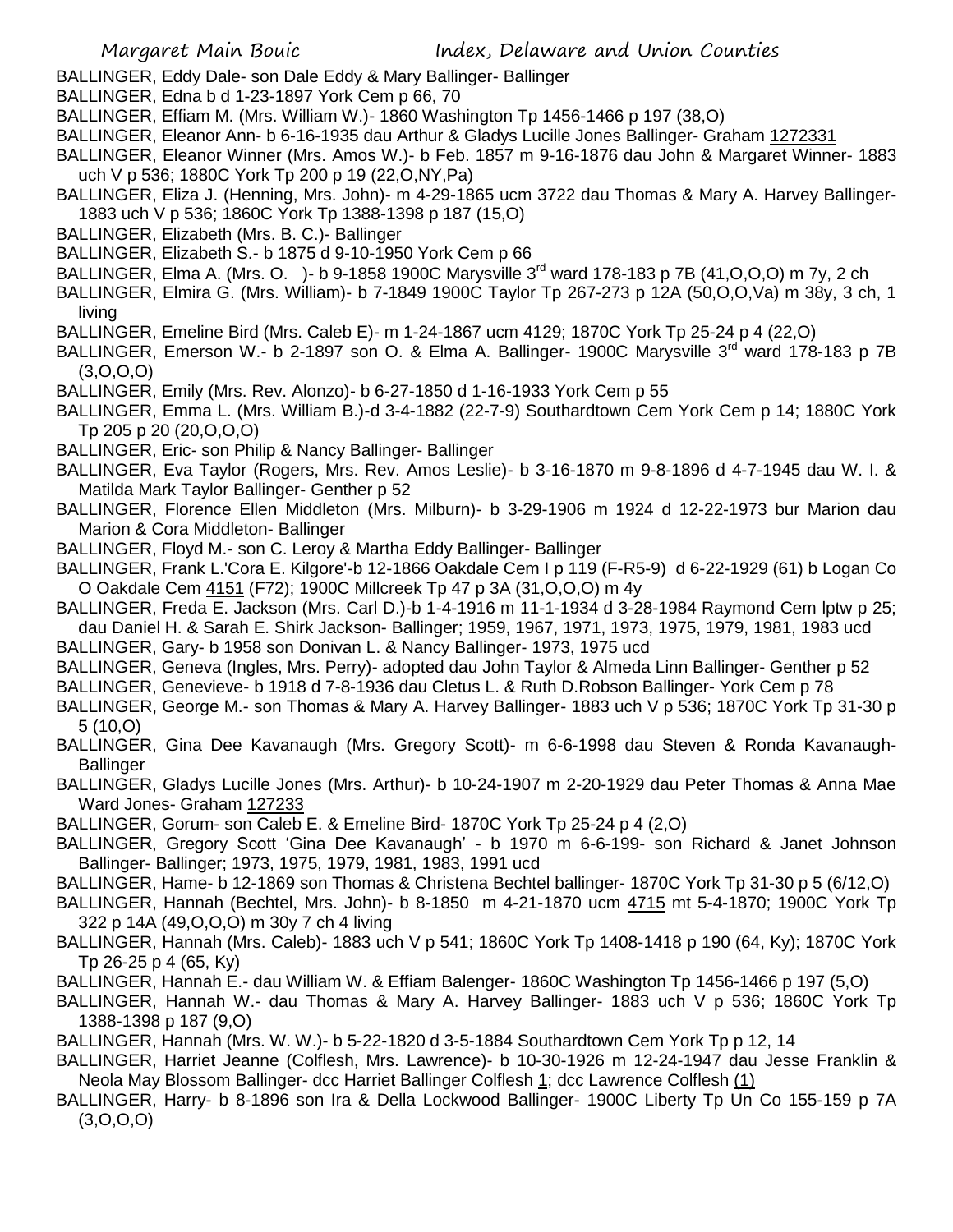BALLINGER, Eddy Dale- son Dale Eddy & Mary Ballinger- Ballinger

BALLINGER, Edna b d 1-23-1897 York Cem p 66, 70

BALLINGER, Effiam M. (Mrs. William W.)- 1860 Washington Tp 1456-1466 p 197 (38,O)

BALLINGER, Eleanor Ann- b 6-16-1935 dau Arthur & Gladys Lucille Jones Ballinger- Graham 1272331

BALLINGER, Eleanor Winner (Mrs. Amos W.)- b Feb. 1857 m 9-16-1876 dau John & Margaret Winner- 1883 uch V p 536; 1880C York Tp 200 p 19 (22,O,NY,Pa)

BALLINGER, Eliza J. (Henning, Mrs. John)- m 4-29-1865 ucm 3722 dau Thomas & Mary A. Harvey Ballinger- 1883 uch V p 536; 1860C York Tp 1388-1398 p 187 (15,O)

BALLINGER, Elizabeth (Mrs. B. C.)- Ballinger

BALLINGER, Elizabeth S.- b 1875 d 9-10-1950 York Cem p 66

BALLINGER, Elma A. (Mrs. O. )- b 9-1858 1900C Marysville 3rd ward 178-183 p 7B (41,O,O,O) m 7y, 2 ch

BALLINGER, Elmira G. (Mrs. William)- b 7-1849 1900C Taylor Tp 267-273 p 12A (50,O,O,Va) m 38y, 3 ch, 1 living

BALLINGER, Emeline Bird (Mrs. Caleb E)- m 1-24-1867 ucm 4129; 1870C York Tp 25-24 p 4 (22,O)

BALLINGER, Emerson W.- b 2-1897 son O. & Elma A. Ballinger- 1900C Marysville 3rd ward 178-183 p 7B (3,O,O,O)

BALLINGER, Emily (Mrs. Rev. Alonzo)- b 6-27-1850 d 1-16-1933 York Cem p 55

BALLINGER, Emma L. (Mrs. William B.)-d 3-4-1882 (22-7-9) Southardtown Cem York Cem p 14; 1880C York Tp 205 p 20 (20,O,O,O)

BALLINGER, Eric- son Philip & Nancy Ballinger- Ballinger

BALLINGER, Eva Taylor (Rogers, Mrs. Rev. Amos Leslie)- b 3-16-1870 m 9-8-1896 d 4-7-1945 dau W. I. & Matilda Mark Taylor Ballinger- Genther p 52

BALLINGER, Florence Ellen Middleton (Mrs. Milburn)- b 3-29-1906 m 1924 d 12-22-1973 bur Marion dau Marion & Cora Middleton- Ballinger

BALLINGER, Floyd M.- son C. Leroy & Martha Eddy Ballinger- Ballinger

BALLINGER, Frank L.'Cora E. Kilgore'-b 12-1866 Oakdale Cem I p 119 (F-R5-9) d 6-22-1929 (61) b Logan Co O Oakdale Cem 4151 (F72); 1900C Millcreek Tp 47 p 3A (31,O,O,O) m 4y

BALLINGER, Freda E. Jackson (Mrs. Carl D.)-b 1-4-1916 m 11-1-1934 d 3-28-1984 Raymond Cem lptw p 25; dau Daniel H. & Sarah E. Shirk Jackson- Ballinger; 1959, 1967, 1971, 1973, 1975, 1979, 1981, 1983 ucd

BALLINGER, Gary- b 1958 son Donivan L. & Nancy Ballinger- 1973, 1975 ucd

BALLINGER, Geneva (Ingles, Mrs. Perry)- adopted dau John Taylor & Almeda Linn Ballinger- Genther p 52

BALLINGER, Genevieve- b 1918 d 7-8-1936 dau Cletus L. & Ruth D.Robson Ballinger- York Cem p 78

BALLINGER, George M.- son Thomas & Mary A. Harvey Ballinger- 1883 uch V p 536; 1870C York Tp 31-30 p 5 (10,O)

BALLINGER, Gina Dee Kavanaugh (Mrs. Gregory Scott)- m 6-6-1998 dau Steven & Ronda Kavanaugh- Ballinger

BALLINGER, Gladys Lucille Jones (Mrs. Arthur)- b 10-24-1907 m 2-20-1929 dau Peter Thomas & Anna Mae Ward Jones- Graham 127233

BALLINGER, Gorum- son Caleb E. & Emeline Bird- 1870C York Tp 25-24 p 4 (2,O)

BALLINGER, Gregory Scott 'Gina Dee Kavanaugh' - b 1970 m 6-6-199- son Richard & Janet Johnson Ballinger- Ballinger; 1973, 1975, 1979, 1981, 1983, 1991 ucd

BALLINGER, Hame- b 12-1869 son Thomas & Christena Bechtel ballinger- 1870C York Tp 31-30 p 5 (6/12,O)

BALLINGER, Hannah (Bechtel, Mrs. John)- b 8-1850 m 4-21-1870 ucm 4715 mt 5-4-1870; 1900C York Tp 322 p 14A (49,O,O,O) m 30y 7 ch 4 living

BALLINGER, Hannah (Mrs. Caleb)- 1883 uch V p 541; 1860C York Tp 1408-1418 p 190 (64, Ky); 1870C York Tp 26-25 p 4 (65, Ky)

BALLINGER, Hannah E.- dau William W. & Effiam Balenger- 1860C Washington Tp 1456-1466 p 197 (5,O)

BALLINGER, Hannah W.- dau Thomas & Mary A. Harvey Ballinger- 1883 uch V p 536; 1860C York Tp 1388-1398 p 187 (9,O)

BALLINGER, Hannah (Mrs. W. W.)- b 5-22-1820 d 3-5-1884 Southardtown Cem York Tp p 12, 14

BALLINGER, Harriet Jeanne (Colflesh, Mrs. Lawrence)- b 10-30-1926 m 12-24-1947 dau Jesse Franklin & Neola May Blossom Ballinger- dcc Harriet Ballinger Colflesh 1; dcc Lawrence Colflesh (1)

BALLINGER, Harry- b 8-1896 son Ira & Della Lockwood Ballinger- 1900C Liberty Tp Un Co 155-159 p 7A (3,O,O,O)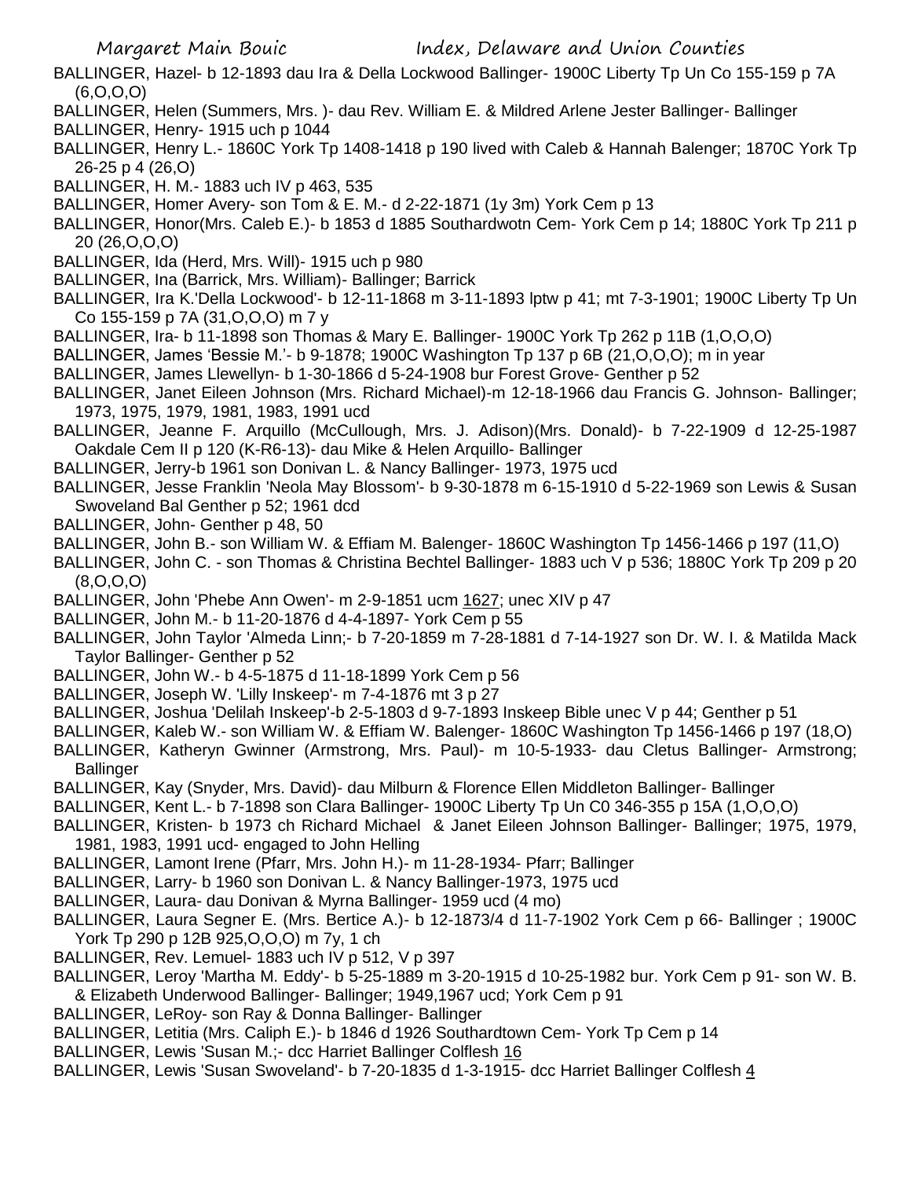BALLINGER, Hazel- b 12-1893 dau Ira & Della Lockwood Ballinger- 1900C Liberty Tp Un Co 155-159 p 7A (6,O,O,O)

BALLINGER, Helen (Summers, Mrs. )- dau Rev. William E. & Mildred Arlene Jester Ballinger- Ballinger

BALLINGER, Henry- 1915 uch p 1044

BALLINGER, Henry L.- 1860C York Tp 1408-1418 p 190 lived with Caleb & Hannah Balenger; 1870C York Tp 26-25 p 4 (26,O)

BALLINGER, H. M.- 1883 uch IV p 463, 535

BALLINGER, Homer Avery- son Tom & E. M.- d 2-22-1871 (1y 3m) York Cem p 13

BALLINGER, Honor(Mrs. Caleb E.)- b 1853 d 1885 Southardwotn Cem- York Cem p 14; 1880C York Tp 211 p 20 (26,O,O,O)

BALLINGER, Ida (Herd, Mrs. Will)- 1915 uch p 980

BALLINGER, Ina (Barrick, Mrs. William)- Ballinger; Barrick

BALLINGER, Ira K.'Della Lockwood'- b 12-11-1868 m 3-11-1893 lptw p 41; mt 7-3-1901; 1900C Liberty Tp Un Co 155-159 p 7A (31,O,O,O) m 7 y

BALLINGER, Ira- b 11-1898 son Thomas & Mary E. Ballinger- 1900C York Tp 262 p 11B (1,O,O,O)

BALLINGER, James 'Bessie M.'- b 9-1878; 1900C Washington Tp 137 p 6B (21,O,O,O); m in year

BALLINGER, James Llewellyn- b 1-30-1866 d 5-24-1908 bur Forest Grove- Genther p 52

BALLINGER, Janet Eileen Johnson (Mrs. Richard Michael)-m 12-18-1966 dau Francis G. Johnson- Ballinger; 1973, 1975, 1979, 1981, 1983, 1991 ucd

BALLINGER, Jeanne F. Arquillo (McCullough, Mrs. J. Adison)(Mrs. Donald)- b 7-22-1909 d 12-25-1987 Oakdale Cem II p 120 (K-R6-13)- dau Mike & Helen Arquillo- Ballinger

BALLINGER, Jerry-b 1961 son Donivan L. & Nancy Ballinger- 1973, 1975 ucd

BALLINGER, Jesse Franklin 'Neola May Blossom'- b 9-30-1878 m 6-15-1910 d 5-22-1969 son Lewis & Susan Swoveland Bal Genther p 52; 1961 dcd

BALLINGER, John- Genther p 48, 50

BALLINGER, John B.- son William W. & Effiam M. Balenger- 1860C Washington Tp 1456-1466 p 197 (11,O)

BALLINGER, John C. - son Thomas & Christina Bechtel Ballinger- 1883 uch V p 536; 1880C York Tp 209 p 20 (8,O,O,O)

BALLINGER, John 'Phebe Ann Owen'- m 2-9-1851 ucm 1627; unec XIV p 47

BALLINGER, John M.- b 11-20-1876 d 4-4-1897- York Cem p 55

BALLINGER, John Taylor 'Almeda Linn;- b 7-20-1859 m 7-28-1881 d 7-14-1927 son Dr. W. I. & Matilda Mack Taylor Ballinger- Genther p 52

BALLINGER, John W.- b 4-5-1875 d 11-18-1899 York Cem p 56

BALLINGER, Joseph W. 'Lilly Inskeep'- m 7-4-1876 mt 3 p 27

BALLINGER, Joshua 'Delilah Inskeep'-b 2-5-1803 d 9-7-1893 Inskeep Bible unec V p 44; Genther p 51

BALLINGER, Kaleb W.- son William W. & Effiam W. Balenger- 1860C Washington Tp 1456-1466 p 197 (18,O)

BALLINGER, Katheryn Gwinner (Armstrong, Mrs. Paul)- m 10-5-1933- dau Cletus Ballinger- Armstrong; Ballinger

BALLINGER, Kay (Snyder, Mrs. David)- dau Milburn & Florence Ellen Middleton Ballinger- Ballinger

BALLINGER, Kent L.- b 7-1898 son Clara Ballinger- 1900C Liberty Tp Un C0 346-355 p 15A (1,O,O,O)

BALLINGER, Kristen- b 1973 ch Richard Michael & Janet Eileen Johnson Ballinger- Ballinger; 1975, 1979, 1981, 1983, 1991 ucd- engaged to John Helling

BALLINGER, Lamont Irene (Pfarr, Mrs. John H.)- m 11-28-1934- Pfarr; Ballinger

BALLINGER, Larry- b 1960 son Donivan L. & Nancy Ballinger-1973, 1975 ucd

BALLINGER, Laura- dau Donivan & Myrna Ballinger- 1959 ucd (4 mo)

BALLINGER, Laura Segner E. (Mrs. Bertice A.)- b 12-1873/4 d 11-7-1902 York Cem p 66- Ballinger ; 1900C York Tp 290 p 12B 925,O,O,O) m 7y, 1 ch

BALLINGER, Rev. Lemuel- 1883 uch IV p 512, V p 397

BALLINGER, Leroy 'Martha M. Eddy'- b 5-25-1889 m 3-20-1915 d 10-25-1982 bur. York Cem p 91- son W. B. & Elizabeth Underwood Ballinger- Ballinger; 1949,1967 ucd; York Cem p 91

BALLINGER, LeRoy- son Ray & Donna Ballinger- Ballinger

BALLINGER, Letitia (Mrs. Caliph E.)- b 1846 d 1926 Southardtown Cem- York Tp Cem p 14

BALLINGER, Lewis 'Susan M.;- dcc Harriet Ballinger Colflesh 16

BALLINGER, Lewis 'Susan Swoveland'- b 7-20-1835 d 1-3-1915- dcc Harriet Ballinger Colflesh 4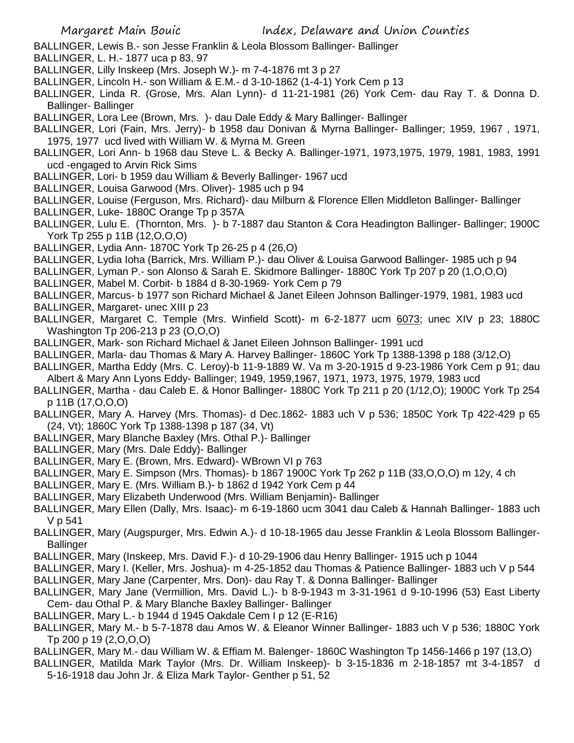BALLINGER, Lewis B.- son Jesse Franklin & Leola Blossom Ballinger- Ballinger

BALLINGER, L. H.- 1877 uca p 83, 97

BALLINGER, Lilly Inskeep (Mrs. Joseph W.)- m 7-4-1876 mt 3 p 27

BALLINGER, Lincoln H.- son William & E.M.- d 3-10-1862 (1-4-1) York Cem p 13

BALLINGER, Linda R. (Grose, Mrs. Alan Lynn)- d 11-21-1981 (26) York Cem- dau Ray T. & Donna D. Ballinger- Ballinger

BALLINGER, Lora Lee (Brown, Mrs. )- dau Dale Eddy & Mary Ballinger- Ballinger

BALLINGER, Lori (Fain, Mrs. Jerry)- b 1958 dau Donivan & Myrna Ballinger- Ballinger; 1959, 1967 , 1971, 1975, 1977 ucd lived with William W. & Myrna M. Green

BALLINGER, Lori Ann- b 1968 dau Steve L. & Becky A. Ballinger-1971, 1973,1975, 1979, 1981, 1983, 1991 ucd -engaged to Arvin Rick Sims

BALLINGER, Lori- b 1959 dau William & Beverly Ballinger- 1967 ucd

BALLINGER, Louisa Garwood (Mrs. Oliver)- 1985 uch p 94

BALLINGER, Louise (Ferguson, Mrs. Richard)- dau Milburn & Florence Ellen Middleton Ballinger- Ballinger

BALLINGER, Luke- 1880C Orange Tp p 357A

BALLINGER, Lulu E. (Thornton, Mrs. )- b 7-1887 dau Stanton & Cora Headington Ballinger- Ballinger; 1900C York Tp 255 p 11B (12,O,O,O)

BALLINGER, Lydia Ann- 1870C York Tp 26-25 p 4 (26,O)

BALLINGER, Lydia Ioha (Barrick, Mrs. William P.)- dau Oliver & Louisa Garwood Ballinger- 1985 uch p 94

BALLINGER, Lyman P.- son Alonso & Sarah E. Skidmore Ballinger- 1880C York Tp 207 p 20 (1,O,O,O)

BALLINGER, Mabel M. Corbit- b 1884 d 8-30-1969- York Cem p 79

BALLINGER, Marcus- b 1977 son Richard Michael & Janet Eileen Johnson Ballinger-1979, 1981, 1983 ucd

BALLINGER, Margaret- unec XIII p 23

BALLINGER, Margaret C. Temple (Mrs. Winfield Scott)- m 6-2-1877 ucm 6073; unec XIV p 23; 1880C Washington Tp 206-213 p 23 (O,O,O)

BALLINGER, Mark- son Richard Michael & Janet Eileen Johnson Ballinger- 1991 ucd

BALLINGER, Marla- dau Thomas & Mary A. Harvey Ballinger- 1860C York Tp 1388-1398 p 188 (3/12,O)

BALLINGER, Martha Eddy (Mrs. C. Leroy)-b 11-9-1889 W. Va m 3-20-1915 d 9-23-1986 York Cem p 91; dau Albert & Mary Ann Lyons Eddy- Ballinger; 1949, 1959,1967, 1971, 1973, 1975, 1979, 1983 ucd

BALLINGER, Martha - dau Caleb E. & Honor Ballinger- 1880C York Tp 211 p 20 (1/12,O); 1900C York Tp 254 p 11B (17,O,O,O)

BALLINGER, Mary A. Harvey (Mrs. Thomas)- d Dec.1862- 1883 uch V p 536; 1850C York Tp 422-429 p 65 (24, Vt); 1860C York Tp 1388-1398 p 187 (34, Vt)

BALLINGER, Mary Blanche Baxley (Mrs. Othal P.)- Ballinger

BALLINGER, Mary (Mrs. Dale Eddy)- Ballinger

BALLINGER, Mary E. (Brown, Mrs. Edward)- WBrown VI p 763

BALLINGER, Mary E. Simpson (Mrs. Thomas)- b 1867 1900C York Tp 262 p 11B (33,O,O,O) m 12y, 4 ch

BALLINGER, Mary E. (Mrs. William B.)- b 1862 d 1942 York Cem p 44

BALLINGER, Mary Elizabeth Underwood (Mrs. William Benjamin)- Ballinger

BALLINGER, Mary Ellen (Dally, Mrs. Isaac)- m 6-19-1860 ucm 3041 dau Caleb & Hannah Ballinger- 1883 uch V p 541

BALLINGER, Mary (Augspurger, Mrs. Edwin A.)- d 10-18-1965 dau Jesse Franklin & Leola Blossom Ballinger- Ballinger

BALLINGER, Mary (Inskeep, Mrs. David F.)- d 10-29-1906 dau Henry Ballinger- 1915 uch p 1044

BALLINGER, Mary I. (Keller, Mrs. Joshua)- m 4-25-1852 dau Thomas & Patience Ballinger- 1883 uch V p 544

BALLINGER, Mary Jane (Carpenter, Mrs. Don)- dau Ray T. & Donna Ballinger- Ballinger

BALLINGER, Mary Jane (Vermillion, Mrs. David L.)- b 8-9-1943 m 3-31-1961 d 9-10-1996 (53) East Liberty Cem- dau Othal P. & Mary Blanche Baxley Ballinger- Ballinger

BALLINGER, Mary L.- b 1944 d 1945 Oakdale Cem I p 12 (E-R16)

BALLINGER, Mary M.- b 5-7-1878 dau Amos W. & Eleanor Winner Ballinger- 1883 uch V p 536; 1880C York Tp 200 p 19 (2,O,O,O)

BALLINGER, Mary M.- dau William W. & Effiam M. Balenger- 1860C Washington Tp 1456-1466 p 197 (13,O)

BALLINGER, Matilda Mark Taylor (Mrs. Dr. William Inskeep)- b 3-15-1836 m 2-18-1857 mt 3-4-1857 d 5-16-1918 dau John Jr. & Eliza Mark Taylor- Genther p 51, 52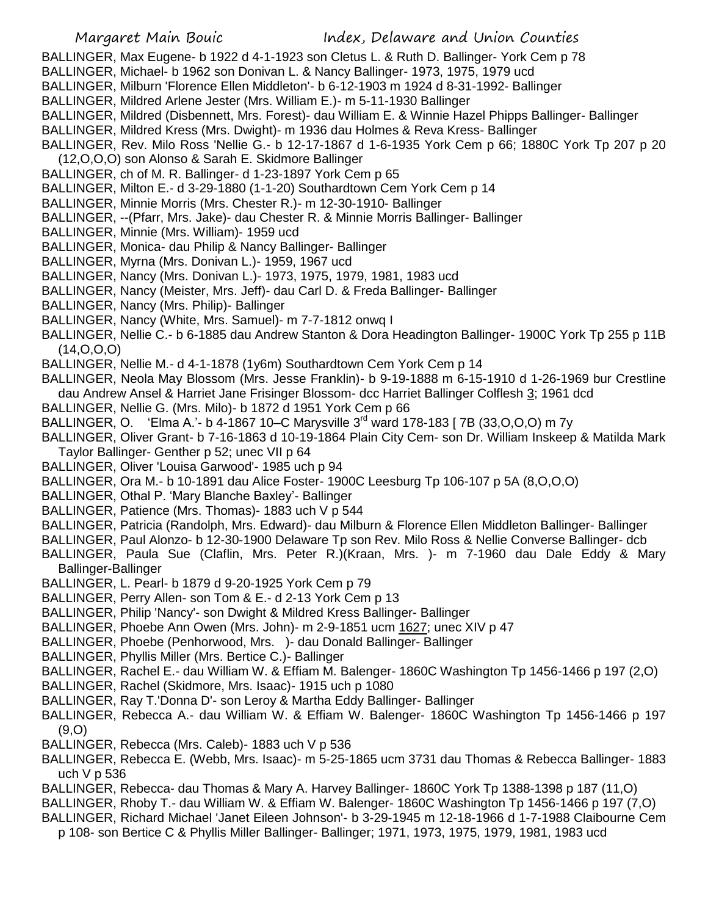BALLINGER, Max Eugene- b 1922 d 4-1-1923 son Cletus L. & Ruth D. Ballinger- York Cem p 78

BALLINGER, Michael- b 1962 son Donivan L. & Nancy Ballinger- 1973, 1975, 1979 ucd

BALLINGER, Milburn 'Florence Ellen Middleton'- b 6-12-1903 m 1924 d 8-31-1992- Ballinger

BALLINGER, Mildred Arlene Jester (Mrs. William E.)- m 5-11-1930 Ballinger

BALLINGER, Mildred (Disbennett, Mrs. Forest)- dau William E. & Winnie Hazel Phipps Ballinger- Ballinger

BALLINGER, Mildred Kress (Mrs. Dwight)- m 1936 dau Holmes & Reva Kress- Ballinger

BALLINGER, Rev. Milo Ross 'Nellie G.- b 12-17-1867 d 1-6-1935 York Cem p 66; 1880C York Tp 207 p 20 (12,O,O,O) son Alonso & Sarah E. Skidmore Ballinger

BALLINGER, ch of M. R. Ballinger- d 1-23-1897 York Cem p 65

BALLINGER, Milton E.- d 3-29-1880 (1-1-20) Southardtown Cem York Cem p 14

BALLINGER, Minnie Morris (Mrs. Chester R.)- m 12-30-1910- Ballinger

BALLINGER, --(Pfarr, Mrs. Jake)- dau Chester R. & Minnie Morris Ballinger- Ballinger

BALLINGER, Minnie (Mrs. William)- 1959 ucd

BALLINGER, Monica- dau Philip & Nancy Ballinger- Ballinger

BALLINGER, Myrna (Mrs. Donivan L.)- 1959, 1967 ucd

BALLINGER, Nancy (Mrs. Donivan L.)- 1973, 1975, 1979, 1981, 1983 ucd

BALLINGER, Nancy (Meister, Mrs. Jeff)- dau Carl D. & Freda Ballinger- Ballinger

BALLINGER, Nancy (Mrs. Philip)- Ballinger

BALLINGER, Nancy (White, Mrs. Samuel)- m 7-7-1812 onwq I

BALLINGER, Nellie C.- b 6-1885 dau Andrew Stanton & Dora Headington Ballinger- 1900C York Tp 255 p 11B (14,O,O,O)

BALLINGER, Nellie M.- d 4-1-1878 (1y6m) Southardtown Cem York Cem p 14

BALLINGER, Neola May Blossom (Mrs. Jesse Franklin)- b 9-19-1888 m 6-15-1910 d 1-26-1969 bur Crestline dau Andrew Ansel & Harriet Jane Frisinger Blossom- dcc Harriet Ballinger Colflesh 3; 1961 dcd

BALLINGER, Nellie G. (Mrs. Milo)- b 1872 d 1951 York Cem p 66

BALLINGER, O. 'Elma A.'- b 4-1867 10–C Marysville 3rd ward 178-183 [ 7B (33,O,O,O) m 7y

BALLINGER, Oliver Grant- b 7-16-1863 d 10-19-1864 Plain City Cem- son Dr. William Inskeep & Matilda Mark Taylor Ballinger- Genther p 52; unec VII p 64

BALLINGER, Oliver 'Louisa Garwood'- 1985 uch p 94

BALLINGER, Ora M.- b 10-1891 dau Alice Foster- 1900C Leesburg Tp 106-107 p 5A (8,O,O,O)

BALLINGER, Othal P. 'Mary Blanche Baxley'- Ballinger

BALLINGER, Patience (Mrs. Thomas)- 1883 uch V p 544

BALLINGER, Patricia (Randolph, Mrs. Edward)- dau Milburn & Florence Ellen Middleton Ballinger- Ballinger

BALLINGER, Paul Alonzo- b 12-30-1900 Delaware Tp son Rev. Milo Ross & Nellie Converse Ballinger- dcb

BALLINGER, Paula Sue (Claflin, Mrs. Peter R.)(Kraan, Mrs. )- m 7-1960 dau Dale Eddy & Mary Ballinger-Ballinger

BALLINGER, L. Pearl- b 1879 d 9-20-1925 York Cem p 79

BALLINGER, Perry Allen- son Tom & E.- d 2-13 York Cem p 13

BALLINGER, Philip 'Nancy'- son Dwight & Mildred Kress Ballinger- Ballinger

BALLINGER, Phoebe Ann Owen (Mrs. John)- m 2-9-1851 ucm 1627; unec XIV p 47

BALLINGER, Phoebe (Penhorwood, Mrs. )- dau Donald Ballinger- Ballinger

BALLINGER, Phyllis Miller (Mrs. Bertice C.)- Ballinger

BALLINGER, Rachel E.- dau William W. & Effiam M. Balenger- 1860C Washington Tp 1456-1466 p 197 (2,O)

BALLINGER, Rachel (Skidmore, Mrs. Isaac)- 1915 uch p 1080

BALLINGER, Ray T.'Donna D'- son Leroy & Martha Eddy Ballinger- Ballinger

BALLINGER, Rebecca A.- dau William W. & Effiam W. Balenger- 1860C Washington Tp 1456-1466 p 197 (9,O)

BALLINGER, Rebecca (Mrs. Caleb)- 1883 uch V p 536

BALLINGER, Rebecca E. (Webb, Mrs. Isaac)- m 5-25-1865 ucm 3731 dau Thomas & Rebecca Ballinger- 1883 uch V p 536

BALLINGER, Rebecca- dau Thomas & Mary A. Harvey Ballinger- 1860C York Tp 1388-1398 p 187 (11,O)

BALLINGER, Rhoby T.- dau William W. & Effiam W. Balenger- 1860C Washington Tp 1456-1466 p 197 (7,O)

BALLINGER, Richard Michael 'Janet Eileen Johnson'- b 3-29-1945 m 12-18-1966 d 1-7-1988 Claibourne Cem p 108- son Bertice C & Phyllis Miller Ballinger- Ballinger; 1971, 1973, 1975, 1979, 1981, 1983 ucd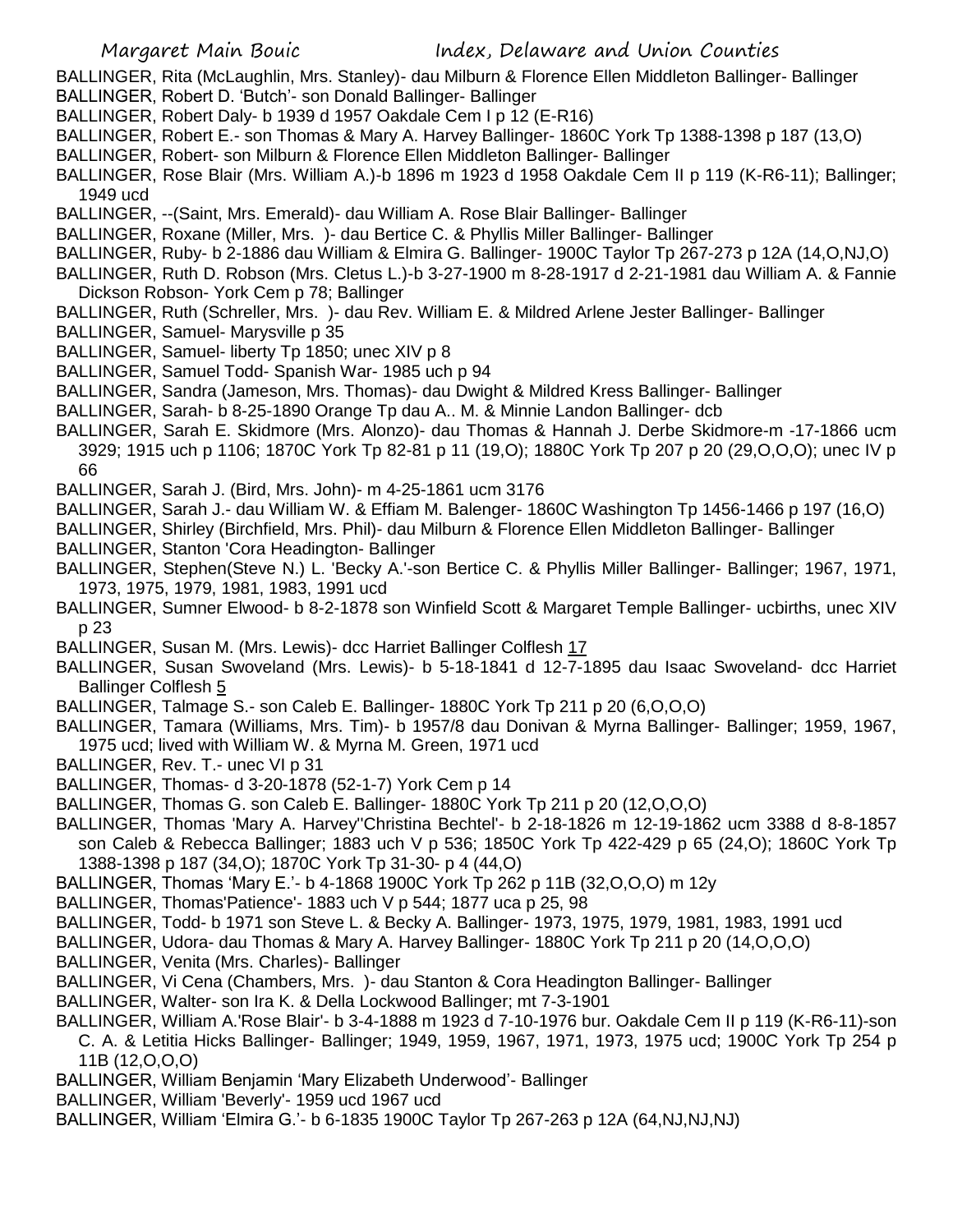BALLINGER, Rita (McLaughlin, Mrs. Stanley)- dau Milburn & Florence Ellen Middleton Ballinger- Ballinger

BALLINGER, Robert D. 'Butch'- son Donald Ballinger- Ballinger

BALLINGER, Robert Daly- b 1939 d 1957 Oakdale Cem I p 12 (E-R16)

BALLINGER, Robert E.- son Thomas & Mary A. Harvey Ballinger- 1860C York Tp 1388-1398 p 187 (13,O)

BALLINGER, Robert- son Milburn & Florence Ellen Middleton Ballinger- Ballinger

BALLINGER, Rose Blair (Mrs. William A.)-b 1896 m 1923 d 1958 Oakdale Cem II p 119 (K-R6-11); Ballinger; 1949 ucd

BALLINGER, --(Saint, Mrs. Emerald)- dau William A. Rose Blair Ballinger- Ballinger

BALLINGER, Roxane (Miller, Mrs. )- dau Bertice C. & Phyllis Miller Ballinger- Ballinger

BALLINGER, Ruby- b 2-1886 dau William & Elmira G. Ballinger- 1900C Taylor Tp 267-273 p 12A (14,O,NJ,O)

BALLINGER, Ruth D. Robson (Mrs. Cletus L.)-b 3-27-1900 m 8-28-1917 d 2-21-1981 dau William A. & Fannie Dickson Robson- York Cem p 78; Ballinger

BALLINGER, Ruth (Schreller, Mrs. )- dau Rev. William E. & Mildred Arlene Jester Ballinger- Ballinger

BALLINGER, Samuel- Marysville p 35

BALLINGER, Samuel- liberty Tp 1850; unec XIV p 8

BALLINGER, Samuel Todd- Spanish War- 1985 uch p 94

BALLINGER, Sandra (Jameson, Mrs. Thomas)- dau Dwight & Mildred Kress Ballinger- Ballinger

BALLINGER, Sarah- b 8-25-1890 Orange Tp dau A.. M. & Minnie Landon Ballinger- dcb

BALLINGER, Sarah E. Skidmore (Mrs. Alonzo)- dau Thomas & Hannah J. Derbe Skidmore-m -17-1866 ucm 3929; 1915 uch p 1106; 1870C York Tp 82-81 p 11 (19,O); 1880C York Tp 207 p 20 (29,O,O,O); unec IV p 66

BALLINGER, Sarah J. (Bird, Mrs. John)- m 4-25-1861 ucm 3176

BALLINGER, Sarah J.- dau William W. & Effiam M. Balenger- 1860C Washington Tp 1456-1466 p 197 (16,O)

BALLINGER, Shirley (Birchfield, Mrs. Phil)- dau Milburn & Florence Ellen Middleton Ballinger- Ballinger

BALLINGER, Stanton 'Cora Headington- Ballinger

BALLINGER, Stephen(Steve N.) L. 'Becky A.'-son Bertice C. & Phyllis Miller Ballinger- Ballinger; 1967, 1971, 1973, 1975, 1979, 1981, 1983, 1991 ucd

BALLINGER, Sumner Elwood- b 8-2-1878 son Winfield Scott & Margaret Temple Ballinger- ucbirths, unec XIV p 23

BALLINGER, Susan M. (Mrs. Lewis)- dcc Harriet Ballinger Colflesh 17

BALLINGER, Susan Swoveland (Mrs. Lewis)- b 5-18-1841 d 12-7-1895 dau Isaac Swoveland- dcc Harriet Ballinger Colflesh 5

BALLINGER, Talmage S.- son Caleb E. Ballinger- 1880C York Tp 211 p 20 (6,O,O,O)

BALLINGER, Tamara (Williams, Mrs. Tim)- b 1957/8 dau Donivan & Myrna Ballinger- Ballinger; 1959, 1967, 1975 ucd; lived with William W. & Myrna M. Green, 1971 ucd

BALLINGER, Rev. T.- unec VI p 31

BALLINGER, Thomas- d 3-20-1878 (52-1-7) York Cem p 14

BALLINGER, Thomas G. son Caleb E. Ballinger- 1880C York Tp 211 p 20 (12,O,O,O)

BALLINGER, Thomas 'Mary A. Harvey''Christina Bechtel'- b 2-18-1826 m 12-19-1862 ucm 3388 d 8-8-1857 son Caleb & Rebecca Ballinger; 1883 uch V p 536; 1850C York Tp 422-429 p 65 (24,O); 1860C York Tp 1388-1398 p 187 (34,O); 1870C York Tp 31-30- p 4 (44,O)

BALLINGER, Thomas 'Mary E.'- b 4-1868 1900C York Tp 262 p 11B (32,O,O,O) m 12y

BALLINGER, Thomas'Patience'- 1883 uch V p 544; 1877 uca p 25, 98

BALLINGER, Todd- b 1971 son Steve L. & Becky A. Ballinger- 1973, 1975, 1979, 1981, 1983, 1991 ucd

BALLINGER, Udora- dau Thomas & Mary A. Harvey Ballinger- 1880C York Tp 211 p 20 (14,O,O,O)

BALLINGER, Venita (Mrs. Charles)- Ballinger

BALLINGER, Vi Cena (Chambers, Mrs. )- dau Stanton & Cora Headington Ballinger- Ballinger

BALLINGER, Walter- son Ira K. & Della Lockwood Ballinger; mt 7-3-1901

BALLINGER, William A.'Rose Blair'- b 3-4-1888 m 1923 d 7-10-1976 bur. Oakdale Cem II p 119 (K-R6-11)-son C. A. & Letitia Hicks Ballinger- Ballinger; 1949, 1959, 1967, 1971, 1973, 1975 ucd; 1900C York Tp 254 p 11B (12,O,O,O)

BALLINGER, William Benjamin 'Mary Elizabeth Underwood'- Ballinger

BALLINGER, William 'Beverly'- 1959 ucd 1967 ucd

BALLINGER, William 'Elmira G.'- b 6-1835 1900C Taylor Tp 267-263 p 12A (64,NJ,NJ,NJ)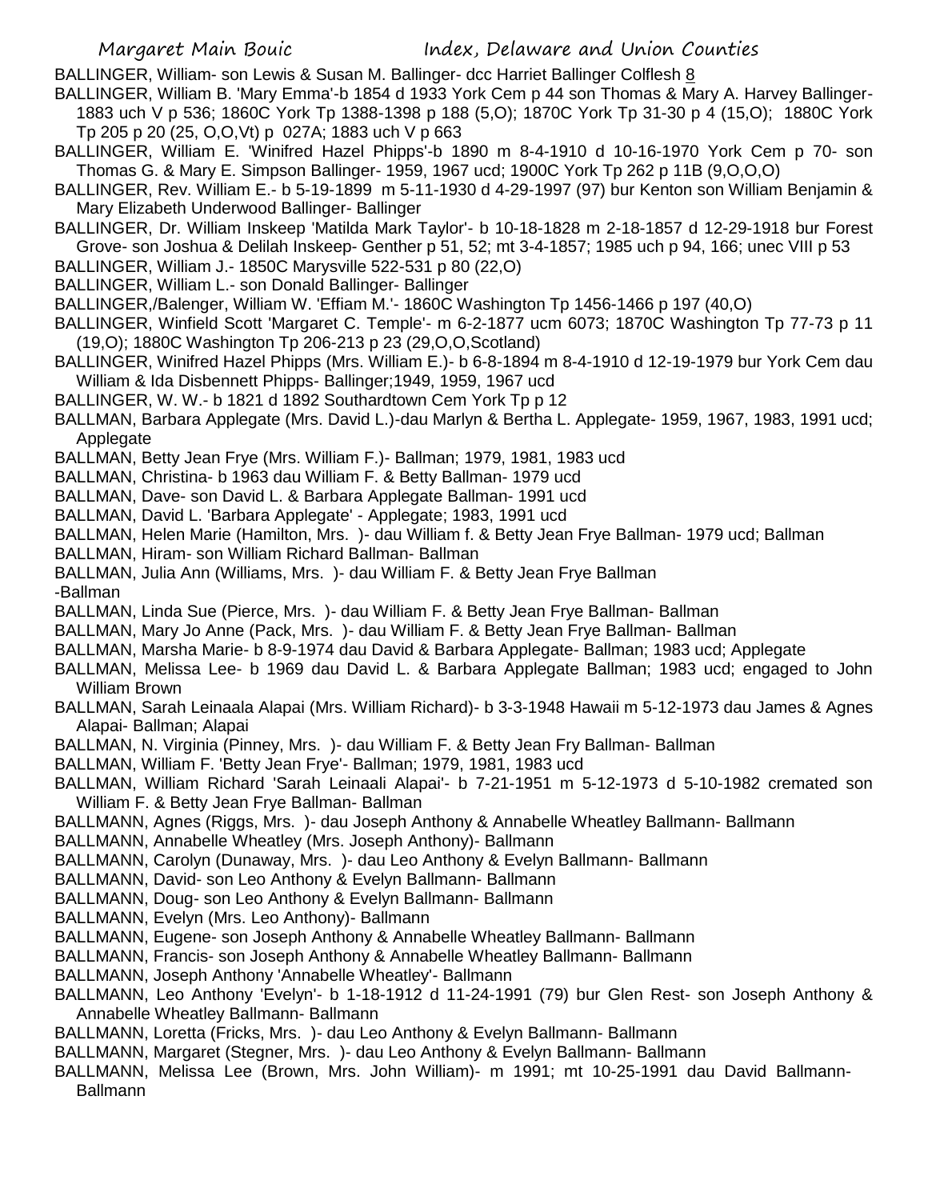BALLINGER, William- son Lewis & Susan M. Ballinger- dcc Harriet Ballinger Colflesh 8

BALLINGER, William B. 'Mary Emma'-b 1854 d 1933 York Cem p 44 son Thomas & Mary A. Harvey Ballinger- 1883 uch V p 536; 1860C York Tp 1388-1398 p 188 (5,O); 1870C York Tp 31-30 p 4 (15,O); 1880C York Tp 205 p 20 (25, O,O,Vt) p 027A; 1883 uch V p 663

BALLINGER, William E. 'Winifred Hazel Phipps'-b 1890 m 8-4-1910 d 10-16-1970 York Cem p 70- son Thomas G. & Mary E. Simpson Ballinger- 1959, 1967 ucd; 1900C York Tp 262 p 11B (9,O,O,O)

BALLINGER, Rev. William E.- b 5-19-1899 m 5-11-1930 d 4-29-1997 (97) bur Kenton son William Benjamin & Mary Elizabeth Underwood Ballinger- Ballinger

BALLINGER, Dr. William Inskeep 'Matilda Mark Taylor'- b 10-18-1828 m 2-18-1857 d 12-29-1918 bur Forest Grove- son Joshua & Delilah Inskeep- Genther p 51, 52; mt 3-4-1857; 1985 uch p 94, 166; unec VIII p 53

BALLINGER, William J.- 1850C Marysville 522-531 p 80 (22,O)

BALLINGER, William L.- son Donald Ballinger- Ballinger

BALLINGER,/Balenger, William W. 'Effiam M.'- 1860C Washington Tp 1456-1466 p 197 (40,O)

BALLINGER, Winfield Scott 'Margaret C. Temple'- m 6-2-1877 ucm 6073; 1870C Washington Tp 77-73 p 11 (19,O); 1880C Washington Tp 206-213 p 23 (29,O,O,Scotland)

BALLINGER, Winifred Hazel Phipps (Mrs. William E.)- b 6-8-1894 m 8-4-1910 d 12-19-1979 bur York Cem dau William & Ida Disbennett Phipps- Ballinger;1949, 1959, 1967 ucd

BALLINGER, W. W.- b 1821 d 1892 Southardtown Cem York Tp p 12

BALLMAN, Barbara Applegate (Mrs. David L.)-dau Marlyn & Bertha L. Applegate- 1959, 1967, 1983, 1991 ucd; Applegate

BALLMAN, Betty Jean Frye (Mrs. William F.)- Ballman; 1979, 1981, 1983 ucd

BALLMAN, Christina- b 1963 dau William F. & Betty Ballman- 1979 ucd

BALLMAN, Dave- son David L. & Barbara Applegate Ballman- 1991 ucd

BALLMAN, David L. 'Barbara Applegate' - Applegate; 1983, 1991 ucd

BALLMAN, Helen Marie (Hamilton, Mrs. )- dau William f. & Betty Jean Frye Ballman- 1979 ucd; Ballman

BALLMAN, Hiram- son William Richard Ballman- Ballman

BALLMAN, Julia Ann (Williams, Mrs. )- dau William F. & Betty Jean Frye Ballman -Ballman

BALLMAN, Linda Sue (Pierce, Mrs. )- dau William F. & Betty Jean Frye Ballman- Ballman

BALLMAN, Mary Jo Anne (Pack, Mrs. )- dau William F. & Betty Jean Frye Ballman- Ballman

BALLMAN, Marsha Marie- b 8-9-1974 dau David & Barbara Applegate- Ballman; 1983 ucd; Applegate

BALLMAN, Melissa Lee- b 1969 dau David L. & Barbara Applegate Ballman; 1983 ucd; engaged to John William Brown

BALLMAN, Sarah Leinaala Alapai (Mrs. William Richard)- b 3-3-1948 Hawaii m 5-12-1973 dau James & Agnes Alapai- Ballman; Alapai

BALLMAN, N. Virginia (Pinney, Mrs. )- dau William F. & Betty Jean Fry Ballman- Ballman

BALLMAN, William F. 'Betty Jean Frye'- Ballman; 1979, 1981, 1983 ucd

BALLMAN, William Richard 'Sarah Leinaali Alapai'- b 7-21-1951 m 5-12-1973 d 5-10-1982 cremated son William F. & Betty Jean Frye Ballman- Ballman

BALLMANN, Agnes (Riggs, Mrs. )- dau Joseph Anthony & Annabelle Wheatley Ballmann- Ballmann

BALLMANN, Annabelle Wheatley (Mrs. Joseph Anthony)- Ballmann

BALLMANN, Carolyn (Dunaway, Mrs. )- dau Leo Anthony & Evelyn Ballmann- Ballmann

BALLMANN, David- son Leo Anthony & Evelyn Ballmann- Ballmann

BALLMANN, Doug- son Leo Anthony & Evelyn Ballmann- Ballmann

BALLMANN, Evelyn (Mrs. Leo Anthony)- Ballmann

BALLMANN, Eugene- son Joseph Anthony & Annabelle Wheatley Ballmann- Ballmann

BALLMANN, Francis- son Joseph Anthony & Annabelle Wheatley Ballmann- Ballmann

BALLMANN, Joseph Anthony 'Annabelle Wheatley'- Ballmann

BALLMANN, Leo Anthony 'Evelyn'- b 1-18-1912 d 11-24-1991 (79) bur Glen Rest- son Joseph Anthony & Annabelle Wheatley Ballmann- Ballmann

BALLMANN, Loretta (Fricks, Mrs. )- dau Leo Anthony & Evelyn Ballmann- Ballmann

BALLMANN, Margaret (Stegner, Mrs. )- dau Leo Anthony & Evelyn Ballmann- Ballmann

BALLMANN, Melissa Lee (Brown, Mrs. John William)- m 1991; mt 10-25-1991 dau David Ballmann- Ballmann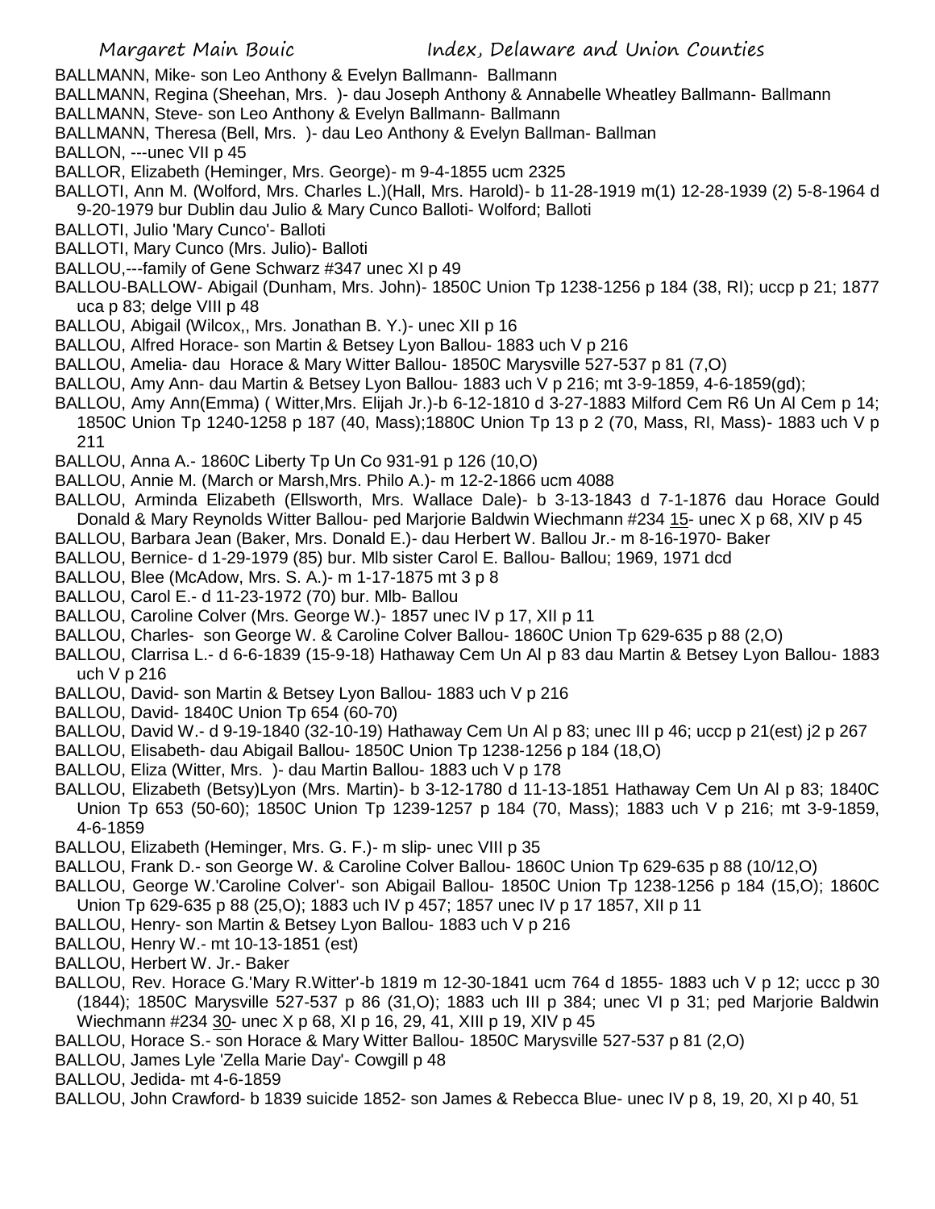BALLMANN, Mike- son Leo Anthony & Evelyn Ballmann- Ballmann

BALLMANN, Regina (Sheehan, Mrs. )- dau Joseph Anthony & Annabelle Wheatley Ballmann- Ballmann

BALLMANN, Steve- son Leo Anthony & Evelyn Ballmann- Ballmann

BALLMANN, Theresa (Bell, Mrs. )- dau Leo Anthony & Evelyn Ballman- Ballman

BALLON, ---unec VII p 45

BALLOR, Elizabeth (Heminger, Mrs. George)- m 9-4-1855 ucm 2325

BALLOTI, Ann M. (Wolford, Mrs. Charles L.)(Hall, Mrs. Harold)- b 11-28-1919 m(1) 12-28-1939 (2) 5-8-1964 d 9-20-1979 bur Dublin dau Julio & Mary Cunco Balloti- Wolford; Balloti

BALLOTI, Julio 'Mary Cunco'- Balloti

BALLOTI, Mary Cunco (Mrs. Julio)- Balloti

BALLOU,---family of Gene Schwarz #347 unec XI p 49

BALLOU-BALLOW- Abigail (Dunham, Mrs. John)- 1850C Union Tp 1238-1256 p 184 (38, RI); uccp p 21; 1877 uca p 83; delge VIII p 48

BALLOU, Abigail (Wilcox,, Mrs. Jonathan B. Y.)- unec XII p 16

BALLOU, Alfred Horace- son Martin & Betsey Lyon Ballou- 1883 uch V p 216

BALLOU, Amelia- dau Horace & Mary Witter Ballou- 1850C Marysville 527-537 p 81 (7,O)

BALLOU, Amy Ann- dau Martin & Betsey Lyon Ballou- 1883 uch V p 216; mt 3-9-1859, 4-6-1859(gd);

BALLOU, Amy Ann(Emma) ( Witter,Mrs. Elijah Jr.)-b 6-12-1810 d 3-27-1883 Milford Cem R6 Un Al Cem p 14; 1850C Union Tp 1240-1258 p 187 (40, Mass);1880C Union Tp 13 p 2 (70, Mass, RI, Mass)- 1883 uch V p 211

BALLOU, Anna A.- 1860C Liberty Tp Un Co 931-91 p 126 (10,O)

BALLOU, Annie M. (March or Marsh,Mrs. Philo A.)- m 12-2-1866 ucm 4088

BALLOU, Arminda Elizabeth (Ellsworth, Mrs. Wallace Dale)- b 3-13-1843 d 7-1-1876 dau Horace Gould Donald & Mary Reynolds Witter Ballou- ped Marjorie Baldwin Wiechmann #234 15- unec X p 68, XIV p 45

BALLOU, Barbara Jean (Baker, Mrs. Donald E.)- dau Herbert W. Ballou Jr.- m 8-16-1970- Baker

BALLOU, Bernice- d 1-29-1979 (85) bur. Mlb sister Carol E. Ballou- Ballou; 1969, 1971 dcd

BALLOU, Blee (McAdow, Mrs. S. A.)- m 1-17-1875 mt 3 p 8

BALLOU, Carol E.- d 11-23-1972 (70) bur. Mlb- Ballou

BALLOU, Caroline Colver (Mrs. George W.)- 1857 unec IV p 17, XII p 11

BALLOU, Charles- son George W. & Caroline Colver Ballou- 1860C Union Tp 629-635 p 88 (2,O)

BALLOU, Clarrisa L.- d 6-6-1839 (15-9-18) Hathaway Cem Un Al p 83 dau Martin & Betsey Lyon Ballou- 1883 uch V p 216

BALLOU, David- son Martin & Betsey Lyon Ballou- 1883 uch V p 216

BALLOU, David- 1840C Union Tp 654 (60-70)

BALLOU, David W.- d 9-19-1840 (32-10-19) Hathaway Cem Un Al p 83; unec III p 46; uccp p 21(est) j2 p 267

BALLOU, Elisabeth- dau Abigail Ballou- 1850C Union Tp 1238-1256 p 184 (18,O)

BALLOU, Eliza (Witter, Mrs. )- dau Martin Ballou- 1883 uch V p 178

BALLOU, Elizabeth (Betsy)Lyon (Mrs. Martin)- b 3-12-1780 d 11-13-1851 Hathaway Cem Un Al p 83; 1840C Union Tp 653 (50-60); 1850C Union Tp 1239-1257 p 184 (70, Mass); 1883 uch V p 216; mt 3-9-1859, 4-6-1859

BALLOU, Elizabeth (Heminger, Mrs. G. F.)- m slip- unec VIII p 35

BALLOU, Frank D.- son George W. & Caroline Colver Ballou- 1860C Union Tp 629-635 p 88 (10/12,O)

BALLOU, George W.'Caroline Colver'- son Abigail Ballou- 1850C Union Tp 1238-1256 p 184 (15,O); 1860C Union Tp 629-635 p 88 (25,O); 1883 uch IV p 457; 1857 unec IV p 17 1857, XII p 11

BALLOU, Henry- son Martin & Betsey Lyon Ballou- 1883 uch V p 216

BALLOU, Henry W.- mt 10-13-1851 (est)

BALLOU, Herbert W. Jr.- Baker

BALLOU, Rev. Horace G.'Mary R.Witter'-b 1819 m 12-30-1841 ucm 764 d 1855- 1883 uch V p 12; uccc p 30 (1844); 1850C Marysville 527-537 p 86 (31,O); 1883 uch III p 384; unec VI p 31; ped Marjorie Baldwin Wiechmann #234 30- unec X p 68, XI p 16, 29, 41, XIII p 19, XIV p 45

BALLOU, Horace S.- son Horace & Mary Witter Ballou- 1850C Marysville 527-537 p 81 (2,O)

BALLOU, James Lyle 'Zella Marie Day'- Cowgill p 48

BALLOU, Jedida- mt 4-6-1859

BALLOU, John Crawford- b 1839 suicide 1852- son James & Rebecca Blue- unec IV p 8, 19, 20, XI p 40, 51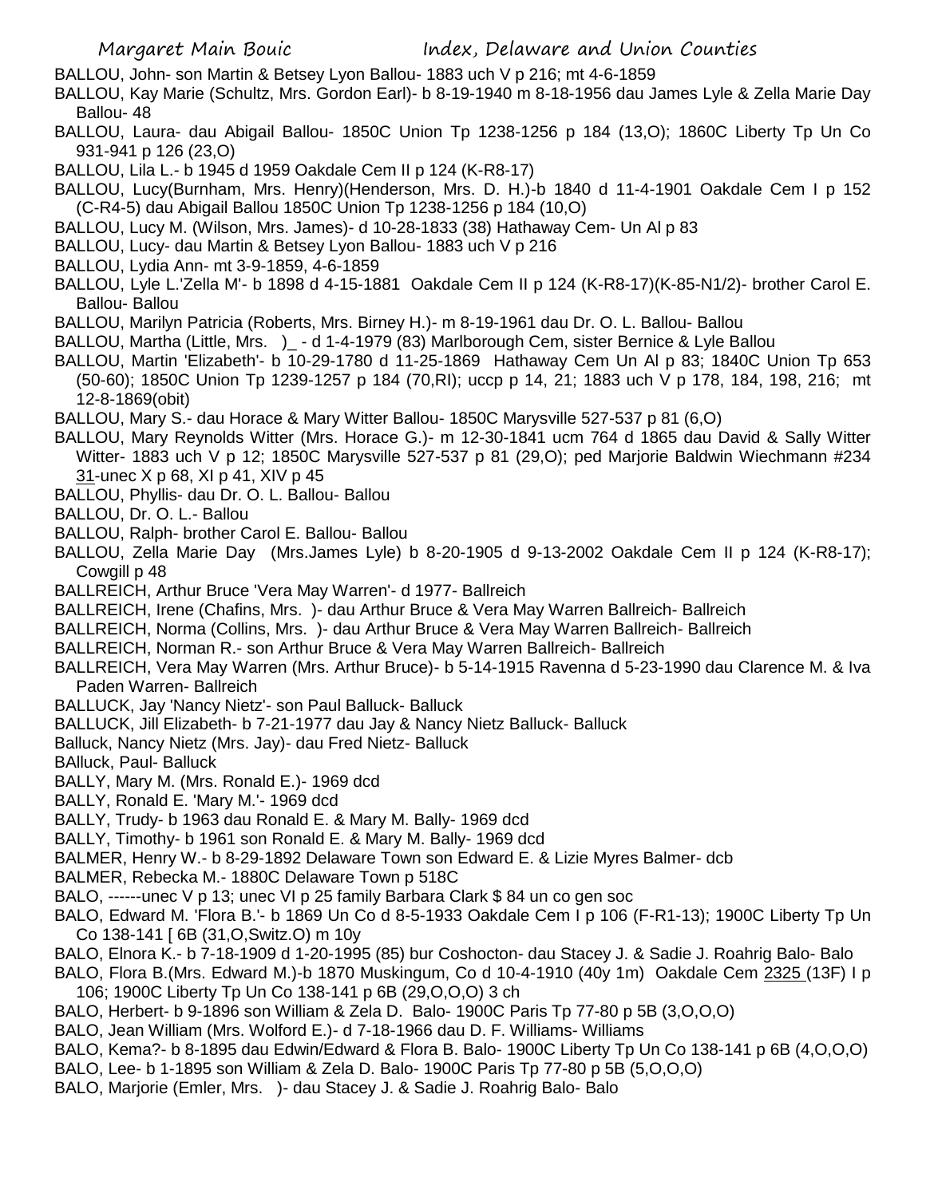BALLOU, John- son Martin & Betsey Lyon Ballou- 1883 uch V p 216; mt 4-6-1859

BALLOU, Kay Marie (Schultz, Mrs. Gordon Earl)- b 8-19-1940 m 8-18-1956 dau James Lyle & Zella Marie Day Ballou- 48

BALLOU, Laura- dau Abigail Ballou- 1850C Union Tp 1238-1256 p 184 (13,O); 1860C Liberty Tp Un Co 931-941 p 126 (23,O)

BALLOU, Lila L.- b 1945 d 1959 Oakdale Cem II p 124 (K-R8-17)

BALLOU, Lucy(Burnham, Mrs. Henry)(Henderson, Mrs. D. H.)-b 1840 d 11-4-1901 Oakdale Cem I p 152 (C-R4-5) dau Abigail Ballou 1850C Union Tp 1238-1256 p 184 (10,O)

BALLOU, Lucy M. (Wilson, Mrs. James)- d 10-28-1833 (38) Hathaway Cem- Un Al p 83

BALLOU, Lucy- dau Martin & Betsey Lyon Ballou- 1883 uch V p 216

BALLOU, Lydia Ann- mt 3-9-1859, 4-6-1859

BALLOU, Lyle L.'Zella M'- b 1898 d 4-15-1881 Oakdale Cem II p 124 (K-R8-17)(K-85-N1/2)- brother Carol E. Ballou- Ballou

BALLOU, Marilyn Patricia (Roberts, Mrs. Birney H.)- m 8-19-1961 dau Dr. O. L. Ballou- Ballou

BALLOU, Martha (Little, Mrs. )_ - d 1-4-1979 (83) Marlborough Cem, sister Bernice & Lyle Ballou

BALLOU, Martin 'Elizabeth'- b 10-29-1780 d 11-25-1869 Hathaway Cem Un Al p 83; 1840C Union Tp 653 (50-60); 1850C Union Tp 1239-1257 p 184 (70,RI); uccp p 14, 21; 1883 uch V p 178, 184, 198, 216; mt 12-8-1869(obit)

BALLOU, Mary S.- dau Horace & Mary Witter Ballou- 1850C Marysville 527-537 p 81 (6,O)

BALLOU, Mary Reynolds Witter (Mrs. Horace G.)- m 12-30-1841 ucm 764 d 1865 dau David & Sally Witter Witter- 1883 uch V p 12; 1850C Marysville 527-537 p 81 (29,O); ped Marjorie Baldwin Wiechmann #234 31-unec X p 68, XI p 41, XIV p 45

BALLOU, Phyllis- dau Dr. O. L. Ballou- Ballou

BALLOU, Dr. O. L.- Ballou

BALLOU, Ralph- brother Carol E. Ballou- Ballou

BALLOU, Zella Marie Day (Mrs.James Lyle) b 8-20-1905 d 9-13-2002 Oakdale Cem II p 124 (K-R8-17); Cowgill p 48

BALLREICH, Arthur Bruce 'Vera May Warren'- d 1977- Ballreich

BALLREICH, Irene (Chafins, Mrs. )- dau Arthur Bruce & Vera May Warren Ballreich- Ballreich

BALLREICH, Norma (Collins, Mrs. )- dau Arthur Bruce & Vera May Warren Ballreich- Ballreich

BALLREICH, Norman R.- son Arthur Bruce & Vera May Warren Ballreich- Ballreich

BALLREICH, Vera May Warren (Mrs. Arthur Bruce)- b 5-14-1915 Ravenna d 5-23-1990 dau Clarence M. & Iva Paden Warren- Ballreich

BALLUCK, Jay 'Nancy Nietz'- son Paul Balluck- Balluck

BALLUCK, Jill Elizabeth- b 7-21-1977 dau Jay & Nancy Nietz Balluck- Balluck

Balluck, Nancy Nietz (Mrs. Jay)- dau Fred Nietz- Balluck

BAlluck, Paul- Balluck

BALLY, Mary M. (Mrs. Ronald E.)- 1969 dcd

BALLY, Ronald E. 'Mary M.'- 1969 dcd

BALLY, Trudy- b 1963 dau Ronald E. & Mary M. Bally- 1969 dcd

BALLY, Timothy- b 1961 son Ronald E. & Mary M. Bally- 1969 dcd

BALMER, Henry W.- b 8-29-1892 Delaware Town son Edward E. & Lizie Myres Balmer- dcb

BALMER, Rebecka M.- 1880C Delaware Town p 518C

BALO, ------unec V p 13; unec VI p 25 family Barbara Clark $ 84 un co gen soc

BALO, Edward M. 'Flora B.'- b 1869 Un Co d 8-5-1933 Oakdale Cem I p 106 (F-R1-13); 1900C Liberty Tp Un Co 138-141 [ 6B (31,O,Switz.O) m 10y

BALO, Elnora K.- b 7-18-1909 d 1-20-1995 (85) bur Coshocton- dau Stacey J. & Sadie J. Roahrig Balo- Balo

BALO, Flora B.(Mrs. Edward M.)-b 1870 Muskingum, Co d 10-4-1910 (40y 1m) Oakdale Cem 2325 (13F) I p 106; 1900C Liberty Tp Un Co 138-141 p 6B (29,O,O,O) 3 ch

BALO, Herbert- b 9-1896 son William & Zela D. Balo- 1900C Paris Tp 77-80 p 5B (3,O,O,O)

BALO, Jean William (Mrs. Wolford E.)- d 7-18-1966 dau D. F. Williams- Williams

BALO, Kema?- b 8-1895 dau Edwin/Edward & Flora B. Balo- 1900C Liberty Tp Un Co 138-141 p 6B (4,O,O,O)

BALO, Lee- b 1-1895 son William & Zela D. Balo- 1900C Paris Tp 77-80 p 5B (5,O,O,O)

BALO, Marjorie (Emler, Mrs. )- dau Stacey J. & Sadie J. Roahrig Balo- Balo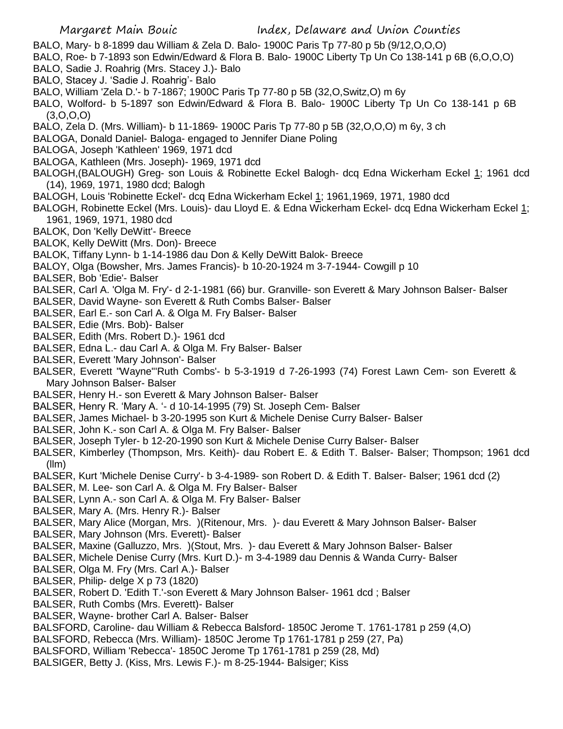BALO, Mary- b 8-1899 dau William & Zela D. Balo- 1900C Paris Tp 77-80 p 5b (9/12,O,O,O)

BALO, Roe- b 7-1893 son Edwin/Edward & Flora B. Balo- 1900C Liberty Tp Un Co 138-141 p 6B (6,O,O,O)

BALO, Sadie J. Roahrig (Mrs. Stacey J.)- Balo

BALO, Stacey J. 'Sadie J. Roahrig'- Balo

BALO, William 'Zela D.'- b 7-1867; 1900C Paris Tp 77-80 p 5B (32,O,Switz,O) m 6y

BALO, Wolford- b 5-1897 son Edwin/Edward & Flora B. Balo- 1900C Liberty Tp Un Co 138-141 p 6B (3,O,O,O)

BALO, Zela D. (Mrs. William)- b 11-1869- 1900C Paris Tp 77-80 p 5B (32,O,O,O) m 6y, 3 ch

BALOGA, Donald Daniel- Baloga- engaged to Jennifer Diane Poling

BALOGA, Joseph 'Kathleen' 1969, 1971 dcd

BALOGA, Kathleen (Mrs. Joseph)- 1969, 1971 dcd

BALOGH,(BALOUGH) Greg- son Louis & Robinette Eckel Balogh- dcq Edna Wickerham Eckel 1; 1961 dcd (14), 1969, 1971, 1980 dcd; Balogh

BALOGH, Louis 'Robinette Eckel'- dcq Edna Wickerham Eckel 1; 1961,1969, 1971, 1980 dcd

BALOGH, Robinette Eckel (Mrs. Louis)- dau Lloyd E. & Edna Wickerham Eckel- dcq Edna Wickerham Eckel 1; 1961, 1969, 1971, 1980 dcd

BALOK, Don 'Kelly DeWitt'- Breece

BALOK, Kelly DeWitt (Mrs. Don)- Breece

BALOK, Tiffany Lynn- b 1-14-1986 dau Don & Kelly DeWitt Balok- Breece

BALOY, Olga (Bowsher, Mrs. James Francis)- b 10-20-1924 m 3-7-1944- Cowgill p 10

BALSER, Bob 'Edie'- Balser

BALSER, Carl A. 'Olga M. Fry'- d 2-1-1981 (66) bur. Granville- son Everett & Mary Johnson Balser- Balser

BALSER, David Wayne- son Everett & Ruth Combs Balser- Balser

BALSER, Earl E.- son Carl A. & Olga M. Fry Balser- Balser

BALSER, Edie (Mrs. Bob)- Balser

BALSER, Edith (Mrs. Robert D.)- 1961 dcd

BALSER, Edna L.- dau Carl A. & Olga M. Fry Balser- Balser

BALSER, Everett 'Mary Johnson'- Balser

BALSER, Everett "Wayne"'Ruth Combs'- b 5-3-1919 d 7-26-1993 (74) Forest Lawn Cem- son Everett & Mary Johnson Balser- Balser

BALSER, Henry H.- son Everett & Mary Johnson Balser- Balser

BALSER, Henry R. 'Mary A. '- d 10-14-1995 (79) St. Joseph Cem- Balser

BALSER, James Michael- b 3-20-1995 son Kurt & Michele Denise Curry Balser- Balser

BALSER, John K.- son Carl A. & Olga M. Fry Balser- Balser

BALSER, Joseph Tyler- b 12-20-1990 son Kurt & Michele Denise Curry Balser- Balser

BALSER, Kimberley (Thompson, Mrs. Keith)- dau Robert E. & Edith T. Balser- Balser; Thompson; 1961 dcd (llm)

BALSER, Kurt 'Michele Denise Curry'- b 3-4-1989- son Robert D. & Edith T. Balser- Balser; 1961 dcd (2)

BALSER, M. Lee- son Carl A. & Olga M. Fry Balser- Balser

BALSER, Lynn A.- son Carl A. & Olga M. Fry Balser- Balser

BALSER, Mary A. (Mrs. Henry R.)- Balser

BALSER, Mary Alice (Morgan, Mrs. )(Ritenour, Mrs. )- dau Everett & Mary Johnson Balser- Balser

BALSER, Mary Johnson (Mrs. Everett)- Balser

BALSER, Maxine (Galluzzo, Mrs. )(Stout, Mrs. )- dau Everett & Mary Johnson Balser- Balser

BALSER, Michele Denise Curry (Mrs. Kurt D.)- m 3-4-1989 dau Dennis & Wanda Curry- Balser

BALSER, Olga M. Fry (Mrs. Carl A.)- Balser

BALSER, Philip- delge X p 73 (1820)

BALSER, Robert D. 'Edith T.'-son Everett & Mary Johnson Balser- 1961 dcd ; Balser

BALSER, Ruth Combs (Mrs. Everett)- Balser

BALSER, Wayne- brother Carl A. Balser- Balser

BALSFORD, Caroline- dau William & Rebecca Balsford- 1850C Jerome T. 1761-1781 p 259 (4,O)

BALSFORD, Rebecca (Mrs. William)- 1850C Jerome Tp 1761-1781 p 259 (27, Pa)

BALSFORD, William 'Rebecca'- 1850C Jerome Tp 1761-1781 p 259 (28, Md)

BALSIGER, Betty J. (Kiss, Mrs. Lewis F.)- m 8-25-1944- Balsiger; Kiss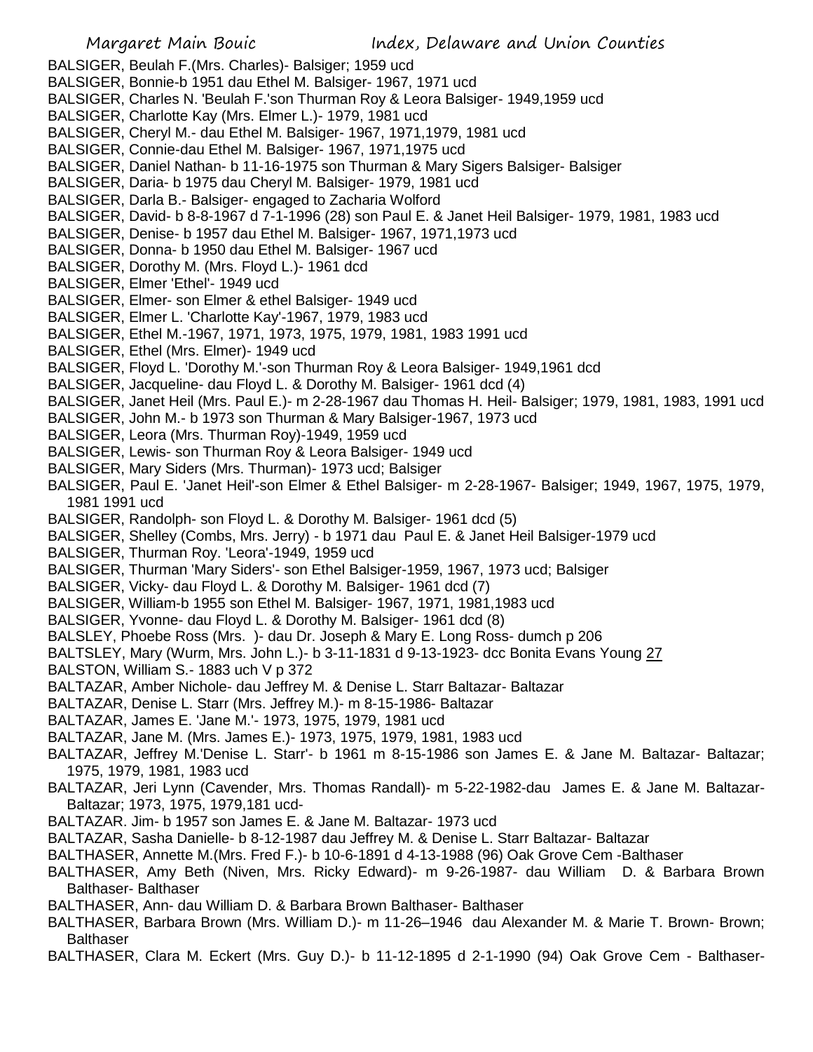BALSIGER, Beulah F.(Mrs. Charles)- Balsiger; 1959 ucd
BALSIGER, Bonnie-b 1951 dau Ethel M. Balsiger- 1967, 1971 ucd
BALSIGER, Charles N. 'Beulah F.'son Thurman Roy & Leora Balsiger- 1949,1959 ucd
BALSIGER, Charlotte Kay (Mrs. Elmer L.)- 1979, 1981 ucd
BALSIGER, Cheryl M.- dau Ethel M. Balsiger- 1967, 1971,1979, 1981 ucd
BALSIGER, Connie-dau Ethel M. Balsiger- 1967, 1971,1975 ucd
BALSIGER, Daniel Nathan- b 11-16-1975 son Thurman & Mary Sigers Balsiger- Balsiger
BALSIGER, Daria- b 1975 dau Cheryl M. Balsiger- 1979, 1981 ucd
BALSIGER, Darla B.- Balsiger- engaged to Zacharia Wolford
BALSIGER, David- b 8-8-1967 d 7-1-1996 (28) son Paul E. & Janet Heil Balsiger- 1979, 1981, 1983 ucd
BALSIGER, Denise- b 1957 dau Ethel M. Balsiger- 1967, 1971,1973 ucd
BALSIGER, Donna- b 1950 dau Ethel M. Balsiger- 1967 ucd
BALSIGER, Dorothy M. (Mrs. Floyd L.)- 1961 dcd
BALSIGER, Elmer 'Ethel'- 1949 ucd
BALSIGER, Elmer- son Elmer & ethel Balsiger- 1949 ucd
BALSIGER, Elmer L. 'Charlotte Kay'-1967, 1979, 1983 ucd
BALSIGER, Ethel M.-1967, 1971, 1973, 1975, 1979, 1981, 1983 1991 ucd
BALSIGER, Ethel (Mrs. Elmer)- 1949 ucd
BALSIGER, Floyd L. 'Dorothy M.'-son Thurman Roy & Leora Balsiger- 1949,1961 dcd
BALSIGER, Jacqueline- dau Floyd L. & Dorothy M. Balsiger- 1961 dcd (4)
BALSIGER, Janet Heil (Mrs. Paul E.)- m 2-28-1967 dau Thomas H. Heil- Balsiger; 1979, 1981, 1983, 1991 ucd
BALSIGER, John M.- b 1973 son Thurman & Mary Balsiger-1967, 1973 ucd
BALSIGER, Leora (Mrs. Thurman Roy)-1949, 1959 ucd
BALSIGER, Lewis- son Thurman Roy & Leora Balsiger- 1949 ucd
BALSIGER, Mary Siders (Mrs. Thurman)- 1973 ucd; Balsiger
BALSIGER, Paul E. 'Janet Heil'-son Elmer & Ethel Balsiger- m 2-28-1967- Balsiger; 1949, 1967, 1975, 1979, 1981 1991 ucd
BALSIGER, Randolph- son Floyd L. & Dorothy M. Balsiger- 1961 dcd (5)
BALSIGER, Shelley (Combs, Mrs. Jerry) - b 1971 dau Paul E. & Janet Heil Balsiger-1979 ucd
BALSIGER, Thurman Roy. 'Leora'-1949, 1959 ucd
BALSIGER, Thurman 'Mary Siders'- son Ethel Balsiger-1959, 1967, 1973 ucd; Balsiger
BALSIGER, Vicky- dau Floyd L. & Dorothy M. Balsiger- 1961 dcd (7)
BALSIGER, William-b 1955 son Ethel M. Balsiger- 1967, 1971, 1981,1983 ucd
BALSIGER, Yvonne- dau Floyd L. & Dorothy M. Balsiger- 1961 dcd (8)
BALSLEY, Phoebe Ross (Mrs. )- dau Dr. Joseph & Mary E. Long Ross- dumch p 206
BALTSLEY, Mary (Wurm, Mrs. John L.)- b 3-11-1831 d 9-13-1923- dcc Bonita Evans Young 27
BALSTON, William S.- 1883 uch V p 372
BALTAZAR, Amber Nichole- dau Jeffrey M. & Denise L. Starr Baltazar- Baltazar
BALTAZAR, Denise L. Starr (Mrs. Jeffrey M.)- m 8-15-1986- Baltazar
BALTAZAR, James E. 'Jane M.'- 1973, 1975, 1979, 1981 ucd
BALTAZAR, Jane M. (Mrs. James E.)- 1973, 1975, 1979, 1981, 1983 ucd
BALTAZAR, Jeffrey M.'Denise L. Starr'- b 1961 m 8-15-1986 son James E. & Jane M. Baltazar- Baltazar; 1975, 1979, 1981, 1983 ucd
BALTAZAR, Jeri Lynn (Cavender, Mrs. Thomas Randall)- m 5-22-1982-dau James E. & Jane M. Baltazar- Baltazar; 1973, 1975, 1979,181 ucd-
BALTAZAR. Jim- b 1957 son James E. & Jane M. Baltazar- 1973 ucd
BALTAZAR, Sasha Danielle- b 8-12-1987 dau Jeffrey M. & Denise L. Starr Baltazar- Baltazar
BALTHASER, Annette M.(Mrs. Fred F.)- b 10-6-1891 d 4-13-1988 (96) Oak Grove Cem -Balthaser
BALTHASER, Amy Beth (Niven, Mrs. Ricky Edward)- m 9-26-1987- dau William D. & Barbara Brown Balthaser- Balthaser
BALTHASER, Ann- dau William D. & Barbara Brown Balthaser- Balthaser
BALTHASER, Barbara Brown (Mrs. William D.)- m 11-26–1946 dau Alexander M. & Marie T. Brown- Brown; Balthaser
BALTHASER, Clara M. Eckert (Mrs. Guy D.)- b 11-12-1895 d 2-1-1990 (94) Oak Grove Cem - Balthaser-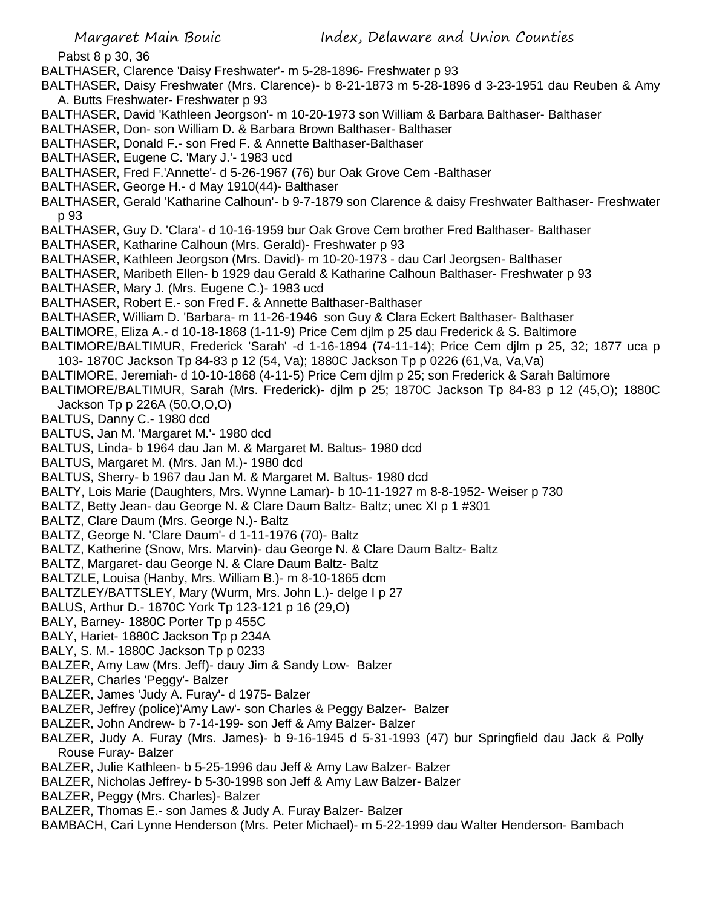Pabst 8 p 30, 36

BALTHASER, Clarence 'Daisy Freshwater'- m 5-28-1896- Freshwater p 93

BALTHASER, Daisy Freshwater (Mrs. Clarence)- b 8-21-1873 m 5-28-1896 d 3-23-1951 dau Reuben & Amy A. Butts Freshwater- Freshwater p 93

BALTHASER, David 'Kathleen Jeorgson'- m 10-20-1973 son William & Barbara Balthaser- Balthaser

BALTHASER, Don- son William D. & Barbara Brown Balthaser- Balthaser

BALTHASER, Donald F.- son Fred F. & Annette Balthaser-Balthaser

BALTHASER, Eugene C. 'Mary J.'- 1983 ucd

BALTHASER, Fred F.'Annette'- d 5-26-1967 (76) bur Oak Grove Cem -Balthaser

BALTHASER, George H.- d May 1910(44)- Balthaser

BALTHASER, Gerald 'Katharine Calhoun'- b 9-7-1879 son Clarence & daisy Freshwater Balthaser- Freshwater p 93

BALTHASER, Guy D. 'Clara'- d 10-16-1959 bur Oak Grove Cem brother Fred Balthaser- Balthaser

BALTHASER, Katharine Calhoun (Mrs. Gerald)- Freshwater p 93

BALTHASER, Kathleen Jeorgson (Mrs. David)- m 10-20-1973 - dau Carl Jeorgsen- Balthaser

BALTHASER, Maribeth Ellen- b 1929 dau Gerald & Katharine Calhoun Balthaser- Freshwater p 93

BALTHASER, Mary J. (Mrs. Eugene C.)- 1983 ucd

BALTHASER, Robert E.- son Fred F. & Annette Balthaser-Balthaser

BALTHASER, William D. 'Barbara- m 11-26-1946 son Guy & Clara Eckert Balthaser- Balthaser

BALTIMORE, Eliza A.- d 10-18-1868 (1-11-9) Price Cem djlm p 25 dau Frederick & S. Baltimore

BALTIMORE/BALTIMUR, Frederick 'Sarah' -d 1-16-1894 (74-11-14); Price Cem djlm p 25, 32; 1877 uca p 103- 1870C Jackson Tp 84-83 p 12 (54, Va); 1880C Jackson Tp p 0226 (61,Va, Va,Va)

BALTIMORE, Jeremiah- d 10-10-1868 (4-11-5) Price Cem djlm p 25; son Frederick & Sarah Baltimore

BALTIMORE/BALTIMUR, Sarah (Mrs. Frederick)- djlm p 25; 1870C Jackson Tp 84-83 p 12 (45,O); 1880C Jackson Tp p 226A (50,O,O,O)

BALTUS, Danny C.- 1980 dcd

BALTUS, Jan M. 'Margaret M.'- 1980 dcd

BALTUS, Linda- b 1964 dau Jan M. & Margaret M. Baltus- 1980 dcd

BALTUS, Margaret M. (Mrs. Jan M.)- 1980 dcd

BALTUS, Sherry- b 1967 dau Jan M. & Margaret M. Baltus- 1980 dcd

BALTY, Lois Marie (Daughters, Mrs. Wynne Lamar)- b 10-11-1927 m 8-8-1952- Weiser p 730

BALTZ, Betty Jean- dau George N. & Clare Daum Baltz- Baltz; unec XI p 1 #301

BALTZ, Clare Daum (Mrs. George N.)- Baltz

BALTZ, George N. 'Clare Daum'- d 1-11-1976 (70)- Baltz

BALTZ, Katherine (Snow, Mrs. Marvin)- dau George N. & Clare Daum Baltz- Baltz

BALTZ, Margaret- dau George N. & Clare Daum Baltz- Baltz

BALTZLE, Louisa (Hanby, Mrs. William B.)- m 8-10-1865 dcm

BALTZLEY/BATTSLEY, Mary (Wurm, Mrs. John L.)- delge I p 27

BALUS, Arthur D.- 1870C York Tp 123-121 p 16 (29,O)

BALY, Barney- 1880C Porter Tp p 455C

BALY, Hariet- 1880C Jackson Tp p 234A

BALY, S. M.- 1880C Jackson Tp p 0233

BALZER, Amy Law (Mrs. Jeff)- dauy Jim & Sandy Low- Balzer

BALZER, Charles 'Peggy'- Balzer

BALZER, James 'Judy A. Furay'- d 1975- Balzer

BALZER, Jeffrey (police)'Amy Law'- son Charles & Peggy Balzer- Balzer

BALZER, John Andrew- b 7-14-199- son Jeff & Amy Balzer- Balzer

BALZER, Judy A. Furay (Mrs. James)- b 9-16-1945 d 5-31-1993 (47) bur Springfield dau Jack & Polly Rouse Furay- Balzer

BALZER, Julie Kathleen- b 5-25-1996 dau Jeff & Amy Law Balzer- Balzer

BALZER, Nicholas Jeffrey- b 5-30-1998 son Jeff & Amy Law Balzer- Balzer

BALZER, Peggy (Mrs. Charles)- Balzer

BALZER, Thomas E.- son James & Judy A. Furay Balzer- Balzer

BAMBACH, Cari Lynne Henderson (Mrs. Peter Michael)- m 5-22-1999 dau Walter Henderson- Bambach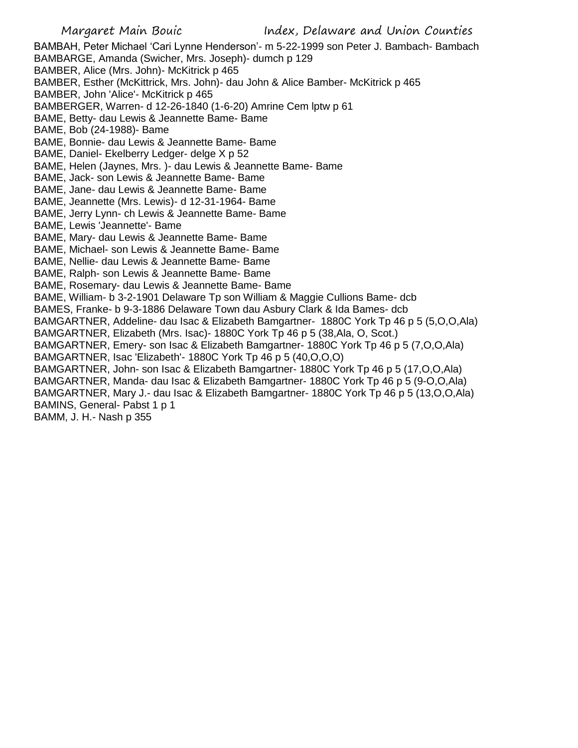BAMBAH, Peter Michael 'Cari Lynne Henderson'- m 5-22-1999 son Peter J. Bambach- Bambach
BAMBARGE, Amanda (Swicher, Mrs. Joseph)- dumch p 129
BAMBER, Alice (Mrs. John)- McKitrick p 465
BAMBER, Esther (McKittrick, Mrs. John)- dau John & Alice Bamber- McKitrick p 465
BAMBER, John 'Alice'- McKitrick p 465
BAMBERGER, Warren- d 12-26-1840 (1-6-20) Amrine Cem lptw p 61
BAME, Betty- dau Lewis & Jeannette Bame- Bame
BAME, Bob (24-1988)- Bame
BAME, Bonnie- dau Lewis & Jeannette Bame- Bame
BAME, Daniel- Ekelberry Ledger- delge X p 52
BAME, Helen (Jaynes, Mrs. )- dau Lewis & Jeannette Bame- Bame
BAME, Jack- son Lewis & Jeannette Bame- Bame
BAME, Jane- dau Lewis & Jeannette Bame- Bame
BAME, Jeannette (Mrs. Lewis)- d 12-31-1964- Bame
BAME, Jerry Lynn- ch Lewis & Jeannette Bame- Bame
BAME, Lewis 'Jeannette'- Bame
BAME, Mary- dau Lewis & Jeannette Bame- Bame
BAME, Michael- son Lewis & Jeannette Bame- Bame
BAME, Nellie- dau Lewis & Jeannette Bame- Bame
BAME, Ralph- son Lewis & Jeannette Bame- Bame
BAME, Rosemary- dau Lewis & Jeannette Bame- Bame
BAME, William- b 3-2-1901 Delaware Tp son William & Maggie Cullions Bame- dcb
BAMES, Franke- b 9-3-1886 Delaware Town dau Asbury Clark & Ida Bames- dcb
BAMGARTNER, Addeline- dau Isac & Elizabeth Bamgartner- 1880C York Tp 46 p 5 (5,O,O,Ala)
BAMGARTNER, Elizabeth (Mrs. Isac)- 1880C York Tp 46 p 5 (38,Ala, O, Scot.)
BAMGARTNER, Emery- son Isac & Elizabeth Bamgartner- 1880C York Tp 46 p 5 (7,O,O,Ala)
BAMGARTNER, Isac 'Elizabeth'- 1880C York Tp 46 p 5 (40,O,O,O)
BAMGARTNER, John- son Isac & Elizabeth Bamgartner- 1880C York Tp 46 p 5 (17,O,O,Ala)
BAMGARTNER, Manda- dau Isac & Elizabeth Bamgartner- 1880C York Tp 46 p 5 (9-O,O,Ala)
BAMGARTNER, Mary J.- dau Isac & Elizabeth Bamgartner- 1880C York Tp 46 p 5 (13,O,O,Ala)
BAMINS, General- Pabst 1 p 1
BAMM, J. H.- Nash p 355